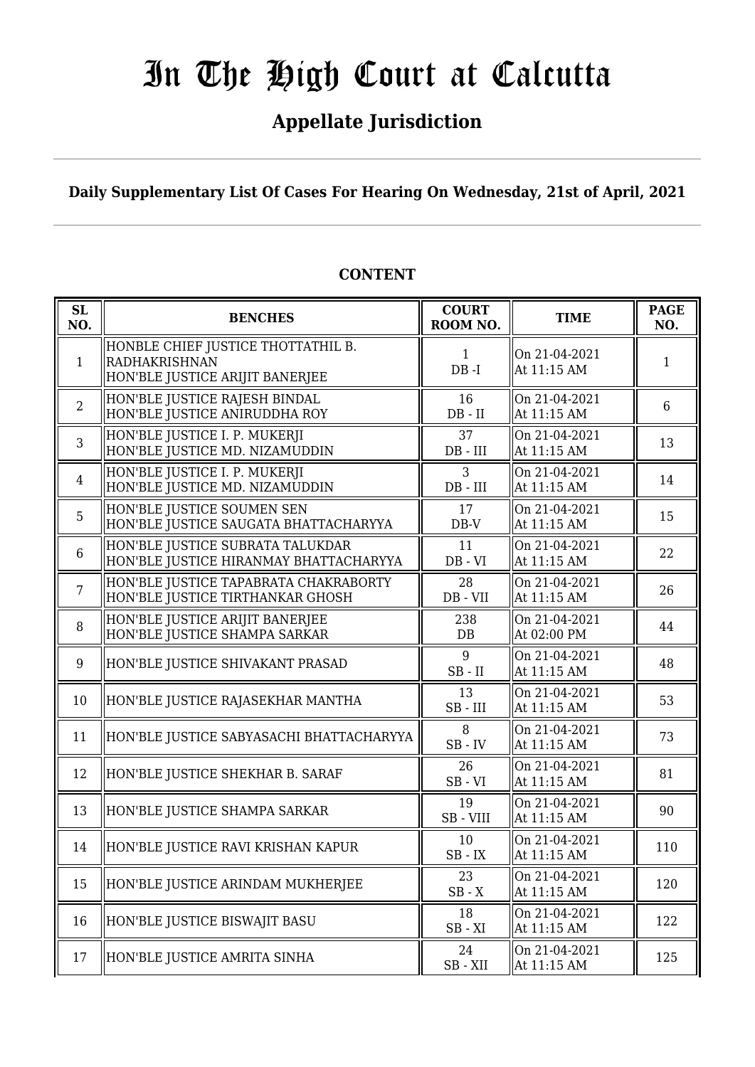# In The High Court at Calcutta

## Appellate Jurisdiction

**Daily Supplementary List Of Cases For Hearing On Wednesday, 21st of April, 2021**

**CONTENT**

| SL NO. | BENCHES | COURT ROOM NO. | TIME | PAGE NO. |
|---|---|---|---|---|
| 1 | HONBLE CHIEF JUSTICE THOTTATHIL B. RADHAKRISHNAN<br>HON'BLE JUSTICE ARIJIT BANERJEE | 1<br>DB -I | On 21-04-2021<br>At 11:15 AM | 1 |
| 2 | HON'BLE JUSTICE RAJESH BINDAL<br>HON'BLE JUSTICE ANIRUDDHA ROY | 16<br>DB - II | On 21-04-2021<br>At 11:15 AM | 6 |
| 3 | HON'BLE JUSTICE I. P. MUKERJI<br>HON'BLE JUSTICE MD. NIZAMUDDIN | 37<br>DB - III | On 21-04-2021<br>At 11:15 AM | 13 |
| 4 | HON'BLE JUSTICE I. P. MUKERJI<br>HON'BLE JUSTICE MD. NIZAMUDDIN | 3<br>DB - III | On 21-04-2021<br>At 11:15 AM | 14 |
| 5 | HON'BLE JUSTICE SOUMEN SEN<br>HON'BLE JUSTICE SAUGATA BHATTACHARYYA | 17<br>DB-V | On 21-04-2021<br>At 11:15 AM | 15 |
| 6 | HON'BLE JUSTICE SUBRATA TALUKDAR<br>HON'BLE JUSTICE HIRANMAY BHATTACHARYYA | 11<br>DB - VI | On 21-04-2021<br>At 11:15 AM | 22 |
| 7 | HON'BLE JUSTICE TAPABRATA CHAKRABORTY<br>HON'BLE JUSTICE TIRTHANKAR GHOSH | 28<br>DB - VII | On 21-04-2021<br>At 11:15 AM | 26 |
| 8 | HON'BLE JUSTICE ARIJIT BANERJEE<br>HON'BLE JUSTICE SHAMPA SARKAR | 238<br>DB | On 21-04-2021<br>At 02:00 PM | 44 |
| 9 | HON'BLE JUSTICE SHIVAKANT PRASAD | 9<br>SB - II | On 21-04-2021<br>At 11:15 AM | 48 |
| 10 | HON'BLE JUSTICE RAJASEKHAR MANTHA | 13<br>SB - III | On 21-04-2021<br>At 11:15 AM | 53 |
| 11 | HON'BLE JUSTICE SABYASACHI BHATTACHARYYA | 8<br>SB - IV | On 21-04-2021<br>At 11:15 AM | 73 |
| 12 | HON'BLE JUSTICE SHEKHAR B. SARAF | 26<br>SB - VI | On 21-04-2021<br>At 11:15 AM | 81 |
| 13 | HON'BLE JUSTICE SHAMPA SARKAR | 19<br>SB - VIII | On 21-04-2021<br>At 11:15 AM | 90 |
| 14 | HON'BLE JUSTICE RAVI KRISHAN KAPUR | 10<br>SB - IX | On 21-04-2021<br>At 11:15 AM | 110 |
| 15 | HON'BLE JUSTICE ARINDAM MUKHERJEE | 23<br>SB - X | On 21-04-2021<br>At 11:15 AM | 120 |
| 16 | HON'BLE JUSTICE BISWAJIT BASU | 18<br>SB - XI | On 21-04-2021<br>At 11:15 AM | 122 |
| 17 | HON'BLE JUSTICE AMRITA SINHA | 24<br>SB - XII | On 21-04-2021<br>At 11:15 AM | 125 |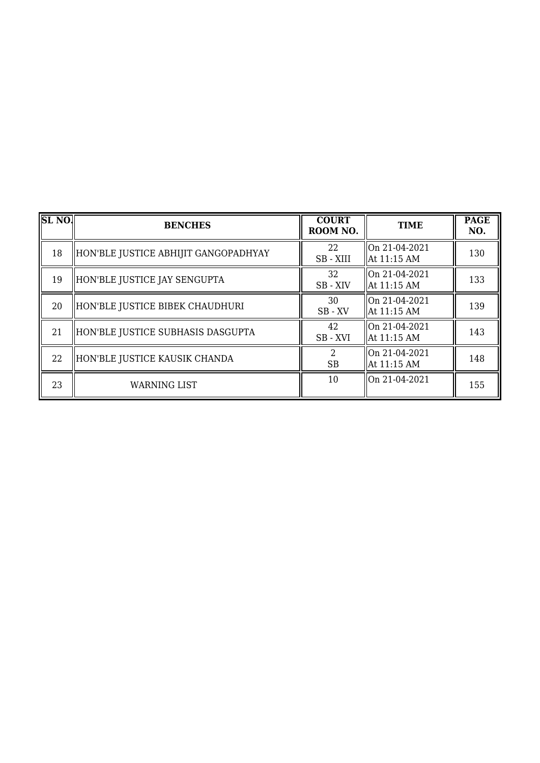| SL NO. | BENCHES | COURT ROOM NO. | TIME | PAGE NO. |
|---|---|---|---|---|
| 18 | HON'BLE JUSTICE ABHIJIT GANGOPADHYAY | 22 SB - XIII | On 21-04-2021 At 11:15 AM | 130 |
| 19 | HON'BLE JUSTICE JAY SENGUPTA | 32 SB - XIV | On 21-04-2021 At 11:15 AM | 133 |
| 20 | HON'BLE JUSTICE BIBEK CHAUDHURI | 30 SB - XV | On 21-04-2021 At 11:15 AM | 139 |
| 21 | HON'BLE JUSTICE SUBHASIS DASGUPTA | 42 SB - XVI | On 21-04-2021 At 11:15 AM | 143 |
| 22 | HON'BLE JUSTICE KAUSIK CHANDA | 2 SB | On 21-04-2021 At 11:15 AM | 148 |
| 23 | WARNING LIST | 10 | On 21-04-2021 | 155 |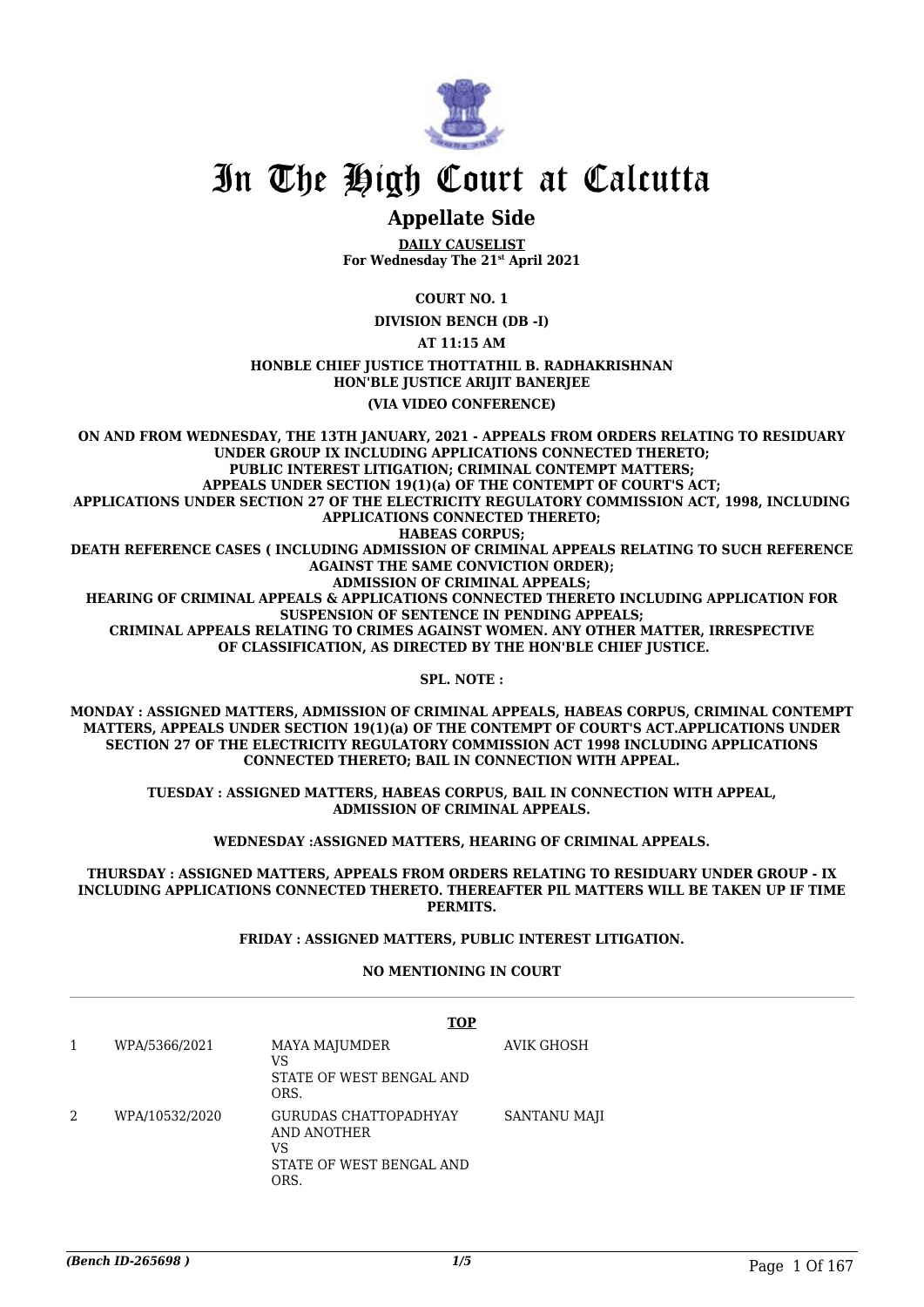# In The High Court at Calcutta

## Appellate Side

**DAILY CAUSELIST**
**For Wednesday The 21st April 2021**

**COURT NO. 1**

**DIVISION BENCH (DB -I)**

**AT 11:15 AM**

**HONBLE CHIEF JUSTICE THOTTATHIL B. RADHAKRISHNAN**
**HON'BLE JUSTICE ARIJIT BANERJEE**

**(VIA VIDEO CONFERENCE)**

**ON AND FROM WEDNESDAY, THE 13TH JANUARY, 2021 - APPEALS FROM ORDERS RELATING TO RESIDUARY UNDER GROUP IX INCLUDING APPLICATIONS CONNECTED THERETO; PUBLIC INTEREST LITIGATION; CRIMINAL CONTEMPT MATTERS; APPEALS UNDER SECTION 19(1)(a) OF THE CONTEMPT OF COURT'S ACT; APPLICATIONS UNDER SECTION 27 OF THE ELECTRICITY REGULATORY COMMISSION ACT, 1998, INCLUDING APPLICATIONS CONNECTED THERETO; HABEAS CORPUS; DEATH REFERENCE CASES ( INCLUDING ADMISSION OF CRIMINAL APPEALS RELATING TO SUCH REFERENCE AGAINST THE SAME CONVICTION ORDER); ADMISSION OF CRIMINAL APPEALS; HEARING OF CRIMINAL APPEALS & APPLICATIONS CONNECTED THERETO INCLUDING APPLICATION FOR SUSPENSION OF SENTENCE IN PENDING APPEALS; CRIMINAL APPEALS RELATING TO CRIMES AGAINST WOMEN. ANY OTHER MATTER, IRRESPECTIVE OF CLASSIFICATION, AS DIRECTED BY THE HON'BLE CHIEF JUSTICE.**

**SPL. NOTE :**

**MONDAY : ASSIGNED MATTERS, ADMISSION OF CRIMINAL APPEALS, HABEAS CORPUS, CRIMINAL CONTEMPT MATTERS, APPEALS UNDER SECTION 19(1)(a) OF THE CONTEMPT OF COURT'S ACT.APPLICATIONS UNDER SECTION 27 OF THE ELECTRICITY REGULATORY COMMISSION ACT 1998 INCLUDING APPLICATIONS CONNECTED THERETO; BAIL IN CONNECTION WITH APPEAL.**

**TUESDAY : ASSIGNED MATTERS, HABEAS CORPUS, BAIL IN CONNECTION WITH APPEAL, ADMISSION OF CRIMINAL APPEALS.**

**WEDNESDAY :ASSIGNED MATTERS, HEARING OF CRIMINAL APPEALS.**

**THURSDAY : ASSIGNED MATTERS, APPEALS FROM ORDERS RELATING TO RESIDUARY UNDER GROUP - IX INCLUDING APPLICATIONS CONNECTED THERETO. THEREAFTER PIL MATTERS WILL BE TAKEN UP IF TIME PERMITS.**

**FRIDAY : ASSIGNED MATTERS, PUBLIC INTEREST LITIGATION.**

**NO MENTIONING IN COURT**

**TOP**

| | | | |
|---|---|---|---|
| 1 | WPA/5366/2021 | MAYA MAJUMDER<br>VS<br>STATE OF WEST BENGAL AND ORS. | AVIK GHOSH |
| 2 | WPA/10532/2020 | GURUDAS CHATTOPADHYAY AND ANOTHER<br>VS<br>STATE OF WEST BENGAL AND ORS. | SANTANU MAJI |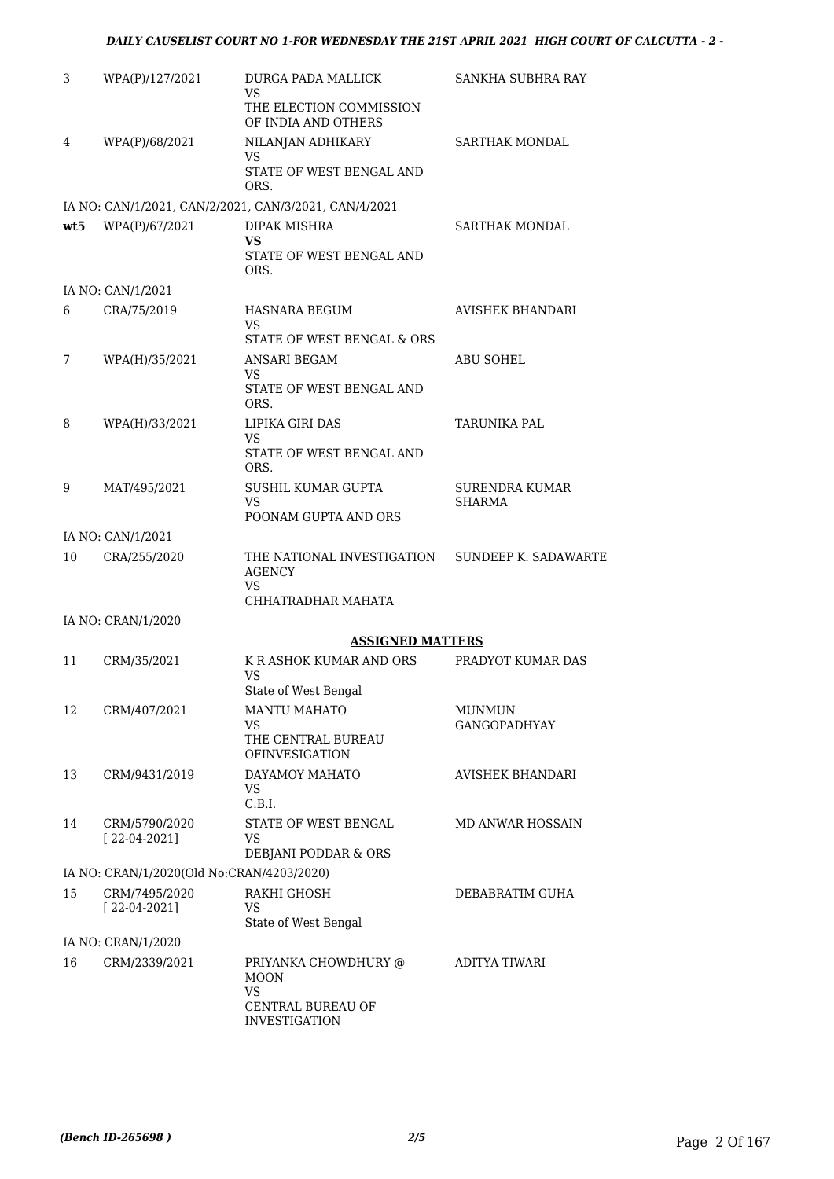| | | | |
|---|---|---|---|
| 3 | WPA(P)/127/2021 | DURGA PADA MALLICK<br>VS<br>THE ELECTION COMMISSION OF INDIA AND OTHERS | SANKHA SUBHRA RAY |
| 4 | WPA(P)/68/2021 | NILANJAN ADHIKARY<br>VS<br>STATE OF WEST BENGAL AND ORS. | SARTHAK MONDAL |
| | IA NO: CAN/1/2021, CAN/2/2021, CAN/3/2021, CAN/4/2021 | | |
| **wt5** | WPA(P)/67/2021 | DIPAK MISHRA<br>**VS**<br>STATE OF WEST BENGAL AND ORS. | SARTHAK MONDAL |
| | IA NO: CAN/1/2021 | | |
| 6 | CRA/75/2019 | HASNARA BEGUM<br>VS<br>STATE OF WEST BENGAL & ORS | AVISHEK BHANDARI |
| 7 | WPA(H)/35/2021 | ANSARI BEGAM<br>VS<br>STATE OF WEST BENGAL AND ORS. | ABU SOHEL |
| 8 | WPA(H)/33/2021 | LIPIKA GIRI DAS<br>VS<br>STATE OF WEST BENGAL AND ORS. | TARUNIKA PAL |
| 9 | MAT/495/2021 | SUSHIL KUMAR GUPTA<br>VS<br>POONAM GUPTA AND ORS | SURENDRA KUMAR SHARMA |
| | IA NO: CAN/1/2021 | | |
| 10 | CRA/255/2020 | THE NATIONAL INVESTIGATION AGENCY<br>VS<br>CHHATRADHAR MAHATA | SUNDEEP K. SADAWARTE |
| | IA NO: CRAN/1/2020 | | |

**ASSIGNED MATTERS**

| | | | |
|---|---|---|---|
| 11 | CRM/35/2021 | K R ASHOK KUMAR AND ORS<br>VS<br>State of West Bengal | PRADYOT KUMAR DAS |
| 12 | CRM/407/2021 | MANTU MAHATO<br>VS<br>THE CENTRAL BUREAU OFINVESIGATION | MUNMUN GANGOPADHYAY |
| 13 | CRM/9431/2019 | DAYAMOY MAHATO<br>VS<br>C.B.I. | AVISHEK BHANDARI |
| 14 | CRM/5790/2020<br>[ 22-04-2021] | STATE OF WEST BENGAL<br>VS<br>DEBJANI PODDAR & ORS | MD ANWAR HOSSAIN |
| | IA NO: CRAN/1/2020(Old No:CRAN/4203/2020) | | |
| 15 | CRM/7495/2020<br>[ 22-04-2021] | RAKHI GHOSH<br>VS<br>State of West Bengal | DEBABRATIM GUHA |
| | IA NO: CRAN/1/2020 | | |
| 16 | CRM/2339/2021 | PRIYANKA CHOWDHURY @ MOON<br>VS<br>CENTRAL BUREAU OF INVESTIGATION | ADITYA TIWARI |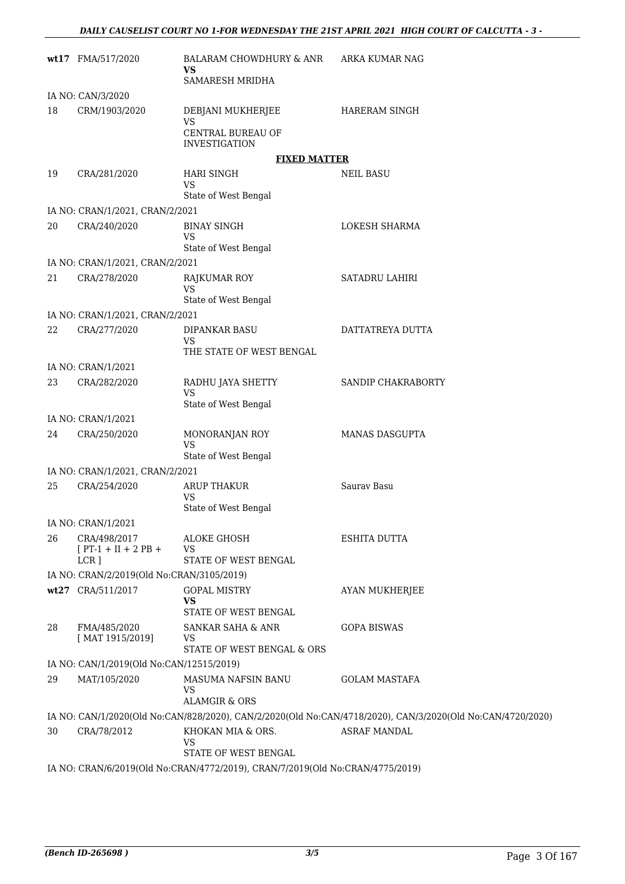| | | | |
|---|---|---|---|
| **wt17** | FMA/517/2020 | BALARAM CHOWDHURY & ANR **VS** SAMARESH MRIDHA | ARKA KUMAR NAG |
| IA NO: CAN/3/2020 | | | |
| 18 | CRM/1903/2020 | DEBJANI MUKHERJEE VS CENTRAL BUREAU OF INVESTIGATION | HARERAM SINGH |

**FIXED MATTER**

| | | | |
|---|---|---|---|
| 19 | CRA/281/2020 | HARI SINGH VS State of West Bengal | NEIL BASU |
| IA NO: CRAN/1/2021, CRAN/2/2021 | | | |
| 20 | CRA/240/2020 | BINAY SINGH VS State of West Bengal | LOKESH SHARMA |
| IA NO: CRAN/1/2021, CRAN/2/2021 | | | |
| 21 | CRA/278/2020 | RAJKUMAR ROY VS State of West Bengal | SATADRU LAHIRI |
| IA NO: CRAN/1/2021, CRAN/2/2021 | | | |
| 22 | CRA/277/2020 | DIPANKAR BASU VS THE STATE OF WEST BENGAL | DATTATREYA DUTTA |
| IA NO: CRAN/1/2021 | | | |
| 23 | CRA/282/2020 | RADHU JAYA SHETTY VS State of West Bengal | SANDIP CHAKRABORTY |
| IA NO: CRAN/1/2021 | | | |
| 24 | CRA/250/2020 | MONORANJAN ROY VS State of West Bengal | MANAS DASGUPTA |
| IA NO: CRAN/1/2021, CRAN/2/2021 | | | |
| 25 | CRA/254/2020 | ARUP THAKUR VS State of West Bengal | Saurav Basu |
| IA NO: CRAN/1/2021 | | | |
| 26 | CRA/498/2017 [ PT-1 + II + 2 PB + LCR ] | ALOKE GHOSH VS STATE OF WEST BENGAL | ESHITA DUTTA |
| IA NO: CRAN/2/2019(Old No:CRAN/3105/2019) | | | |
| **wt27** | CRA/511/2017 | GOPAL MISTRY **VS** STATE OF WEST BENGAL | AYAN MUKHERJEE |
| 28 | FMA/485/2020 [ MAT 1915/2019] | SANKAR SAHA & ANR VS STATE OF WEST BENGAL & ORS | GOPA BISWAS |
| IA NO: CAN/1/2019(Old No:CAN/12515/2019) | | | |
| 29 | MAT/105/2020 | MASUMA NAFSIN BANU VS ALAMGIR & ORS | GOLAM MASTAFA |
| IA NO: CAN/1/2020(Old No:CAN/828/2020), CAN/2/2020(Old No:CAN/4718/2020), CAN/3/2020(Old No:CAN/4720/2020) | | | |
| 30 | CRA/78/2012 | KHOKAN MIA & ORS. VS STATE OF WEST BENGAL | ASRAF MANDAL |
| IA NO: CRAN/6/2019(Old No:CRAN/4772/2019), CRAN/7/2019(Old No:CRAN/4775/2019) | | | |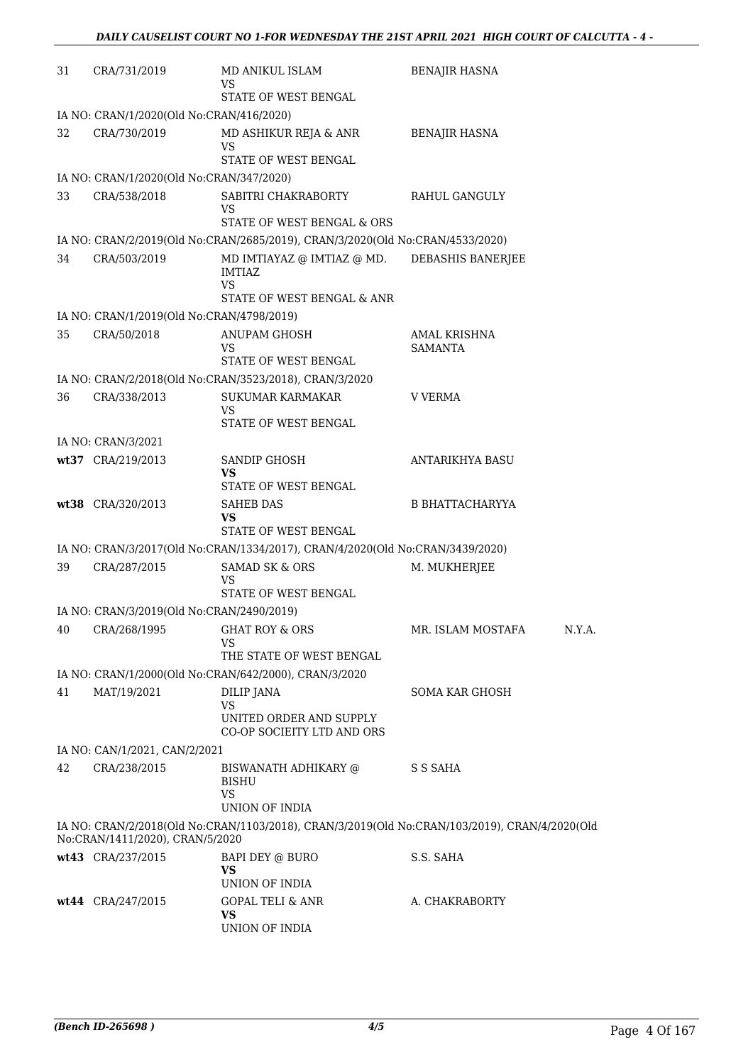| | | | | |
|---|---|---|---|---|
| 31 | CRA/731/2019 | MD ANIKUL ISLAM<br>VS<br>STATE OF WEST BENGAL | BENAJIR HASNA | |
| IA NO: CRAN/1/2020(Old No:CRAN/416/2020) | | | | |
| 32 | CRA/730/2019 | MD ASHIKUR REJA & ANR<br>VS<br>STATE OF WEST BENGAL | BENAJIR HASNA | |
| IA NO: CRAN/1/2020(Old No:CRAN/347/2020) | | | | |
| 33 | CRA/538/2018 | SABITRI CHAKRABORTY<br>VS<br>STATE OF WEST BENGAL & ORS | RAHUL GANGULY | |
| IA NO: CRAN/2/2019(Old No:CRAN/2685/2019), CRAN/3/2020(Old No:CRAN/4533/2020) | | | | |
| 34 | CRA/503/2019 | MD IMTIAYAZ @ IMTIAZ @ MD. IMTIAZ<br>VS<br>STATE OF WEST BENGAL & ANR | DEBASHIS BANERJEE | |
| IA NO: CRAN/1/2019(Old No:CRAN/4798/2019) | | | | |
| 35 | CRA/50/2018 | ANUPAM GHOSH<br>VS<br>STATE OF WEST BENGAL | AMAL KRISHNA SAMANTA | |
| IA NO: CRAN/2/2018(Old No:CRAN/3523/2018), CRAN/3/2020 | | | | |
| 36 | CRA/338/2013 | SUKUMAR KARMAKAR<br>VS<br>STATE OF WEST BENGAL | V VERMA | |
| IA NO: CRAN/3/2021 | | | | |
| **wt37** | CRA/219/2013 | SANDIP GHOSH<br>**VS**<br>STATE OF WEST BENGAL | ANTARIKHYA BASU | |
| **wt38** | CRA/320/2013 | SAHEB DAS<br>**VS**<br>STATE OF WEST BENGAL | B BHATTACHARYYA | |
| IA NO: CRAN/3/2017(Old No:CRAN/1334/2017), CRAN/4/2020(Old No:CRAN/3439/2020) | | | | |
| 39 | CRA/287/2015 | SAMAD SK & ORS<br>VS<br>STATE OF WEST BENGAL | M. MUKHERJEE | |
| IA NO: CRAN/3/2019(Old No:CRAN/2490/2019) | | | | |
| 40 | CRA/268/1995 | GHAT ROY & ORS<br>VS<br>THE STATE OF WEST BENGAL | MR. ISLAM MOSTAFA | N.Y.A. |
| IA NO: CRAN/1/2000(Old No:CRAN/642/2000), CRAN/3/2020 | | | | |
| 41 | MAT/19/2021 | DILIP JANA<br>VS<br>UNITED ORDER AND SUPPLY CO-OP SOCIEITY LTD AND ORS | SOMA KAR GHOSH | |
| IA NO: CAN/1/2021, CAN/2/2021 | | | | |
| 42 | CRA/238/2015 | BISWANATH ADHIKARY @ BISHU<br>VS<br>UNION OF INDIA | S S SAHA | |
| IA NO: CRAN/2/2018(Old No:CRAN/1103/2018), CRAN/3/2019(Old No:CRAN/103/2019), CRAN/4/2020(Old No:CRAN/1411/2020), CRAN/5/2020 | | | | |
| **wt43** | CRA/237/2015 | BAPI DEY @ BURO<br>**VS**<br>UNION OF INDIA | S.S. SAHA | |
| **wt44** | CRA/247/2015 | GOPAL TELI & ANR<br>**VS**<br>UNION OF INDIA | A. CHAKRABORTY | |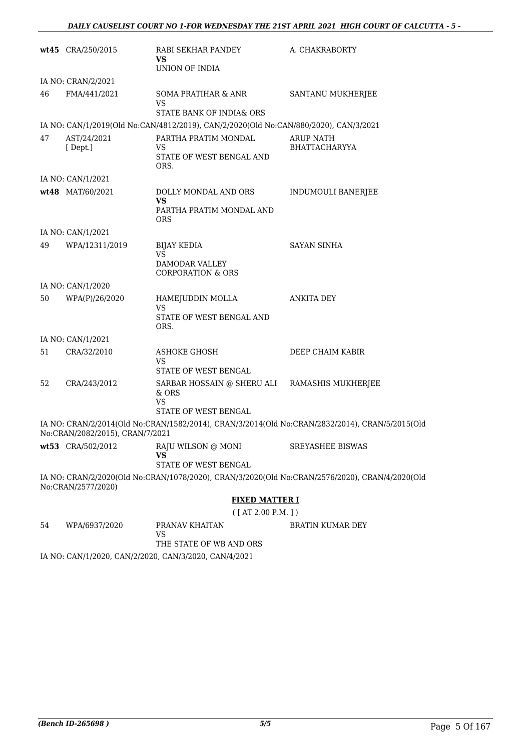| | | | |
|---|---|---|---|
| **wt45** | CRA/250/2015 | RABI SEKHAR PANDEY<br>**VS**<br>UNION OF INDIA | A. CHAKRABORTY |

IA NO: CRAN/2/2021

| | | | |
|---|---|---|---|
| 46 | FMA/441/2021 | SOMA PRATIHAR & ANR<br>VS<br>STATE BANK OF INDIA& ORS | SANTANU MUKHERJEE |

IA NO: CAN/1/2019(Old No:CAN/4812/2019), CAN/2/2020(Old No:CAN/880/2020), CAN/3/2021

| | | | |
|---|---|---|---|
| 47 | AST/24/2021<br>[ Dept.] | PARTHA PRATIM MONDAL<br>VS<br>STATE OF WEST BENGAL AND ORS. | ARUP NATH BHATTACHARYYA |

IA NO: CAN/1/2021

| | | | |
|---|---|---|---|
| **wt48** | MAT/60/2021 | DOLLY MONDAL AND ORS<br>**VS**<br>PARTHA PRATIM MONDAL AND ORS | INDUMOULI BANERJEE |

IA NO: CAN/1/2021

| | | | |
|---|---|---|---|
| 49 | WPA/12311/2019 | BIJAY KEDIA<br>VS<br>DAMODAR VALLEY CORPORATION & ORS | SAYAN SINHA |

IA NO: CAN/1/2020

| | | | |
|---|---|---|---|
| 50 | WPA(P)/26/2020 | HAMEJUDDIN MOLLA<br>VS<br>STATE OF WEST BENGAL AND ORS. | ANKITA DEY |

IA NO: CAN/1/2021

| | | | |
|---|---|---|---|
| 51 | CRA/32/2010 | ASHOKE GHOSH<br>VS<br>STATE OF WEST BENGAL | DEEP CHAIM KABIR |
| 52 | CRA/243/2012 | SARBAR HOSSAIN @ SHERU ALI & ORS<br>VS<br>STATE OF WEST BENGAL | RAMASHIS MUKHERJEE |

IA NO: CRAN/2/2014(Old No:CRAN/1582/2014), CRAN/3/2014(Old No:CRAN/2832/2014), CRAN/5/2015(Old No:CRAN/2082/2015), CRAN/7/2021

| | | | |
|---|---|---|---|
| **wt53** | CRA/502/2012 | RAJU WILSON @ MONI<br>**VS**<br>STATE OF WEST BENGAL | SREYASHEE BISWAS |

IA NO: CRAN/2/2020(Old No:CRAN/1078/2020), CRAN/3/2020(Old No:CRAN/2576/2020), CRAN/4/2020(Old No:CRAN/2577/2020)

**FIXED MATTER I**

( [ AT 2.00 P.M. ] )

| | | | |
|---|---|---|---|
| 54 | WPA/6937/2020 | PRANAV KHAITAN<br>VS<br>THE STATE OF WB AND ORS | BRATIN KUMAR DEY |

IA NO: CAN/1/2020, CAN/2/2020, CAN/3/2020, CAN/4/2021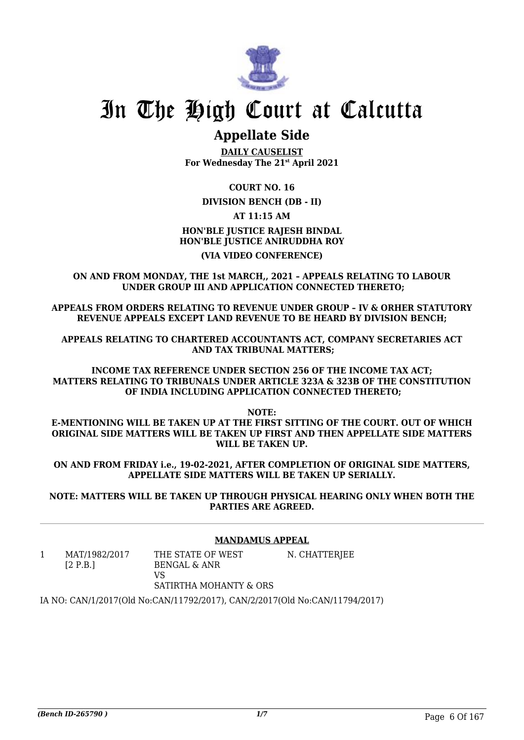# In The High Court at Calcutta

## Appellate Side

**DAILY CAUSELIST**
**For Wednesday The 21st April 2021**

**COURT NO. 16**

**DIVISION BENCH (DB - II)**

**AT 11:15 AM**

**HON'BLE JUSTICE RAJESH BINDAL**
**HON'BLE JUSTICE ANIRUDDHA ROY**

**(VIA VIDEO CONFERENCE)**

**ON AND FROM MONDAY, THE 1st MARCH,, 2021 – APPEALS RELATING TO LABOUR UNDER GROUP III AND APPLICATION CONNECTED THERETO;**

**APPEALS FROM ORDERS RELATING TO REVENUE UNDER GROUP – IV & ORHER STATUTORY REVENUE APPEALS EXCEPT LAND REVENUE TO BE HEARD BY DIVISION BENCH;**

**APPEALS RELATING TO CHARTERED ACCOUNTANTS ACT, COMPANY SECRETARIES ACT AND TAX TRIBUNAL MATTERS;**

**INCOME TAX REFERENCE UNDER SECTION 256 OF THE INCOME TAX ACT; MATTERS RELATING TO TRIBUNALS UNDER ARTICLE 323A & 323B OF THE CONSTITUTION OF INDIA INCLUDING APPLICATION CONNECTED THERETO;**

**NOTE:**

**E-MENTIONING WILL BE TAKEN UP AT THE FIRST SITTING OF THE COURT. OUT OF WHICH ORIGINAL SIDE MATTERS WILL BE TAKEN UP FIRST AND THEN APPELLATE SIDE MATTERS WILL BE TAKEN UP.**

**ON AND FROM FRIDAY i.e., 19-02-2021, AFTER COMPLETION OF ORIGINAL SIDE MATTERS, APPELLATE SIDE MATTERS WILL BE TAKEN UP SERIALLY.**

**NOTE: MATTERS WILL BE TAKEN UP THROUGH PHYSICAL HEARING ONLY WHEN BOTH THE PARTIES ARE AGREED.**

### MANDAMUS APPEAL

| | | | |
|---|---|---|---|
| 1 | MAT/1982/2017 [2 P.B.] | THE STATE OF WEST BENGAL & ANR VS SATIRTHA MOHANTY & ORS | N. CHATTERJEE |

IA NO: CAN/1/2017(Old No:CAN/11792/2017), CAN/2/2017(Old No:CAN/11794/2017)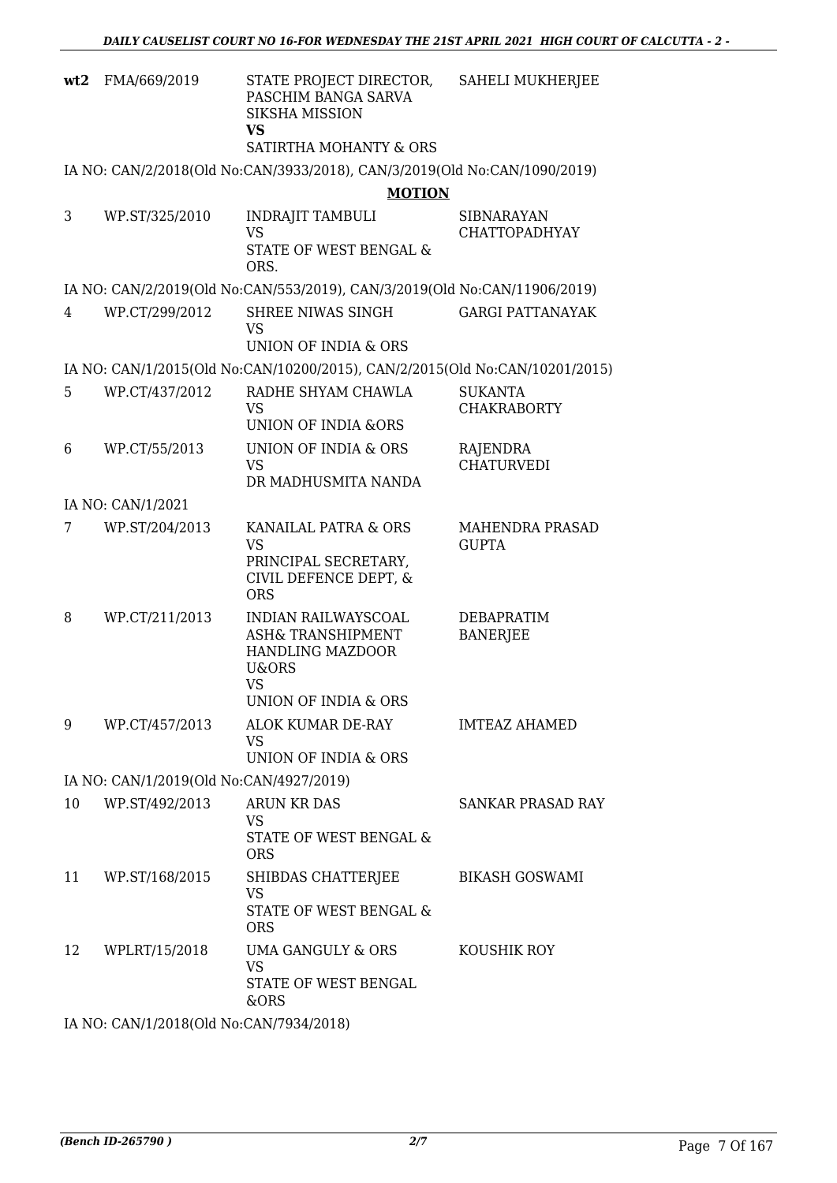| | | | |
|---|---|---|---|
| **wt2** | FMA/669/2019 | STATE PROJECT DIRECTOR, PASCHIM BANGA SARVA SIKSHA MISSION<br>**VS**<br>SATIRTHA MOHANTY & ORS | SAHELI MUKHERJEE |

IA NO: CAN/2/2018(Old No:CAN/3933/2018), CAN/3/2019(Old No:CAN/1090/2019)

## MOTION

| | | | |
|---|---|---|---|
| 3 | WP.ST/325/2010 | INDRAJIT TAMBULI<br>VS<br>STATE OF WEST BENGAL & ORS. | SIBNARAYAN CHATTOPADHYAY |

IA NO: CAN/2/2019(Old No:CAN/553/2019), CAN/3/2019(Old No:CAN/11906/2019)

| | | | |
|---|---|---|---|
| 4 | WP.CT/299/2012 | SHREE NIWAS SINGH<br>VS<br>UNION OF INDIA & ORS | GARGI PATTANAYAK |

IA NO: CAN/1/2015(Old No:CAN/10200/2015), CAN/2/2015(Old No:CAN/10201/2015)

| | | | |
|---|---|---|---|
| 5 | WP.CT/437/2012 | RADHE SHYAM CHAWLA<br>VS<br>UNION OF INDIA &ORS | SUKANTA CHAKRABORTY |
| 6 | WP.CT/55/2013 | UNION OF INDIA & ORS<br>VS<br>DR MADHUSMITA NANDA | RAJENDRA CHATURVEDI |

IA NO: CAN/1/2021

| | | | |
|---|---|---|---|
| 7 | WP.ST/204/2013 | KANAILAL PATRA & ORS<br>VS<br>PRINCIPAL SECRETARY, CIVIL DEFENCE DEPT, & ORS | MAHENDRA PRASAD GUPTA |
| 8 | WP.CT/211/2013 | INDIAN RAILWAYSCOAL ASH& TRANSHIPMENT HANDLING MAZDOOR U&ORS<br>VS<br>UNION OF INDIA & ORS | DEBAPRATIM BANERJEE |
| 9 | WP.CT/457/2013 | ALOK KUMAR DE-RAY<br>VS<br>UNION OF INDIA & ORS | IMTEAZ AHAMED |

IA NO: CAN/1/2019(Old No:CAN/4927/2019)

| | | | |
|---|---|---|---|
| 10 | WP.ST/492/2013 | ARUN KR DAS<br>VS<br>STATE OF WEST BENGAL & ORS | SANKAR PRASAD RAY |
| 11 | WP.ST/168/2015 | SHIBDAS CHATTERJEE<br>VS<br>STATE OF WEST BENGAL & ORS | BIKASH GOSWAMI |
| 12 | WPLRT/15/2018 | UMA GANGULY & ORS<br>VS<br>STATE OF WEST BENGAL &ORS | KOUSHIK ROY |

IA NO: CAN/1/2018(Old No:CAN/7934/2018)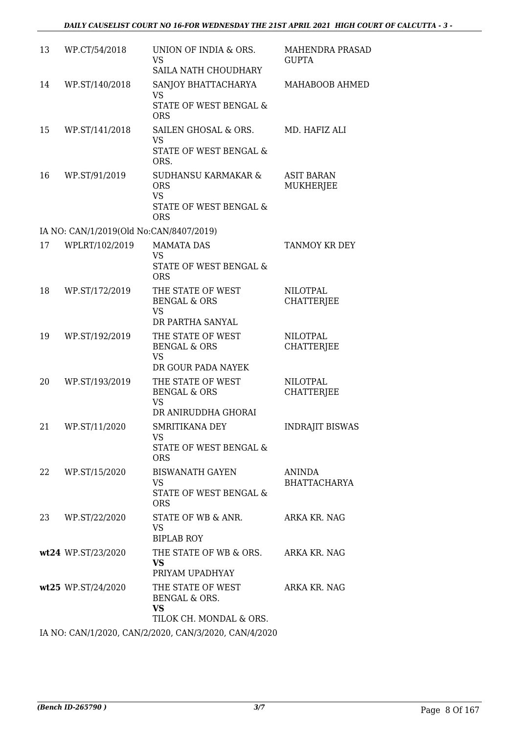| | | | |
|---|---|---|---|
| 13 | WP.CT/54/2018 | UNION OF INDIA & ORS. VS SAILA NATH CHOUDHARY | MAHENDRA PRASAD GUPTA |
| 14 | WP.ST/140/2018 | SANJOY BHATTACHARYA VS STATE OF WEST BENGAL & ORS | MAHABOOB AHMED |
| 15 | WP.ST/141/2018 | SAILEN GHOSAL & ORS. VS STATE OF WEST BENGAL & ORS. | MD. HAFIZ ALI |
| 16 | WP.ST/91/2019 | SUDHANSU KARMAKAR & ORS VS STATE OF WEST BENGAL & ORS | ASIT BARAN MUKHERJEE |

IA NO: CAN/1/2019(Old No:CAN/8407/2019)

| | | | |
|---|---|---|---|
| 17 | WPLRT/102/2019 | MAMATA DAS VS STATE OF WEST BENGAL & ORS | TANMOY KR DEY |
| 18 | WP.ST/172/2019 | THE STATE OF WEST BENGAL & ORS VS DR PARTHA SANYAL | NILOTPAL CHATTERJEE |
| 19 | WP.ST/192/2019 | THE STATE OF WEST BENGAL & ORS VS DR GOUR PADA NAYEK | NILOTPAL CHATTERJEE |
| 20 | WP.ST/193/2019 | THE STATE OF WEST BENGAL & ORS VS DR ANIRUDDHA GHORAI | NILOTPAL CHATTERJEE |
| 21 | WP.ST/11/2020 | SMRITIKANA DEY VS STATE OF WEST BENGAL & ORS | INDRAJIT BISWAS |
| 22 | WP.ST/15/2020 | BISWANATH GAYEN VS STATE OF WEST BENGAL & ORS | ANINDA BHATTACHARYA |
| 23 | WP.ST/22/2020 | STATE OF WB & ANR. VS BIPLAB ROY | ARKA KR. NAG |
| **wt24** | WP.ST/23/2020 | THE STATE OF WB & ORS. **VS** PRIYAM UPADHYAY | ARKA KR. NAG |
| **wt25** | WP.ST/24/2020 | THE STATE OF WEST BENGAL & ORS. **VS** TILOK CH. MONDAL & ORS. | ARKA KR. NAG |

IA NO: CAN/1/2020, CAN/2/2020, CAN/3/2020, CAN/4/2020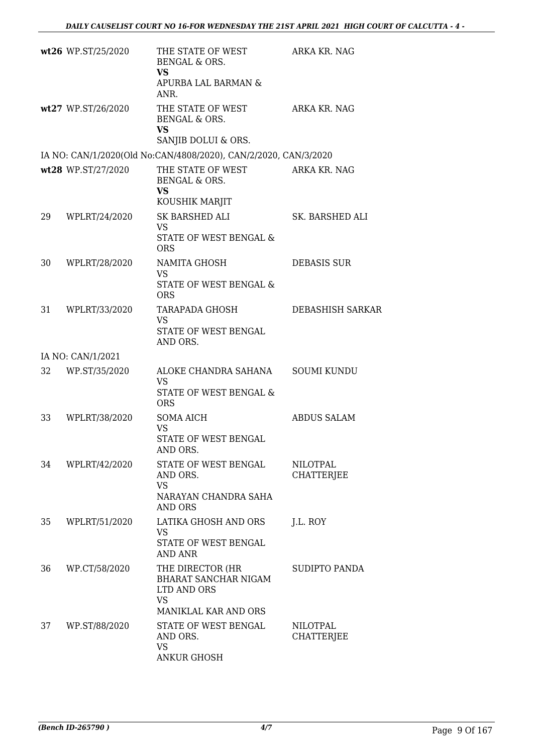| | | | |
|---|---|---|---|
| **wt26** | WP.ST/25/2020 | THE STATE OF WEST BENGAL & ORS.<br>**VS**<br>APURBA LAL BARMAN & ANR. | ARKA KR. NAG |
| **wt27** | WP.ST/26/2020 | THE STATE OF WEST BENGAL & ORS.<br>**VS**<br>SANJIB DOLUI & ORS. | ARKA KR. NAG |
| IA NO: CAN/1/2020(Old No:CAN/4808/2020), CAN/2/2020, CAN/3/2020 | | | |
| **wt28** | WP.ST/27/2020 | THE STATE OF WEST BENGAL & ORS.<br>**VS**<br>KOUSHIK MARJIT | ARKA KR. NAG |
| 29 | WPLRT/24/2020 | SK BARSHED ALI<br>VS<br>STATE OF WEST BENGAL & ORS | SK. BARSHED ALI |
| 30 | WPLRT/28/2020 | NAMITA GHOSH<br>VS<br>STATE OF WEST BENGAL & ORS | DEBASIS SUR |
| 31 | WPLRT/33/2020 | TARAPADA GHOSH<br>VS<br>STATE OF WEST BENGAL AND ORS. | DEBASHISH SARKAR |
| IA NO: CAN/1/2021 | | | |
| 32 | WP.ST/35/2020 | ALOKE CHANDRA SAHANA<br>VS<br>STATE OF WEST BENGAL & ORS | SOUMI KUNDU |
| 33 | WPLRT/38/2020 | SOMA AICH<br>VS<br>STATE OF WEST BENGAL AND ORS. | ABDUS SALAM |
| 34 | WPLRT/42/2020 | STATE OF WEST BENGAL AND ORS.<br>VS<br>NARAYAN CHANDRA SAHA AND ORS | NILOTPAL CHATTERJEE |
| 35 | WPLRT/51/2020 | LATIKA GHOSH AND ORS<br>VS<br>STATE OF WEST BENGAL AND ANR | J.L. ROY |
| 36 | WP.CT/58/2020 | THE DIRECTOR (HR BHARAT SANCHAR NIGAM LTD AND ORS<br>VS<br>MANIKLAL KAR AND ORS | SUDIPTO PANDA |
| 37 | WP.ST/88/2020 | STATE OF WEST BENGAL AND ORS.<br>VS<br>ANKUR GHOSH | NILOTPAL CHATTERJEE |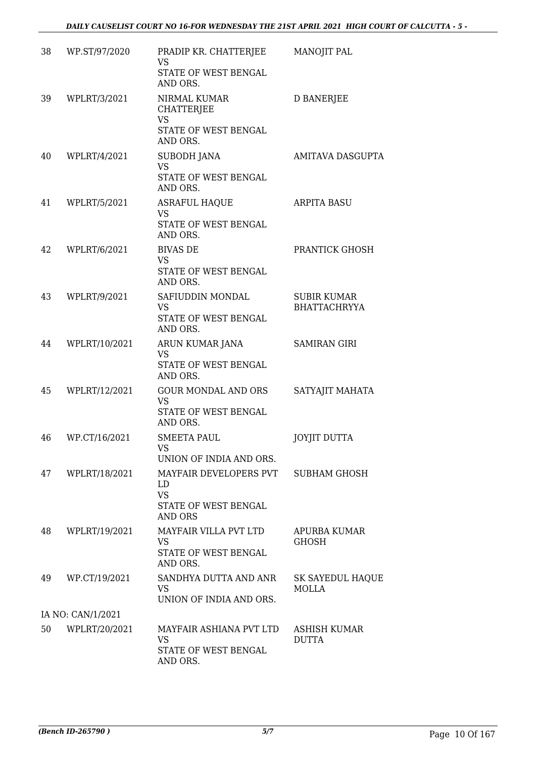| 38 | WP.ST/97/2020 | PRADIP KR. CHATTERJEE<br>VS<br>STATE OF WEST BENGAL AND ORS. | MANOJIT PAL |
|---|---|---|---|
| 39 | WPLRT/3/2021 | NIRMAL KUMAR CHATTERJEE<br>VS<br>STATE OF WEST BENGAL AND ORS. | D BANERJEE |
| 40 | WPLRT/4/2021 | SUBODH JANA<br>VS<br>STATE OF WEST BENGAL AND ORS. | AMITAVA DASGUPTA |
| 41 | WPLRT/5/2021 | ASRAFUL HAQUE<br>VS<br>STATE OF WEST BENGAL AND ORS. | ARPITA BASU |
| 42 | WPLRT/6/2021 | BIVAS DE<br>VS<br>STATE OF WEST BENGAL AND ORS. | PRANTICK GHOSH |
| 43 | WPLRT/9/2021 | SAFIUDDIN MONDAL<br>VS<br>STATE OF WEST BENGAL AND ORS. | SUBIR KUMAR BHATTACHRYYA |
| 44 | WPLRT/10/2021 | ARUN KUMAR JANA<br>VS<br>STATE OF WEST BENGAL AND ORS. | SAMIRAN GIRI |
| 45 | WPLRT/12/2021 | GOUR MONDAL AND ORS<br>VS<br>STATE OF WEST BENGAL AND ORS. | SATYAJIT MAHATA |
| 46 | WP.CT/16/2021 | SMEETA PAUL<br>VS<br>UNION OF INDIA AND ORS. | JOYJIT DUTTA |
| 47 | WPLRT/18/2021 | MAYFAIR DEVELOPERS PVT LD<br>VS<br>STATE OF WEST BENGAL AND ORS | SUBHAM GHOSH |
| 48 | WPLRT/19/2021 | MAYFAIR VILLA PVT LTD<br>VS<br>STATE OF WEST BENGAL AND ORS. | APURBA KUMAR GHOSH |
| 49 | WP.CT/19/2021 | SANDHYA DUTTA AND ANR<br>VS<br>UNION OF INDIA AND ORS. | SK SAYEDUL HAQUE MOLLA |
| | IA NO: CAN/1/2021 | | |
| 50 | WPLRT/20/2021 | MAYFAIR ASHIANA PVT LTD<br>VS<br>STATE OF WEST BENGAL AND ORS. | ASHISH KUMAR DUTTA |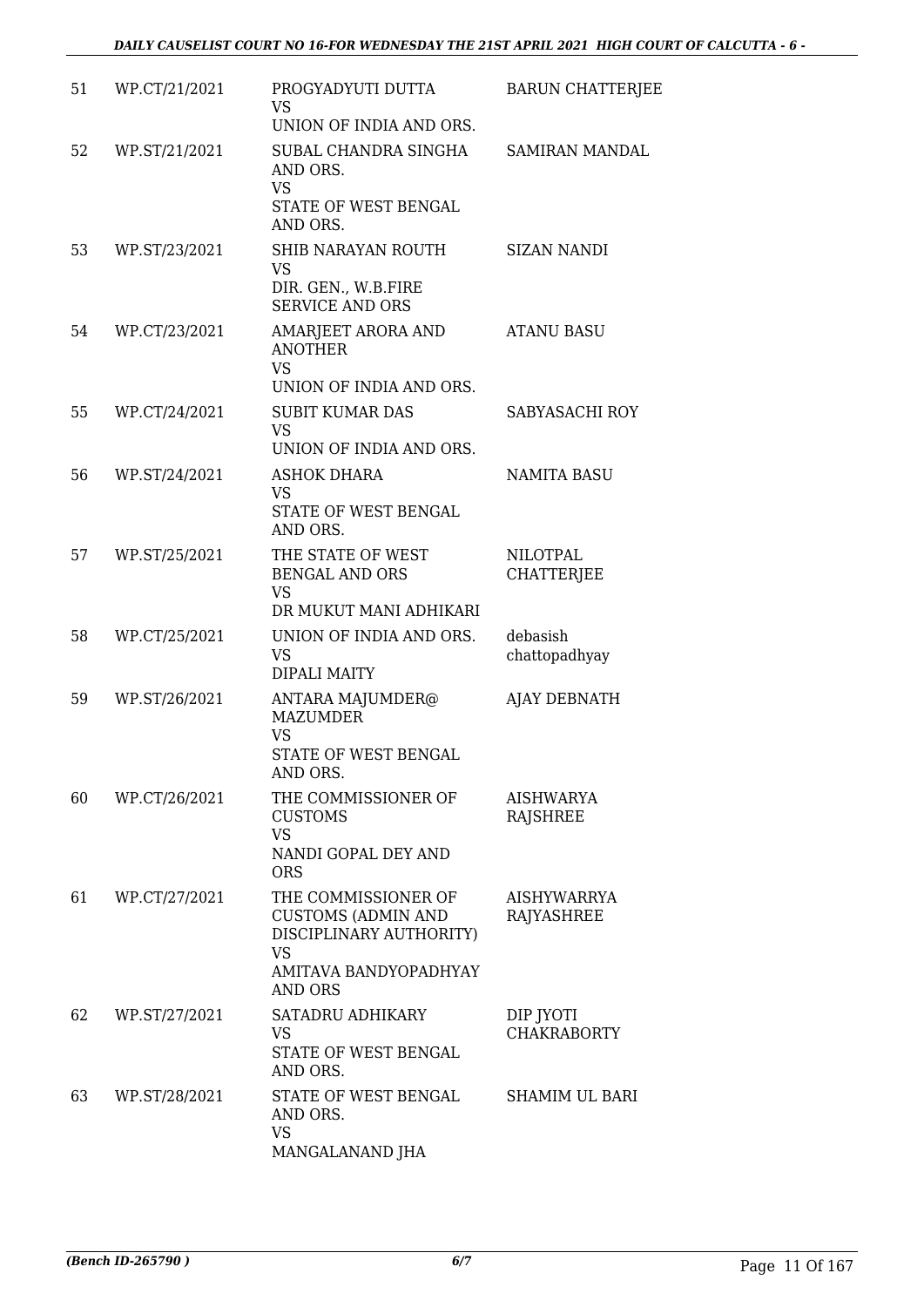| 51 | WP.CT/21/2021 | PROGYADYUTI DUTTA<br>VS<br>UNION OF INDIA AND ORS. | BARUN CHATTERJEE |
|---|---|---|---|
| 52 | WP.ST/21/2021 | SUBAL CHANDRA SINGHA AND ORS.<br>VS<br>STATE OF WEST BENGAL AND ORS. | SAMIRAN MANDAL |
| 53 | WP.ST/23/2021 | SHIB NARAYAN ROUTH<br>VS<br>DIR. GEN., W.B.FIRE SERVICE AND ORS | SIZAN NANDI |
| 54 | WP.CT/23/2021 | AMARJEET ARORA AND ANOTHER<br>VS<br>UNION OF INDIA AND ORS. | ATANU BASU |
| 55 | WP.CT/24/2021 | SUBIT KUMAR DAS<br>VS<br>UNION OF INDIA AND ORS. | SABYASACHI ROY |
| 56 | WP.ST/24/2021 | ASHOK DHARA<br>VS<br>STATE OF WEST BENGAL AND ORS. | NAMITA BASU |
| 57 | WP.ST/25/2021 | THE STATE OF WEST BENGAL AND ORS<br>VS<br>DR MUKUT MANI ADHIKARI | NILOTPAL CHATTERJEE |
| 58 | WP.CT/25/2021 | UNION OF INDIA AND ORS.<br>VS<br>DIPALI MAITY | debasish chattopadhyay |
| 59 | WP.ST/26/2021 | ANTARA MAJUMDER@ MAZUMDER<br>VS<br>STATE OF WEST BENGAL AND ORS. | AJAY DEBNATH |
| 60 | WP.CT/26/2021 | THE COMMISSIONER OF CUSTOMS<br>VS<br>NANDI GOPAL DEY AND ORS | AISHWARYA RAJSHREE |
| 61 | WP.CT/27/2021 | THE COMMISSIONER OF CUSTOMS (ADMIN AND DISCIPLINARY AUTHORITY)<br>VS<br>AMITAVA BANDYOPADHYAY AND ORS | AISHYWARRYA RAJYASHREE |
| 62 | WP.ST/27/2021 | SATADRU ADHIKARY<br>VS<br>STATE OF WEST BENGAL AND ORS. | DIP JYOTI CHAKRABORTY |
| 63 | WP.ST/28/2021 | STATE OF WEST BENGAL AND ORS.<br>VS<br>MANGALANAND JHA | SHAMIM UL BARI |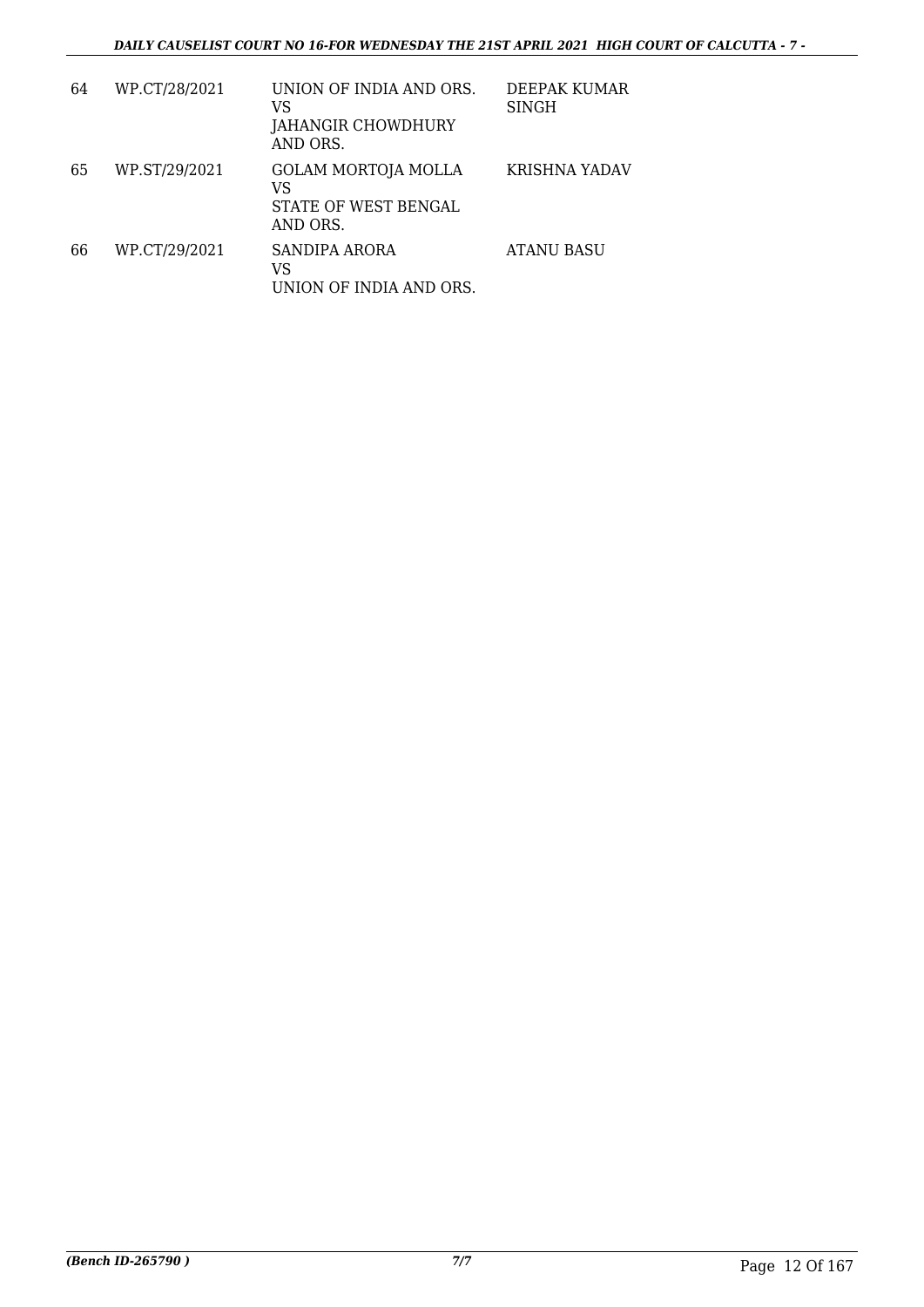| 64 | WP.CT/28/2021 | UNION OF INDIA AND ORS.<br>VS<br>JAHANGIR CHOWDHURY AND ORS. | DEEPAK KUMAR SINGH |
|---|---|---|---|
| 65 | WP.ST/29/2021 | GOLAM MORTOJA MOLLA<br>VS<br>STATE OF WEST BENGAL AND ORS. | KRISHNA YADAV |
| 66 | WP.CT/29/2021 | SANDIPA ARORA<br>VS<br>UNION OF INDIA AND ORS. | ATANU BASU |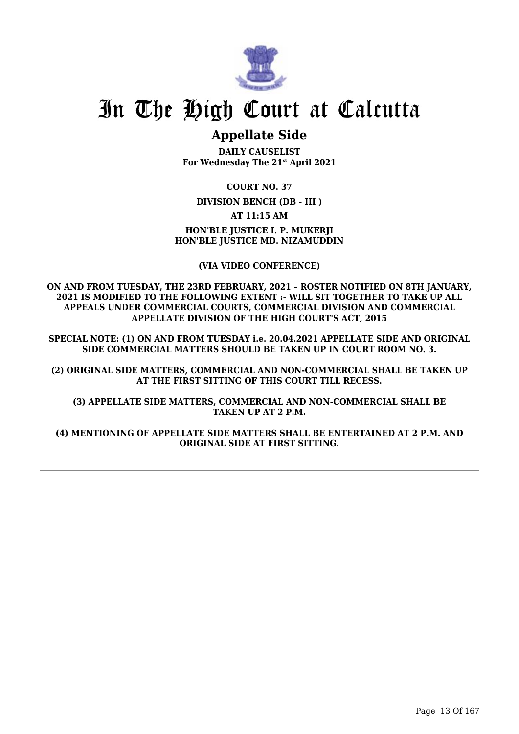# In The High Court at Calcutta

## Appellate Side

**DAILY CAUSELIST**
**For Wednesday The 21st April 2021**

**COURT NO. 37**

**DIVISION BENCH (DB - III )**

**AT 11:15 AM**

**HON'BLE JUSTICE I. P. MUKERJI**
**HON'BLE JUSTICE MD. NIZAMUDDIN**

**(VIA VIDEO CONFERENCE)**

**ON AND FROM TUESDAY, THE 23RD FEBRUARY, 2021 – ROSTER NOTIFIED ON 8TH JANUARY, 2021 IS MODIFIED TO THE FOLLOWING EXTENT :- WILL SIT TOGETHER TO TAKE UP ALL APPEALS UNDER COMMERCIAL COURTS, COMMERCIAL DIVISION AND COMMERCIAL APPELLATE DIVISION OF THE HIGH COURT'S ACT, 2015**

**SPECIAL NOTE: (1) ON AND FROM TUESDAY i.e. 20.04.2021 APPELLATE SIDE AND ORIGINAL SIDE COMMERCIAL MATTERS SHOULD BE TAKEN UP IN COURT ROOM NO. 3.**

**(2) ORIGINAL SIDE MATTERS, COMMERCIAL AND NON-COMMERCIAL SHALL BE TAKEN UP AT THE FIRST SITTING OF THIS COURT TILL RECESS.**

**(3) APPELLATE SIDE MATTERS, COMMERCIAL AND NON-COMMERCIAL SHALL BE TAKEN UP AT 2 P.M.**

**(4) MENTIONING OF APPELLATE SIDE MATTERS SHALL BE ENTERTAINED AT 2 P.M. AND ORIGINAL SIDE AT FIRST SITTING.**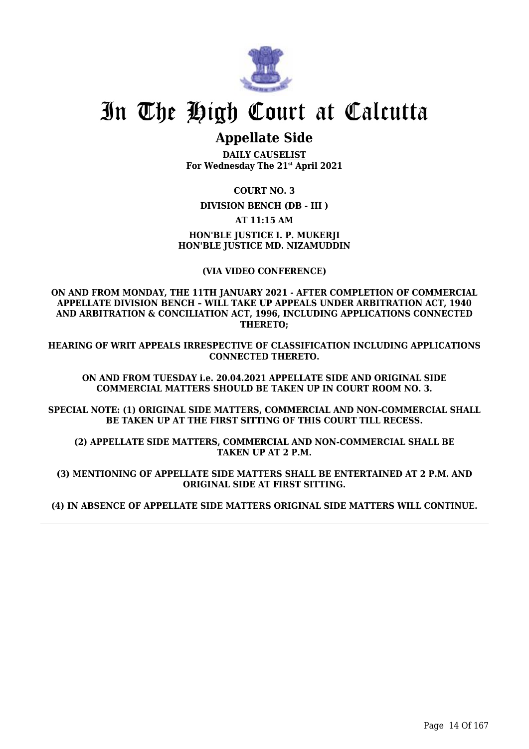# In The High Court at Calcutta

## Appellate Side

**DAILY CAUSELIST**
**For Wednesday The 21st April 2021**

**COURT NO. 3**

**DIVISION BENCH (DB - III )**

**AT 11:15 AM**

**HON'BLE JUSTICE I. P. MUKERJI**
**HON'BLE JUSTICE MD. NIZAMUDDIN**

**(VIA VIDEO CONFERENCE)**

**ON AND FROM MONDAY, THE 11TH JANUARY 2021 - AFTER COMPLETION OF COMMERCIAL APPELLATE DIVISION BENCH – WILL TAKE UP APPEALS UNDER ARBITRATION ACT, 1940 AND ARBITRATION & CONCILIATION ACT, 1996, INCLUDING APPLICATIONS CONNECTED THERETO;**

**HEARING OF WRIT APPEALS IRRESPECTIVE OF CLASSIFICATION INCLUDING APPLICATIONS CONNECTED THERETO.**

**ON AND FROM TUESDAY i.e. 20.04.2021 APPELLATE SIDE AND ORIGINAL SIDE COMMERCIAL MATTERS SHOULD BE TAKEN UP IN COURT ROOM NO. 3.**

**SPECIAL NOTE: (1) ORIGINAL SIDE MATTERS, COMMERCIAL AND NON-COMMERCIAL SHALL BE TAKEN UP AT THE FIRST SITTING OF THIS COURT TILL RECESS.**

**(2) APPELLATE SIDE MATTERS, COMMERCIAL AND NON-COMMERCIAL SHALL BE TAKEN UP AT 2 P.M.**

**(3) MENTIONING OF APPELLATE SIDE MATTERS SHALL BE ENTERTAINED AT 2 P.M. AND ORIGINAL SIDE AT FIRST SITTING.**

**(4) IN ABSENCE OF APPELLATE SIDE MATTERS ORIGINAL SIDE MATTERS WILL CONTINUE.**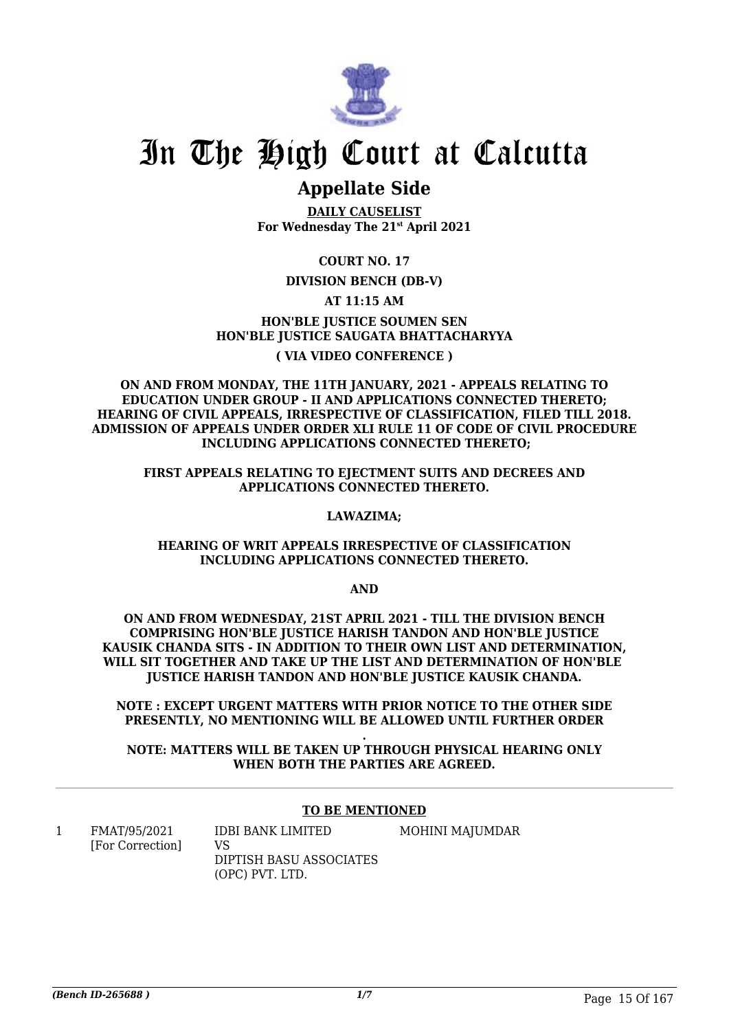# In The High Court at Calcutta

## Appellate Side

**DAILY CAUSELIST**
**For Wednesday The 21st April 2021**

**COURT NO. 17**

**DIVISION BENCH (DB-V)**

**AT 11:15 AM**

**HON'BLE JUSTICE SOUMEN SEN**
**HON'BLE JUSTICE SAUGATA BHATTACHARYYA**

**( VIA VIDEO CONFERENCE )**

**ON AND FROM MONDAY, THE 11TH JANUARY, 2021 - APPEALS RELATING TO EDUCATION UNDER GROUP - II AND APPLICATIONS CONNECTED THERETO; HEARING OF CIVIL APPEALS, IRRESPECTIVE OF CLASSIFICATION, FILED TILL 2018. ADMISSION OF APPEALS UNDER ORDER XLI RULE 11 OF CODE OF CIVIL PROCEDURE INCLUDING APPLICATIONS CONNECTED THERETO;**

**FIRST APPEALS RELATING TO EJECTMENT SUITS AND DECREES AND APPLICATIONS CONNECTED THERETO.**

**LAWAZIMA;**

**HEARING OF WRIT APPEALS IRRESPECTIVE OF CLASSIFICATION INCLUDING APPLICATIONS CONNECTED THERETO.**

**AND**

**ON AND FROM WEDNESDAY, 21ST APRIL 2021 - TILL THE DIVISION BENCH COMPRISING HON'BLE JUSTICE HARISH TANDON AND HON'BLE JUSTICE KAUSIK CHANDA SITS - IN ADDITION TO THEIR OWN LIST AND DETERMINATION, WILL SIT TOGETHER AND TAKE UP THE LIST AND DETERMINATION OF HON'BLE JUSTICE HARISH TANDON AND HON'BLE JUSTICE KAUSIK CHANDA.**

**NOTE : EXCEPT URGENT MATTERS WITH PRIOR NOTICE TO THE OTHER SIDE PRESENTLY, NO MENTIONING WILL BE ALLOWED UNTIL FURTHER ORDER .**

**NOTE: MATTERS WILL BE TAKEN UP THROUGH PHYSICAL HEARING ONLY WHEN BOTH THE PARTIES ARE AGREED.**

**TO BE MENTIONED**

| | | | |
|---|---|---|---|
| 1 | FMAT/95/2021 [For Correction] | IDBI BANK LIMITED VS DIPTISH BASU ASSOCIATES (OPC) PVT. LTD. | MOHINI MAJUMDAR |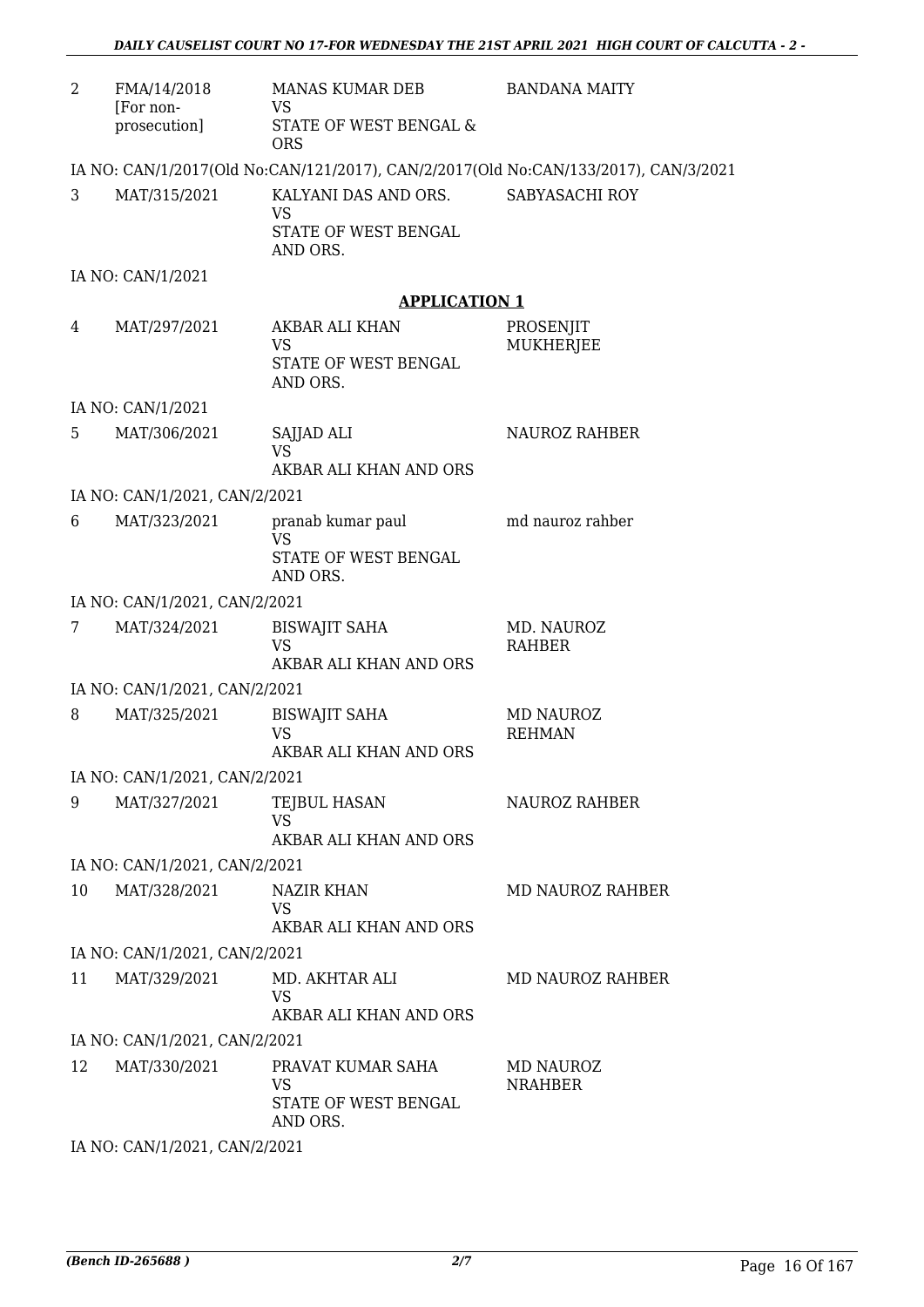| | | | |
|---|---|---|---|
| 2 | FMA/14/2018 [For non-prosecution] | MANAS KUMAR DEB VS STATE OF WEST BENGAL & ORS | BANDANA MAITY |

IA NO: CAN/1/2017(Old No:CAN/121/2017), CAN/2/2017(Old No:CAN/133/2017), CAN/3/2021

| | | | |
|---|---|---|---|
| 3 | MAT/315/2021 | KALYANI DAS AND ORS. VS STATE OF WEST BENGAL AND ORS. | SABYASACHI ROY |

IA NO: CAN/1/2021

## APPLICATION 1

| | | | |
|---|---|---|---|
| 4 | MAT/297/2021 | AKBAR ALI KHAN VS STATE OF WEST BENGAL AND ORS. | PROSENJIT MUKHERJEE |

IA NO: CAN/1/2021

| | | | |
|---|---|---|---|
| 5 | MAT/306/2021 | SAJJAD ALI VS AKBAR ALI KHAN AND ORS | NAUROZ RAHBER |

IA NO: CAN/1/2021, CAN/2/2021

| | | | |
|---|---|---|---|
| 6 | MAT/323/2021 | pranab kumar paul VS STATE OF WEST BENGAL AND ORS. | md nauroz rahber |

IA NO: CAN/1/2021, CAN/2/2021

| | | | |
|---|---|---|---|
| 7 | MAT/324/2021 | BISWAJIT SAHA VS AKBAR ALI KHAN AND ORS | MD. NAUROZ RAHBER |

IA NO: CAN/1/2021, CAN/2/2021

| | | | |
|---|---|---|---|
| 8 | MAT/325/2021 | BISWAJIT SAHA VS AKBAR ALI KHAN AND ORS | MD NAUROZ REHMAN |

IA NO: CAN/1/2021, CAN/2/2021

| | | | |
|---|---|---|---|
| 9 | MAT/327/2021 | TEJBUL HASAN VS AKBAR ALI KHAN AND ORS | NAUROZ RAHBER |

IA NO: CAN/1/2021, CAN/2/2021

| | | | |
|---|---|---|---|
| 10 | MAT/328/2021 | NAZIR KHAN VS AKBAR ALI KHAN AND ORS | MD NAUROZ RAHBER |

IA NO: CAN/1/2021, CAN/2/2021

| | | | |
|---|---|---|---|
| 11 | MAT/329/2021 | MD. AKHTAR ALI VS AKBAR ALI KHAN AND ORS | MD NAUROZ RAHBER |

IA NO: CAN/1/2021, CAN/2/2021

| | | | |
|---|---|---|---|
| 12 | MAT/330/2021 | PRAVAT KUMAR SAHA VS STATE OF WEST BENGAL AND ORS. | MD NAUROZ NRAHBER |

IA NO: CAN/1/2021, CAN/2/2021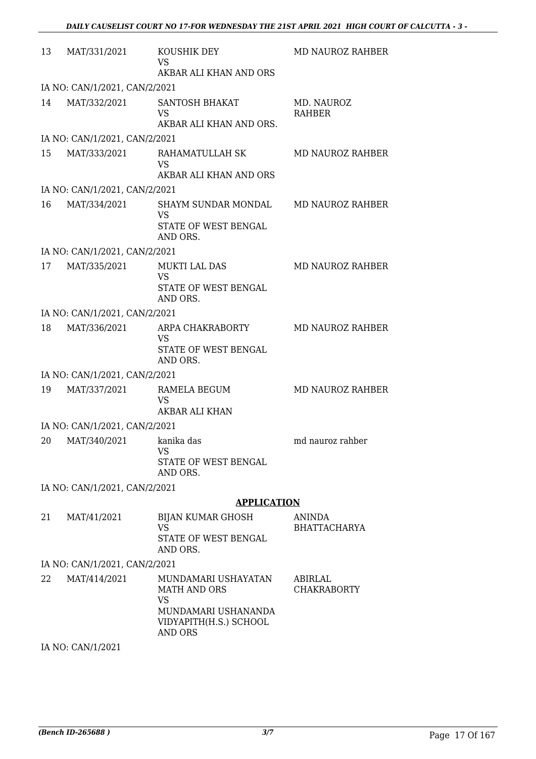| | | | |
|---|---|---|---|
| 13 | MAT/331/2021 | KOUSHIK DEY<br>VS<br>AKBAR ALI KHAN AND ORS | MD NAUROZ RAHBER |
| | IA NO: CAN/1/2021, CAN/2/2021 | | |
| 14 | MAT/332/2021 | SANTOSH BHAKAT<br>VS<br>AKBAR ALI KHAN AND ORS. | MD. NAUROZ RAHBER |
| | IA NO: CAN/1/2021, CAN/2/2021 | | |
| 15 | MAT/333/2021 | RAHAMATULLAH SK<br>VS<br>AKBAR ALI KHAN AND ORS | MD NAUROZ RAHBER |
| | IA NO: CAN/1/2021, CAN/2/2021 | | |
| 16 | MAT/334/2021 | SHAYM SUNDAR MONDAL<br>VS<br>STATE OF WEST BENGAL AND ORS. | MD NAUROZ RAHBER |
| | IA NO: CAN/1/2021, CAN/2/2021 | | |
| 17 | MAT/335/2021 | MUKTI LAL DAS<br>VS<br>STATE OF WEST BENGAL AND ORS. | MD NAUROZ RAHBER |
| | IA NO: CAN/1/2021, CAN/2/2021 | | |
| 18 | MAT/336/2021 | ARPA CHAKRABORTY<br>VS<br>STATE OF WEST BENGAL AND ORS. | MD NAUROZ RAHBER |
| | IA NO: CAN/1/2021, CAN/2/2021 | | |
| 19 | MAT/337/2021 | RAMELA BEGUM<br>VS<br>AKBAR ALI KHAN | MD NAUROZ RAHBER |
| | IA NO: CAN/1/2021, CAN/2/2021 | | |
| 20 | MAT/340/2021 | kanika das<br>VS<br>STATE OF WEST BENGAL AND ORS. | md nauroz rahber |
| | IA NO: CAN/1/2021, CAN/2/2021 | | |

## APPLICATION

| | | | |
|---|---|---|---|
| 21 | MAT/41/2021 | BIJAN KUMAR GHOSH<br>VS<br>STATE OF WEST BENGAL AND ORS. | ANINDA BHATTACHARYA |
| | IA NO: CAN/1/2021, CAN/2/2021 | | |
| 22 | MAT/414/2021 | MUNDAMARI USHAYATAN MATH AND ORS<br>VS<br>MUNDAMARI USHANANDA VIDYAPITH(H.S.) SCHOOL AND ORS | ABIRLAL CHAKRABORTY |
| | IA NO: CAN/1/2021 | | |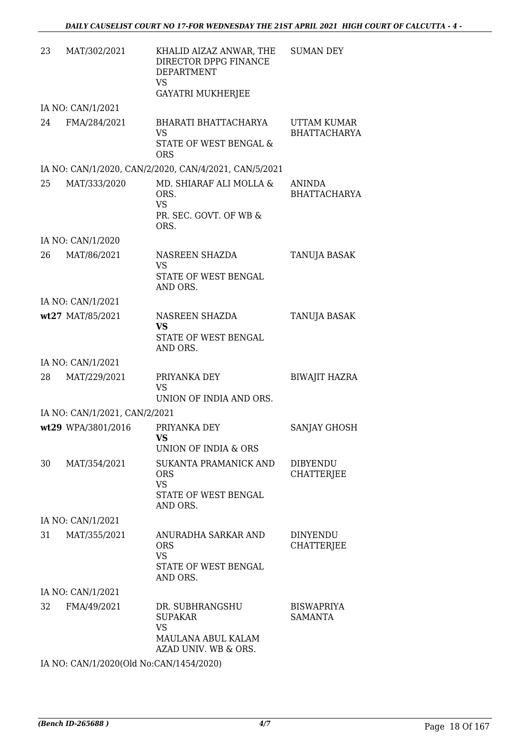| | | | |
|---|---|---|---|
| 23 | MAT/302/2021 | KHALID AIZAZ ANWAR, THE DIRECTOR DPPG FINANCE DEPARTMENT<br>VS<br>GAYATRI MUKHERJEE | SUMAN DEY |
| | IA NO: CAN/1/2021 | | |
| 24 | FMA/284/2021 | BHARATI BHATTACHARYA<br>VS<br>STATE OF WEST BENGAL & ORS | UTTAM KUMAR BHATTACHARYA |
| | IA NO: CAN/1/2020, CAN/2/2020, CAN/4/2021, CAN/5/2021 | | |
| 25 | MAT/333/2020 | MD. SHIARAF ALI MOLLA & ORS.<br>VS<br>PR. SEC. GOVT. OF WB & ORS. | ANINDA BHATTACHARYA |
| | IA NO: CAN/1/2020 | | |
| 26 | MAT/86/2021 | NASREEN SHAZDA<br>VS<br>STATE OF WEST BENGAL AND ORS. | TANUJA BASAK |
| | IA NO: CAN/1/2021 | | |
| **wt27** | MAT/85/2021 | NASREEN SHAZDA<br>**VS**<br>STATE OF WEST BENGAL AND ORS. | TANUJA BASAK |
| | IA NO: CAN/1/2021 | | |
| 28 | MAT/229/2021 | PRIYANKA DEY<br>VS<br>UNION OF INDIA AND ORS. | BIWAJIT HAZRA |
| | IA NO: CAN/1/2021, CAN/2/2021 | | |
| **wt29** | WPA/3801/2016 | PRIYANKA DEY<br>**VS**<br>UNION OF INDIA & ORS | SANJAY GHOSH |
| 30 | MAT/354/2021 | SUKANTA PRAMANICK AND ORS<br>VS<br>STATE OF WEST BENGAL AND ORS. | DIBYENDU CHATTERJEE |
| | IA NO: CAN/1/2021 | | |
| 31 | MAT/355/2021 | ANURADHA SARKAR AND ORS<br>VS<br>STATE OF WEST BENGAL AND ORS. | DINYENDU CHATTERJEE |
| | IA NO: CAN/1/2021 | | |
| 32 | FMA/49/2021 | DR. SUBHRANGSHU SUPAKAR<br>VS<br>MAULANA ABUL KALAM AZAD UNIV. WB & ORS. | BISWAPRIYA SAMANTA |
| | IA NO: CAN/1/2020(Old No:CAN/1454/2020) | | |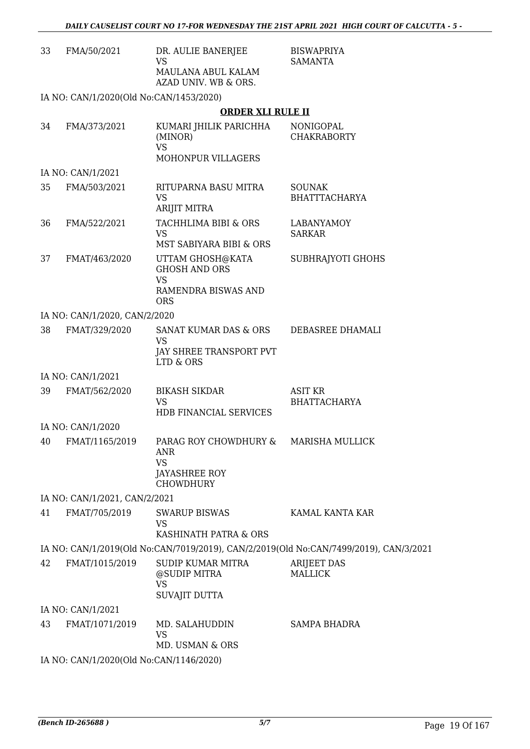| | | | |
|---|---|---|---|
| 33 | FMA/50/2021 | DR. AULIE BANERJEE<br>VS<br>MAULANA ABUL KALAM AZAD UNIV. WB & ORS. | BISWAPRIYA SAMANTA |

IA NO: CAN/1/2020(Old No:CAN/1453/2020)

**ORDER XLI RULE II**

| | | | |
|---|---|---|---|
| 34 | FMA/373/2021 | KUMARI JHILIK PARICHHA (MINOR)<br>VS<br>MOHONPUR VILLAGERS | NONIGOPAL CHAKRABORTY |

IA NO: CAN/1/2021

| | | | |
|---|---|---|---|
| 35 | FMA/503/2021 | RITUPARNA BASU MITRA<br>VS<br>ARIJIT MITRA | SOUNAK BHATTTACHARYA |
| 36 | FMA/522/2021 | TACHHLIMA BIBI & ORS<br>VS<br>MST SABIYARA BIBI & ORS | LABANYAMOY SARKAR |
| 37 | FMAT/463/2020 | UTTAM GHOSH@KATA GHOSH AND ORS<br>VS<br>RAMENDRA BISWAS AND ORS | SUBHRAJYOTI GHOHS |

IA NO: CAN/1/2020, CAN/2/2020

| | | | |
|---|---|---|---|
| 38 | FMAT/329/2020 | SANAT KUMAR DAS & ORS<br>VS<br>JAY SHREE TRANSPORT PVT LTD & ORS | DEBASREE DHAMALI |

IA NO: CAN/1/2021

| | | | |
|---|---|---|---|
| 39 | FMAT/562/2020 | BIKASH SIKDAR<br>VS<br>HDB FINANCIAL SERVICES | ASIT KR BHATTACHARYA |

IA NO: CAN/1/2020

| | | | |
|---|---|---|---|
| 40 | FMAT/1165/2019 | PARAG ROY CHOWDHURY & ANR<br>VS<br>JAYASHREE ROY CHOWDHURY | MARISHA MULLICK |

IA NO: CAN/1/2021, CAN/2/2021

| | | | |
|---|---|---|---|
| 41 | FMAT/705/2019 | SWARUP BISWAS<br>VS<br>KASHINATH PATRA & ORS | KAMAL KANTA KAR |

IA NO: CAN/1/2019(Old No:CAN/7019/2019), CAN/2/2019(Old No:CAN/7499/2019), CAN/3/2021

| | | | |
|---|---|---|---|
| 42 | FMAT/1015/2019 | SUDIP KUMAR MITRA @SUDIP MITRA<br>VS<br>SUVAJIT DUTTA | ARIJEET DAS MALLICK |

IA NO: CAN/1/2021

| | | | |
|---|---|---|---|
| 43 | FMAT/1071/2019 | MD. SALAHUDDIN<br>VS<br>MD. USMAN & ORS | SAMPA BHADRA |

IA NO: CAN/1/2020(Old No:CAN/1146/2020)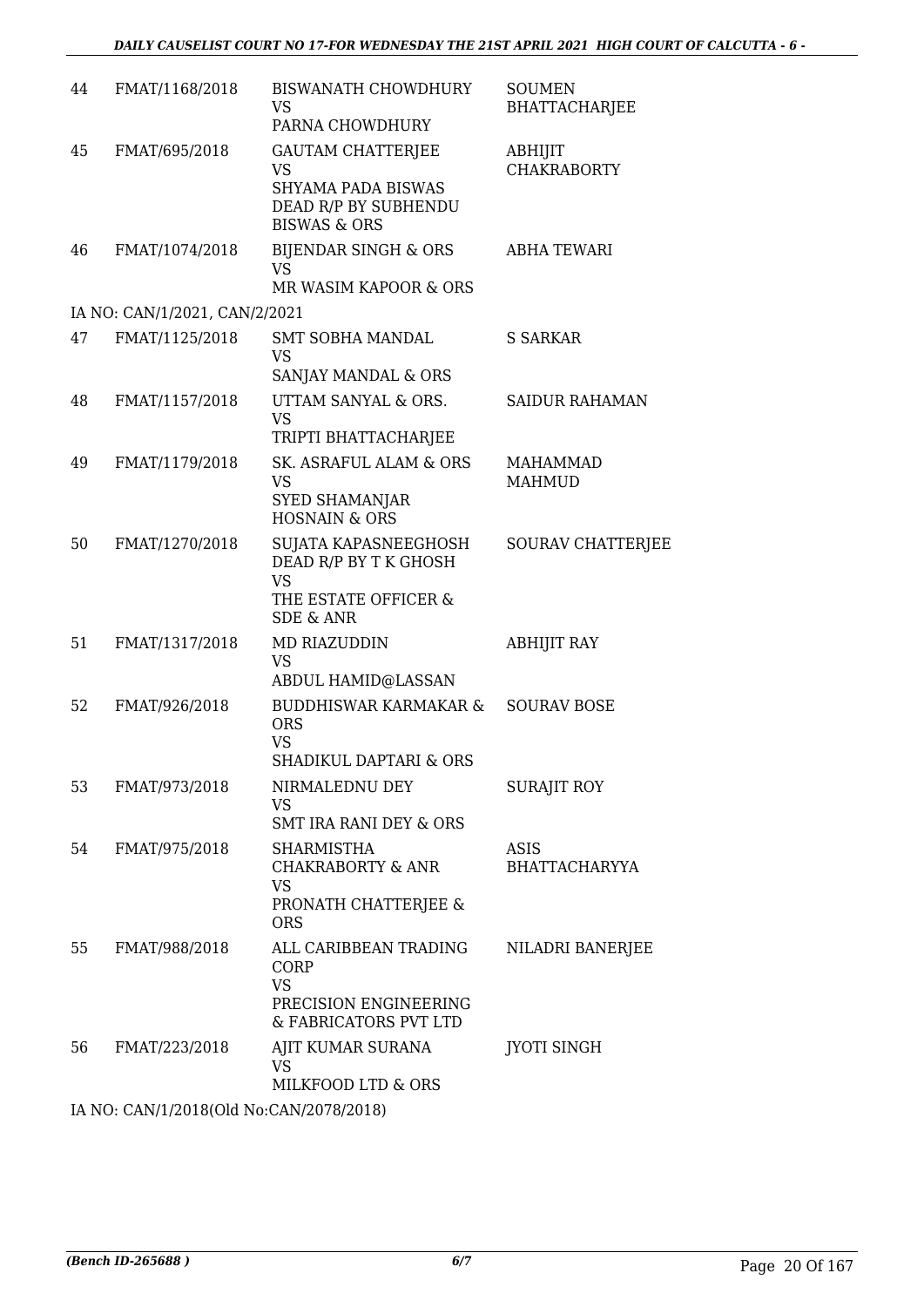| | | | |
|---|---|---|---|
| 44 | FMAT/1168/2018 | BISWANATH CHOWDHURY<br>VS<br>PARNA CHOWDHURY | SOUMEN BHATTACHARJEE |
| 45 | FMAT/695/2018 | GAUTAM CHATTERJEE<br>VS<br>SHYAMA PADA BISWAS DEAD R/P BY SUBHENDU BISWAS & ORS | ABHIJIT CHAKRABORTY |
| 46 | FMAT/1074/2018 | BIJENDAR SINGH & ORS<br>VS<br>MR WASIM KAPOOR & ORS | ABHA TEWARI |

IA NO: CAN/1/2021, CAN/2/2021

| | | | |
|---|---|---|---|
| 47 | FMAT/1125/2018 | SMT SOBHA MANDAL<br>VS<br>SANJAY MANDAL & ORS | S SARKAR |
| 48 | FMAT/1157/2018 | UTTAM SANYAL & ORS.<br>VS<br>TRIPTI BHATTACHARJEE | SAIDUR RAHAMAN |
| 49 | FMAT/1179/2018 | SK. ASRAFUL ALAM & ORS<br>VS<br>SYED SHAMANJAR HOSNAIN & ORS | MAHAMMAD MAHMUD |
| 50 | FMAT/1270/2018 | SUJATA KAPASNEEGHOSH DEAD R/P BY T K GHOSH<br>VS<br>THE ESTATE OFFICER & SDE & ANR | SOURAV CHATTERJEE |
| 51 | FMAT/1317/2018 | MD RIAZUDDIN<br>VS<br>ABDUL HAMID@LASSAN | ABHIJIT RAY |
| 52 | FMAT/926/2018 | BUDDHISWAR KARMAKAR & ORS<br>VS<br>SHADIKUL DAPTARI & ORS | SOURAV BOSE |
| 53 | FMAT/973/2018 | NIRMALEDNU DEY<br>VS<br>SMT IRA RANI DEY & ORS | SURAJIT ROY |
| 54 | FMAT/975/2018 | SHARMISTHA CHAKRABORTY & ANR<br>VS<br>PRONATH CHATTERJEE & ORS | ASIS BHATTACHARYYA |
| 55 | FMAT/988/2018 | ALL CARIBBEAN TRADING CORP<br>VS<br>PRECISION ENGINEERING & FABRICATORS PVT LTD | NILADRI BANERJEE |
| 56 | FMAT/223/2018 | AJIT KUMAR SURANA<br>VS<br>MILKFOOD LTD & ORS | JYOTI SINGH |

IA NO: CAN/1/2018(Old No:CAN/2078/2018)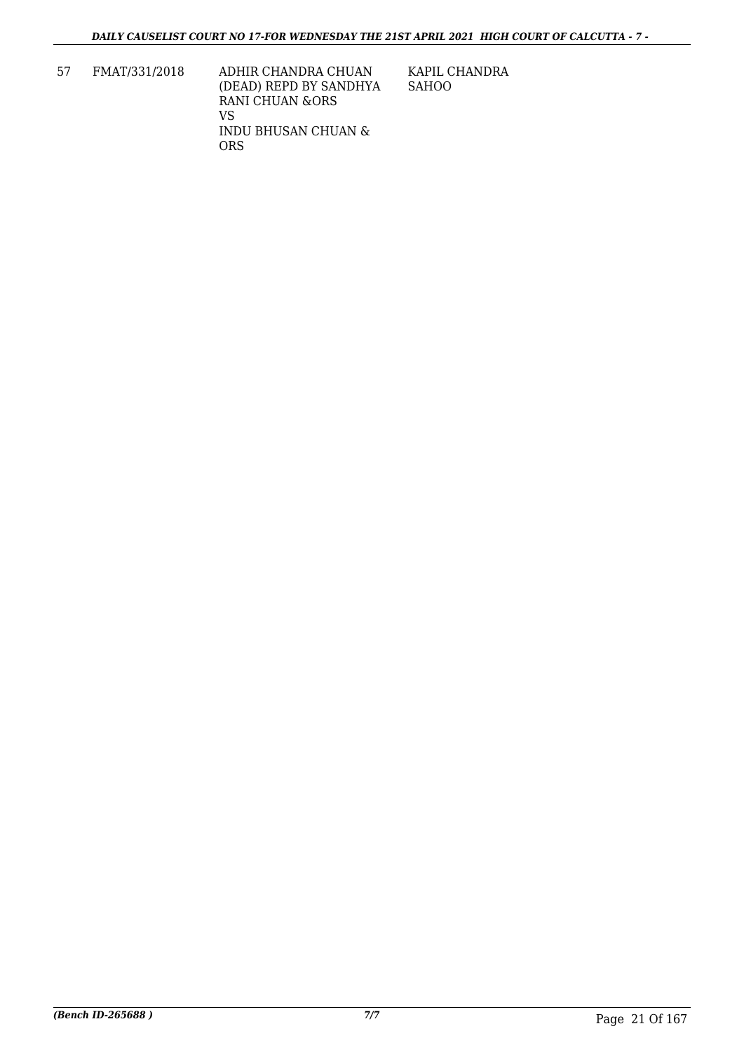| 57 | FMAT/331/2018 | ADHIR CHANDRA CHUAN (DEAD) REPD BY SANDHYA RANI CHUAN &ORS<br>VS<br>INDU BHUSAN CHUAN & ORS | KAPIL CHANDRA SAHOO |
|---|---|---|---|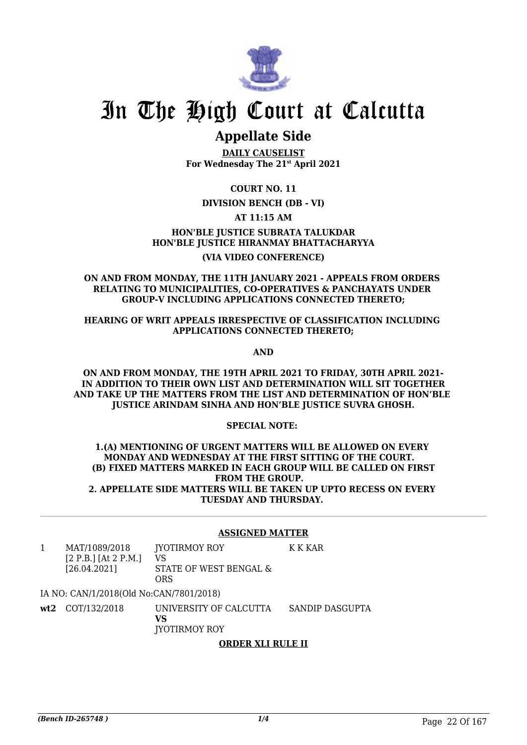# In The High Court at Calcutta

## Appellate Side

**DAILY CAUSELIST**
**For Wednesday The 21st April 2021**

**COURT NO. 11**

**DIVISION BENCH (DB - VI)**

**AT 11:15 AM**

**HON'BLE JUSTICE SUBRATA TALUKDAR**
**HON'BLE JUSTICE HIRANMAY BHATTACHARYYA**

**(VIA VIDEO CONFERENCE)**

**ON AND FROM MONDAY, THE 11TH JANUARY 2021 - APPEALS FROM ORDERS RELATING TO MUNICIPALITIES, CO-OPERATIVES & PANCHAYATS UNDER GROUP-V INCLUDING APPLICATIONS CONNECTED THERETO;**

**HEARING OF WRIT APPEALS IRRESPECTIVE OF CLASSIFICATION INCLUDING APPLICATIONS CONNECTED THERETO;**

**AND**

**ON AND FROM MONDAY, THE 19TH APRIL 2021 TO FRIDAY, 30TH APRIL 2021- IN ADDITION TO THEIR OWN LIST AND DETERMINATION WILL SIT TOGETHER AND TAKE UP THE MATTERS FROM THE LIST AND DETERMINATION OF HON'BLE JUSTICE ARINDAM SINHA AND HON'BLE JUSTICE SUVRA GHOSH.**

**SPECIAL NOTE:**

**1.(A) MENTIONING OF URGENT MATTERS WILL BE ALLOWED ON EVERY MONDAY AND WEDNESDAY AT THE FIRST SITTING OF THE COURT.**
**(B) FIXED MATTERS MARKED IN EACH GROUP WILL BE CALLED ON FIRST FROM THE GROUP.**
**2. APPELLATE SIDE MATTERS WILL BE TAKEN UP UPTO RECESS ON EVERY TUESDAY AND THURSDAY.**

**ASSIGNED MATTER**

| | | | |
|---|---|---|---|
| 1 | MAT/1089/2018 [2 P.B.] [At 2 P.M.] [26.04.2021] | JYOTIRMOY ROY VS STATE OF WEST BENGAL & ORS | K K KAR |

IA NO: CAN/1/2018(Old No:CAN/7801/2018)

| | | | |
|---|---|---|---|
| **wt2** | COT/132/2018 | UNIVERSITY OF CALCUTTA **VS** JYOTIRMOY ROY | SANDIP DASGUPTA |

**ORDER XLI RULE II**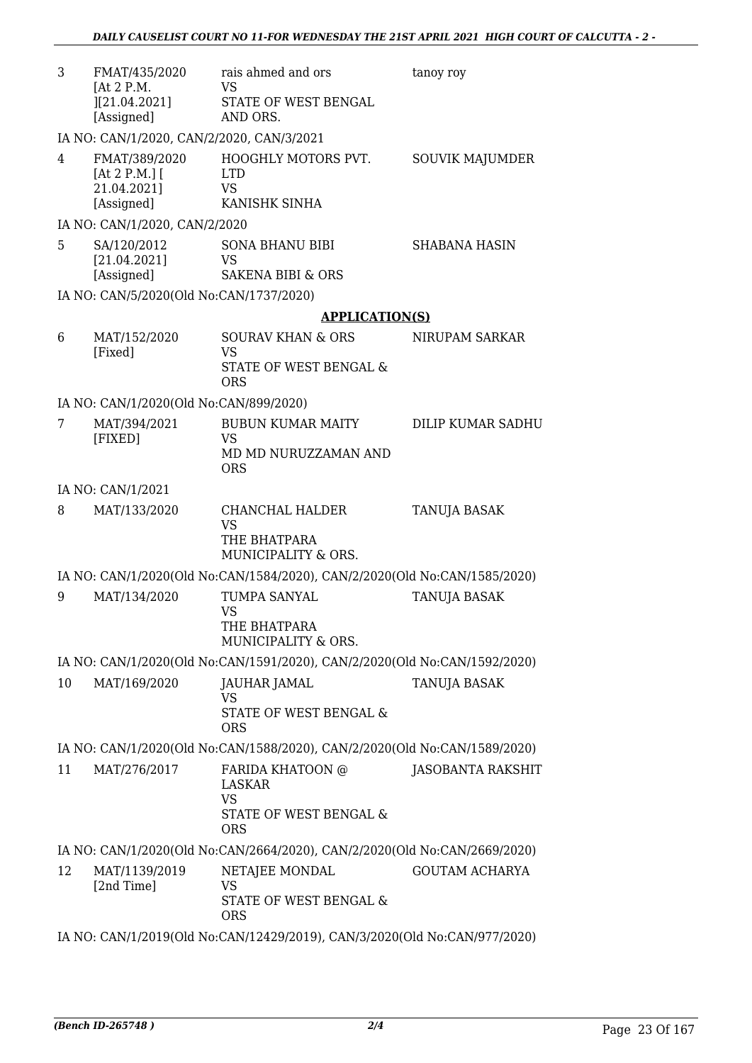| 3 | FMAT/435/2020 [At 2 P.M. ][21.04.2021] [Assigned] | rais ahmed and ors VS STATE OF WEST BENGAL AND ORS. | tanoy roy |
|---|---|---|---|

IA NO: CAN/1/2020, CAN/2/2020, CAN/3/2021

| 4 | FMAT/389/2020 [At 2 P.M.] [ 21.04.2021] [Assigned] | HOOGHLY MOTORS PVT. LTD VS KANISHK SINHA | SOUVIK MAJUMDER |
|---|---|---|---|

IA NO: CAN/1/2020, CAN/2/2020

| 5 | SA/120/2012 [21.04.2021] [Assigned] | SONA BHANU BIBI VS SAKENA BIBI & ORS | SHABANA HASIN |
|---|---|---|---|

IA NO: CAN/5/2020(Old No:CAN/1737/2020)

## APPLICATION(S)

| 6 | MAT/152/2020 [Fixed] | SOURAV KHAN & ORS VS STATE OF WEST BENGAL & ORS | NIRUPAM SARKAR |
|---|---|---|---|

IA NO: CAN/1/2020(Old No:CAN/899/2020)

| 7 | MAT/394/2021 [FIXED] | BUBUN KUMAR MAITY VS MD MD NURUZZAMAN AND ORS | DILIP KUMAR SADHU |
|---|---|---|---|

IA NO: CAN/1/2021

| 8 | MAT/133/2020 | CHANCHAL HALDER VS THE BHATPARA MUNICIPALITY & ORS. | TANUJA BASAK |
|---|---|---|---|

IA NO: CAN/1/2020(Old No:CAN/1584/2020), CAN/2/2020(Old No:CAN/1585/2020)

| 9 | MAT/134/2020 | TUMPA SANYAL VS THE BHATPARA MUNICIPALITY & ORS. | TANUJA BASAK |
|---|---|---|---|

IA NO: CAN/1/2020(Old No:CAN/1591/2020), CAN/2/2020(Old No:CAN/1592/2020)

| 10 | MAT/169/2020 | JAUHAR JAMAL VS STATE OF WEST BENGAL & ORS | TANUJA BASAK |
|---|---|---|---|

IA NO: CAN/1/2020(Old No:CAN/1588/2020), CAN/2/2020(Old No:CAN/1589/2020)

| 11 | MAT/276/2017 | FARIDA KHATOON @ LASKAR VS STATE OF WEST BENGAL & ORS | JASOBANTA RAKSHIT |
|---|---|---|---|

IA NO: CAN/1/2020(Old No:CAN/2664/2020), CAN/2/2020(Old No:CAN/2669/2020)

| 12 | MAT/1139/2019 [2nd Time] | NETAJEE MONDAL VS STATE OF WEST BENGAL & ORS | GOUTAM ACHARYA |
|---|---|---|---|

IA NO: CAN/1/2019(Old No:CAN/12429/2019), CAN/3/2020(Old No:CAN/977/2020)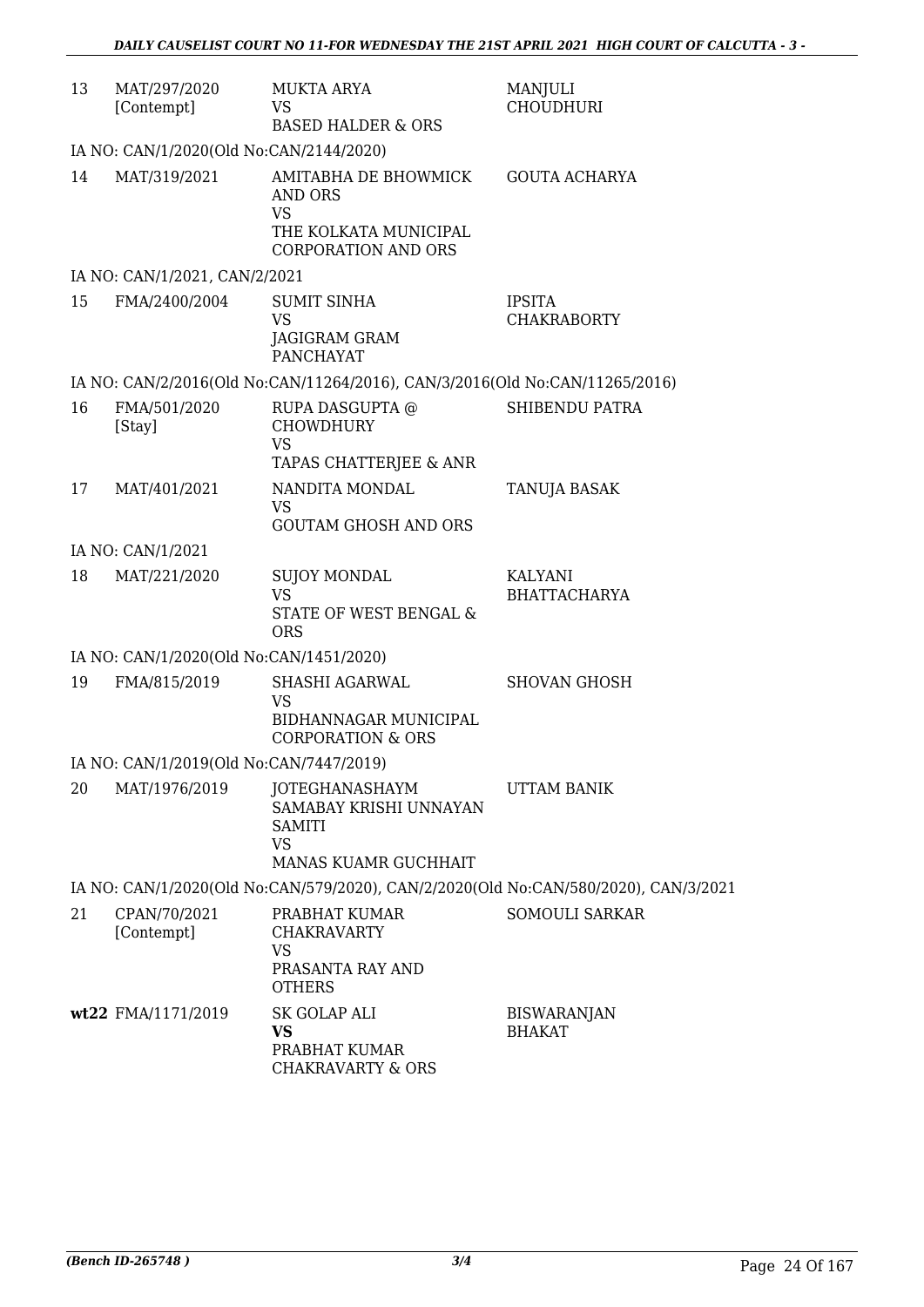| | | | |
|---|---|---|---|
| 13 | MAT/297/2020 [Contempt] | MUKTA ARYA VS BASED HALDER & ORS | MANJULI CHOUDHURI |
| IA NO: CAN/1/2020(Old No:CAN/2144/2020) | | | |
| 14 | MAT/319/2021 | AMITABHA DE BHOWMICK AND ORS VS THE KOLKATA MUNICIPAL CORPORATION AND ORS | GOUTA ACHARYA |
| IA NO: CAN/1/2021, CAN/2/2021 | | | |
| 15 | FMA/2400/2004 | SUMIT SINHA VS JAGIGRAM GRAM PANCHAYAT | IPSITA CHAKRABORTY |
| IA NO: CAN/2/2016(Old No:CAN/11264/2016), CAN/3/2016(Old No:CAN/11265/2016) | | | |
| 16 | FMA/501/2020 [Stay] | RUPA DASGUPTA @ CHOWDHURY VS TAPAS CHATTERJEE & ANR | SHIBENDU PATRA |
| 17 | MAT/401/2021 | NANDITA MONDAL VS GOUTAM GHOSH AND ORS | TANUJA BASAK |
| IA NO: CAN/1/2021 | | | |
| 18 | MAT/221/2020 | SUJOY MONDAL VS STATE OF WEST BENGAL & ORS | KALYANI BHATTACHARYA |
| IA NO: CAN/1/2020(Old No:CAN/1451/2020) | | | |
| 19 | FMA/815/2019 | SHASHI AGARWAL VS BIDHANNAGAR MUNICIPAL CORPORATION & ORS | SHOVAN GHOSH |
| IA NO: CAN/1/2019(Old No:CAN/7447/2019) | | | |
| 20 | MAT/1976/2019 | JOTEGHANASHAYM SAMABAY KRISHI UNNAYAN SAMITI VS MANAS KUAMR GUCHHAIT | UTTAM BANIK |
| IA NO: CAN/1/2020(Old No:CAN/579/2020), CAN/2/2020(Old No:CAN/580/2020), CAN/3/2021 | | | |
| 21 | CPAN/70/2021 [Contempt] | PRABHAT KUMAR CHAKRAVARTY VS PRASANTA RAY AND OTHERS | SOMOULI SARKAR |
| **wt22** | FMA/1171/2019 | SK GOLAP ALI **VS** PRABHAT KUMAR CHAKRAVARTY & ORS | BISWARANJAN BHAKAT |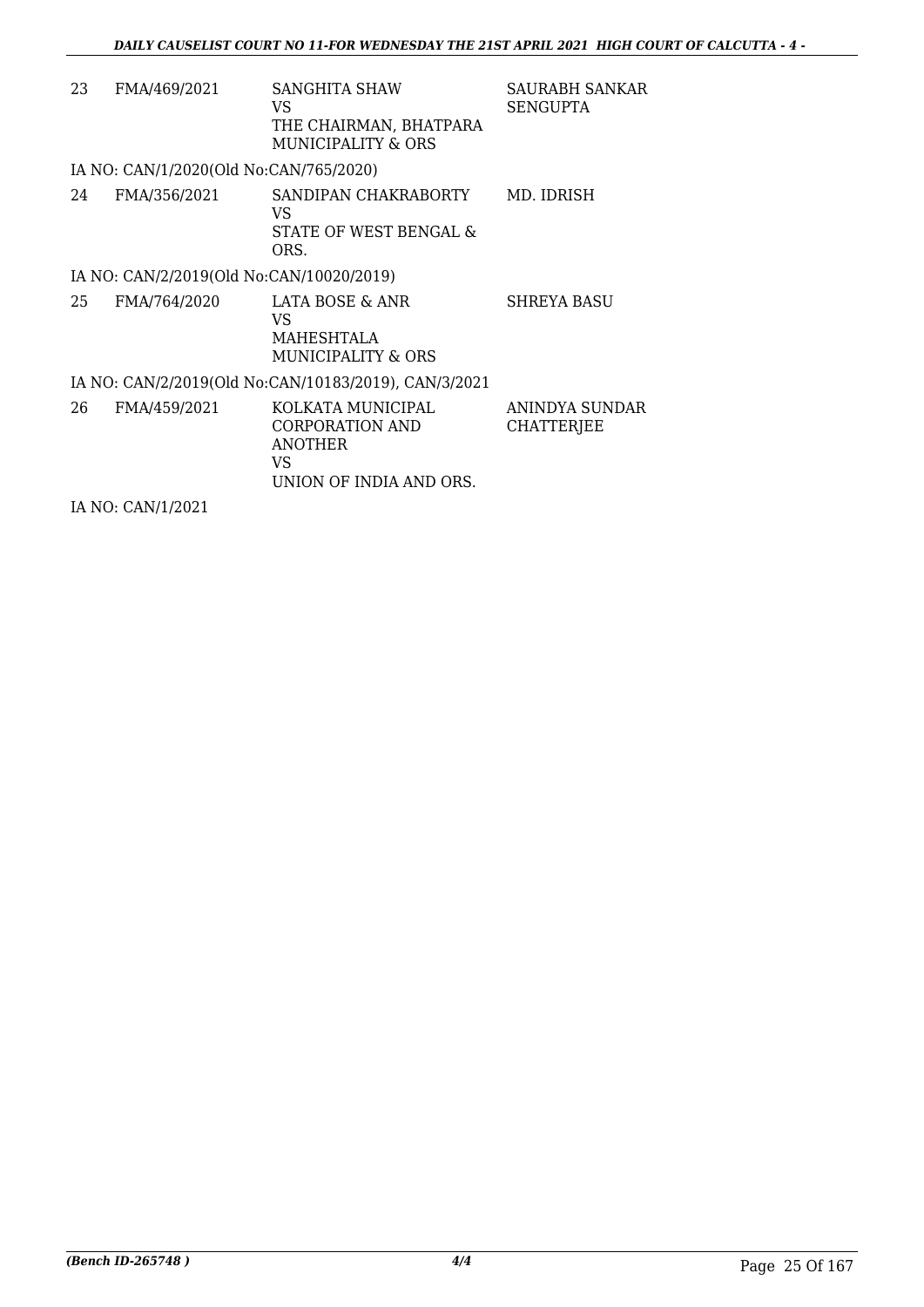| | | | |
|---|---|---|---|
| 23 | FMA/469/2021 | SANGHITA SHAW<br>VS<br>THE CHAIRMAN, BHATPARA MUNICIPALITY & ORS | SAURABH SANKAR SENGUPTA |

IA NO: CAN/1/2020(Old No:CAN/765/2020)

| | | | |
|---|---|---|---|
| 24 | FMA/356/2021 | SANDIPAN CHAKRABORTY<br>VS<br>STATE OF WEST BENGAL & ORS. | MD. IDRISH |

IA NO: CAN/2/2019(Old No:CAN/10020/2019)

| | | | |
|---|---|---|---|
| 25 | FMA/764/2020 | LATA BOSE & ANR<br>VS<br>MAHESHTALA MUNICIPALITY & ORS | SHREYA BASU |

IA NO: CAN/2/2019(Old No:CAN/10183/2019), CAN/3/2021

| | | | |
|---|---|---|---|
| 26 | FMA/459/2021 | KOLKATA MUNICIPAL CORPORATION AND ANOTHER<br>VS<br>UNION OF INDIA AND ORS. | ANINDYA SUNDAR CHATTERJEE |

IA NO: CAN/1/2021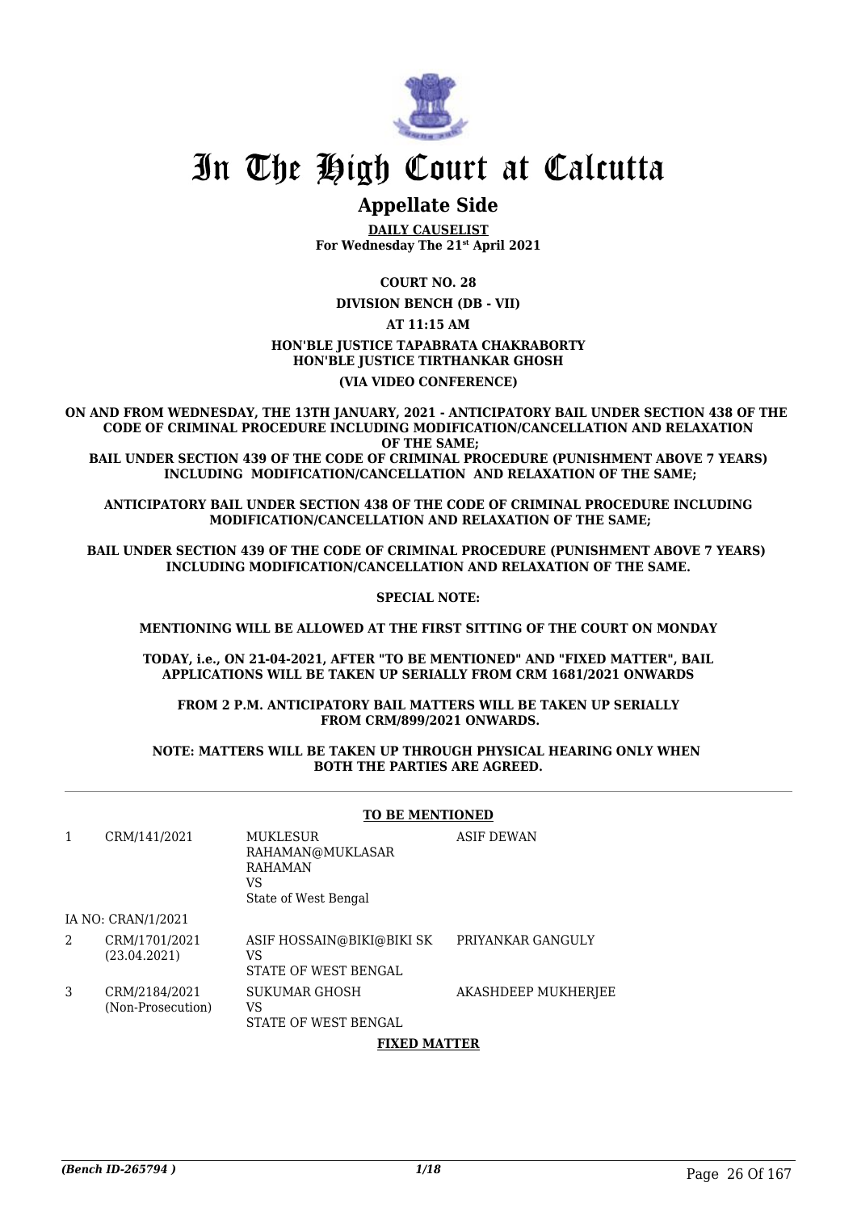# In The High Court at Calcutta

## Appellate Side

**DAILY CAUSELIST**
**For Wednesday The 21st April 2021**

**COURT NO. 28**

**DIVISION BENCH (DB - VII)**

**AT 11:15 AM**

**HON'BLE JUSTICE TAPABRATA CHAKRABORTY**
**HON'BLE JUSTICE TIRTHANKAR GHOSH**

**(VIA VIDEO CONFERENCE)**

**ON AND FROM WEDNESDAY, THE 13TH JANUARY, 2021 - ANTICIPATORY BAIL UNDER SECTION 438 OF THE CODE OF CRIMINAL PROCEDURE INCLUDING MODIFICATION/CANCELLATION AND RELAXATION OF THE SAME;**
**BAIL UNDER SECTION 439 OF THE CODE OF CRIMINAL PROCEDURE (PUNISHMENT ABOVE 7 YEARS) INCLUDING MODIFICATION/CANCELLATION AND RELAXATION OF THE SAME;**

**ANTICIPATORY BAIL UNDER SECTION 438 OF THE CODE OF CRIMINAL PROCEDURE INCLUDING MODIFICATION/CANCELLATION AND RELAXATION OF THE SAME;**

**BAIL UNDER SECTION 439 OF THE CODE OF CRIMINAL PROCEDURE (PUNISHMENT ABOVE 7 YEARS) INCLUDING MODIFICATION/CANCELLATION AND RELAXATION OF THE SAME.**

**SPECIAL NOTE:**

**MENTIONING WILL BE ALLOWED AT THE FIRST SITTING OF THE COURT ON MONDAY**

**TODAY, i.e., ON 21-04-2021, AFTER "TO BE MENTIONED" AND "FIXED MATTER", BAIL APPLICATIONS WILL BE TAKEN UP SERIALLY FROM CRM 1681/2021 ONWARDS**

**FROM 2 P.M. ANTICIPATORY BAIL MATTERS WILL BE TAKEN UP SERIALLY FROM CRM/899/2021 ONWARDS.**

**NOTE: MATTERS WILL BE TAKEN UP THROUGH PHYSICAL HEARING ONLY WHEN BOTH THE PARTIES ARE AGREED.**

**TO BE MENTIONED**

| | | | |
|---|---|---|---|
| 1 | CRM/141/2021 | MUKLESUR RAHAMAN@MUKLASAR RAHAMAN VS State of West Bengal | ASIF DEWAN |
| | IA NO: CRAN/1/2021 | | |
| 2 | CRM/1701/2021 (23.04.2021) | ASIF HOSSAIN@BIKI@BIKI SK VS STATE OF WEST BENGAL | PRIYANKAR GANGULY |
| 3 | CRM/2184/2021 (Non-Prosecution) | SUKUMAR GHOSH VS STATE OF WEST BENGAL | AKASHDEEP MUKHERJEE |

**FIXED MATTER**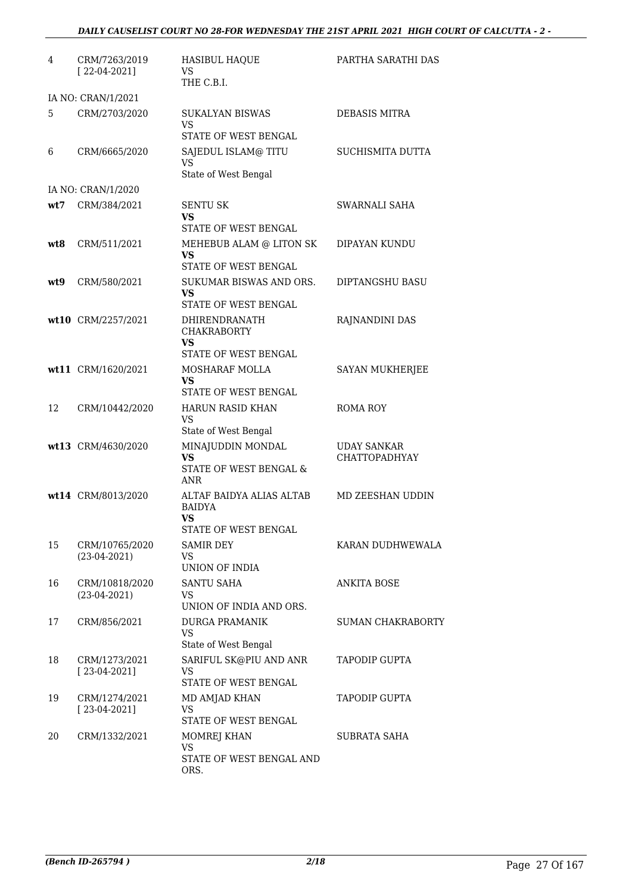| | | | |
|---|---|---|---|
| 4 | CRM/7263/2019 [ 22-04-2021] | HASIBUL HAQUE VS THE C.B.I. | PARTHA SARATHI DAS |
| | IA NO: CRAN/1/2021 | | |
| 5 | CRM/2703/2020 | SUKALYAN BISWAS VS STATE OF WEST BENGAL | DEBASIS MITRA |
| 6 | CRM/6665/2020 | SAJEDUL ISLAM@ TITU VS State of West Bengal | SUCHISMITA DUTTA |
| | IA NO: CRAN/1/2020 | | |
| **wt7** | CRM/384/2021 | SENTU SK **VS** STATE OF WEST BENGAL | SWARNALI SAHA |
| **wt8** | CRM/511/2021 | MEHEBUB ALAM @ LITON SK **VS** STATE OF WEST BENGAL | DIPAYAN KUNDU |
| **wt9** | CRM/580/2021 | SUKUMAR BISWAS AND ORS. **VS** STATE OF WEST BENGAL | DIPTANGSHU BASU |
| **wt10** | CRM/2257/2021 | DHIRENDRANATH CHAKRABORTY **VS** STATE OF WEST BENGAL | RAJNANDINI DAS |
| **wt11** | CRM/1620/2021 | MOSHARAF MOLLA **VS** STATE OF WEST BENGAL | SAYAN MUKHERJEE |
| 12 | CRM/10442/2020 | HARUN RASID KHAN VS State of West Bengal | ROMA ROY |
| **wt13** | CRM/4630/2020 | MINAJUDDIN MONDAL **VS** STATE OF WEST BENGAL & ANR | UDAY SANKAR CHATTOPADHYAY |
| **wt14** | CRM/8013/2020 | ALTAF BAIDYA ALIAS ALTAB BAIDYA **VS** STATE OF WEST BENGAL | MD ZEESHAN UDDIN |
| 15 | CRM/10765/2020 (23-04-2021) | SAMIR DEY VS UNION OF INDIA | KARAN DUDHWEWALA |
| 16 | CRM/10818/2020 (23-04-2021) | SANTU SAHA VS UNION OF INDIA AND ORS. | ANKITA BOSE |
| 17 | CRM/856/2021 | DURGA PRAMANIK VS State of West Bengal | SUMAN CHAKRABORTY |
| 18 | CRM/1273/2021 [ 23-04-2021] | SARIFUL SK@PIU AND ANR VS STATE OF WEST BENGAL | TAPODIP GUPTA |
| 19 | CRM/1274/2021 [ 23-04-2021] | MD AMJAD KHAN VS STATE OF WEST BENGAL | TAPODIP GUPTA |
| 20 | CRM/1332/2021 | MOMREJ KHAN VS STATE OF WEST BENGAL AND ORS. | SUBRATA SAHA |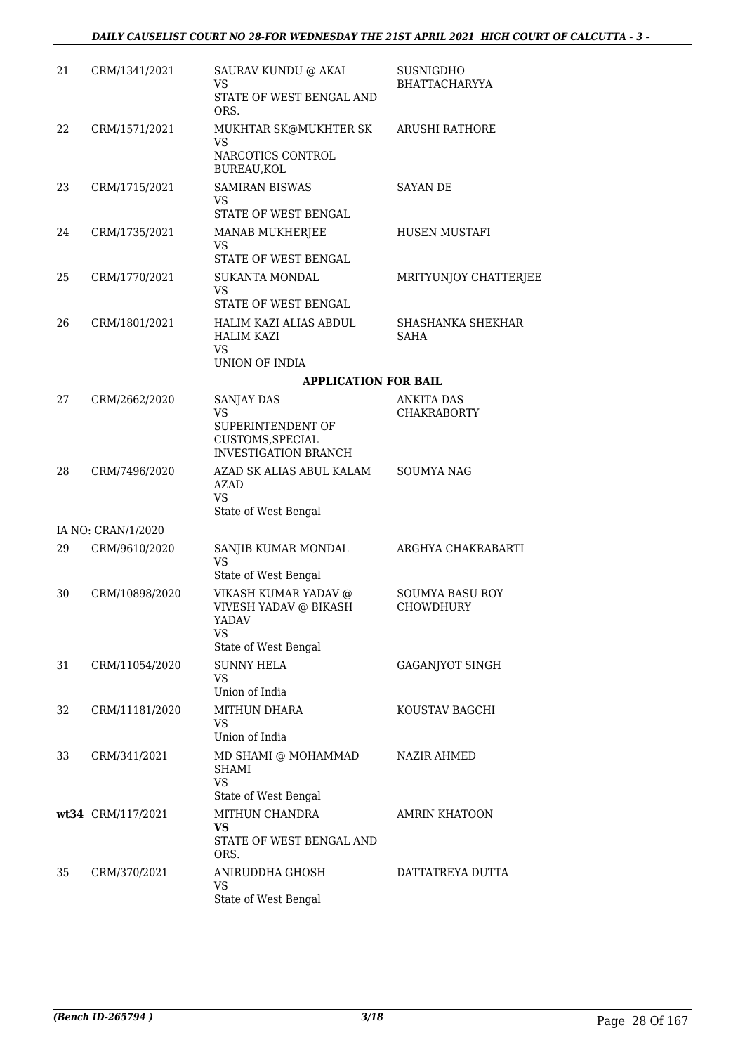| | | | |
|---|---|---|---|
| 21 | CRM/1341/2021 | SAURAV KUNDU @ AKAI<br>VS<br>STATE OF WEST BENGAL AND ORS. | SUSNIGDHO BHATTACHARYYA |
| 22 | CRM/1571/2021 | MUKHTAR SK@MUKHTER SK<br>VS<br>NARCOTICS CONTROL BUREAU,KOL | ARUSHI RATHORE |
| 23 | CRM/1715/2021 | SAMIRAN BISWAS<br>VS<br>STATE OF WEST BENGAL | SAYAN DE |
| 24 | CRM/1735/2021 | MANAB MUKHERJEE<br>VS<br>STATE OF WEST BENGAL | HUSEN MUSTAFI |
| 25 | CRM/1770/2021 | SUKANTA MONDAL<br>VS<br>STATE OF WEST BENGAL | MRITYUNJOY CHATTERJEE |
| 26 | CRM/1801/2021 | HALIM KAZI ALIAS ABDUL HALIM KAZI<br>VS<br>UNION OF INDIA | SHASHANKA SHEKHAR SAHA |

**APPLICATION FOR BAIL**

| | | | |
|---|---|---|---|
| 27 | CRM/2662/2020 | SANJAY DAS<br>VS<br>SUPERINTENDENT OF CUSTOMS,SPECIAL INVESTIGATION BRANCH | ANKITA DAS CHAKRABORTY |
| 28 | CRM/7496/2020 | AZAD SK ALIAS ABUL KALAM AZAD<br>VS<br>State of West Bengal | SOUMYA NAG |
| | IA NO: CRAN/1/2020 | | |
| 29 | CRM/9610/2020 | SANJIB KUMAR MONDAL<br>VS<br>State of West Bengal | ARGHYA CHAKRABARTI |
| 30 | CRM/10898/2020 | VIKASH KUMAR YADAV @ VIVESH YADAV @ BIKASH YADAV<br>VS<br>State of West Bengal | SOUMYA BASU ROY CHOWDHURY |
| 31 | CRM/11054/2020 | SUNNY HELA<br>VS<br>Union of India | GAGANJYOT SINGH |
| 32 | CRM/11181/2020 | MITHUN DHARA<br>VS<br>Union of India | KOUSTAV BAGCHI |
| 33 | CRM/341/2021 | MD SHAMI @ MOHAMMAD SHAMI<br>VS<br>State of West Bengal | NAZIR AHMED |
| **wt34** | CRM/117/2021 | MITHUN CHANDRA<br>**VS**<br>STATE OF WEST BENGAL AND ORS. | AMRIN KHATOON |
| 35 | CRM/370/2021 | ANIRUDDHA GHOSH<br>VS<br>State of West Bengal | DATTATREYA DUTTA |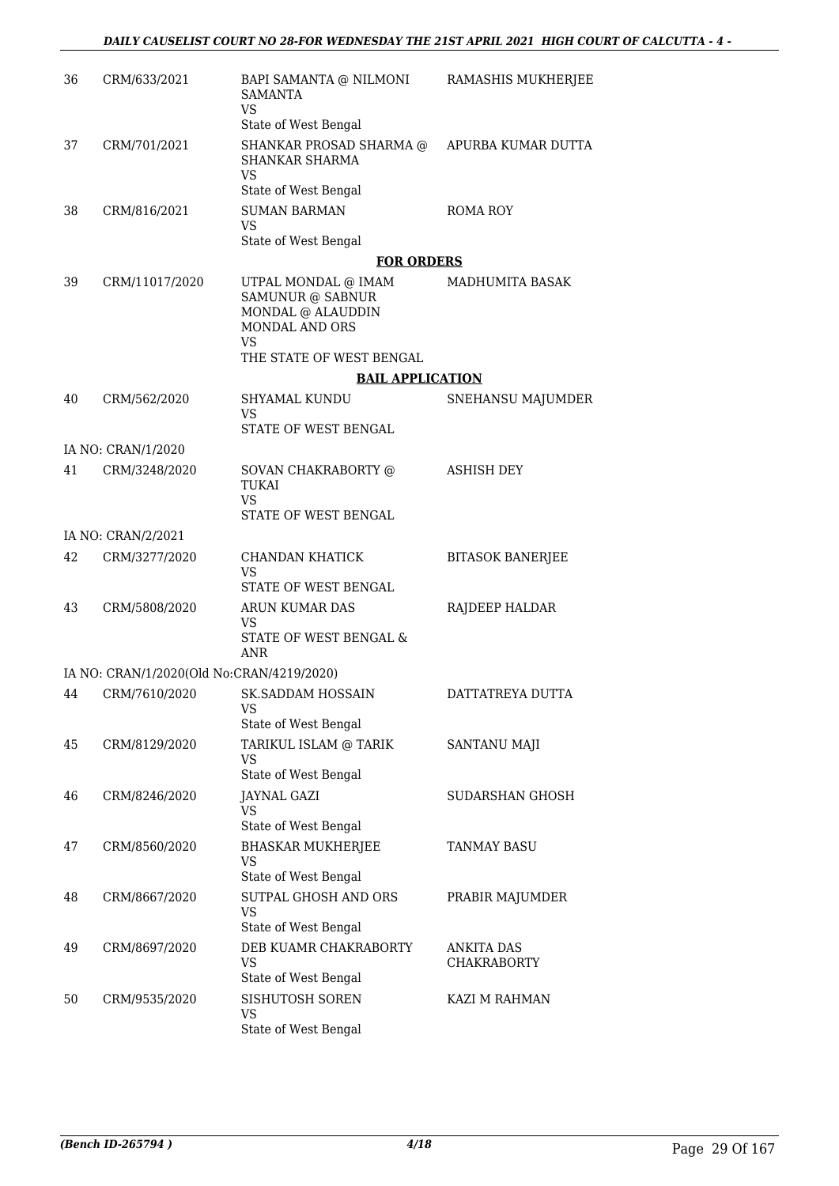| | | | |
|---|---|---|---|
| 36 | CRM/633/2021 | BAPI SAMANTA @ NILMONI SAMANTA<br>VS<br>State of West Bengal | RAMASHIS MUKHERJEE |
| 37 | CRM/701/2021 | SHANKAR PROSAD SHARMA @ SHANKAR SHARMA<br>VS<br>State of West Bengal | APURBA KUMAR DUTTA |
| 38 | CRM/816/2021 | SUMAN BARMAN<br>VS<br>State of West Bengal | ROMA ROY |

**FOR ORDERS**

| | | | |
|---|---|---|---|
| 39 | CRM/11017/2020 | UTPAL MONDAL @ IMAM SAMUNUR @ SABNUR MONDAL @ ALAUDDIN MONDAL AND ORS<br>VS<br>THE STATE OF WEST BENGAL | MADHUMITA BASAK |

**BAIL APPLICATION**

| | | | |
|---|---|---|---|
| 40 | CRM/562/2020 | SHYAMAL KUNDU<br>VS<br>STATE OF WEST BENGAL | SNEHANSU MAJUMDER |
| | IA NO: CRAN/1/2020 | | |
| 41 | CRM/3248/2020 | SOVAN CHAKRABORTY @ TUKAI<br>VS<br>STATE OF WEST BENGAL | ASHISH DEY |
| | IA NO: CRAN/2/2021 | | |
| 42 | CRM/3277/2020 | CHANDAN KHATICK<br>VS<br>STATE OF WEST BENGAL | BITASOK BANERJEE |
| 43 | CRM/5808/2020 | ARUN KUMAR DAS<br>VS<br>STATE OF WEST BENGAL & ANR | RAJDEEP HALDAR |
| | IA NO: CRAN/1/2020(Old No:CRAN/4219/2020) | | |
| 44 | CRM/7610/2020 | SK.SADDAM HOSSAIN<br>VS<br>State of West Bengal | DATTATREYA DUTTA |
| 45 | CRM/8129/2020 | TARIKUL ISLAM @ TARIK<br>VS<br>State of West Bengal | SANTANU MAJI |
| 46 | CRM/8246/2020 | JAYNAL GAZI<br>VS<br>State of West Bengal | SUDARSHAN GHOSH |
| 47 | CRM/8560/2020 | BHASKAR MUKHERJEE<br>VS<br>State of West Bengal | TANMAY BASU |
| 48 | CRM/8667/2020 | SUTPAL GHOSH AND ORS<br>VS<br>State of West Bengal | PRABIR MAJUMDER |
| 49 | CRM/8697/2020 | DEB KUAMR CHAKRABORTY<br>VS<br>State of West Bengal | ANKITA DAS CHAKRABORTY |
| 50 | CRM/9535/2020 | SISHUTOSH SOREN<br>VS<br>State of West Bengal | KAZI M RAHMAN |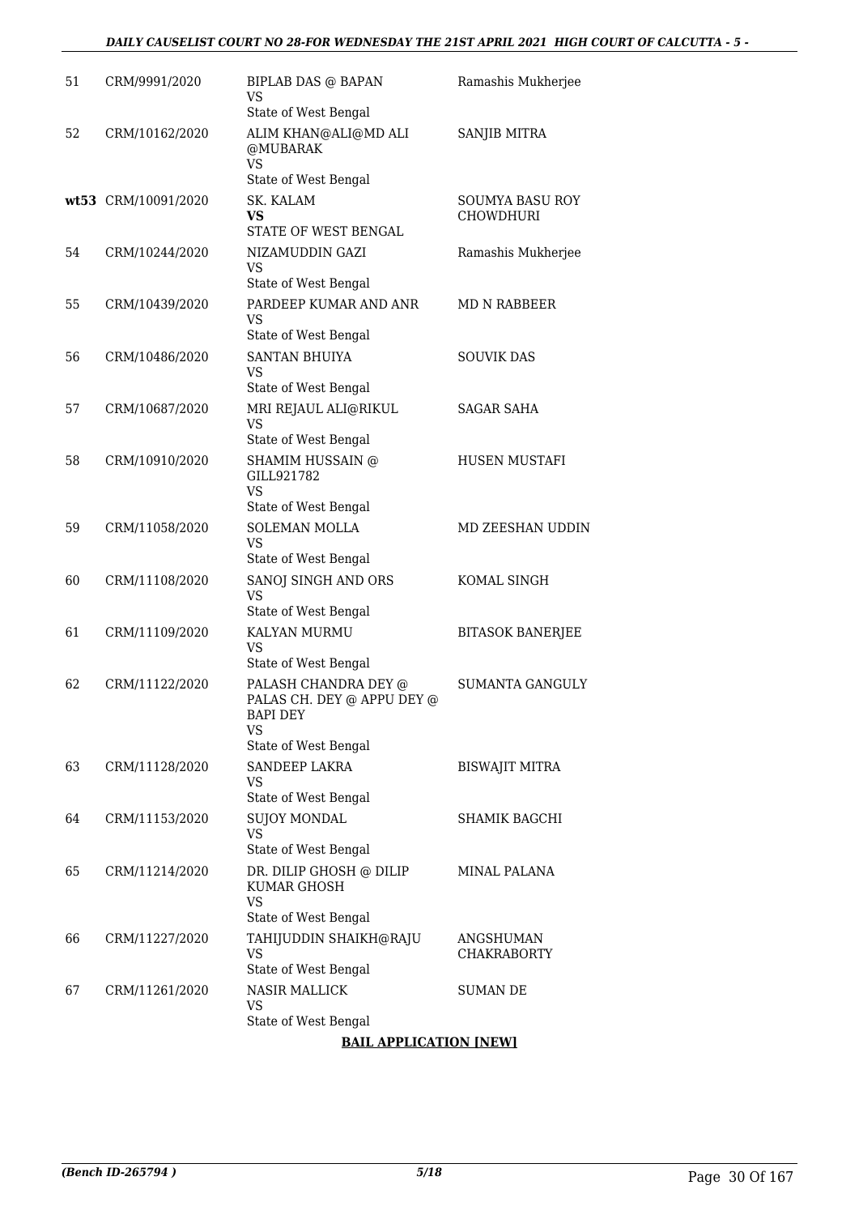| | | | |
|---|---|---|---|
| 51 | CRM/9991/2020 | BIPLAB DAS @ BAPAN<br>VS<br>State of West Bengal | Ramashis Mukherjee |
| 52 | CRM/10162/2020 | ALIM KHAN@ALI@MD ALI @MUBARAK<br>VS<br>State of West Bengal | SANJIB MITRA |
| wt53 | CRM/10091/2020 | SK. KALAM<br>**VS**<br>STATE OF WEST BENGAL | SOUMYA BASU ROY CHOWDHURI |
| 54 | CRM/10244/2020 | NIZAMUDDIN GAZI<br>VS<br>State of West Bengal | Ramashis Mukherjee |
| 55 | CRM/10439/2020 | PARDEEP KUMAR AND ANR<br>VS<br>State of West Bengal | MD N RABBEER |
| 56 | CRM/10486/2020 | SANTAN BHUIYA<br>VS<br>State of West Bengal | SOUVIK DAS |
| 57 | CRM/10687/2020 | MRI REJAUL ALI@RIKUL<br>VS<br>State of West Bengal | SAGAR SAHA |
| 58 | CRM/10910/2020 | SHAMIM HUSSAIN @ GILL921782<br>VS<br>State of West Bengal | HUSEN MUSTAFI |
| 59 | CRM/11058/2020 | SOLEMAN MOLLA<br>VS<br>State of West Bengal | MD ZEESHAN UDDIN |
| 60 | CRM/11108/2020 | SANOJ SINGH AND ORS<br>VS<br>State of West Bengal | KOMAL SINGH |
| 61 | CRM/11109/2020 | KALYAN MURMU<br>VS<br>State of West Bengal | BITASOK BANERJEE |
| 62 | CRM/11122/2020 | PALASH CHANDRA DEY @ PALAS CH. DEY @ APPU DEY @ BAPI DEY<br>VS<br>State of West Bengal | SUMANTA GANGULY |
| 63 | CRM/11128/2020 | SANDEEP LAKRA<br>VS<br>State of West Bengal | BISWAJIT MITRA |
| 64 | CRM/11153/2020 | SUJOY MONDAL<br>VS<br>State of West Bengal | SHAMIK BAGCHI |
| 65 | CRM/11214/2020 | DR. DILIP GHOSH @ DILIP KUMAR GHOSH<br>VS<br>State of West Bengal | MINAL PALANA |
| 66 | CRM/11227/2020 | TAHIJUDDIN SHAIKH@RAJU<br>VS<br>State of West Bengal | ANGSHUMAN CHAKRABORTY |
| 67 | CRM/11261/2020 | NASIR MALLICK<br>VS<br>State of West Bengal | SUMAN DE |

**BAIL APPLICATION [NEW]**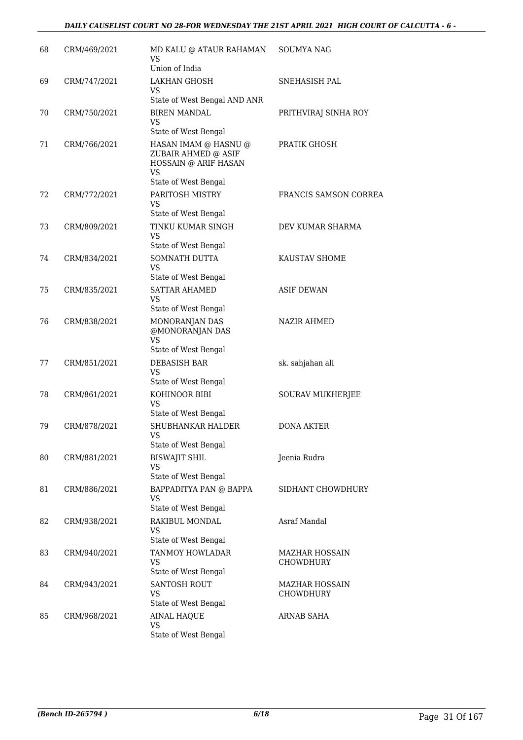| 68 | CRM/469/2021 | MD KALU @ ATAUR RAHAMAN VS Union of India | SOUMYA NAG |
|---|---|---|---|
| 69 | CRM/747/2021 | LAKHAN GHOSH VS State of West Bengal AND ANR | SNEHASISH PAL |
| 70 | CRM/750/2021 | BIREN MANDAL VS State of West Bengal | PRITHVIRAJ SINHA ROY |
| 71 | CRM/766/2021 | HASAN IMAM @ HASNU @ ZUBAIR AHMED @ ASIF HOSSAIN @ ARIF HASAN VS State of West Bengal | PRATIK GHOSH |
| 72 | CRM/772/2021 | PARITOSH MISTRY VS State of West Bengal | FRANCIS SAMSON CORREA |
| 73 | CRM/809/2021 | TINKU KUMAR SINGH VS State of West Bengal | DEV KUMAR SHARMA |
| 74 | CRM/834/2021 | SOMNATH DUTTA VS State of West Bengal | KAUSTAV SHOME |
| 75 | CRM/835/2021 | SATTAR AHAMED VS State of West Bengal | ASIF DEWAN |
| 76 | CRM/838/2021 | MONORANJAN DAS @MONORANJAN DAS VS State of West Bengal | NAZIR AHMED |
| 77 | CRM/851/2021 | DEBASISH BAR VS State of West Bengal | sk. sahjahan ali |
| 78 | CRM/861/2021 | KOHINOOR BIBI VS State of West Bengal | SOURAV MUKHERJEE |
| 79 | CRM/878/2021 | SHUBHANKAR HALDER VS State of West Bengal | DONA AKTER |
| 80 | CRM/881/2021 | BISWAJIT SHIL VS State of West Bengal | Jeenia Rudra |
| 81 | CRM/886/2021 | BAPPADITYA PAN @ BAPPA VS State of West Bengal | SIDHANT CHOWDHURY |
| 82 | CRM/938/2021 | RAKIBUL MONDAL VS State of West Bengal | Asraf Mandal |
| 83 | CRM/940/2021 | TANMOY HOWLADAR VS State of West Bengal | MAZHAR HOSSAIN CHOWDHURY |
| 84 | CRM/943/2021 | SANTOSH ROUT VS State of West Bengal | MAZHAR HOSSAIN CHOWDHURY |
| 85 | CRM/968/2021 | AINAL HAQUE VS State of West Bengal | ARNAB SAHA |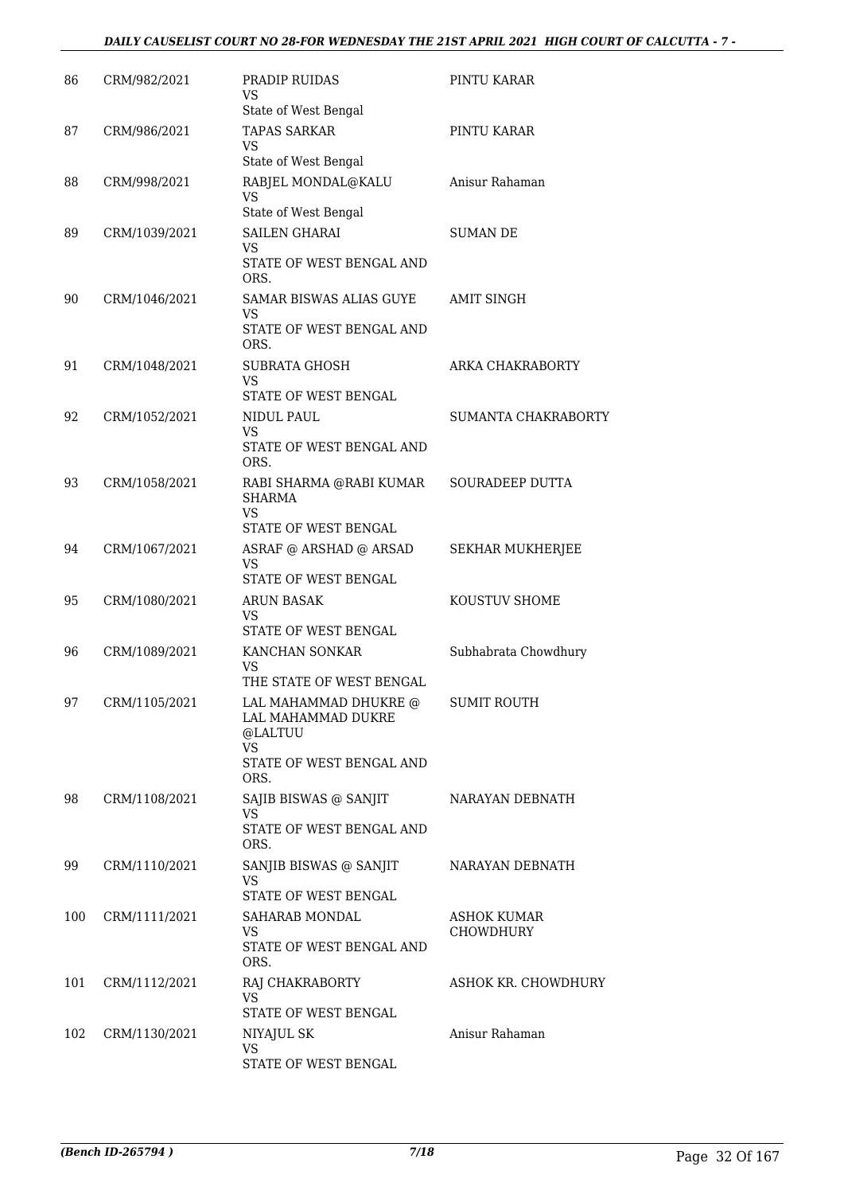| | | | |
|---|---|---|---|
| 86 | CRM/982/2021 | PRADIP RUIDAS<br>VS<br>State of West Bengal | PINTU KARAR |
| 87 | CRM/986/2021 | TAPAS SARKAR<br>VS<br>State of West Bengal | PINTU KARAR |
| 88 | CRM/998/2021 | RABJEL MONDAL@KALU<br>VS<br>State of West Bengal | Anisur Rahaman |
| 89 | CRM/1039/2021 | SAILEN GHARAI<br>VS<br>STATE OF WEST BENGAL AND ORS. | SUMAN DE |
| 90 | CRM/1046/2021 | SAMAR BISWAS ALIAS GUYE<br>VS<br>STATE OF WEST BENGAL AND ORS. | AMIT SINGH |
| 91 | CRM/1048/2021 | SUBRATA GHOSH<br>VS<br>STATE OF WEST BENGAL | ARKA CHAKRABORTY |
| 92 | CRM/1052/2021 | NIDUL PAUL<br>VS<br>STATE OF WEST BENGAL AND ORS. | SUMANTA CHAKRABORTY |
| 93 | CRM/1058/2021 | RABI SHARMA @RABI KUMAR SHARMA<br>VS<br>STATE OF WEST BENGAL | SOURADEEP DUTTA |
| 94 | CRM/1067/2021 | ASRAF @ ARSHAD @ ARSAD<br>VS<br>STATE OF WEST BENGAL | SEKHAR MUKHERJEE |
| 95 | CRM/1080/2021 | ARUN BASAK<br>VS<br>STATE OF WEST BENGAL | KOUSTUV SHOME |
| 96 | CRM/1089/2021 | KANCHAN SONKAR<br>VS<br>THE STATE OF WEST BENGAL | Subhabrata Chowdhury |
| 97 | CRM/1105/2021 | LAL MAHAMMAD DHUKRE @ LAL MAHAMMAD DUKRE @LALTUU<br>VS<br>STATE OF WEST BENGAL AND ORS. | SUMIT ROUTH |
| 98 | CRM/1108/2021 | SAJIB BISWAS @ SANJIT<br>VS<br>STATE OF WEST BENGAL AND ORS. | NARAYAN DEBNATH |
| 99 | CRM/1110/2021 | SANJIB BISWAS @ SANJIT<br>VS<br>STATE OF WEST BENGAL | NARAYAN DEBNATH |
| 100 | CRM/1111/2021 | SAHARAB MONDAL<br>VS<br>STATE OF WEST BENGAL AND ORS. | ASHOK KUMAR CHOWDHURY |
| 101 | CRM/1112/2021 | RAJ CHAKRABORTY<br>VS<br>STATE OF WEST BENGAL | ASHOK KR. CHOWDHURY |
| 102 | CRM/1130/2021 | NIYAJUL SK<br>VS<br>STATE OF WEST BENGAL | Anisur Rahaman |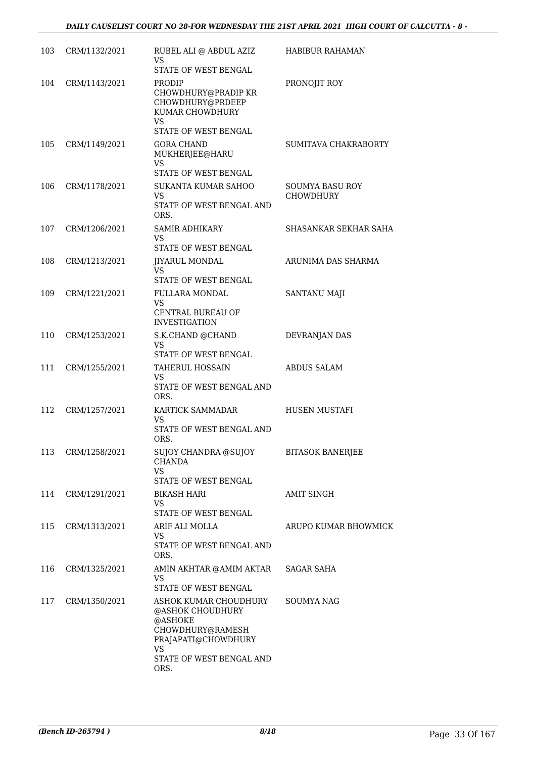| | | | |
|---|---|---|---|
| 103 | CRM/1132/2021 | RUBEL ALI @ ABDUL AZIZ<br>VS<br>STATE OF WEST BENGAL | HABIBUR RAHAMAN |
| 104 | CRM/1143/2021 | PRODIP CHOWDHURY@PRADIP KR CHOWDHURY@PRDEEP KUMAR CHOWDHURY<br>VS<br>STATE OF WEST BENGAL | PRONOJIT ROY |
| 105 | CRM/1149/2021 | GORA CHAND MUKHERJEE@HARU<br>VS<br>STATE OF WEST BENGAL | SUMITAVA CHAKRABORTY |
| 106 | CRM/1178/2021 | SUKANTA KUMAR SAHOO<br>VS<br>STATE OF WEST BENGAL AND ORS. | SOUMYA BASU ROY CHOWDHURY |
| 107 | CRM/1206/2021 | SAMIR ADHIKARY<br>VS<br>STATE OF WEST BENGAL | SHASANKAR SEKHAR SAHA |
| 108 | CRM/1213/2021 | JIYARUL MONDAL<br>VS<br>STATE OF WEST BENGAL | ARUNIMA DAS SHARMA |
| 109 | CRM/1221/2021 | FULLARA MONDAL<br>VS<br>CENTRAL BUREAU OF INVESTIGATION | SANTANU MAJI |
| 110 | CRM/1253/2021 | S.K.CHAND @CHAND<br>VS<br>STATE OF WEST BENGAL | DEVRANJAN DAS |
| 111 | CRM/1255/2021 | TAHERUL HOSSAIN<br>VS<br>STATE OF WEST BENGAL AND ORS. | ABDUS SALAM |
| 112 | CRM/1257/2021 | KARTICK SAMMADAR<br>VS<br>STATE OF WEST BENGAL AND ORS. | HUSEN MUSTAFI |
| 113 | CRM/1258/2021 | SUJOY CHANDRA @SUJOY CHANDA<br>VS<br>STATE OF WEST BENGAL | BITASOK BANERJEE |
| 114 | CRM/1291/2021 | BIKASH HARI<br>VS<br>STATE OF WEST BENGAL | AMIT SINGH |
| 115 | CRM/1313/2021 | ARIF ALI MOLLA<br>VS<br>STATE OF WEST BENGAL AND ORS. | ARUPO KUMAR BHOWMICK |
| 116 | CRM/1325/2021 | AMIN AKHTAR @AMIM AKTAR<br>VS<br>STATE OF WEST BENGAL | SAGAR SAHA |
| 117 | CRM/1350/2021 | ASHOK KUMAR CHOUDHURY @ASHOK CHOUDHURY @ASHOKE CHOWDHURY@RAMESH PRAJAPATI@CHOWDHURY<br>VS<br>STATE OF WEST BENGAL AND ORS. | SOUMYA NAG |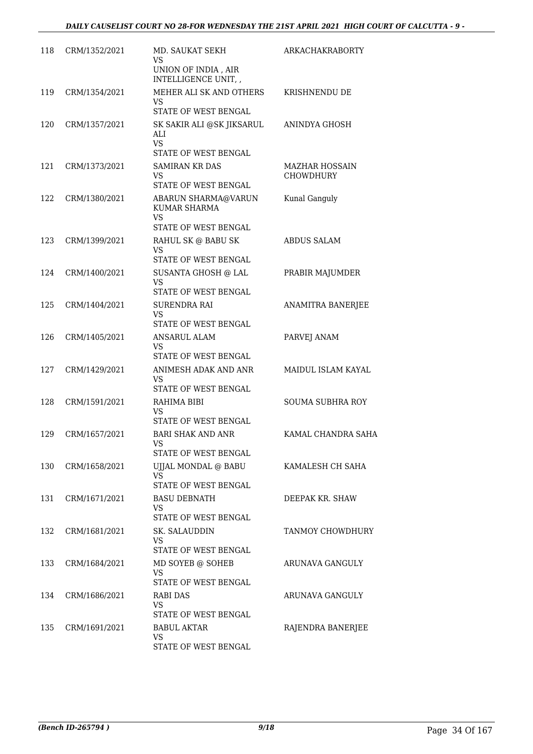| | | | |
|---|---|---|---|
| 118 | CRM/1352/2021 | MD. SAUKAT SEKH<br>VS<br>UNION OF INDIA , AIR INTELLIGENCE UNIT, , | ARKACHAKRABORTY |
| 119 | CRM/1354/2021 | MEHER ALI SK AND OTHERS<br>VS<br>STATE OF WEST BENGAL | KRISHNENDU DE |
| 120 | CRM/1357/2021 | SK SAKIR ALI @SK JIKSARUL ALI<br>VS<br>STATE OF WEST BENGAL | ANINDYA GHOSH |
| 121 | CRM/1373/2021 | SAMIRAN KR DAS<br>VS<br>STATE OF WEST BENGAL | MAZHAR HOSSAIN CHOWDHURY |
| 122 | CRM/1380/2021 | ABARUN SHARMA@VARUN KUMAR SHARMA<br>VS<br>STATE OF WEST BENGAL | Kunal Ganguly |
| 123 | CRM/1399/2021 | RAHUL SK @ BABU SK<br>VS<br>STATE OF WEST BENGAL | ABDUS SALAM |
| 124 | CRM/1400/2021 | SUSANTA GHOSH @ LAL<br>VS<br>STATE OF WEST BENGAL | PRABIR MAJUMDER |
| 125 | CRM/1404/2021 | SURENDRA RAI<br>VS<br>STATE OF WEST BENGAL | ANAMITRA BANERJEE |
| 126 | CRM/1405/2021 | ANSARUL ALAM<br>VS<br>STATE OF WEST BENGAL | PARVEJ ANAM |
| 127 | CRM/1429/2021 | ANIMESH ADAK AND ANR<br>VS<br>STATE OF WEST BENGAL | MAIDUL ISLAM KAYAL |
| 128 | CRM/1591/2021 | RAHIMA BIBI<br>VS<br>STATE OF WEST BENGAL | SOUMA SUBHRA ROY |
| 129 | CRM/1657/2021 | BARI SHAK AND ANR<br>VS<br>STATE OF WEST BENGAL | KAMAL CHANDRA SAHA |
| 130 | CRM/1658/2021 | UJJAL MONDAL @ BABU<br>VS<br>STATE OF WEST BENGAL | KAMALESH CH SAHA |
| 131 | CRM/1671/2021 | BASU DEBNATH<br>VS<br>STATE OF WEST BENGAL | DEEPAK KR. SHAW |
| 132 | CRM/1681/2021 | SK. SALAUDDIN<br>VS<br>STATE OF WEST BENGAL | TANMOY CHOWDHURY |
| 133 | CRM/1684/2021 | MD SOYEB @ SOHEB<br>VS<br>STATE OF WEST BENGAL | ARUNAVA GANGULY |
| 134 | CRM/1686/2021 | RABI DAS<br>VS<br>STATE OF WEST BENGAL | ARUNAVA GANGULY |
| 135 | CRM/1691/2021 | BABUL AKTAR<br>VS<br>STATE OF WEST BENGAL | RAJENDRA BANERJEE |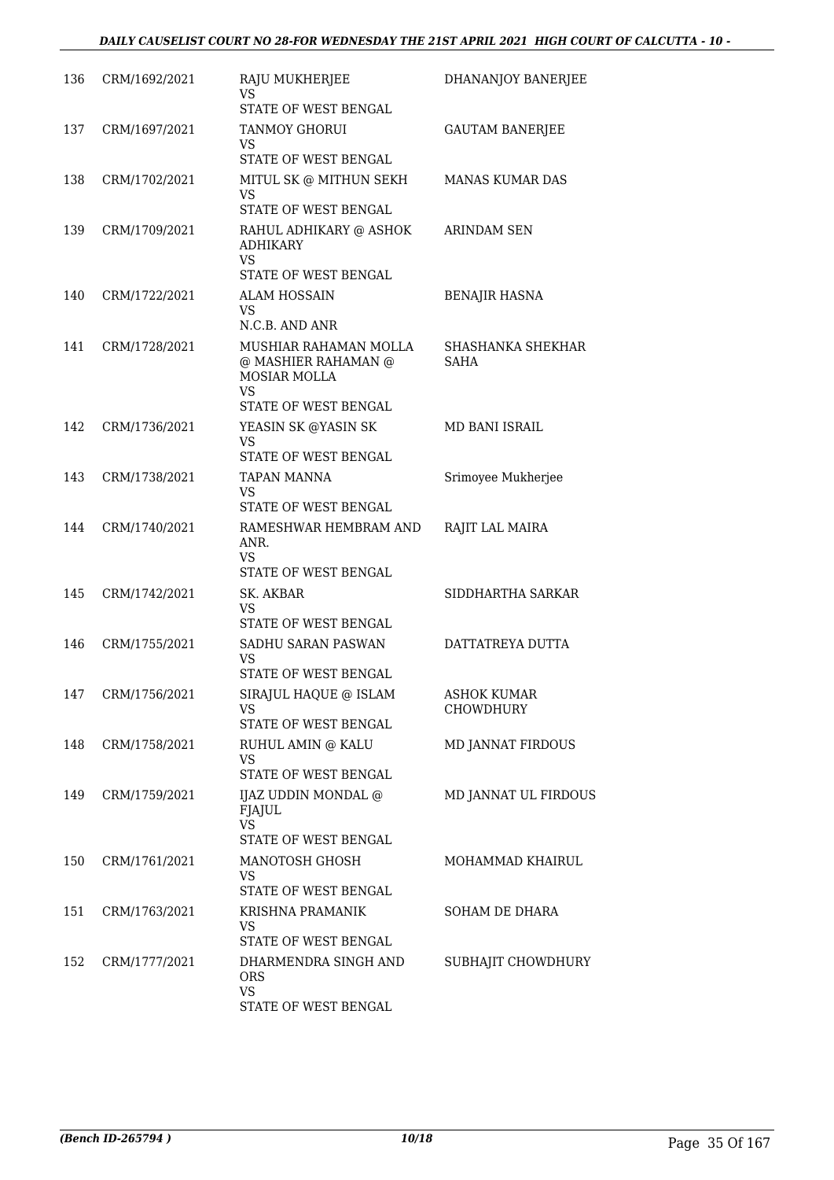| 136 | CRM/1692/2021 | RAJU MUKHERJEE<br>VS<br>STATE OF WEST BENGAL | DHANANJOY BANERJEE |
|---|---|---|---|
| 137 | CRM/1697/2021 | TANMOY GHORUI<br>VS<br>STATE OF WEST BENGAL | GAUTAM BANERJEE |
| 138 | CRM/1702/2021 | MITUL SK @ MITHUN SEKH<br>VS<br>STATE OF WEST BENGAL | MANAS KUMAR DAS |
| 139 | CRM/1709/2021 | RAHUL ADHIKARY @ ASHOK ADHIKARY<br>VS<br>STATE OF WEST BENGAL | ARINDAM SEN |
| 140 | CRM/1722/2021 | ALAM HOSSAIN<br>VS<br>N.C.B. AND ANR | BENAJIR HASNA |
| 141 | CRM/1728/2021 | MUSHIAR RAHAMAN MOLLA @ MASHIER RAHAMAN @ MOSIAR MOLLA<br>VS<br>STATE OF WEST BENGAL | SHASHANKA SHEKHAR SAHA |
| 142 | CRM/1736/2021 | YEASIN SK @YASIN SK<br>VS<br>STATE OF WEST BENGAL | MD BANI ISRAIL |
| 143 | CRM/1738/2021 | TAPAN MANNA<br>VS<br>STATE OF WEST BENGAL | Srimoyee Mukherjee |
| 144 | CRM/1740/2021 | RAMESHWAR HEMBRAM AND ANR.<br>VS<br>STATE OF WEST BENGAL | RAJIT LAL MAIRA |
| 145 | CRM/1742/2021 | SK. AKBAR<br>VS<br>STATE OF WEST BENGAL | SIDDHARTHA SARKAR |
| 146 | CRM/1755/2021 | SADHU SARAN PASWAN<br>VS<br>STATE OF WEST BENGAL | DATTATREYA DUTTA |
| 147 | CRM/1756/2021 | SIRAJUL HAQUE @ ISLAM<br>VS<br>STATE OF WEST BENGAL | ASHOK KUMAR CHOWDHURY |
| 148 | CRM/1758/2021 | RUHUL AMIN @ KALU<br>VS<br>STATE OF WEST BENGAL | MD JANNAT FIRDOUS |
| 149 | CRM/1759/2021 | IJAZ UDDIN MONDAL @ FJAJUL<br>VS<br>STATE OF WEST BENGAL | MD JANNAT UL FIRDOUS |
| 150 | CRM/1761/2021 | MANOTOSH GHOSH<br>VS<br>STATE OF WEST BENGAL | MOHAMMAD KHAIRUL |
| 151 | CRM/1763/2021 | KRISHNA PRAMANIK<br>VS<br>STATE OF WEST BENGAL | SOHAM DE DHARA |
| 152 | CRM/1777/2021 | DHARMENDRA SINGH AND ORS<br>VS<br>STATE OF WEST BENGAL | SUBHAJIT CHOWDHURY |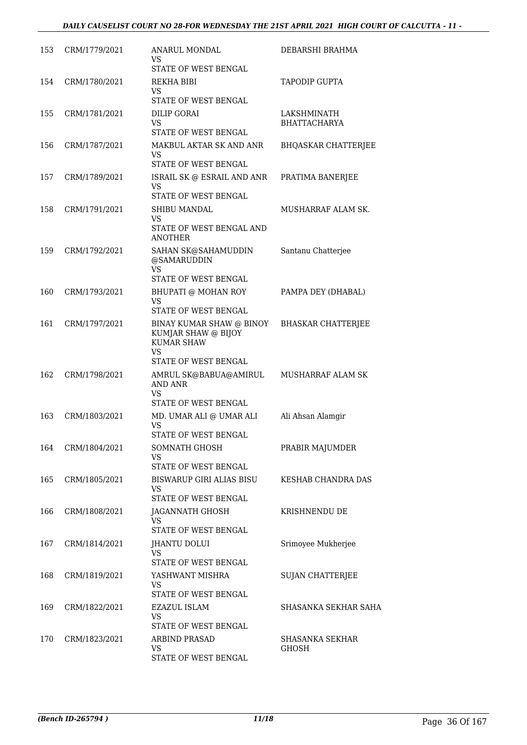| | | | |
|---|---|---|---|
| 153 | CRM/1779/2021 | ANARUL MONDAL<br>VS<br>STATE OF WEST BENGAL | DEBARSHI BRAHMA |
| 154 | CRM/1780/2021 | REKHA BIBI<br>VS<br>STATE OF WEST BENGAL | TAPODIP GUPTA |
| 155 | CRM/1781/2021 | DILIP GORAI<br>VS<br>STATE OF WEST BENGAL | LAKSHMINATH BHATTACHARYA |
| 156 | CRM/1787/2021 | MAKBUL AKTAR SK AND ANR<br>VS<br>STATE OF WEST BENGAL | BHQASKAR CHATTERJEE |
| 157 | CRM/1789/2021 | ISRAIL SK @ ESRAIL AND ANR<br>VS<br>STATE OF WEST BENGAL | PRATIMA BANERJEE |
| 158 | CRM/1791/2021 | SHIBU MANDAL<br>VS<br>STATE OF WEST BENGAL AND ANOTHER | MUSHARRAF ALAM SK. |
| 159 | CRM/1792/2021 | SAHAN SK@SAHAMUDDIN @SAMARUDDIN<br>VS<br>STATE OF WEST BENGAL | Santanu Chatterjee |
| 160 | CRM/1793/2021 | BHUPATI @ MOHAN ROY<br>VS<br>STATE OF WEST BENGAL | PAMPA DEY (DHABAL) |
| 161 | CRM/1797/2021 | BINAY KUMAR SHAW @ BINOY KUMJAR SHAW @ BIJOY KUMAR SHAW<br>VS<br>STATE OF WEST BENGAL | BHASKAR CHATTERJEE |
| 162 | CRM/1798/2021 | AMRUL SK@BABUA@AMIRUL AND ANR<br>VS<br>STATE OF WEST BENGAL | MUSHARRAF ALAM SK |
| 163 | CRM/1803/2021 | MD. UMAR ALI @ UMAR ALI<br>VS<br>STATE OF WEST BENGAL | Ali Ahsan Alamgir |
| 164 | CRM/1804/2021 | SOMNATH GHOSH<br>VS<br>STATE OF WEST BENGAL | PRABIR MAJUMDER |
| 165 | CRM/1805/2021 | BISWARUP GIRI ALIAS BISU<br>VS<br>STATE OF WEST BENGAL | KESHAB CHANDRA DAS |
| 166 | CRM/1808/2021 | JAGANNATH GHOSH<br>VS<br>STATE OF WEST BENGAL | KRISHNENDU DE |
| 167 | CRM/1814/2021 | JHANTU DOLUI<br>VS<br>STATE OF WEST BENGAL | Srimoyee Mukherjee |
| 168 | CRM/1819/2021 | YASHWANT MISHRA<br>VS<br>STATE OF WEST BENGAL | SUJAN CHATTERJEE |
| 169 | CRM/1822/2021 | EZAZUL ISLAM<br>VS<br>STATE OF WEST BENGAL | SHASANKA SEKHAR SAHA |
| 170 | CRM/1823/2021 | ARBIND PRASAD<br>VS<br>STATE OF WEST BENGAL | SHASANKA SEKHAR GHOSH |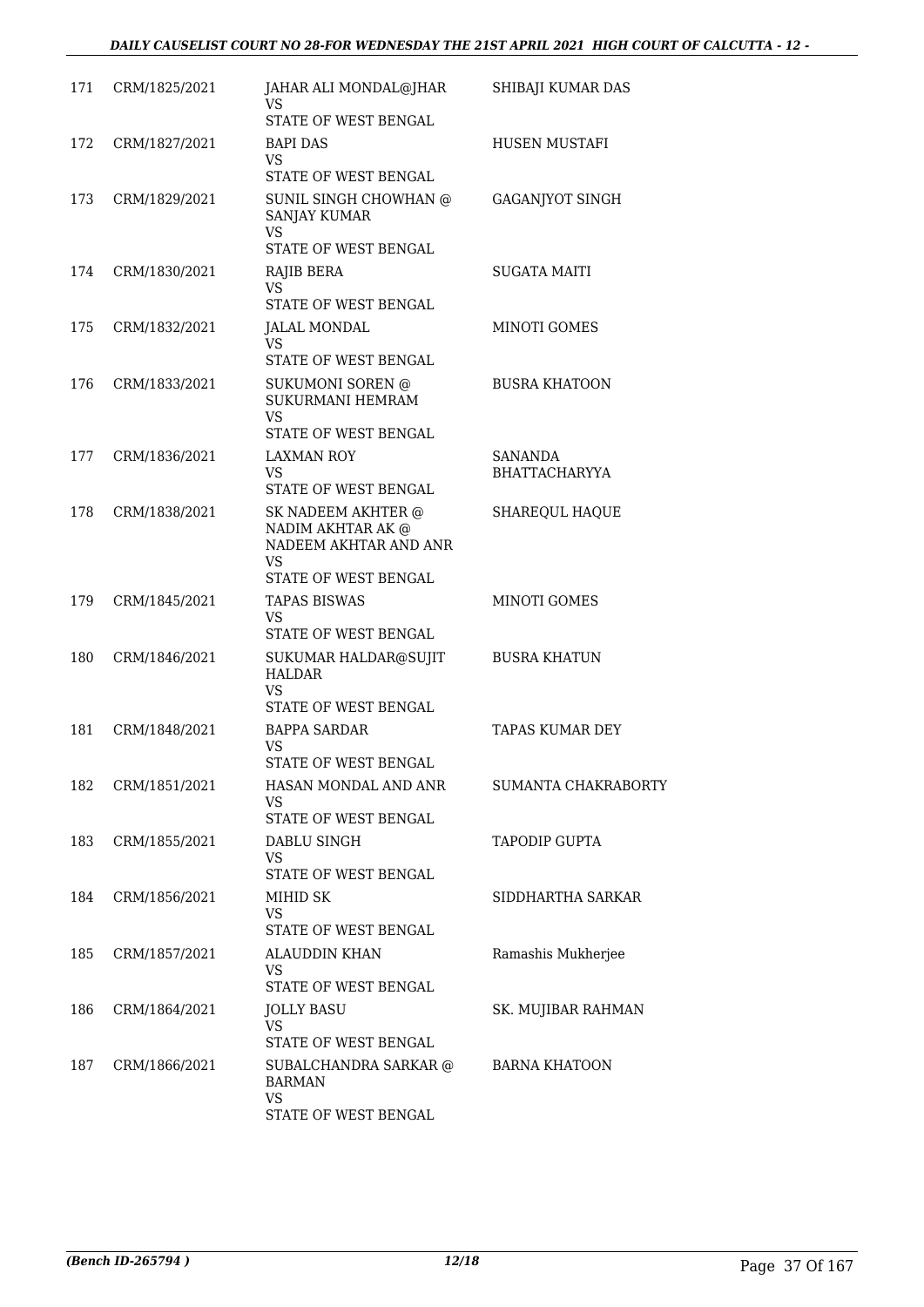| | | | |
|---|---|---|---|
| 171 | CRM/1825/2021 | JAHAR ALI MONDAL@JHAR<br>VS<br>STATE OF WEST BENGAL | SHIBAJI KUMAR DAS |
| 172 | CRM/1827/2021 | BAPI DAS<br>VS<br>STATE OF WEST BENGAL | HUSEN MUSTAFI |
| 173 | CRM/1829/2021 | SUNIL SINGH CHOWHAN @ SANJAY KUMAR<br>VS<br>STATE OF WEST BENGAL | GAGANJYOT SINGH |
| 174 | CRM/1830/2021 | RAJIB BERA<br>VS<br>STATE OF WEST BENGAL | SUGATA MAITI |
| 175 | CRM/1832/2021 | JALAL MONDAL<br>VS<br>STATE OF WEST BENGAL | MINOTI GOMES |
| 176 | CRM/1833/2021 | SUKUMONI SOREN @ SUKURMANI HEMRAM<br>VS<br>STATE OF WEST BENGAL | BUSRA KHATOON |
| 177 | CRM/1836/2021 | LAXMAN ROY<br>VS<br>STATE OF WEST BENGAL | SANANDA BHATTACHARYYA |
| 178 | CRM/1838/2021 | SK NADEEM AKHTER @ NADIM AKHTAR AK @ NADEEM AKHTAR AND ANR<br>VS<br>STATE OF WEST BENGAL | SHAREQUL HAQUE |
| 179 | CRM/1845/2021 | TAPAS BISWAS<br>VS<br>STATE OF WEST BENGAL | MINOTI GOMES |
| 180 | CRM/1846/2021 | SUKUMAR HALDAR@SUJIT HALDAR<br>VS<br>STATE OF WEST BENGAL | BUSRA KHATUN |
| 181 | CRM/1848/2021 | BAPPA SARDAR<br>VS<br>STATE OF WEST BENGAL | TAPAS KUMAR DEY |
| 182 | CRM/1851/2021 | HASAN MONDAL AND ANR<br>VS<br>STATE OF WEST BENGAL | SUMANTA CHAKRABORTY |
| 183 | CRM/1855/2021 | DABLU SINGH<br>VS<br>STATE OF WEST BENGAL | TAPODIP GUPTA |
| 184 | CRM/1856/2021 | MIHID SK<br>VS<br>STATE OF WEST BENGAL | SIDDHARTHA SARKAR |
| 185 | CRM/1857/2021 | ALAUDDIN KHAN<br>VS<br>STATE OF WEST BENGAL | Ramashis Mukherjee |
| 186 | CRM/1864/2021 | JOLLY BASU<br>VS<br>STATE OF WEST BENGAL | SK. MUJIBAR RAHMAN |
| 187 | CRM/1866/2021 | SUBALCHANDRA SARKAR @ BARMAN<br>VS<br>STATE OF WEST BENGAL | BARNA KHATOON |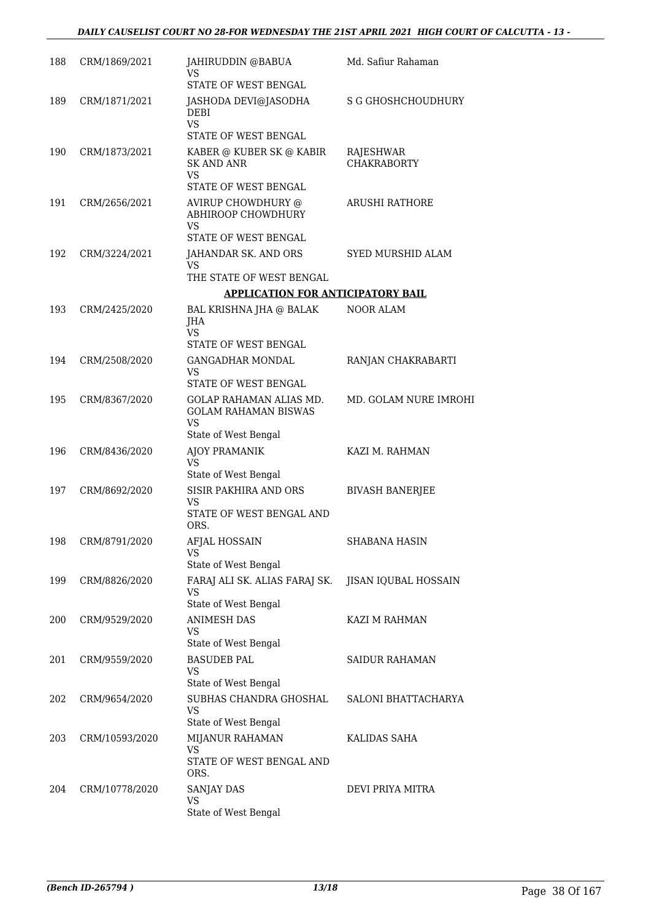| | | | |
|---|---|---|---|
| 188 | CRM/1869/2021 | JAHIRUDDIN @BABUA<br>VS<br>STATE OF WEST BENGAL | Md. Safiur Rahaman |
| 189 | CRM/1871/2021 | JASHODA DEVI@JASODHA DEBI<br>VS<br>STATE OF WEST BENGAL | S G GHOSHCHOUDHURY |
| 190 | CRM/1873/2021 | KABER @ KUBER SK @ KABIR SK AND ANR<br>VS<br>STATE OF WEST BENGAL | RAJESHWAR CHAKRABORTY |
| 191 | CRM/2656/2021 | AVIRUP CHOWDHURY @ ABHIROOP CHOWDHURY<br>VS<br>STATE OF WEST BENGAL | ARUSHI RATHORE |
| 192 | CRM/3224/2021 | JAHANDAR SK. AND ORS<br>VS<br>THE STATE OF WEST BENGAL | SYED MURSHID ALAM |

**APPLICATION FOR ANTICIPATORY BAIL**

| | | | |
|---|---|---|---|
| 193 | CRM/2425/2020 | BAL KRISHNA JHA @ BALAK JHA<br>VS<br>STATE OF WEST BENGAL | NOOR ALAM |
| 194 | CRM/2508/2020 | GANGADHAR MONDAL<br>VS<br>STATE OF WEST BENGAL | RANJAN CHAKRABARTI |
| 195 | CRM/8367/2020 | GOLAP RAHAMAN ALIAS MD. GOLAM RAHAMAN BISWAS<br>VS<br>State of West Bengal | MD. GOLAM NURE IMROHI |
| 196 | CRM/8436/2020 | AJOY PRAMANIK<br>VS<br>State of West Bengal | KAZI M. RAHMAN |
| 197 | CRM/8692/2020 | SISIR PAKHIRA AND ORS<br>VS<br>STATE OF WEST BENGAL AND ORS. | BIVASH BANERJEE |
| 198 | CRM/8791/2020 | AFJAL HOSSAIN<br>VS<br>State of West Bengal | SHABANA HASIN |
| 199 | CRM/8826/2020 | FARAJ ALI SK. ALIAS FARAJ SK.<br>VS<br>State of West Bengal | JISAN IQUBAL HOSSAIN |
| 200 | CRM/9529/2020 | ANIMESH DAS<br>VS<br>State of West Bengal | KAZI M RAHMAN |
| 201 | CRM/9559/2020 | BASUDEB PAL<br>VS<br>State of West Bengal | SAIDUR RAHAMAN |
| 202 | CRM/9654/2020 | SUBHAS CHANDRA GHOSHAL<br>VS<br>State of West Bengal | SALONI BHATTACHARYA |
| 203 | CRM/10593/2020 | MIJANUR RAHAMAN<br>VS<br>STATE OF WEST BENGAL AND ORS. | KALIDAS SAHA |
| 204 | CRM/10778/2020 | SANJAY DAS<br>VS<br>State of West Bengal | DEVI PRIYA MITRA |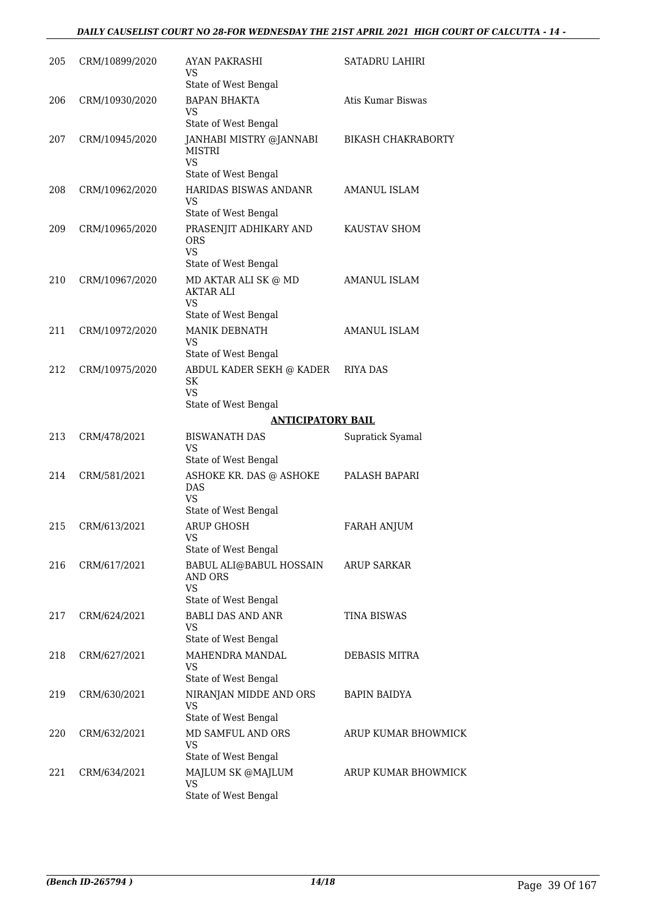| 205 | CRM/10899/2020 | AYAN PAKRASHI<br>VS<br>State of West Bengal | SATADRU LAHIRI |
|---|---|---|---|
| 206 | CRM/10930/2020 | BAPAN BHAKTA<br>VS<br>State of West Bengal | Atis Kumar Biswas |
| 207 | CRM/10945/2020 | JANHABI MISTRY @JANNABI MISTRI<br>VS<br>State of West Bengal | BIKASH CHAKRABORTY |
| 208 | CRM/10962/2020 | HARIDAS BISWAS ANDANR<br>VS<br>State of West Bengal | AMANUL ISLAM |
| 209 | CRM/10965/2020 | PRASENJIT ADHIKARY AND ORS<br>VS<br>State of West Bengal | KAUSTAV SHOM |
| 210 | CRM/10967/2020 | MD AKTAR ALI SK @ MD AKTAR ALI<br>VS<br>State of West Bengal | AMANUL ISLAM |
| 211 | CRM/10972/2020 | MANIK DEBNATH<br>VS<br>State of West Bengal | AMANUL ISLAM |
| 212 | CRM/10975/2020 | ABDUL KADER SEKH @ KADER SK<br>VS<br>State of West Bengal | RIYA DAS |
| | | **ANTICIPATORY BAIL** | |
| 213 | CRM/478/2021 | BISWANATH DAS<br>VS<br>State of West Bengal | Supratick Syamal |
| 214 | CRM/581/2021 | ASHOKE KR. DAS @ ASHOKE DAS<br>VS<br>State of West Bengal | PALASH BAPARI |
| 215 | CRM/613/2021 | ARUP GHOSH<br>VS<br>State of West Bengal | FARAH ANJUM |
| 216 | CRM/617/2021 | BABUL ALI@BABUL HOSSAIN AND ORS<br>VS<br>State of West Bengal | ARUP SARKAR |
| 217 | CRM/624/2021 | BABLI DAS AND ANR<br>VS<br>State of West Bengal | TINA BISWAS |
| 218 | CRM/627/2021 | MAHENDRA MANDAL<br>VS<br>State of West Bengal | DEBASIS MITRA |
| 219 | CRM/630/2021 | NIRANJAN MIDDE AND ORS<br>VS<br>State of West Bengal | BAPIN BAIDYA |
| 220 | CRM/632/2021 | MD SAMFUL AND ORS<br>VS<br>State of West Bengal | ARUP KUMAR BHOWMICK |
| 221 | CRM/634/2021 | MAJLUM SK @MAJLUM<br>VS<br>State of West Bengal | ARUP KUMAR BHOWMICK |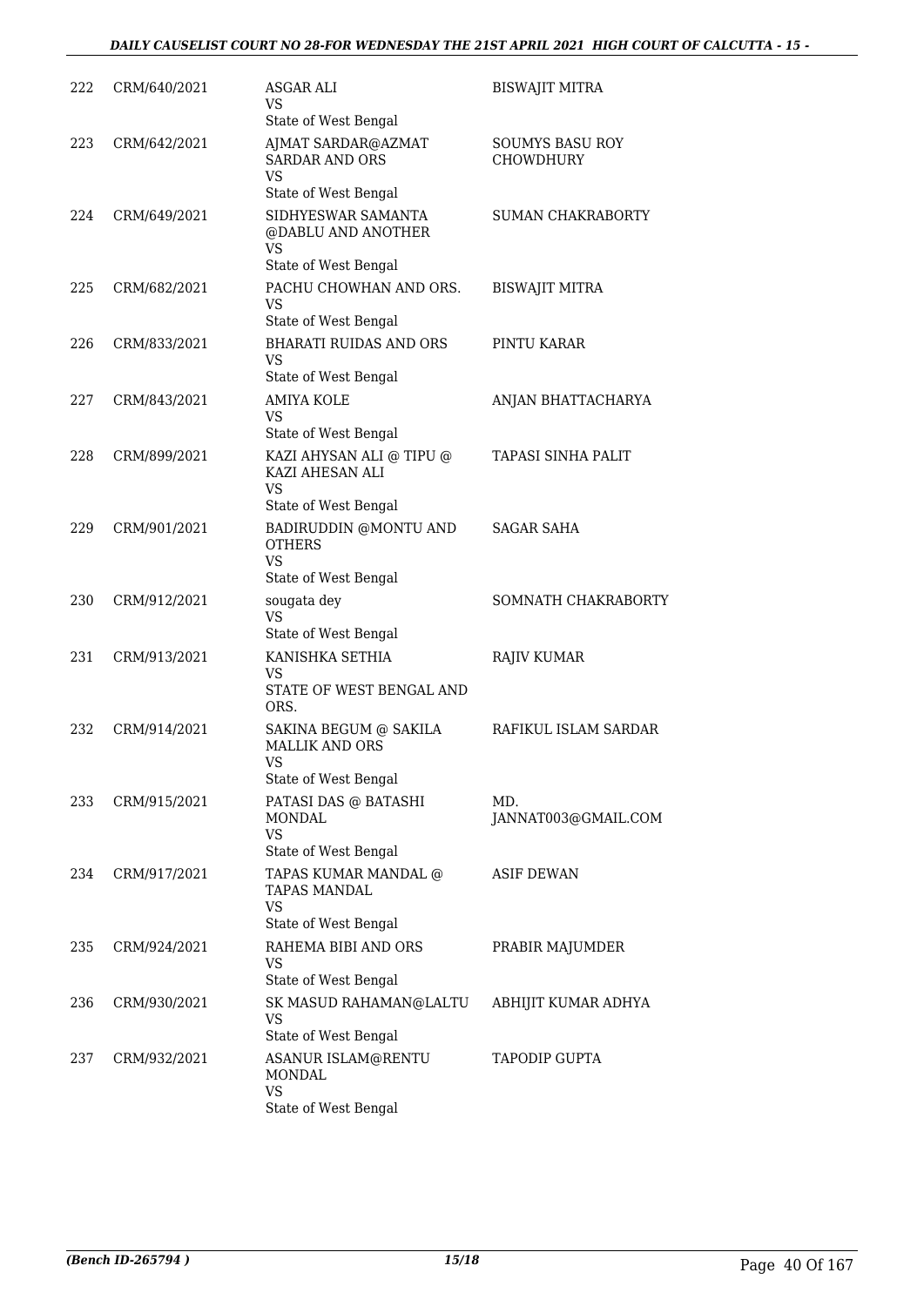| | | | |
|---|---|---|---|
| 222 | CRM/640/2021 | ASGAR ALI<br>VS<br>State of West Bengal | BISWAJIT MITRA |
| 223 | CRM/642/2021 | AJMAT SARDAR@AZMAT SARDAR AND ORS<br>VS<br>State of West Bengal | SOUMYS BASU ROY CHOWDHURY |
| 224 | CRM/649/2021 | SIDHYESWAR SAMANTA @DABLU AND ANOTHER<br>VS<br>State of West Bengal | SUMAN CHAKRABORTY |
| 225 | CRM/682/2021 | PACHU CHOWHAN AND ORS.<br>VS<br>State of West Bengal | BISWAJIT MITRA |
| 226 | CRM/833/2021 | BHARATI RUIDAS AND ORS<br>VS<br>State of West Bengal | PINTU KARAR |
| 227 | CRM/843/2021 | AMIYA KOLE<br>VS<br>State of West Bengal | ANJAN BHATTACHARYA |
| 228 | CRM/899/2021 | KAZI AHYSAN ALI @ TIPU @ KAZI AHESAN ALI<br>VS<br>State of West Bengal | TAPASI SINHA PALIT |
| 229 | CRM/901/2021 | BADIRUDDIN @MONTU AND OTHERS<br>VS<br>State of West Bengal | SAGAR SAHA |
| 230 | CRM/912/2021 | sougata dey<br>VS<br>State of West Bengal | SOMNATH CHAKRABORTY |
| 231 | CRM/913/2021 | KANISHKA SETHIA<br>VS<br>STATE OF WEST BENGAL AND ORS. | RAJIV KUMAR |
| 232 | CRM/914/2021 | SAKINA BEGUM @ SAKILA MALLIK AND ORS<br>VS<br>State of West Bengal | RAFIKUL ISLAM SARDAR |
| 233 | CRM/915/2021 | PATASI DAS @ BATASHI MONDAL<br>VS<br>State of West Bengal | MD. JANNAT003@GMAIL.COM |
| 234 | CRM/917/2021 | TAPAS KUMAR MANDAL @ TAPAS MANDAL<br>VS<br>State of West Bengal | ASIF DEWAN |
| 235 | CRM/924/2021 | RAHEMA BIBI AND ORS<br>VS<br>State of West Bengal | PRABIR MAJUMDER |
| 236 | CRM/930/2021 | SK MASUD RAHAMAN@LALTU<br>VS<br>State of West Bengal | ABHIJIT KUMAR ADHYA |
| 237 | CRM/932/2021 | ASANUR ISLAM@RENTU MONDAL<br>VS<br>State of West Bengal | TAPODIP GUPTA |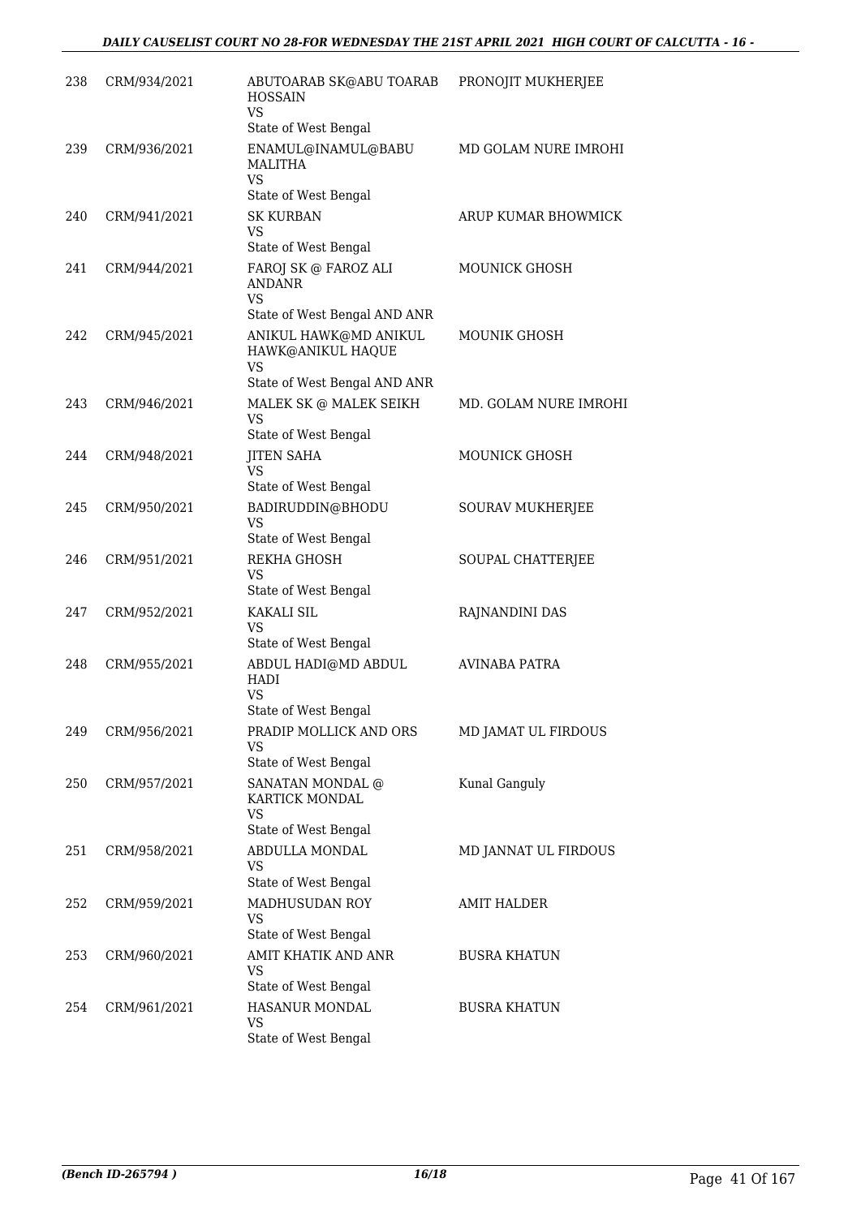| 238 | CRM/934/2021 | ABUTOARAB SK@ABU TOARAB HOSSAIN<br>VS<br>State of West Bengal | PRONOJIT MUKHERJEE |
|---|---|---|---|
| 239 | CRM/936/2021 | ENAMUL@INAMUL@BABU MALITHA<br>VS<br>State of West Bengal | MD GOLAM NURE IMROHI |
| 240 | CRM/941/2021 | SK KURBAN<br>VS<br>State of West Bengal | ARUP KUMAR BHOWMICK |
| 241 | CRM/944/2021 | FAROJ SK @ FAROZ ALI ANDANR<br>VS<br>State of West Bengal AND ANR | MOUNICK GHOSH |
| 242 | CRM/945/2021 | ANIKUL HAWK@MD ANIKUL HAWK@ANIKUL HAQUE<br>VS<br>State of West Bengal AND ANR | MOUNIK GHOSH |
| 243 | CRM/946/2021 | MALEK SK @ MALEK SEIKH<br>VS<br>State of West Bengal | MD. GOLAM NURE IMROHI |
| 244 | CRM/948/2021 | JITEN SAHA<br>VS<br>State of West Bengal | MOUNICK GHOSH |
| 245 | CRM/950/2021 | BADIRUDDIN@BHODU<br>VS<br>State of West Bengal | SOURAV MUKHERJEE |
| 246 | CRM/951/2021 | REKHA GHOSH<br>VS<br>State of West Bengal | SOUPAL CHATTERJEE |
| 247 | CRM/952/2021 | KAKALI SIL<br>VS<br>State of West Bengal | RAJNANDINI DAS |
| 248 | CRM/955/2021 | ABDUL HADI@MD ABDUL HADI<br>VS<br>State of West Bengal | AVINABA PATRA |
| 249 | CRM/956/2021 | PRADIP MOLLICK AND ORS<br>VS<br>State of West Bengal | MD JAMAT UL FIRDOUS |
| 250 | CRM/957/2021 | SANATAN MONDAL @ KARTICK MONDAL<br>VS<br>State of West Bengal | Kunal Ganguly |
| 251 | CRM/958/2021 | ABDULLA MONDAL<br>VS<br>State of West Bengal | MD JANNAT UL FIRDOUS |
| 252 | CRM/959/2021 | MADHUSUDAN ROY<br>VS<br>State of West Bengal | AMIT HALDER |
| 253 | CRM/960/2021 | AMIT KHATIK AND ANR<br>VS<br>State of West Bengal | BUSRA KHATUN |
| 254 | CRM/961/2021 | HASANUR MONDAL<br>VS<br>State of West Bengal | BUSRA KHATUN |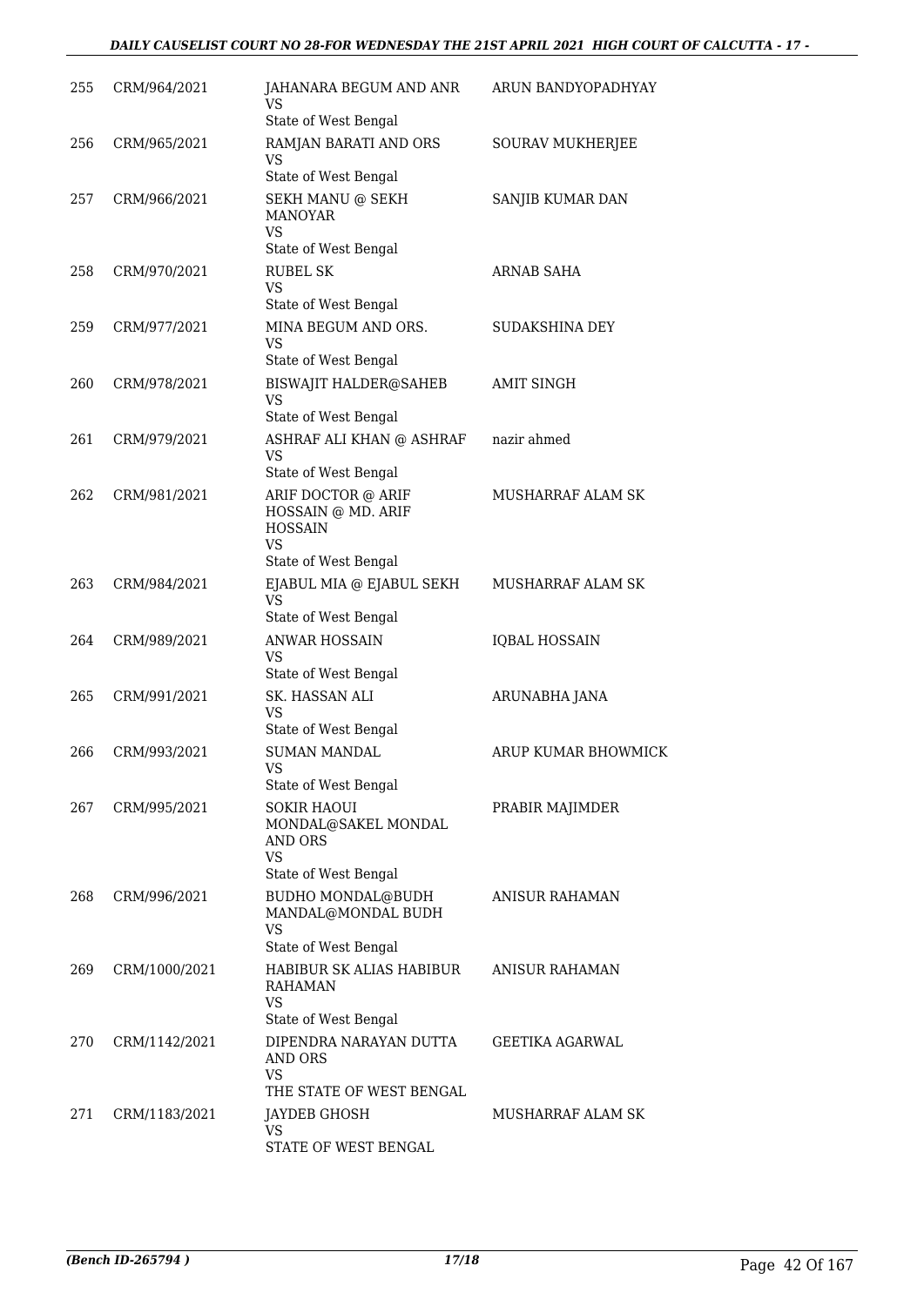| 255 | CRM/964/2021 | JAHANARA BEGUM AND ANR<br>VS<br>State of West Bengal | ARUN BANDYOPADHYAY |
|---|---|---|---|
| 256 | CRM/965/2021 | RAMJAN BARATI AND ORS<br>VS<br>State of West Bengal | SOURAV MUKHERJEE |
| 257 | CRM/966/2021 | SEKH MANU @ SEKH MANOYAR<br>VS<br>State of West Bengal | SANJIB KUMAR DAN |
| 258 | CRM/970/2021 | RUBEL SK<br>VS<br>State of West Bengal | ARNAB SAHA |
| 259 | CRM/977/2021 | MINA BEGUM AND ORS.<br>VS<br>State of West Bengal | SUDAKSHINA DEY |
| 260 | CRM/978/2021 | BISWAJIT HALDER@SAHEB<br>VS<br>State of West Bengal | AMIT SINGH |
| 261 | CRM/979/2021 | ASHRAF ALI KHAN @ ASHRAF<br>VS<br>State of West Bengal | nazir ahmed |
| 262 | CRM/981/2021 | ARIF DOCTOR @ ARIF HOSSAIN @ MD. ARIF HOSSAIN<br>VS<br>State of West Bengal | MUSHARRAF ALAM SK |
| 263 | CRM/984/2021 | EJABUL MIA @ EJABUL SEKH<br>VS<br>State of West Bengal | MUSHARRAF ALAM SK |
| 264 | CRM/989/2021 | ANWAR HOSSAIN<br>VS<br>State of West Bengal | IQBAL HOSSAIN |
| 265 | CRM/991/2021 | SK. HASSAN ALI<br>VS<br>State of West Bengal | ARUNABHA JANA |
| 266 | CRM/993/2021 | SUMAN MANDAL<br>VS<br>State of West Bengal | ARUP KUMAR BHOWMICK |
| 267 | CRM/995/2021 | SOKIR HAOUI MONDAL@SAKEL MONDAL AND ORS<br>VS<br>State of West Bengal | PRABIR MAJIMDER |
| 268 | CRM/996/2021 | BUDHO MONDAL@BUDH MANDAL@MONDAL BUDH<br>VS<br>State of West Bengal | ANISUR RAHAMAN |
| 269 | CRM/1000/2021 | HABIBUR SK ALIAS HABIBUR RAHAMAN<br>VS<br>State of West Bengal | ANISUR RAHAMAN |
| 270 | CRM/1142/2021 | DIPENDRA NARAYAN DUTTA AND ORS<br>VS<br>THE STATE OF WEST BENGAL | GEETIKA AGARWAL |
| 271 | CRM/1183/2021 | JAYDEB GHOSH<br>VS<br>STATE OF WEST BENGAL | MUSHARRAF ALAM SK |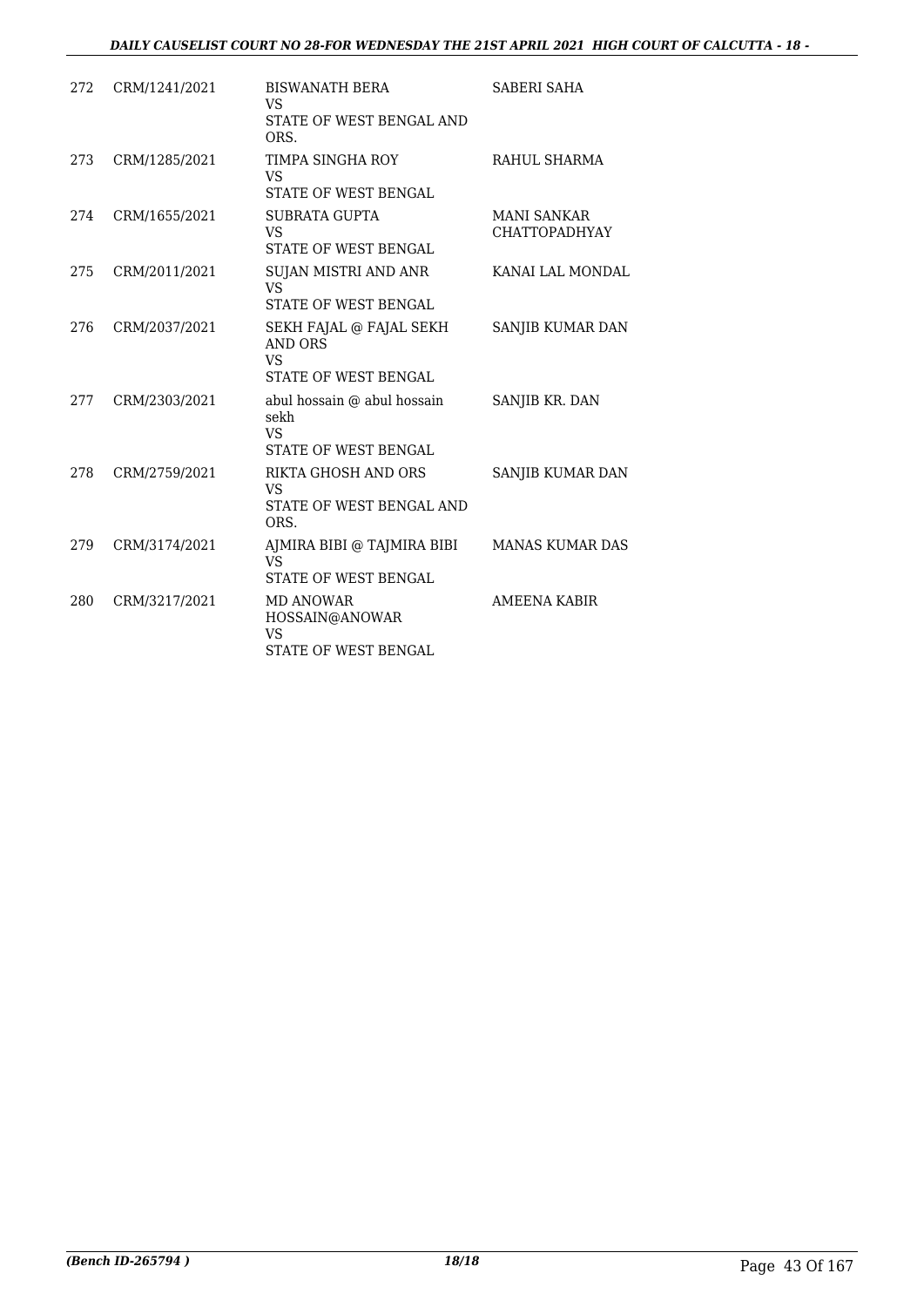| | | | |
|---|---|---|---|
| 272 | CRM/1241/2021 | BISWANATH BERA<br>VS<br>STATE OF WEST BENGAL AND ORS. | SABERI SAHA |
| 273 | CRM/1285/2021 | TIMPA SINGHA ROY<br>VS<br>STATE OF WEST BENGAL | RAHUL SHARMA |
| 274 | CRM/1655/2021 | SUBRATA GUPTA<br>VS<br>STATE OF WEST BENGAL | MANI SANKAR CHATTOPADHYAY |
| 275 | CRM/2011/2021 | SUJAN MISTRI AND ANR<br>VS<br>STATE OF WEST BENGAL | KANAI LAL MONDAL |
| 276 | CRM/2037/2021 | SEKH FAJAL @ FAJAL SEKH AND ORS<br>VS<br>STATE OF WEST BENGAL | SANJIB KUMAR DAN |
| 277 | CRM/2303/2021 | abul hossain @ abul hossain sekh<br>VS<br>STATE OF WEST BENGAL | SANJIB KR. DAN |
| 278 | CRM/2759/2021 | RIKTA GHOSH AND ORS<br>VS<br>STATE OF WEST BENGAL AND ORS. | SANJIB KUMAR DAN |
| 279 | CRM/3174/2021 | AJMIRA BIBI @ TAJMIRA BIBI<br>VS<br>STATE OF WEST BENGAL | MANAS KUMAR DAS |
| 280 | CRM/3217/2021 | MD ANOWAR HOSSAIN@ANOWAR<br>VS<br>STATE OF WEST BENGAL | AMEENA KABIR |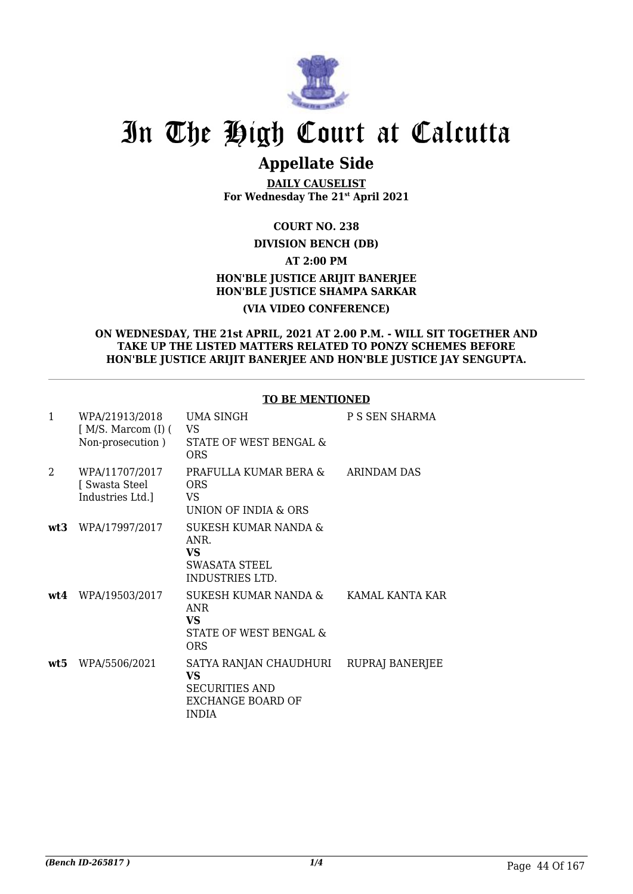# In The High Court at Calcutta

## Appellate Side

**DAILY CAUSELIST**
**For Wednesday The 21st April 2021**

**COURT NO. 238**

**DIVISION BENCH (DB)**

**AT 2:00 PM**

**HON'BLE JUSTICE ARIJIT BANERJEE**
**HON'BLE JUSTICE SHAMPA SARKAR**

**(VIA VIDEO CONFERENCE)**

**ON WEDNESDAY, THE 21st APRIL, 2021 AT 2.00 P.M. - WILL SIT TOGETHER AND TAKE UP THE LISTED MATTERS RELATED TO PONZY SCHEMES BEFORE HON'BLE JUSTICE ARIJIT BANERJEE AND HON'BLE JUSTICE JAY SENGUPTA.**

**TO BE MENTIONED**

| | | | |
|---|---|---|---|
| 1 | WPA/21913/2018 [ M/S. Marcom (I) ( Non-prosecution ) | UMA SINGH VS STATE OF WEST BENGAL & ORS | P S SEN SHARMA |
| 2 | WPA/11707/2017 [ Swasta Steel Industries Ltd.] | PRAFULLA KUMAR BERA & ORS VS UNION OF INDIA & ORS | ARINDAM DAS |
| **wt3** | WPA/17997/2017 | SUKESH KUMAR NANDA & ANR. **VS** SWASATA STEEL INDUSTRIES LTD. | |
| **wt4** | WPA/19503/2017 | SUKESH KUMAR NANDA & ANR **VS** STATE OF WEST BENGAL & ORS | KAMAL KANTA KAR |
| **wt5** | WPA/5506/2021 | SATYA RANJAN CHAUDHURI **VS** SECURITIES AND EXCHANGE BOARD OF INDIA | RUPRAJ BANERJEE |

*(Bench ID-265817 )* 1/4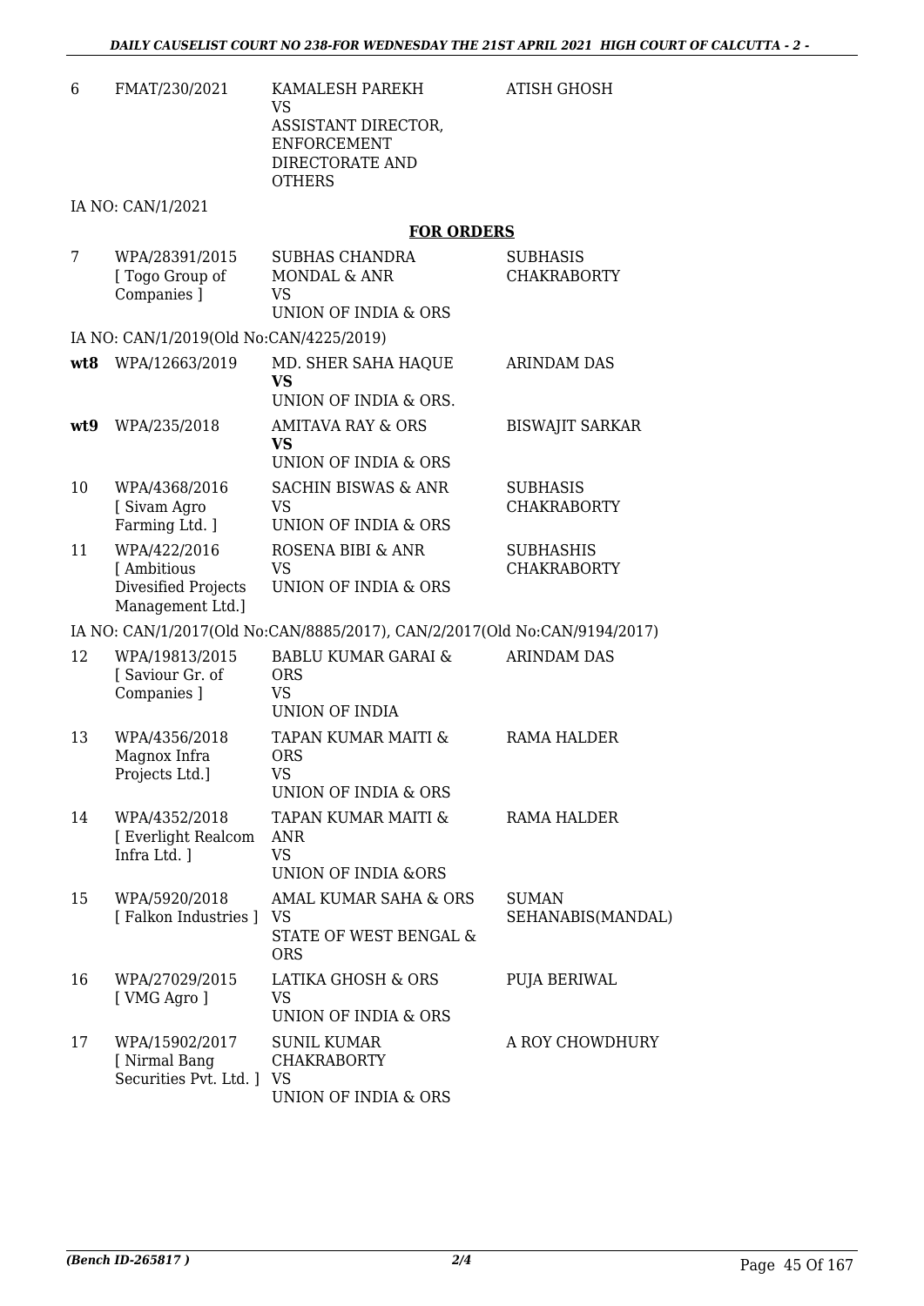| | | | |
|---|---|---|---|
| 6 | FMAT/230/2021 | KAMALESH PAREKH<br>VS<br>ASSISTANT DIRECTOR, ENFORCEMENT DIRECTORATE AND OTHERS | ATISH GHOSH |

IA NO: CAN/1/2021

**FOR ORDERS**

| | | | |
|---|---|---|---|
| 7 | WPA/28391/2015<br>[ Togo Group of Companies ] | SUBHAS CHANDRA MONDAL & ANR<br>VS<br>UNION OF INDIA & ORS | SUBHASIS CHAKRABORTY |

IA NO: CAN/1/2019(Old No:CAN/4225/2019)

| | | | |
|---|---|---|---|
| **wt8** | WPA/12663/2019 | MD. SHER SAHA HAQUE<br>**VS**<br>UNION OF INDIA & ORS. | ARINDAM DAS |
| **wt9** | WPA/235/2018 | AMITAVA RAY & ORS<br>**VS**<br>UNION OF INDIA & ORS | BISWAJIT SARKAR |
| 10 | WPA/4368/2016<br>[ Sivam Agro Farming Ltd. ] | SACHIN BISWAS & ANR<br>VS<br>UNION OF INDIA & ORS | SUBHASIS CHAKRABORTY |
| 11 | WPA/422/2016<br>[ Ambitious Divesified Projects Management Ltd.] | ROSENA BIBI & ANR<br>VS<br>UNION OF INDIA & ORS | SUBHASHIS CHAKRABORTY |

IA NO: CAN/1/2017(Old No:CAN/8885/2017), CAN/2/2017(Old No:CAN/9194/2017)

| | | | |
|---|---|---|---|
| 12 | WPA/19813/2015<br>[ Saviour Gr. of Companies ] | BABLU KUMAR GARAI & ORS<br>VS<br>UNION OF INDIA | ARINDAM DAS |
| 13 | WPA/4356/2018<br>Magnox Infra Projects Ltd.] | TAPAN KUMAR MAITI & ORS<br>VS<br>UNION OF INDIA & ORS | RAMA HALDER |
| 14 | WPA/4352/2018<br>[ Everlight Realcom Infra Ltd. ] | TAPAN KUMAR MAITI & ANR<br>VS<br>UNION OF INDIA &ORS | RAMA HALDER |
| 15 | WPA/5920/2018<br>[ Falkon Industries ] | AMAL KUMAR SAHA & ORS<br>VS<br>STATE OF WEST BENGAL & ORS | SUMAN SEHANABIS(MANDAL) |
| 16 | WPA/27029/2015<br>[ VMG Agro ] | LATIKA GHOSH & ORS<br>VS<br>UNION OF INDIA & ORS | PUJA BERIWAL |
| 17 | WPA/15902/2017<br>[ Nirmal Bang Securities Pvt. Ltd. ] | SUNIL KUMAR CHAKRABORTY<br>VS<br>UNION OF INDIA & ORS | A ROY CHOWDHURY |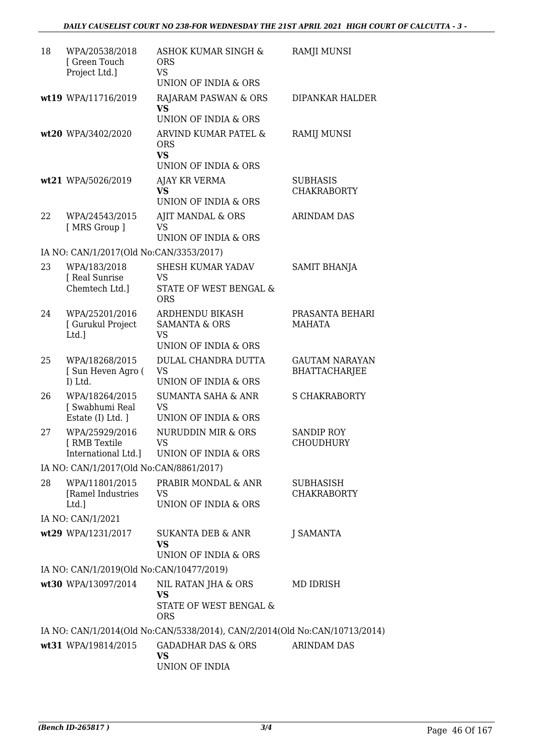| | | | |
|---|---|---|---|
| 18 | WPA/20538/2018 [ Green Touch Project Ltd.] | ASHOK KUMAR SINGH & ORS VS UNION OF INDIA & ORS | RAMJI MUNSI |
| wt19 | WPA/11716/2019 | RAJARAM PASWAN & ORS **VS** UNION OF INDIA & ORS | DIPANKAR HALDER |
| wt20 | WPA/3402/2020 | ARVIND KUMAR PATEL & ORS **VS** UNION OF INDIA & ORS | RAMIJ MUNSI |
| wt21 | WPA/5026/2019 | AJAY KR VERMA **VS** UNION OF INDIA & ORS | SUBHASIS CHAKRABORTY |
| 22 | WPA/24543/2015 [ MRS Group ] | AJIT MANDAL & ORS VS UNION OF INDIA & ORS | ARINDAM DAS |
| IA NO: CAN/1/2017(Old No:CAN/3353/2017) | | | |
| 23 | WPA/183/2018 [ Real Sunrise Chemtech Ltd.] | SHESH KUMAR YADAV VS STATE OF WEST BENGAL & ORS | SAMIT BHANJA |
| 24 | WPA/25201/2016 [ Gurukul Project Ltd.] | ARDHENDU BIKASH SAMANTA & ORS VS UNION OF INDIA & ORS | PRASANTA BEHARI MAHATA |
| 25 | WPA/18268/2015 [ Sun Heven Agro ( I) Ltd. | DULAL CHANDRA DUTTA VS UNION OF INDIA & ORS | GAUTAM NARAYAN BHATTACHARJEE |
| 26 | WPA/18264/2015 [ Swabhumi Real Estate (I) Ltd. ] | SUMANTA SAHA & ANR VS UNION OF INDIA & ORS | S CHAKRABORTY |
| 27 | WPA/25929/2016 [ RMB Textile International Ltd.] | NURUDDIN MIR & ORS VS UNION OF INDIA & ORS | SANDIP ROY CHOUDHURY |
| IA NO: CAN/1/2017(Old No:CAN/8861/2017) | | | |
| 28 | WPA/11801/2015 [Ramel Industries Ltd.] | PRABIR MONDAL & ANR VS UNION OF INDIA & ORS | SUBHASISH CHAKRABORTY |
| IA NO: CAN/1/2021 | | | |
| wt29 | WPA/1231/2017 | SUKANTA DEB & ANR **VS** UNION OF INDIA & ORS | J SAMANTA |
| IA NO: CAN/1/2019(Old No:CAN/10477/2019) | | | |
| wt30 | WPA/13097/2014 | NIL RATAN JHA & ORS **VS** STATE OF WEST BENGAL & ORS | MD IDRISH |
| IA NO: CAN/1/2014(Old No:CAN/5338/2014), CAN/2/2014(Old No:CAN/10713/2014) | | | |
| wt31 | WPA/19814/2015 | GADADHAR DAS & ORS **VS** UNION OF INDIA | ARINDAM DAS |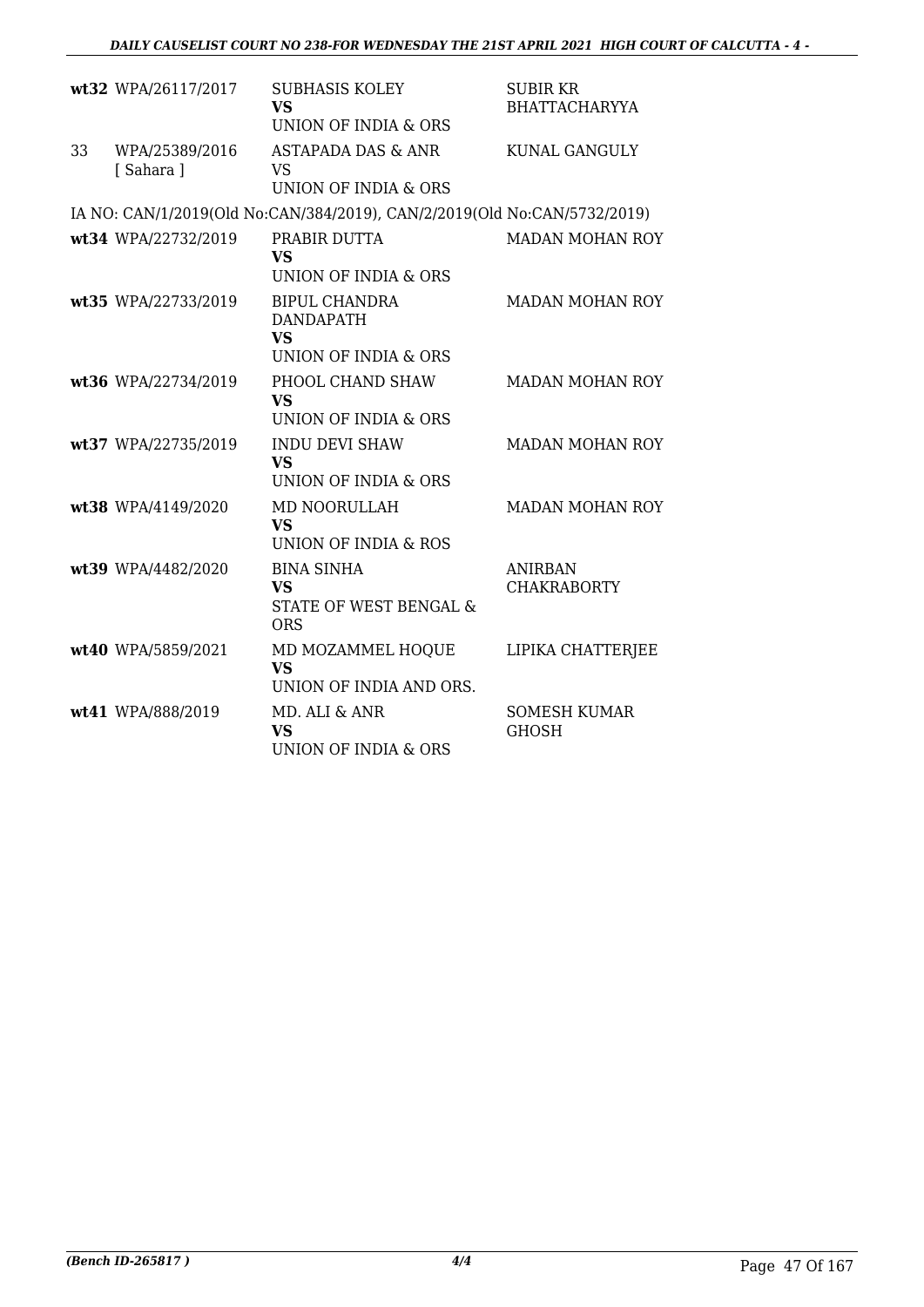| | | | |
|---|---|---|---|
| wt32 | WPA/26117/2017 | SUBHASIS KOLEY<br>**VS**<br>UNION OF INDIA & ORS | SUBIR KR BHATTACHARYYA |
| 33 | WPA/25389/2016<br>[ Sahara ] | ASTAPADA DAS & ANR<br>VS<br>UNION OF INDIA & ORS | KUNAL GANGULY |

IA NO: CAN/1/2019(Old No:CAN/384/2019), CAN/2/2019(Old No:CAN/5732/2019)

| | | | |
|---|---|---|---|
| wt34 | WPA/22732/2019 | PRABIR DUTTA<br>**VS**<br>UNION OF INDIA & ORS | MADAN MOHAN ROY |
| wt35 | WPA/22733/2019 | BIPUL CHANDRA DANDAPATH<br>**VS**<br>UNION OF INDIA & ORS | MADAN MOHAN ROY |
| wt36 | WPA/22734/2019 | PHOOL CHAND SHAW<br>**VS**<br>UNION OF INDIA & ORS | MADAN MOHAN ROY |
| wt37 | WPA/22735/2019 | INDU DEVI SHAW<br>**VS**<br>UNION OF INDIA & ORS | MADAN MOHAN ROY |
| wt38 | WPA/4149/2020 | MD NOORULLAH<br>**VS**<br>UNION OF INDIA & ROS | MADAN MOHAN ROY |
| wt39 | WPA/4482/2020 | BINA SINHA<br>**VS**<br>STATE OF WEST BENGAL & ORS | ANIRBAN CHAKRABORTY |
| wt40 | WPA/5859/2021 | MD MOZAMMEL HOQUE<br>**VS**<br>UNION OF INDIA AND ORS. | LIPIKA CHATTERJEE |
| wt41 | WPA/888/2019 | MD. ALI & ANR<br>**VS**<br>UNION OF INDIA & ORS | SOMESH KUMAR GHOSH |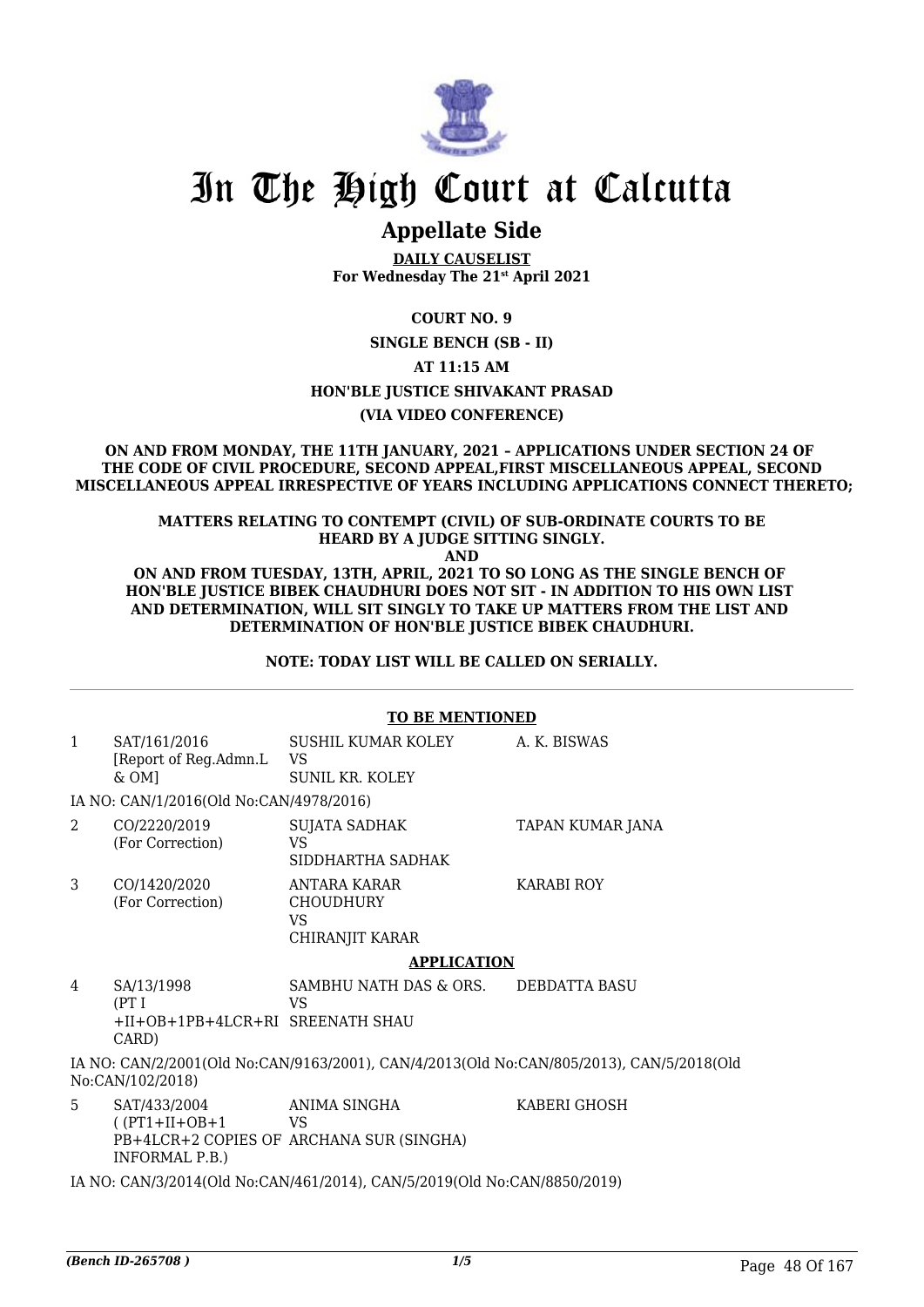# In The High Court at Calcutta

## Appellate Side

**DAILY CAUSELIST**
**For Wednesday The 21st April 2021**

**COURT NO. 9**

**SINGLE BENCH (SB - II)**

**AT 11:15 AM**

**HON'BLE JUSTICE SHIVAKANT PRASAD**

**(VIA VIDEO CONFERENCE)**

**ON AND FROM MONDAY, THE 11TH JANUARY, 2021 – APPLICATIONS UNDER SECTION 24 OF THE CODE OF CIVIL PROCEDURE, SECOND APPEAL,FIRST MISCELLANEOUS APPEAL, SECOND MISCELLANEOUS APPEAL IRRESPECTIVE OF YEARS INCLUDING APPLICATIONS CONNECT THERETO;**

**MATTERS RELATING TO CONTEMPT (CIVIL) OF SUB-ORDINATE COURTS TO BE HEARD BY A JUDGE SITTING SINGLY.**

**AND**

**ON AND FROM TUESDAY, 13TH, APRIL, 2021 TO SO LONG AS THE SINGLE BENCH OF HON'BLE JUSTICE BIBEK CHAUDHURI DOES NOT SIT - IN ADDITION TO HIS OWN LIST AND DETERMINATION, WILL SIT SINGLY TO TAKE UP MATTERS FROM THE LIST AND DETERMINATION OF HON'BLE JUSTICE BIBEK CHAUDHURI.**

**NOTE: TODAY LIST WILL BE CALLED ON SERIALLY.**

**TO BE MENTIONED**

| | | | |
|---|---|---|---|
| 1 | SAT/161/2016 [Report of Reg.Admn.L & OM] | SUSHIL KUMAR KOLEY VS SUNIL KR. KOLEY | A. K. BISWAS |

IA NO: CAN/1/2016(Old No:CAN/4978/2016)

| | | | |
|---|---|---|---|
| 2 | CO/2220/2019 (For Correction) | SUJATA SADHAK VS SIDDHARTHA SADHAK | TAPAN KUMAR JANA |
| 3 | CO/1420/2020 (For Correction) | ANTARA KARAR CHOUDHURY VS CHIRANJIT KARAR | KARABI ROY |

**APPLICATION**

| | | | |
|---|---|---|---|
| 4 | SA/13/1998 (PT I +II+OB+1PB+4LCR+RI CARD) | SAMBHU NATH DAS & ORS. VS SREENATH SHAU | DEBDATTA BASU |

IA NO: CAN/2/2001(Old No:CAN/9163/2001), CAN/4/2013(Old No:CAN/805/2013), CAN/5/2018(Old No:CAN/102/2018)

| | | | |
|---|---|---|---|
| 5 | SAT/433/2004 ( (PT1+II+OB+1 PB+4LCR+2 COPIES OF INFORMAL P.B.) | ANIMA SINGHA VS ARCHANA SUR (SINGHA) | KABERI GHOSH |

IA NO: CAN/3/2014(Old No:CAN/461/2014), CAN/5/2019(Old No:CAN/8850/2019)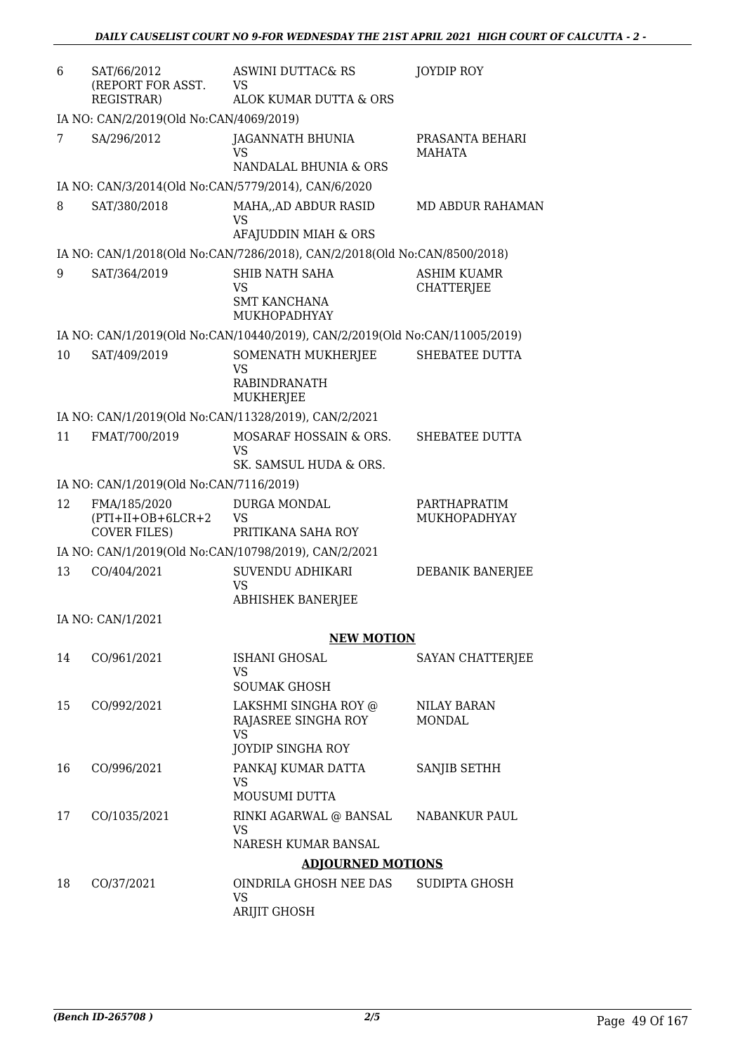| | | | |
|---|---|---|---|
| 6 | SAT/66/2012 (REPORT FOR ASST. REGISTRAR) | ASWINI DUTTAC& RS VS ALOK KUMAR DUTTA & ORS | JOYDIP ROY |
| | IA NO: CAN/2/2019(Old No:CAN/4069/2019) | | |
| 7 | SA/296/2012 | JAGANNATH BHUNIA VS NANDALAL BHUNIA & ORS | PRASANTA BEHARI MAHATA |
| | IA NO: CAN/3/2014(Old No:CAN/5779/2014), CAN/6/2020 | | |
| 8 | SAT/380/2018 | MAHA,,AD ABDUR RASID VS AFAJUDDIN MIAH & ORS | MD ABDUR RAHAMAN |
| | IA NO: CAN/1/2018(Old No:CAN/7286/2018), CAN/2/2018(Old No:CAN/8500/2018) | | |
| 9 | SAT/364/2019 | SHIB NATH SAHA VS SMT KANCHANA MUKHOPADHYAY | ASHIM KUAMR CHATTERJEE |
| | IA NO: CAN/1/2019(Old No:CAN/10440/2019), CAN/2/2019(Old No:CAN/11005/2019) | | |
| 10 | SAT/409/2019 | SOMENATH MUKHERJEE VS RABINDRANATH MUKHERJEE | SHEBATEE DUTTA |
| | IA NO: CAN/1/2019(Old No:CAN/11328/2019), CAN/2/2021 | | |
| 11 | FMAT/700/2019 | MOSARAF HOSSAIN & ORS. VS SK. SAMSUL HUDA & ORS. | SHEBATEE DUTTA |
| | IA NO: CAN/1/2019(Old No:CAN/7116/2019) | | |
| 12 | FMA/185/2020 (PTI+II+OB+6LCR+2 COVER FILES) | DURGA MONDAL VS PRITIKANA SAHA ROY | PARTHAPRATIM MUKHOPADHYAY |
| | IA NO: CAN/1/2019(Old No:CAN/10798/2019), CAN/2/2021 | | |
| 13 | CO/404/2021 | SUVENDU ADHIKARI VS ABHISHEK BANERJEE | DEBANIK BANERJEE |
| | IA NO: CAN/1/2021 | | |

## NEW MOTION

| | | | |
|---|---|---|---|
| 14 | CO/961/2021 | ISHANI GHOSAL VS SOUMAK GHOSH | SAYAN CHATTERJEE |
| 15 | CO/992/2021 | LAKSHMI SINGHA ROY @ RAJASREE SINGHA ROY VS JOYDIP SINGHA ROY | NILAY BARAN MONDAL |
| 16 | CO/996/2021 | PANKAJ KUMAR DATTA VS MOUSUMI DUTTA | SANJIB SETHH |
| 17 | CO/1035/2021 | RINKI AGARWAL @ BANSAL VS NARESH KUMAR BANSAL | NABANKUR PAUL |

## ADJOURNED MOTIONS

| | | | |
|---|---|---|---|
| 18 | CO/37/2021 | OINDRILA GHOSH NEE DAS VS ARIJIT GHOSH | SUDIPTA GHOSH |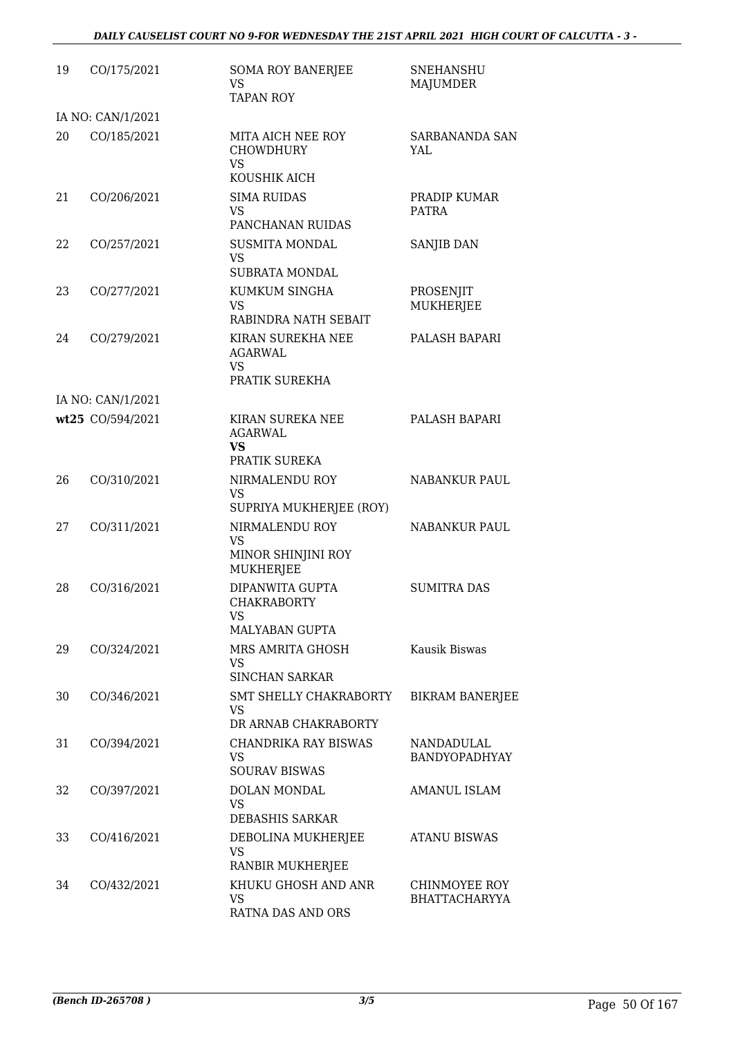| 19 | CO/175/2021 | SOMA ROY BANERJEE<br>VS<br>TAPAN ROY | SNEHANSHU MAJUMDER |
|---|---|---|---|
| | IA NO: CAN/1/2021 | | |
| 20 | CO/185/2021 | MITA AICH NEE ROY CHOWDHURY<br>VS<br>KOUSHIK AICH | SARBANANDA SAN YAL |
| 21 | CO/206/2021 | SIMA RUIDAS<br>VS<br>PANCHANAN RUIDAS | PRADIP KUMAR PATRA |
| 22 | CO/257/2021 | SUSMITA MONDAL<br>VS<br>SUBRATA MONDAL | SANJIB DAN |
| 23 | CO/277/2021 | KUMKUM SINGHA<br>VS<br>RABINDRA NATH SEBAIT | PROSENJIT MUKHERJEE |
| 24 | CO/279/2021 | KIRAN SUREKHA NEE AGARWAL<br>VS<br>PRATIK SUREKHA | PALASH BAPARI |
| | IA NO: CAN/1/2021 | | |
| wt25 | CO/594/2021 | KIRAN SUREKA NEE AGARWAL<br>**VS**<br>PRATIK SUREKA | PALASH BAPARI |
| 26 | CO/310/2021 | NIRMALENDU ROY<br>VS<br>SUPRIYA MUKHERJEE (ROY) | NABANKUR PAUL |
| 27 | CO/311/2021 | NIRMALENDU ROY<br>VS<br>MINOR SHINJINI ROY MUKHERJEE | NABANKUR PAUL |
| 28 | CO/316/2021 | DIPANWITA GUPTA CHAKRABORTY<br>VS<br>MALYABAN GUPTA | SUMITRA DAS |
| 29 | CO/324/2021 | MRS AMRITA GHOSH<br>VS<br>SINCHAN SARKAR | Kausik Biswas |
| 30 | CO/346/2021 | SMT SHELLY CHAKRABORTY<br>VS<br>DR ARNAB CHAKRABORTY | BIKRAM BANERJEE |
| 31 | CO/394/2021 | CHANDRIKA RAY BISWAS<br>VS<br>SOURAV BISWAS | NANDADULAL BANDYOPADHYAY |
| 32 | CO/397/2021 | DOLAN MONDAL<br>VS<br>DEBASHIS SARKAR | AMANUL ISLAM |
| 33 | CO/416/2021 | DEBOLINA MUKHERJEE<br>VS<br>RANBIR MUKHERJEE | ATANU BISWAS |
| 34 | CO/432/2021 | KHUKU GHOSH AND ANR<br>VS<br>RATNA DAS AND ORS | CHINMOYEE ROY BHATTACHARYYA |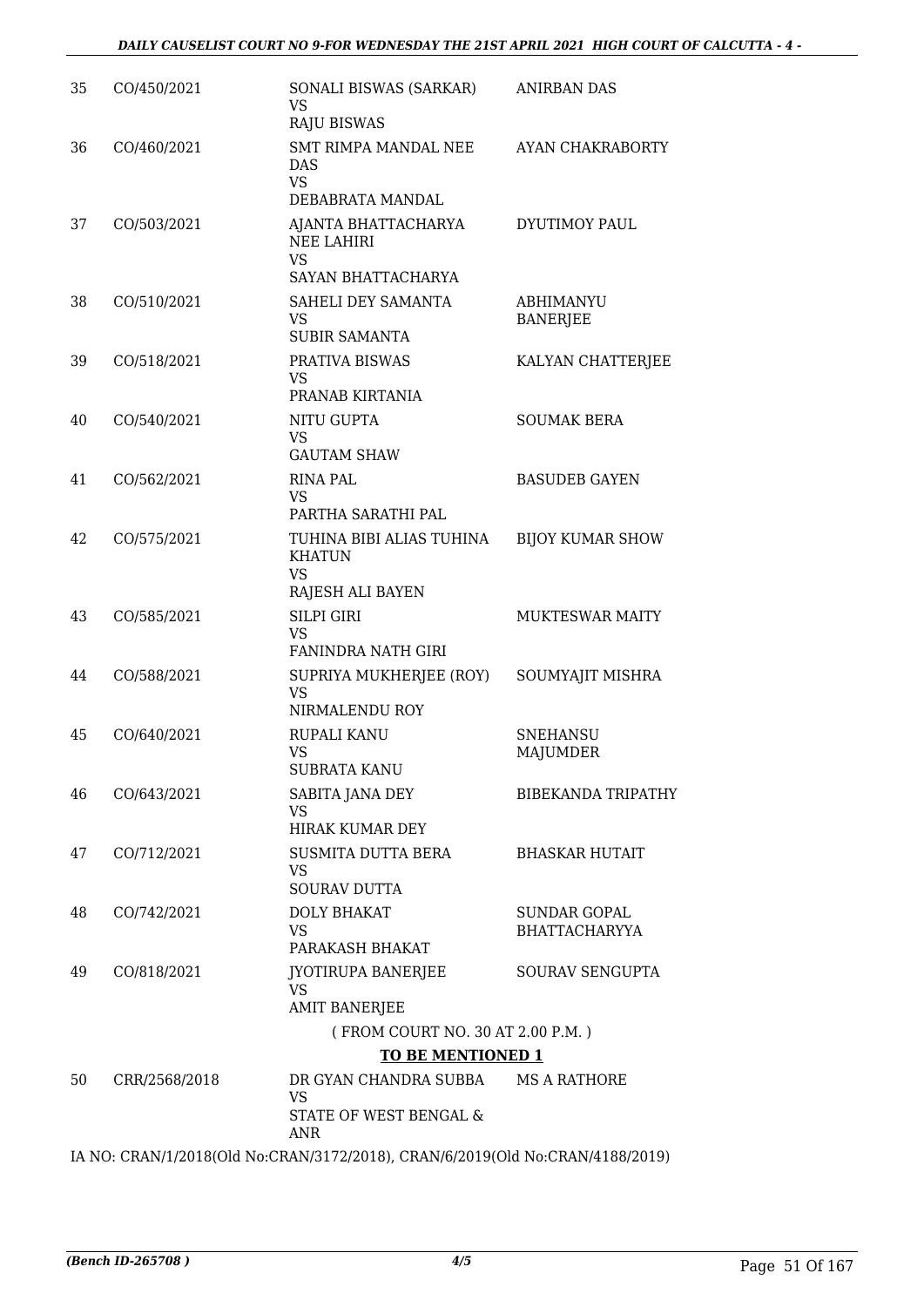| | | | |
|---|---|---|---|
| 35 | CO/450/2021 | SONALI BISWAS (SARKAR)<br>VS<br>RAJU BISWAS | ANIRBAN DAS |
| 36 | CO/460/2021 | SMT RIMPA MANDAL NEE DAS<br>VS<br>DEBABRATA MANDAL | AYAN CHAKRABORTY |
| 37 | CO/503/2021 | AJANTA BHATTACHARYA NEE LAHIRI<br>VS<br>SAYAN BHATTACHARYA | DYUTIMOY PAUL |
| 38 | CO/510/2021 | SAHELI DEY SAMANTA<br>VS<br>SUBIR SAMANTA | ABHIMANYU BANERJEE |
| 39 | CO/518/2021 | PRATIVA BISWAS<br>VS<br>PRANAB KIRTANIA | KALYAN CHATTERJEE |
| 40 | CO/540/2021 | NITU GUPTA<br>VS<br>GAUTAM SHAW | SOUMAK BERA |
| 41 | CO/562/2021 | RINA PAL<br>VS<br>PARTHA SARATHI PAL | BASUDEB GAYEN |
| 42 | CO/575/2021 | TUHINA BIBI ALIAS TUHINA KHATUN<br>VS<br>RAJESH ALI BAYEN | BIJOY KUMAR SHOW |
| 43 | CO/585/2021 | SILPI GIRI<br>VS<br>FANINDRA NATH GIRI | MUKTESWAR MAITY |
| 44 | CO/588/2021 | SUPRIYA MUKHERJEE (ROY)<br>VS<br>NIRMALENDU ROY | SOUMYAJIT MISHRA |
| 45 | CO/640/2021 | RUPALI KANU<br>VS<br>SUBRATA KANU | SNEHANSU MAJUMDER |
| 46 | CO/643/2021 | SABITA JANA DEY<br>VS<br>HIRAK KUMAR DEY | BIBEKANDA TRIPATHY |
| 47 | CO/712/2021 | SUSMITA DUTTA BERA<br>VS<br>SOURAV DUTTA | BHASKAR HUTAIT |
| 48 | CO/742/2021 | DOLY BHAKAT<br>VS<br>PARAKASH BHAKAT | SUNDAR GOPAL BHATTACHARYYA |
| 49 | CO/818/2021 | JYOTIRUPA BANERJEE<br>VS<br>AMIT BANERJEE | SOURAV SENGUPTA |

( FROM COURT NO. 30 AT 2.00 P.M. )

**TO BE MENTIONED 1**

| | | | |
|---|---|---|---|
| 50 | CRR/2568/2018 | DR GYAN CHANDRA SUBBA<br>VS<br>STATE OF WEST BENGAL & ANR | MS A RATHORE |

IA NO: CRAN/1/2018(Old No:CRAN/3172/2018), CRAN/6/2019(Old No:CRAN/4188/2019)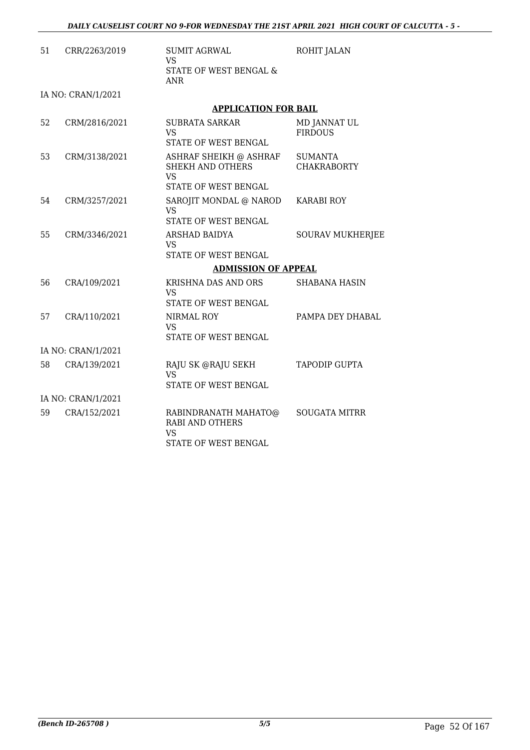| | | | |
|---|---|---|---|
| 51 | CRR/2263/2019 | SUMIT AGRWAL<br>VS<br>STATE OF WEST BENGAL & ANR | ROHIT JALAN |

IA NO: CRAN/1/2021

**APPLICATION FOR BAIL**

| | | | |
|---|---|---|---|
| 52 | CRM/2816/2021 | SUBRATA SARKAR<br>VS<br>STATE OF WEST BENGAL | MD JANNAT UL FIRDOUS |
| 53 | CRM/3138/2021 | ASHRAF SHEIKH @ ASHRAF SHEKH AND OTHERS<br>VS<br>STATE OF WEST BENGAL | SUMANTA CHAKRABORTY |
| 54 | CRM/3257/2021 | SAROJIT MONDAL @ NAROD<br>VS<br>STATE OF WEST BENGAL | KARABI ROY |
| 55 | CRM/3346/2021 | ARSHAD BAIDYA<br>VS<br>STATE OF WEST BENGAL | SOURAV MUKHERJEE |

**ADMISSION OF APPEAL**

| | | | |
|---|---|---|---|
| 56 | CRA/109/2021 | KRISHNA DAS AND ORS<br>VS<br>STATE OF WEST BENGAL | SHABANA HASIN |
| 57 | CRA/110/2021 | NIRMAL ROY<br>VS<br>STATE OF WEST BENGAL | PAMPA DEY DHABAL |

IA NO: CRAN/1/2021

| | | | |
|---|---|---|---|
| 58 | CRA/139/2021 | RAJU SK @RAJU SEKH<br>VS<br>STATE OF WEST BENGAL | TAPODIP GUPTA |

IA NO: CRAN/1/2021

| | | | |
|---|---|---|---|
| 59 | CRA/152/2021 | RABINDRANATH MAHATO@ RABI AND OTHERS<br>VS<br>STATE OF WEST BENGAL | SOUGATA MITRR |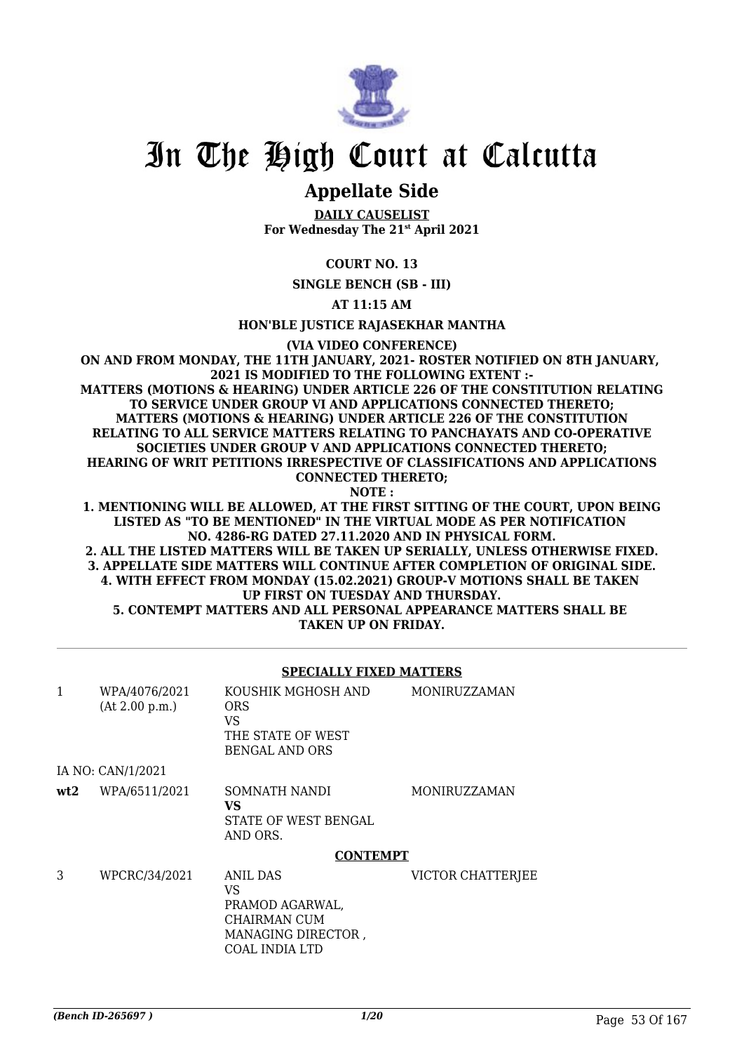# In The High Court at Calcutta

## Appellate Side

**DAILY CAUSELIST**
**For Wednesday The 21st April 2021**

**COURT NO. 13**

**SINGLE BENCH (SB - III)**

**AT 11:15 AM**

**HON'BLE JUSTICE RAJASEKHAR MANTHA**

**(VIA VIDEO CONFERENCE)**

**ON AND FROM MONDAY, THE 11TH JANUARY, 2021- ROSTER NOTIFIED ON 8TH JANUARY, 2021 IS MODIFIED TO THE FOLLOWING EXTENT :-**
**MATTERS (MOTIONS & HEARING) UNDER ARTICLE 226 OF THE CONSTITUTION RELATING TO SERVICE UNDER GROUP VI AND APPLICATIONS CONNECTED THERETO;**
**MATTERS (MOTIONS & HEARING) UNDER ARTICLE 226 OF THE CONSTITUTION RELATING TO ALL SERVICE MATTERS RELATING TO PANCHAYATS AND CO-OPERATIVE SOCIETIES UNDER GROUP V AND APPLICATIONS CONNECTED THERETO;**
**HEARING OF WRIT PETITIONS IRRESPECTIVE OF CLASSIFICATIONS AND APPLICATIONS CONNECTED THERETO;**
**NOTE :**
**1. MENTIONING WILL BE ALLOWED, AT THE FIRST SITTING OF THE COURT, UPON BEING LISTED AS "TO BE MENTIONED" IN THE VIRTUAL MODE AS PER NOTIFICATION NO. 4286-RG DATED 27.11.2020 AND IN PHYSICAL FORM.**
**2. ALL THE LISTED MATTERS WILL BE TAKEN UP SERIALLY, UNLESS OTHERWISE FIXED.**
**3. APPELLATE SIDE MATTERS WILL CONTINUE AFTER COMPLETION OF ORIGINAL SIDE.**
**4. WITH EFFECT FROM MONDAY (15.02.2021) GROUP-V MOTIONS SHALL BE TAKEN UP FIRST ON TUESDAY AND THURSDAY.**
**5. CONTEMPT MATTERS AND ALL PERSONAL APPEARANCE MATTERS SHALL BE TAKEN UP ON FRIDAY.**

**SPECIALLY FIXED MATTERS**

| | | | |
|---|---|---|---|
| 1 | WPA/4076/2021 (At 2.00 p.m.) | KOUSHIK MGHOSH AND ORS VS THE STATE OF WEST BENGAL AND ORS | MONIRUZZAMAN |
| | IA NO: CAN/1/2021 | | |
| **wt2** | WPA/6511/2021 | SOMNATH NANDI **VS** STATE OF WEST BENGAL AND ORS. | MONIRUZZAMAN |

**CONTEMPT**

| | | | |
|---|---|---|---|
| 3 | WPCRC/34/2021 | ANIL DAS VS PRAMOD AGARWAL, CHAIRMAN CUM MANAGING DIRECTOR , COAL INDIA LTD | VICTOR CHATTERJEE |

*(Bench ID-265697 )*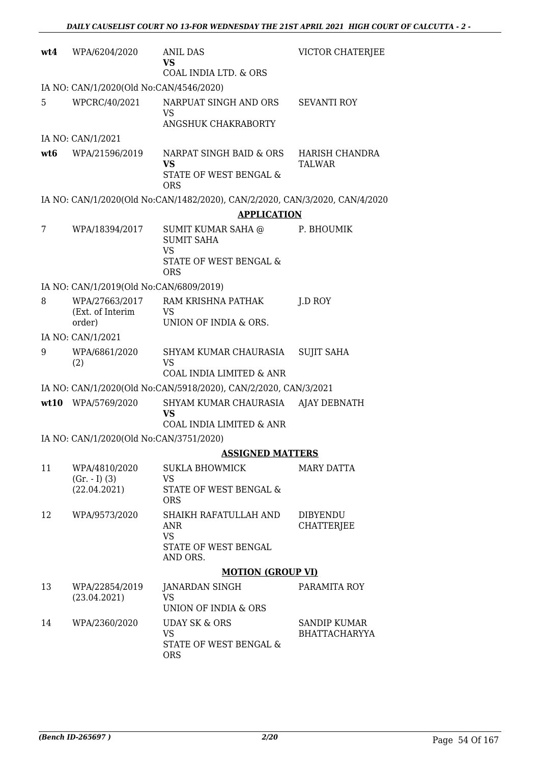| | | | |
|---|---|---|---|
| **wt4** | WPA/6204/2020 | ANIL DAS **VS** COAL INDIA LTD. & ORS | VICTOR CHATERJEE |
| | IA NO: CAN/1/2020(Old No:CAN/4546/2020) | | |
| 5 | WPCRC/40/2021 | NARPUAT SINGH AND ORS VS ANGSHUK CHAKRABORTY | SEVANTI ROY |
| | IA NO: CAN/1/2021 | | |
| **wt6** | WPA/21596/2019 | NARPAT SINGH BAID & ORS **VS** STATE OF WEST BENGAL & ORS | HARISH CHANDRA TALWAR |
| | IA NO: CAN/1/2020(Old No:CAN/1482/2020), CAN/2/2020, CAN/3/2020, CAN/4/2020 | | |

**APPLICATION**

| | | | |
|---|---|---|---|
| 7 | WPA/18394/2017 | SUMIT KUMAR SAHA @ SUMIT SAHA VS STATE OF WEST BENGAL & ORS | P. BHOUMIK |
| | IA NO: CAN/1/2019(Old No:CAN/6809/2019) | | |
| 8 | WPA/27663/2017 (Ext. of Interim order) | RAM KRISHNA PATHAK VS UNION OF INDIA & ORS. | J.D ROY |
| | IA NO: CAN/1/2021 | | |
| 9 | WPA/6861/2020 (2) | SHYAM KUMAR CHAURASIA VS COAL INDIA LIMITED & ANR | SUJIT SAHA |
| | IA NO: CAN/1/2020(Old No:CAN/5918/2020), CAN/2/2020, CAN/3/2021 | | |
| **wt10** | WPA/5769/2020 | SHYAM KUMAR CHAURASIA **VS** COAL INDIA LIMITED & ANR | AJAY DEBNATH |
| | IA NO: CAN/1/2020(Old No:CAN/3751/2020) | | |

**ASSIGNED MATTERS**

| | | | |
|---|---|---|---|
| 11 | WPA/4810/2020 (Gr. - I) (3) (22.04.2021) | SUKLA BHOWMICK VS STATE OF WEST BENGAL & ORS | MARY DATTA |
| 12 | WPA/9573/2020 | SHAIKH RAFATULLAH AND ANR VS STATE OF WEST BENGAL AND ORS. | DIBYENDU CHATTERJEE |

**MOTION (GROUP VI)**

| | | | |
|---|---|---|---|
| 13 | WPA/22854/2019 (23.04.2021) | JANARDAN SINGH VS UNION OF INDIA & ORS | PARAMITA ROY |
| 14 | WPA/2360/2020 | UDAY SK & ORS VS STATE OF WEST BENGAL & ORS | SANDIP KUMAR BHATTACHARYYA |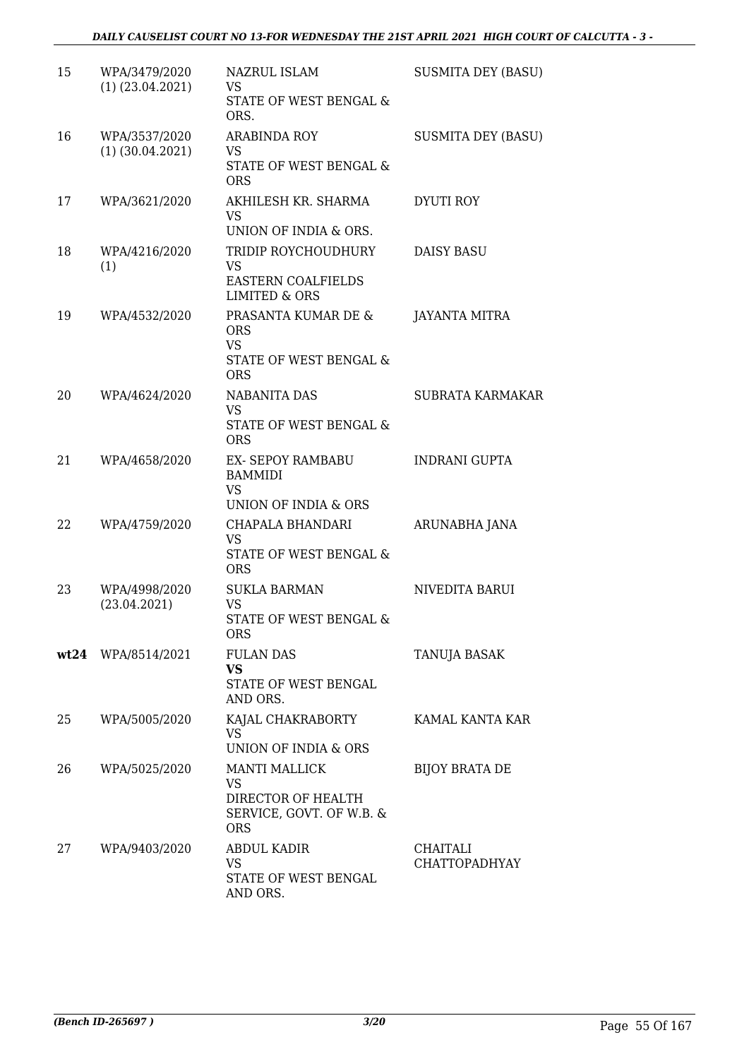| 15 | WPA/3479/2020 (1) (23.04.2021) | NAZRUL ISLAM VS STATE OF WEST BENGAL & ORS. | SUSMITA DEY (BASU) |
|---|---|---|---|
| 16 | WPA/3537/2020 (1) (30.04.2021) | ARABINDA ROY VS STATE OF WEST BENGAL & ORS | SUSMITA DEY (BASU) |
| 17 | WPA/3621/2020 | AKHILESH KR. SHARMA VS UNION OF INDIA & ORS. | DYUTI ROY |
| 18 | WPA/4216/2020 (1) | TRIDIP ROYCHOUDHURY VS EASTERN COALFIELDS LIMITED & ORS | DAISY BASU |
| 19 | WPA/4532/2020 | PRASANTA KUMAR DE & ORS VS STATE OF WEST BENGAL & ORS | JAYANTA MITRA |
| 20 | WPA/4624/2020 | NABANITA DAS VS STATE OF WEST BENGAL & ORS | SUBRATA KARMAKAR |
| 21 | WPA/4658/2020 | EX- SEPOY RAMBABU BAMMIDI VS UNION OF INDIA & ORS | INDRANI GUPTA |
| 22 | WPA/4759/2020 | CHAPALA BHANDARI VS STATE OF WEST BENGAL & ORS | ARUNABHA JANA |
| 23 | WPA/4998/2020 (23.04.2021) | SUKLA BARMAN VS STATE OF WEST BENGAL & ORS | NIVEDITA BARUI |
| **wt24** | WPA/8514/2021 | FULAN DAS **VS** STATE OF WEST BENGAL AND ORS. | TANUJA BASAK |
| 25 | WPA/5005/2020 | KAJAL CHAKRABORTY VS UNION OF INDIA & ORS | KAMAL KANTA KAR |
| 26 | WPA/5025/2020 | MANTI MALLICK VS DIRECTOR OF HEALTH SERVICE, GOVT. OF W.B. & ORS | BIJOY BRATA DE |
| 27 | WPA/9403/2020 | ABDUL KADIR VS STATE OF WEST BENGAL AND ORS. | CHAITALI CHATTOPADHYAY |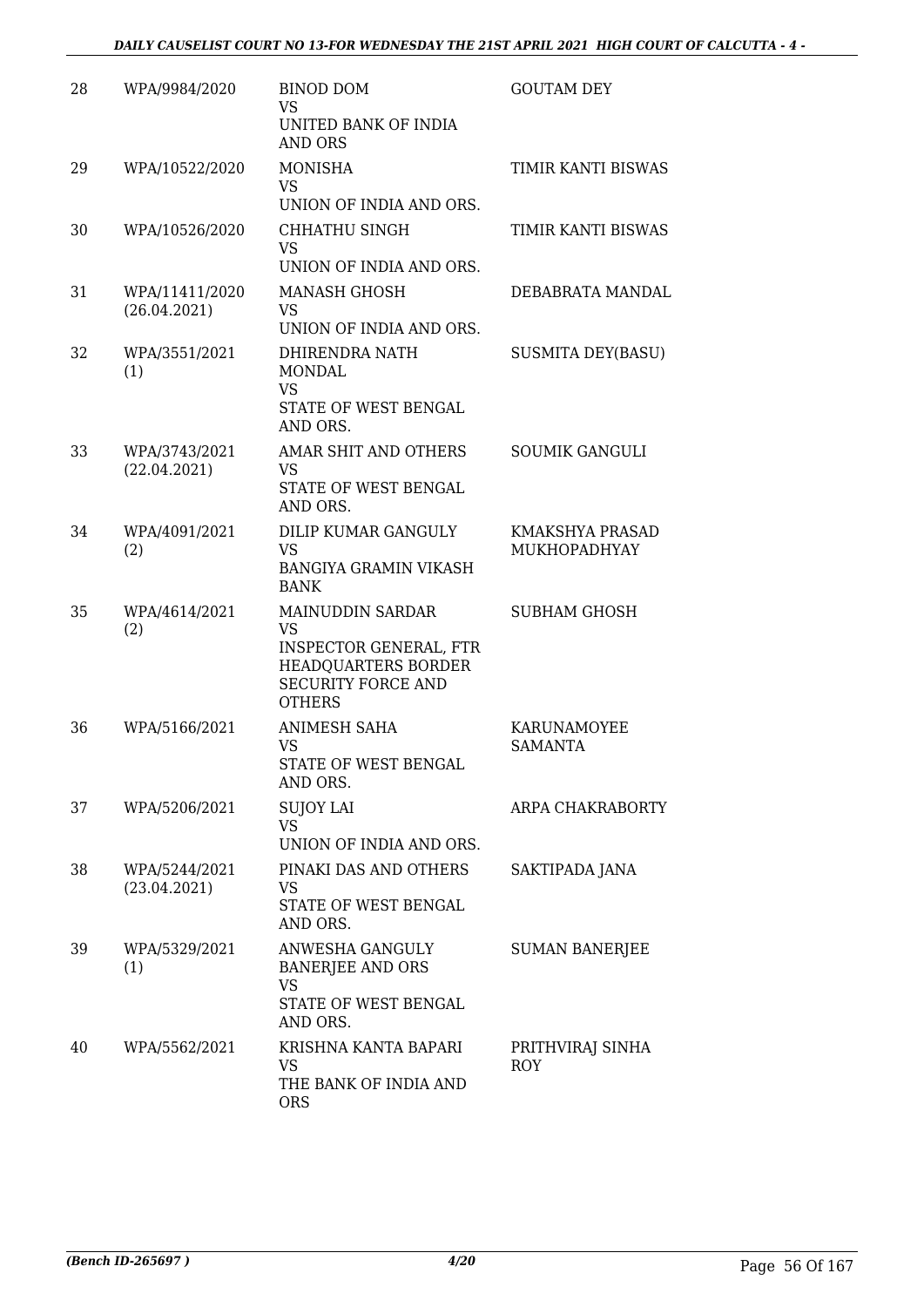| 28 | WPA/9984/2020 | BINOD DOM<br>VS<br>UNITED BANK OF INDIA AND ORS | GOUTAM DEY |
|---|---|---|---|
| 29 | WPA/10522/2020 | MONISHA<br>VS<br>UNION OF INDIA AND ORS. | TIMIR KANTI BISWAS |
| 30 | WPA/10526/2020 | CHHATHU SINGH<br>VS<br>UNION OF INDIA AND ORS. | TIMIR KANTI BISWAS |
| 31 | WPA/11411/2020<br>(26.04.2021) | MANASH GHOSH<br>VS<br>UNION OF INDIA AND ORS. | DEBABRATA MANDAL |
| 32 | WPA/3551/2021<br>(1) | DHIRENDRA NATH MONDAL<br>VS<br>STATE OF WEST BENGAL AND ORS. | SUSMITA DEY(BASU) |
| 33 | WPA/3743/2021<br>(22.04.2021) | AMAR SHIT AND OTHERS<br>VS<br>STATE OF WEST BENGAL AND ORS. | SOUMIK GANGULI |
| 34 | WPA/4091/2021<br>(2) | DILIP KUMAR GANGULY<br>VS<br>BANGIYA GRAMIN VIKASH BANK | KMAKSHYA PRASAD MUKHOPADHYAY |
| 35 | WPA/4614/2021<br>(2) | MAINUDDIN SARDAR<br>VS<br>INSPECTOR GENERAL, FTR HEADQUARTERS BORDER SECURITY FORCE AND OTHERS | SUBHAM GHOSH |
| 36 | WPA/5166/2021 | ANIMESH SAHA<br>VS<br>STATE OF WEST BENGAL AND ORS. | KARUNAMOYEE SAMANTA |
| 37 | WPA/5206/2021 | SUJOY LAI<br>VS<br>UNION OF INDIA AND ORS. | ARPA CHAKRABORTY |
| 38 | WPA/5244/2021<br>(23.04.2021) | PINAKI DAS AND OTHERS<br>VS<br>STATE OF WEST BENGAL AND ORS. | SAKTIPADA JANA |
| 39 | WPA/5329/2021<br>(1) | ANWESHA GANGULY BANERJEE AND ORS<br>VS<br>STATE OF WEST BENGAL AND ORS. | SUMAN BANERJEE |
| 40 | WPA/5562/2021 | KRISHNA KANTA BAPARI<br>VS<br>THE BANK OF INDIA AND ORS | PRITHVIRAJ SINHA ROY |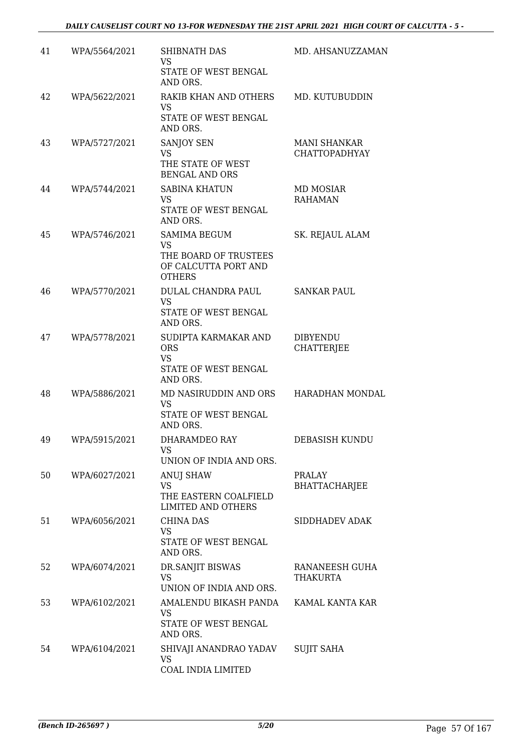| | | | |
|---|---|---|---|
| 41 | WPA/5564/2021 | SHIBNATH DAS<br>VS<br>STATE OF WEST BENGAL AND ORS. | MD. AHSANUZZAMAN |
| 42 | WPA/5622/2021 | RAKIB KHAN AND OTHERS<br>VS<br>STATE OF WEST BENGAL AND ORS. | MD. KUTUBUDDIN |
| 43 | WPA/5727/2021 | SANJOY SEN<br>VS<br>THE STATE OF WEST BENGAL AND ORS | MANI SHANKAR CHATTOPADHYAY |
| 44 | WPA/5744/2021 | SABINA KHATUN<br>VS<br>STATE OF WEST BENGAL AND ORS. | MD MOSIAR RAHAMAN |
| 45 | WPA/5746/2021 | SAMIMA BEGUM<br>VS<br>THE BOARD OF TRUSTEES OF CALCUTTA PORT AND OTHERS | SK. REJAUL ALAM |
| 46 | WPA/5770/2021 | DULAL CHANDRA PAUL<br>VS<br>STATE OF WEST BENGAL AND ORS. | SANKAR PAUL |
| 47 | WPA/5778/2021 | SUDIPTA KARMAKAR AND ORS<br>VS<br>STATE OF WEST BENGAL AND ORS. | DIBYENDU CHATTERJEE |
| 48 | WPA/5886/2021 | MD NASIRUDDIN AND ORS<br>VS<br>STATE OF WEST BENGAL AND ORS. | HARADHAN MONDAL |
| 49 | WPA/5915/2021 | DHARAMDEO RAY<br>VS<br>UNION OF INDIA AND ORS. | DEBASISH KUNDU |
| 50 | WPA/6027/2021 | ANUJ SHAW<br>VS<br>THE EASTERN COALFIELD LIMITED AND OTHERS | PRALAY BHATTACHARJEE |
| 51 | WPA/6056/2021 | CHINA DAS<br>VS<br>STATE OF WEST BENGAL AND ORS. | SIDDHADEV ADAK |
| 52 | WPA/6074/2021 | DR.SANJIT BISWAS<br>VS<br>UNION OF INDIA AND ORS. | RANANEESH GUHA THAKURTA |
| 53 | WPA/6102/2021 | AMALENDU BIKASH PANDA<br>VS<br>STATE OF WEST BENGAL AND ORS. | KAMAL KANTA KAR |
| 54 | WPA/6104/2021 | SHIVAJI ANANDRAO YADAV<br>VS<br>COAL INDIA LIMITED | SUJIT SAHA |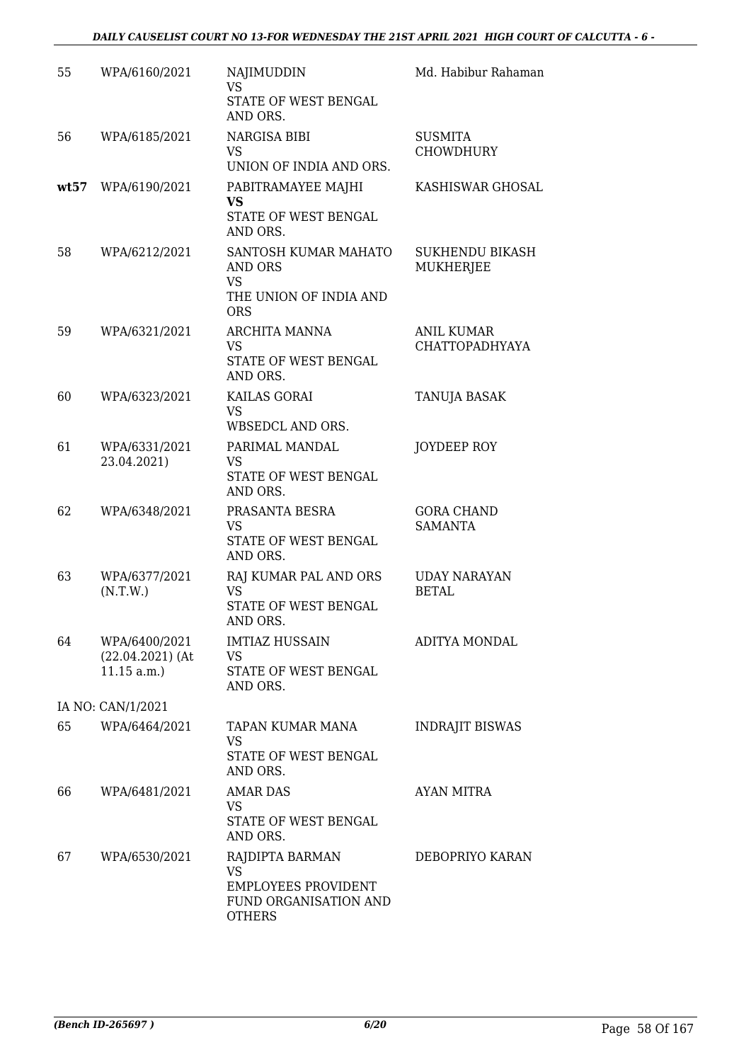| | | | |
|---|---|---|---|
| 55 | WPA/6160/2021 | NAJIMUDDIN<br>VS<br>STATE OF WEST BENGAL AND ORS. | Md. Habibur Rahaman |
| 56 | WPA/6185/2021 | NARGISA BIBI<br>VS<br>UNION OF INDIA AND ORS. | SUSMITA CHOWDHURY |
| **wt57** | WPA/6190/2021 | PABITRAMAYEE MAJHI<br>**VS**<br>STATE OF WEST BENGAL AND ORS. | KASHISWAR GHOSAL |
| 58 | WPA/6212/2021 | SANTOSH KUMAR MAHATO AND ORS<br>VS<br>THE UNION OF INDIA AND ORS | SUKHENDU BIKASH MUKHERJEE |
| 59 | WPA/6321/2021 | ARCHITA MANNA<br>VS<br>STATE OF WEST BENGAL AND ORS. | ANIL KUMAR CHATTOPADHYAYA |
| 60 | WPA/6323/2021 | KAILAS GORAI<br>VS<br>WBSEDCL AND ORS. | TANUJA BASAK |
| 61 | WPA/6331/2021 23.04.2021) | PARIMAL MANDAL<br>VS<br>STATE OF WEST BENGAL AND ORS. | JOYDEEP ROY |
| 62 | WPA/6348/2021 | PRASANTA BESRA<br>VS<br>STATE OF WEST BENGAL AND ORS. | GORA CHAND SAMANTA |
| 63 | WPA/6377/2021 (N.T.W.) | RAJ KUMAR PAL AND ORS<br>VS<br>STATE OF WEST BENGAL AND ORS. | UDAY NARAYAN BETAL |
| 64 | WPA/6400/2021 (22.04.2021) (At 11.15 a.m.) | IMTIAZ HUSSAIN<br>VS<br>STATE OF WEST BENGAL AND ORS. | ADITYA MONDAL |
| | IA NO: CAN/1/2021 | | |
| 65 | WPA/6464/2021 | TAPAN KUMAR MANA<br>VS<br>STATE OF WEST BENGAL AND ORS. | INDRAJIT BISWAS |
| 66 | WPA/6481/2021 | AMAR DAS<br>VS<br>STATE OF WEST BENGAL AND ORS. | AYAN MITRA |
| 67 | WPA/6530/2021 | RAJDIPTA BARMAN<br>VS<br>EMPLOYEES PROVIDENT FUND ORGANISATION AND OTHERS | DEBOPRIYO KARAN |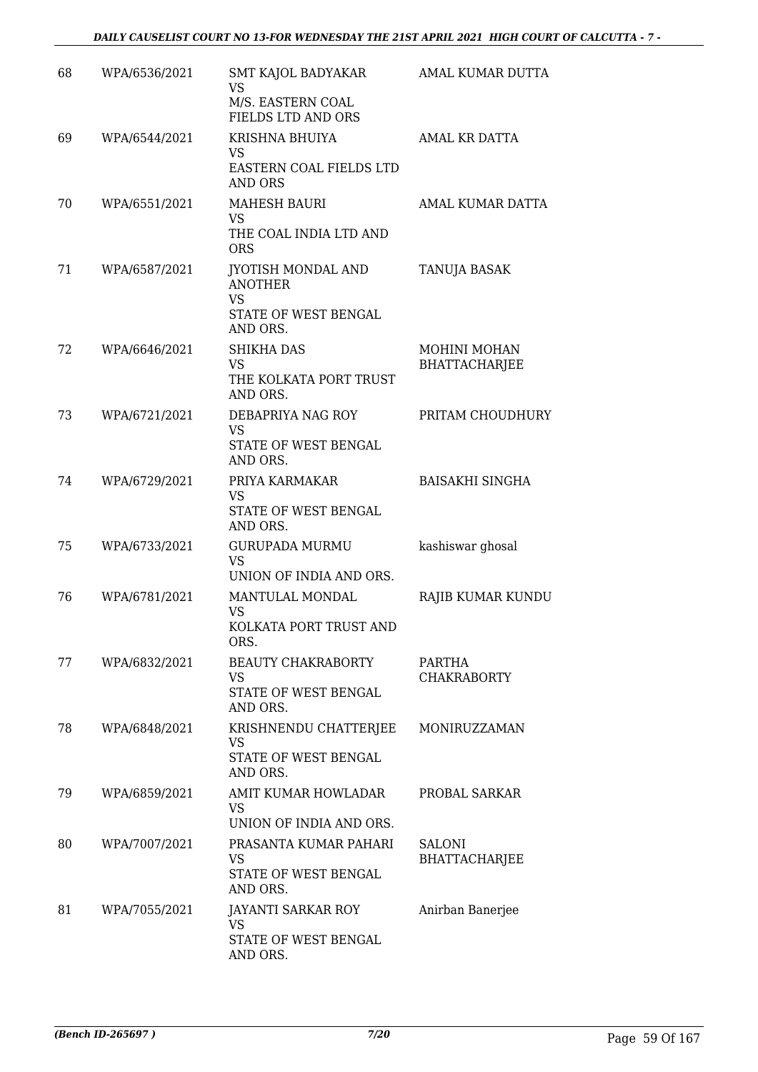| 68 | WPA/6536/2021 | SMT KAJOL BADYAKAR VS M/S. EASTERN COAL FIELDS LTD AND ORS | AMAL KUMAR DUTTA |
|---|---|---|---|
| 69 | WPA/6544/2021 | KRISHNA BHUIYA VS EASTERN COAL FIELDS LTD AND ORS | AMAL KR DATTA |
| 70 | WPA/6551/2021 | MAHESH BAURI VS THE COAL INDIA LTD AND ORS | AMAL KUMAR DATTA |
| 71 | WPA/6587/2021 | JYOTISH MONDAL AND ANOTHER VS STATE OF WEST BENGAL AND ORS. | TANUJA BASAK |
| 72 | WPA/6646/2021 | SHIKHA DAS VS THE KOLKATA PORT TRUST AND ORS. | MOHINI MOHAN BHATTACHARJEE |
| 73 | WPA/6721/2021 | DEBAPRIYA NAG ROY VS STATE OF WEST BENGAL AND ORS. | PRITAM CHOUDHURY |
| 74 | WPA/6729/2021 | PRIYA KARMAKAR VS STATE OF WEST BENGAL AND ORS. | BAISAKHI SINGHA |
| 75 | WPA/6733/2021 | GURUPADA MURMU VS UNION OF INDIA AND ORS. | kashiswar ghosal |
| 76 | WPA/6781/2021 | MANTULAL MONDAL VS KOLKATA PORT TRUST AND ORS. | RAJIB KUMAR KUNDU |
| 77 | WPA/6832/2021 | BEAUTY CHAKRABORTY VS STATE OF WEST BENGAL AND ORS. | PARTHA CHAKRABORTY |
| 78 | WPA/6848/2021 | KRISHNENDU CHATTERJEE VS STATE OF WEST BENGAL AND ORS. | MONIRUZZAMAN |
| 79 | WPA/6859/2021 | AMIT KUMAR HOWLADAR VS UNION OF INDIA AND ORS. | PROBAL SARKAR |
| 80 | WPA/7007/2021 | PRASANTA KUMAR PAHARI VS STATE OF WEST BENGAL AND ORS. | SALONI BHATTACHARJEE |
| 81 | WPA/7055/2021 | JAYANTI SARKAR ROY VS STATE OF WEST BENGAL AND ORS. | Anirban Banerjee |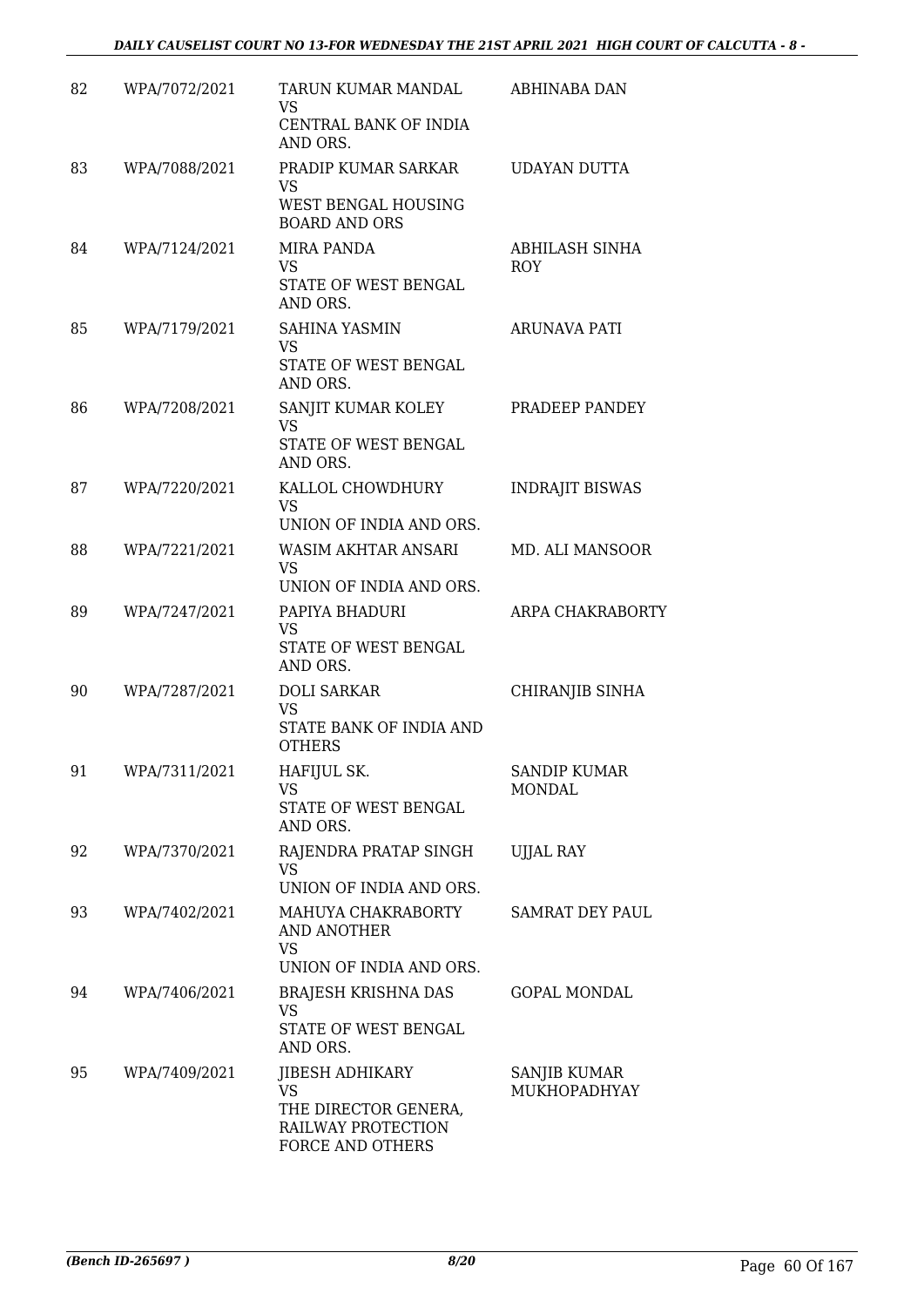| 82 | WPA/7072/2021 | TARUN KUMAR MANDAL<br>VS<br>CENTRAL BANK OF INDIA AND ORS. | ABHINABA DAN |
|---|---|---|---|
| 83 | WPA/7088/2021 | PRADIP KUMAR SARKAR<br>VS<br>WEST BENGAL HOUSING BOARD AND ORS | UDAYAN DUTTA |
| 84 | WPA/7124/2021 | MIRA PANDA<br>VS<br>STATE OF WEST BENGAL AND ORS. | ABHILASH SINHA ROY |
| 85 | WPA/7179/2021 | SAHINA YASMIN<br>VS<br>STATE OF WEST BENGAL AND ORS. | ARUNAVA PATI |
| 86 | WPA/7208/2021 | SANJIT KUMAR KOLEY<br>VS<br>STATE OF WEST BENGAL AND ORS. | PRADEEP PANDEY |
| 87 | WPA/7220/2021 | KALLOL CHOWDHURY<br>VS<br>UNION OF INDIA AND ORS. | INDRAJIT BISWAS |
| 88 | WPA/7221/2021 | WASIM AKHTAR ANSARI<br>VS<br>UNION OF INDIA AND ORS. | MD. ALI MANSOOR |
| 89 | WPA/7247/2021 | PAPIYA BHADURI<br>VS<br>STATE OF WEST BENGAL AND ORS. | ARPA CHAKRABORTY |
| 90 | WPA/7287/2021 | DOLI SARKAR<br>VS<br>STATE BANK OF INDIA AND OTHERS | CHIRANJIB SINHA |
| 91 | WPA/7311/2021 | HAFIJUL SK.<br>VS<br>STATE OF WEST BENGAL AND ORS. | SANDIP KUMAR MONDAL |
| 92 | WPA/7370/2021 | RAJENDRA PRATAP SINGH<br>VS<br>UNION OF INDIA AND ORS. | UJJAL RAY |
| 93 | WPA/7402/2021 | MAHUYA CHAKRABORTY AND ANOTHER<br>VS<br>UNION OF INDIA AND ORS. | SAMRAT DEY PAUL |
| 94 | WPA/7406/2021 | BRAJESH KRISHNA DAS<br>VS<br>STATE OF WEST BENGAL AND ORS. | GOPAL MONDAL |
| 95 | WPA/7409/2021 | JIBESH ADHIKARY<br>VS<br>THE DIRECTOR GENERA, RAILWAY PROTECTION FORCE AND OTHERS | SANJIB KUMAR MUKHOPADHYAY |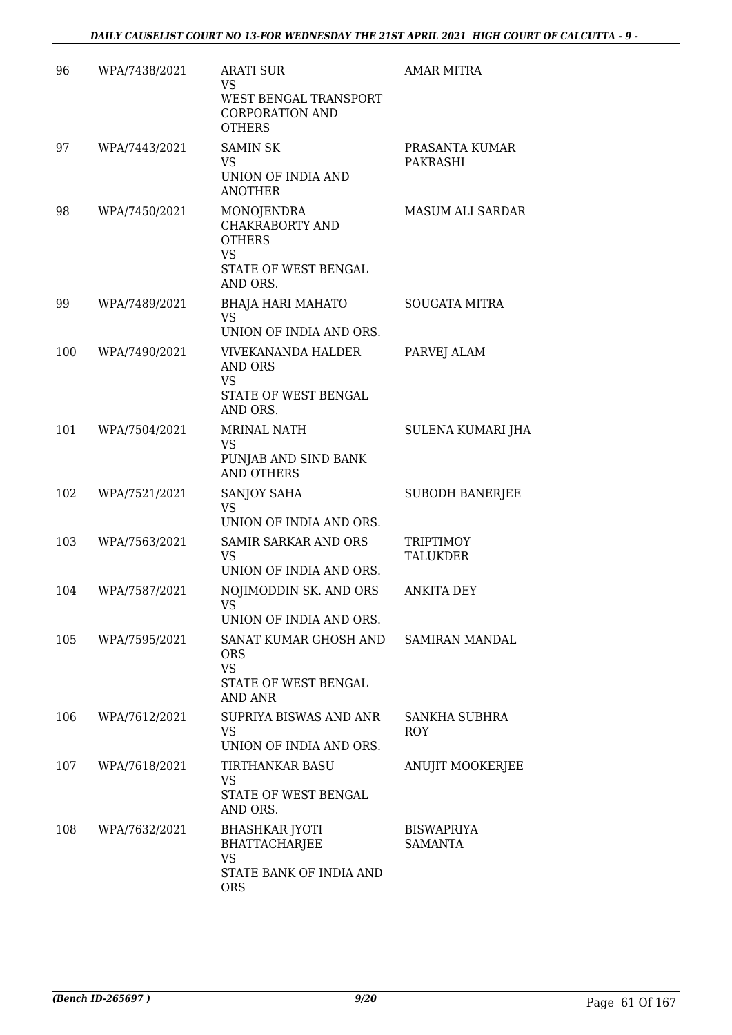| 96 | WPA/7438/2021 | ARATI SUR<br>VS<br>WEST BENGAL TRANSPORT CORPORATION AND OTHERS | AMAR MITRA |
|---|---|---|---|
| 97 | WPA/7443/2021 | SAMIN SK<br>VS<br>UNION OF INDIA AND ANOTHER | PRASANTA KUMAR PAKRASHI |
| 98 | WPA/7450/2021 | MONOJENDRA CHAKRABORTY AND OTHERS<br>VS<br>STATE OF WEST BENGAL AND ORS. | MASUM ALI SARDAR |
| 99 | WPA/7489/2021 | BHAJA HARI MAHATO<br>VS<br>UNION OF INDIA AND ORS. | SOUGATA MITRA |
| 100 | WPA/7490/2021 | VIVEKANANDA HALDER AND ORS<br>VS<br>STATE OF WEST BENGAL AND ORS. | PARVEJ ALAM |
| 101 | WPA/7504/2021 | MRINAL NATH<br>VS<br>PUNJAB AND SIND BANK AND OTHERS | SULENA KUMARI JHA |
| 102 | WPA/7521/2021 | SANJOY SAHA<br>VS<br>UNION OF INDIA AND ORS. | SUBODH BANERJEE |
| 103 | WPA/7563/2021 | SAMIR SARKAR AND ORS<br>VS<br>UNION OF INDIA AND ORS. | TRIPTIMOY TALUKDER |
| 104 | WPA/7587/2021 | NOJIMODDIN SK. AND ORS<br>VS<br>UNION OF INDIA AND ORS. | ANKITA DEY |
| 105 | WPA/7595/2021 | SANAT KUMAR GHOSH AND ORS<br>VS<br>STATE OF WEST BENGAL AND ANR | SAMIRAN MANDAL |
| 106 | WPA/7612/2021 | SUPRIYA BISWAS AND ANR<br>VS<br>UNION OF INDIA AND ORS. | SANKHA SUBHRA ROY |
| 107 | WPA/7618/2021 | TIRTHANKAR BASU<br>VS<br>STATE OF WEST BENGAL AND ORS. | ANUJIT MOOKERJEE |
| 108 | WPA/7632/2021 | BHASHKAR JYOTI BHATTACHARJEE<br>VS<br>STATE BANK OF INDIA AND ORS | BISWAPRIYA SAMANTA |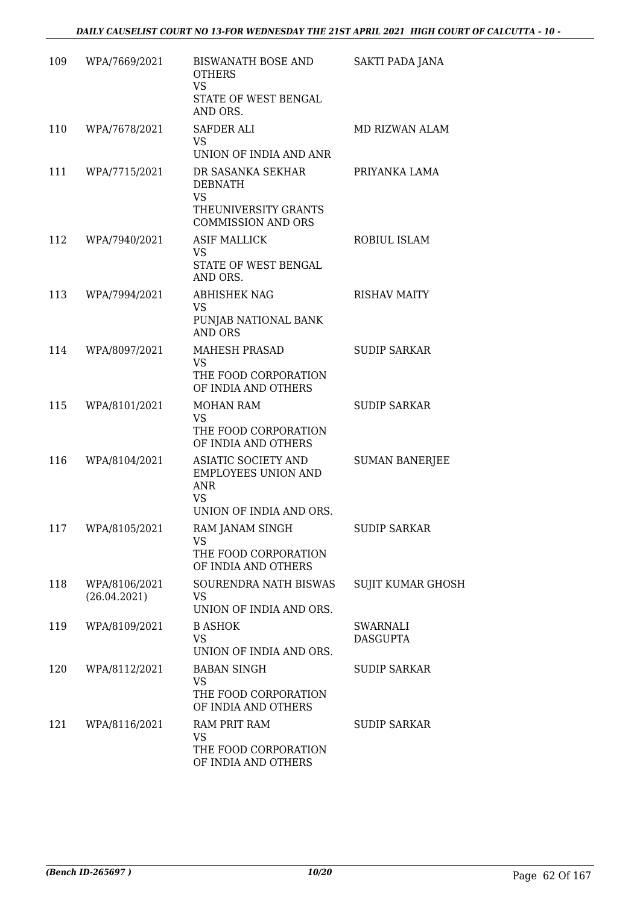| | | | |
|---|---|---|---|
| 109 | WPA/7669/2021 | BISWANATH BOSE AND OTHERS<br>VS<br>STATE OF WEST BENGAL AND ORS. | SAKTI PADA JANA |
| 110 | WPA/7678/2021 | SAFDER ALI<br>VS<br>UNION OF INDIA AND ANR | MD RIZWAN ALAM |
| 111 | WPA/7715/2021 | DR SASANKA SEKHAR DEBNATH<br>VS<br>THEUNIVERSITY GRANTS COMMISSION AND ORS | PRIYANKA LAMA |
| 112 | WPA/7940/2021 | ASIF MALLICK<br>VS<br>STATE OF WEST BENGAL AND ORS. | ROBIUL ISLAM |
| 113 | WPA/7994/2021 | ABHISHEK NAG<br>VS<br>PUNJAB NATIONAL BANK AND ORS | RISHAV MAITY |
| 114 | WPA/8097/2021 | MAHESH PRASAD<br>VS<br>THE FOOD CORPORATION OF INDIA AND OTHERS | SUDIP SARKAR |
| 115 | WPA/8101/2021 | MOHAN RAM<br>VS<br>THE FOOD CORPORATION OF INDIA AND OTHERS | SUDIP SARKAR |
| 116 | WPA/8104/2021 | ASIATIC SOCIETY AND EMPLOYEES UNION AND ANR<br>VS<br>UNION OF INDIA AND ORS. | SUMAN BANERJEE |
| 117 | WPA/8105/2021 | RAM JANAM SINGH<br>VS<br>THE FOOD CORPORATION OF INDIA AND OTHERS | SUDIP SARKAR |
| 118 | WPA/8106/2021<br>(26.04.2021) | SOURENDRA NATH BISWAS<br>VS<br>UNION OF INDIA AND ORS. | SUJIT KUMAR GHOSH |
| 119 | WPA/8109/2021 | B ASHOK<br>VS<br>UNION OF INDIA AND ORS. | SWARNALI DASGUPTA |
| 120 | WPA/8112/2021 | BABAN SINGH<br>VS<br>THE FOOD CORPORATION OF INDIA AND OTHERS | SUDIP SARKAR |
| 121 | WPA/8116/2021 | RAM PRIT RAM<br>VS<br>THE FOOD CORPORATION OF INDIA AND OTHERS | SUDIP SARKAR |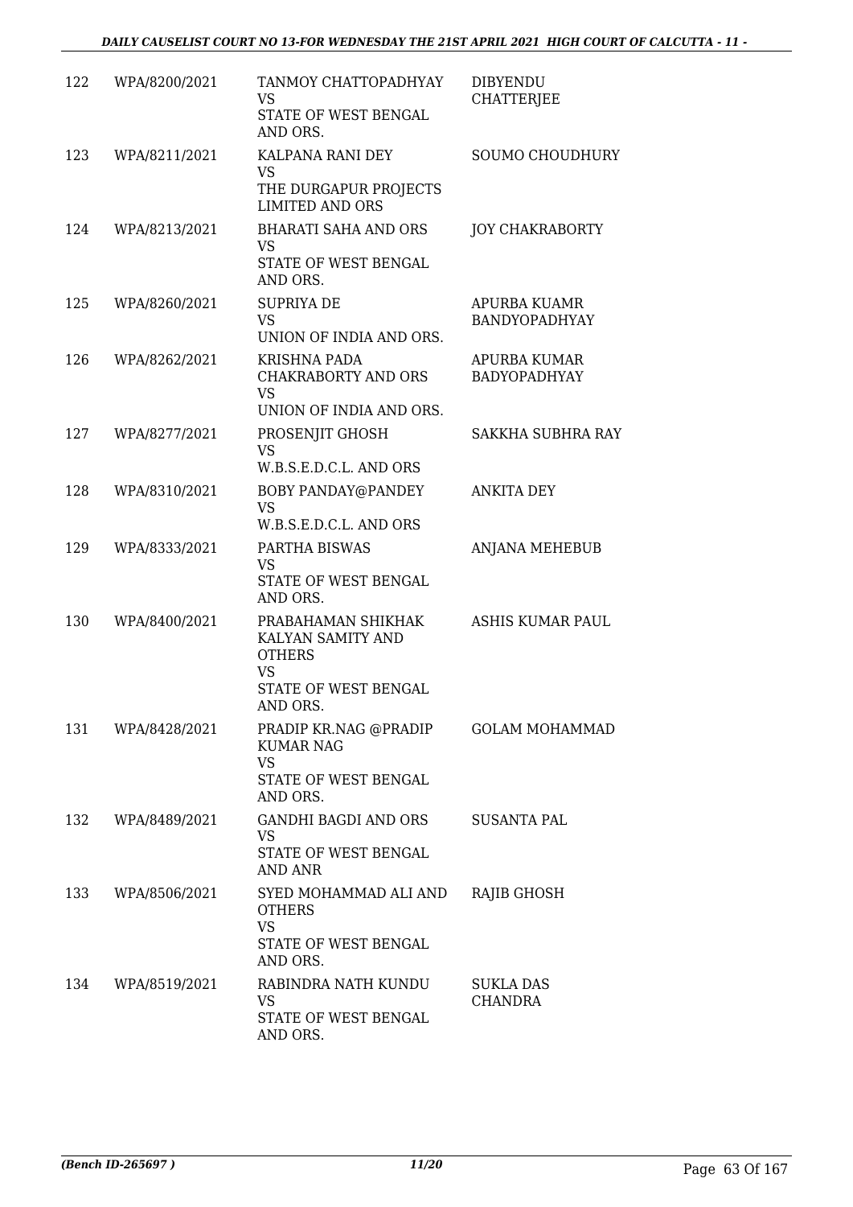| 122 | WPA/8200/2021 | TANMOY CHATTOPADHYAY<br>VS<br>STATE OF WEST BENGAL AND ORS. | DIBYENDU CHATTERJEE |
|---|---|---|---|
| 123 | WPA/8211/2021 | KALPANA RANI DEY<br>VS<br>THE DURGAPUR PROJECTS LIMITED AND ORS | SOUMO CHOUDHURY |
| 124 | WPA/8213/2021 | BHARATI SAHA AND ORS<br>VS<br>STATE OF WEST BENGAL AND ORS. | JOY CHAKRABORTY |
| 125 | WPA/8260/2021 | SUPRIYA DE<br>VS<br>UNION OF INDIA AND ORS. | APURBA KUAMR BANDYOPADHYAY |
| 126 | WPA/8262/2021 | KRISHNA PADA CHAKRABORTY AND ORS<br>VS<br>UNION OF INDIA AND ORS. | APURBA KUMAR BADYOPADHYAY |
| 127 | WPA/8277/2021 | PROSENJIT GHOSH<br>VS<br>W.B.S.E.D.C.L. AND ORS | SAKKHA SUBHRA RAY |
| 128 | WPA/8310/2021 | BOBY PANDAY@PANDEY<br>VS<br>W.B.S.E.D.C.L. AND ORS | ANKITA DEY |
| 129 | WPA/8333/2021 | PARTHA BISWAS<br>VS<br>STATE OF WEST BENGAL AND ORS. | ANJANA MEHEBUB |
| 130 | WPA/8400/2021 | PRABAHAMAN SHIKHAK KALYAN SAMITY AND OTHERS<br>VS<br>STATE OF WEST BENGAL AND ORS. | ASHIS KUMAR PAUL |
| 131 | WPA/8428/2021 | PRADIP KR.NAG @PRADIP KUMAR NAG<br>VS<br>STATE OF WEST BENGAL AND ORS. | GOLAM MOHAMMAD |
| 132 | WPA/8489/2021 | GANDHI BAGDI AND ORS<br>VS<br>STATE OF WEST BENGAL AND ANR | SUSANTA PAL |
| 133 | WPA/8506/2021 | SYED MOHAMMAD ALI AND OTHERS<br>VS<br>STATE OF WEST BENGAL AND ORS. | RAJIB GHOSH |
| 134 | WPA/8519/2021 | RABINDRA NATH KUNDU<br>VS<br>STATE OF WEST BENGAL AND ORS. | SUKLA DAS CHANDRA |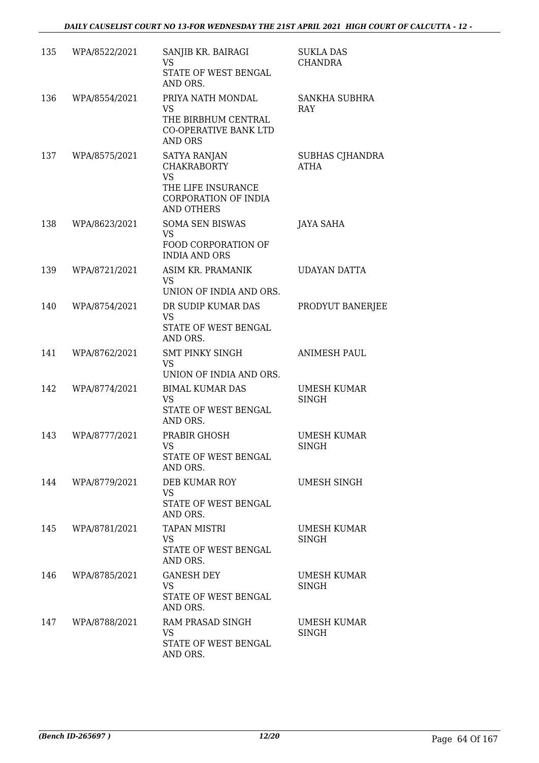| | | | |
|---|---|---|---|
| 135 | WPA/8522/2021 | SANJIB KR. BAIRAGI<br>VS<br>STATE OF WEST BENGAL AND ORS. | SUKLA DAS CHANDRA |
| 136 | WPA/8554/2021 | PRIYA NATH MONDAL<br>VS<br>THE BIRBHUM CENTRAL CO-OPERATIVE BANK LTD AND ORS | SANKHA SUBHRA RAY |
| 137 | WPA/8575/2021 | SATYA RANJAN CHAKRABORTY<br>VS<br>THE LIFE INSURANCE CORPORATION OF INDIA AND OTHERS | SUBHAS CJHANDRA ATHA |
| 138 | WPA/8623/2021 | SOMA SEN BISWAS<br>VS<br>FOOD CORPORATION OF INDIA AND ORS | JAYA SAHA |
| 139 | WPA/8721/2021 | ASIM KR. PRAMANIK<br>VS<br>UNION OF INDIA AND ORS. | UDAYAN DATTA |
| 140 | WPA/8754/2021 | DR SUDIP KUMAR DAS<br>VS<br>STATE OF WEST BENGAL AND ORS. | PRODYUT BANERJEE |
| 141 | WPA/8762/2021 | SMT PINKY SINGH<br>VS<br>UNION OF INDIA AND ORS. | ANIMESH PAUL |
| 142 | WPA/8774/2021 | BIMAL KUMAR DAS<br>VS<br>STATE OF WEST BENGAL AND ORS. | UMESH KUMAR SINGH |
| 143 | WPA/8777/2021 | PRABIR GHOSH<br>VS<br>STATE OF WEST BENGAL AND ORS. | UMESH KUMAR SINGH |
| 144 | WPA/8779/2021 | DEB KUMAR ROY<br>VS<br>STATE OF WEST BENGAL AND ORS. | UMESH SINGH |
| 145 | WPA/8781/2021 | TAPAN MISTRI<br>VS<br>STATE OF WEST BENGAL AND ORS. | UMESH KUMAR SINGH |
| 146 | WPA/8785/2021 | GANESH DEY<br>VS<br>STATE OF WEST BENGAL AND ORS. | UMESH KUMAR SINGH |
| 147 | WPA/8788/2021 | RAM PRASAD SINGH<br>VS<br>STATE OF WEST BENGAL AND ORS. | UMESH KUMAR SINGH |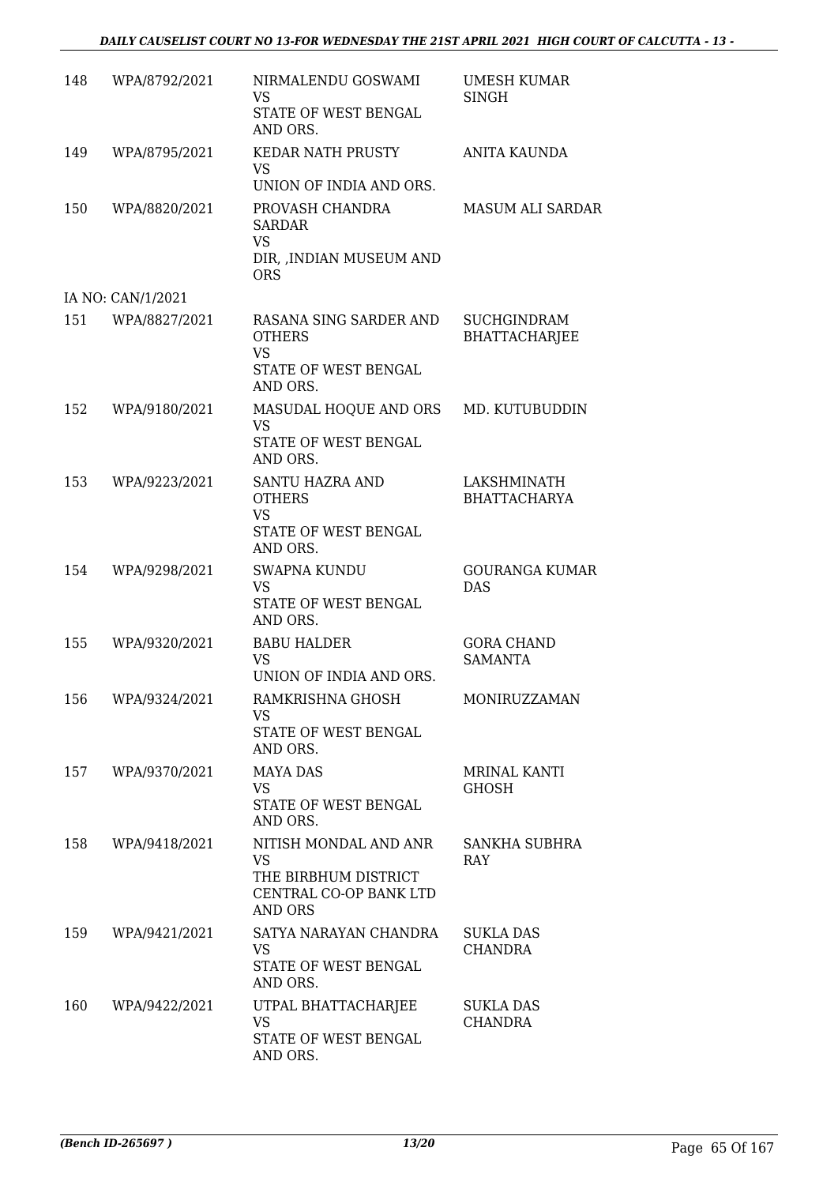| | | | |
|---|---|---|---|
| 148 | WPA/8792/2021 | NIRMALENDU GOSWAMI<br>VS<br>STATE OF WEST BENGAL AND ORS. | UMESH KUMAR SINGH |
| 149 | WPA/8795/2021 | KEDAR NATH PRUSTY<br>VS<br>UNION OF INDIA AND ORS. | ANITA KAUNDA |
| 150 | WPA/8820/2021 | PROVASH CHANDRA SARDAR<br>VS<br>DIR, ,INDIAN MUSEUM AND ORS | MASUM ALI SARDAR |
| | IA NO: CAN/1/2021 | | |
| 151 | WPA/8827/2021 | RASANA SING SARDER AND OTHERS<br>VS<br>STATE OF WEST BENGAL AND ORS. | SUCHGINDRAM BHATTACHARJEE |
| 152 | WPA/9180/2021 | MASUDAL HOQUE AND ORS<br>VS<br>STATE OF WEST BENGAL AND ORS. | MD. KUTUBUDDIN |
| 153 | WPA/9223/2021 | SANTU HAZRA AND OTHERS<br>VS<br>STATE OF WEST BENGAL AND ORS. | LAKSHMINATH BHATTACHARYA |
| 154 | WPA/9298/2021 | SWAPNA KUNDU<br>VS<br>STATE OF WEST BENGAL AND ORS. | GOURANGA KUMAR DAS |
| 155 | WPA/9320/2021 | BABU HALDER<br>VS<br>UNION OF INDIA AND ORS. | GORA CHAND SAMANTA |
| 156 | WPA/9324/2021 | RAMKRISHNA GHOSH<br>VS<br>STATE OF WEST BENGAL AND ORS. | MONIRUZZAMAN |
| 157 | WPA/9370/2021 | MAYA DAS<br>VS<br>STATE OF WEST BENGAL AND ORS. | MRINAL KANTI GHOSH |
| 158 | WPA/9418/2021 | NITISH MONDAL AND ANR<br>VS<br>THE BIRBHUM DISTRICT CENTRAL CO-OP BANK LTD AND ORS | SANKHA SUBHRA RAY |
| 159 | WPA/9421/2021 | SATYA NARAYAN CHANDRA<br>VS<br>STATE OF WEST BENGAL AND ORS. | SUKLA DAS CHANDRA |
| 160 | WPA/9422/2021 | UTPAL BHATTACHARJEE<br>VS<br>STATE OF WEST BENGAL AND ORS. | SUKLA DAS CHANDRA |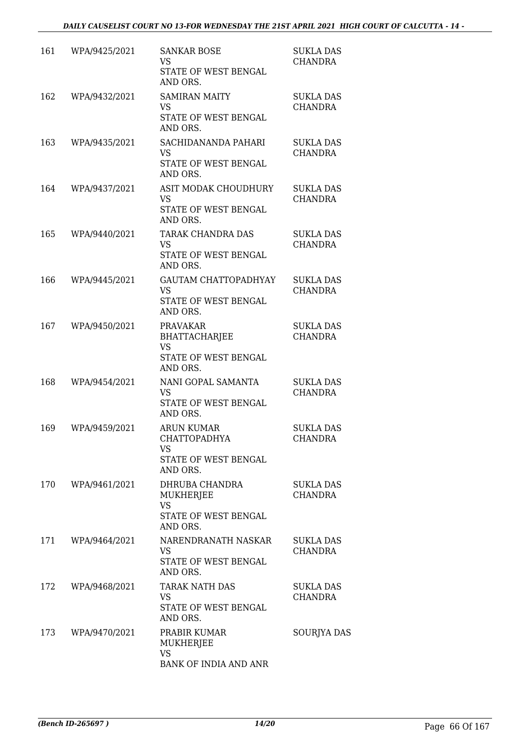| 161 | WPA/9425/2021 | SANKAR BOSE<br>VS<br>STATE OF WEST BENGAL AND ORS. | SUKLA DAS CHANDRA |
|---|---|---|---|
| 162 | WPA/9432/2021 | SAMIRAN MAITY<br>VS<br>STATE OF WEST BENGAL AND ORS. | SUKLA DAS CHANDRA |
| 163 | WPA/9435/2021 | SACHIDANANDA PAHARI<br>VS<br>STATE OF WEST BENGAL AND ORS. | SUKLA DAS CHANDRA |
| 164 | WPA/9437/2021 | ASIT MODAK CHOUDHURY<br>VS<br>STATE OF WEST BENGAL AND ORS. | SUKLA DAS CHANDRA |
| 165 | WPA/9440/2021 | TARAK CHANDRA DAS<br>VS<br>STATE OF WEST BENGAL AND ORS. | SUKLA DAS CHANDRA |
| 166 | WPA/9445/2021 | GAUTAM CHATTOPADHYAY<br>VS<br>STATE OF WEST BENGAL AND ORS. | SUKLA DAS CHANDRA |
| 167 | WPA/9450/2021 | PRAVAKAR BHATTACHARJEE<br>VS<br>STATE OF WEST BENGAL AND ORS. | SUKLA DAS CHANDRA |
| 168 | WPA/9454/2021 | NANI GOPAL SAMANTA<br>VS<br>STATE OF WEST BENGAL AND ORS. | SUKLA DAS CHANDRA |
| 169 | WPA/9459/2021 | ARUN KUMAR CHATTOPADHYA<br>VS<br>STATE OF WEST BENGAL AND ORS. | SUKLA DAS CHANDRA |
| 170 | WPA/9461/2021 | DHRUBA CHANDRA MUKHERJEE<br>VS<br>STATE OF WEST BENGAL AND ORS. | SUKLA DAS CHANDRA |
| 171 | WPA/9464/2021 | NARENDRANATH NASKAR<br>VS<br>STATE OF WEST BENGAL AND ORS. | SUKLA DAS CHANDRA |
| 172 | WPA/9468/2021 | TARAK NATH DAS<br>VS<br>STATE OF WEST BENGAL AND ORS. | SUKLA DAS CHANDRA |
| 173 | WPA/9470/2021 | PRABIR KUMAR MUKHERJEE<br>VS<br>BANK OF INDIA AND ANR | SOURJYA DAS |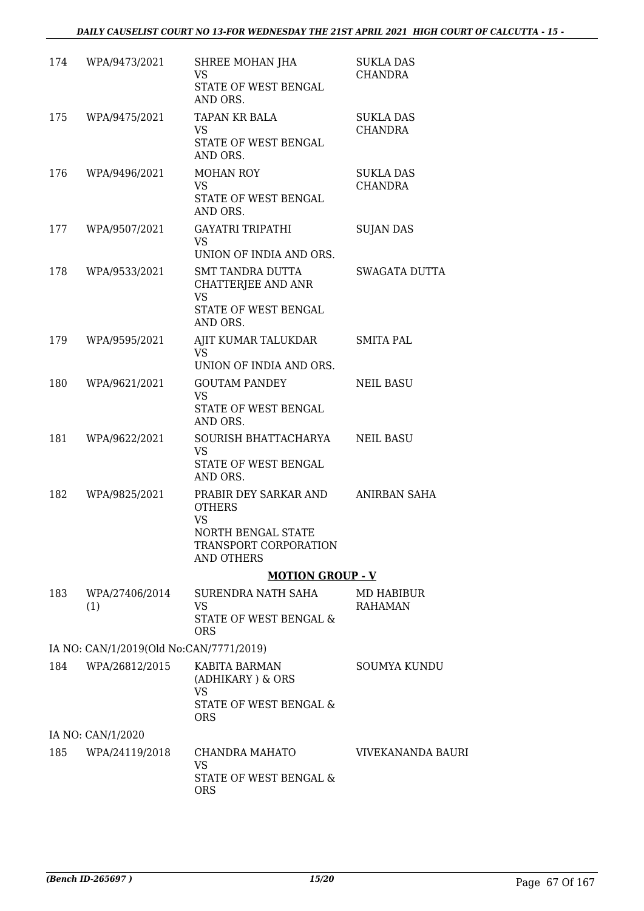| | | | |
|---|---|---|---|
| 174 | WPA/9473/2021 | SHREE MOHAN JHA<br>VS<br>STATE OF WEST BENGAL AND ORS. | SUKLA DAS CHANDRA |
| 175 | WPA/9475/2021 | TAPAN KR BALA<br>VS<br>STATE OF WEST BENGAL AND ORS. | SUKLA DAS CHANDRA |
| 176 | WPA/9496/2021 | MOHAN ROY<br>VS<br>STATE OF WEST BENGAL AND ORS. | SUKLA DAS CHANDRA |
| 177 | WPA/9507/2021 | GAYATRI TRIPATHI<br>VS<br>UNION OF INDIA AND ORS. | SUJAN DAS |
| 178 | WPA/9533/2021 | SMT TANDRA DUTTA CHATTERJEE AND ANR<br>VS<br>STATE OF WEST BENGAL AND ORS. | SWAGATA DUTTA |
| 179 | WPA/9595/2021 | AJIT KUMAR TALUKDAR<br>VS<br>UNION OF INDIA AND ORS. | SMITA PAL |
| 180 | WPA/9621/2021 | GOUTAM PANDEY<br>VS<br>STATE OF WEST BENGAL AND ORS. | NEIL BASU |
| 181 | WPA/9622/2021 | SOURISH BHATTACHARYA<br>VS<br>STATE OF WEST BENGAL AND ORS. | NEIL BASU |
| 182 | WPA/9825/2021 | PRABIR DEY SARKAR AND OTHERS<br>VS<br>NORTH BENGAL STATE TRANSPORT CORPORATION AND OTHERS | ANIRBAN SAHA |

**MOTION GROUP - V**

| | | | |
|---|---|---|---|
| 183 | WPA/27406/2014 (1) | SURENDRA NATH SAHA<br>VS<br>STATE OF WEST BENGAL & ORS | MD HABIBUR RAHAMAN |
| | IA NO: CAN/1/2019(Old No:CAN/7771/2019) | | |
| 184 | WPA/26812/2015 | KABITA BARMAN (ADHIKARY ) & ORS<br>VS<br>STATE OF WEST BENGAL & ORS | SOUMYA KUNDU |
| | IA NO: CAN/1/2020 | | |
| 185 | WPA/24119/2018 | CHANDRA MAHATO<br>VS<br>STATE OF WEST BENGAL & ORS | VIVEKANANDA BAURI |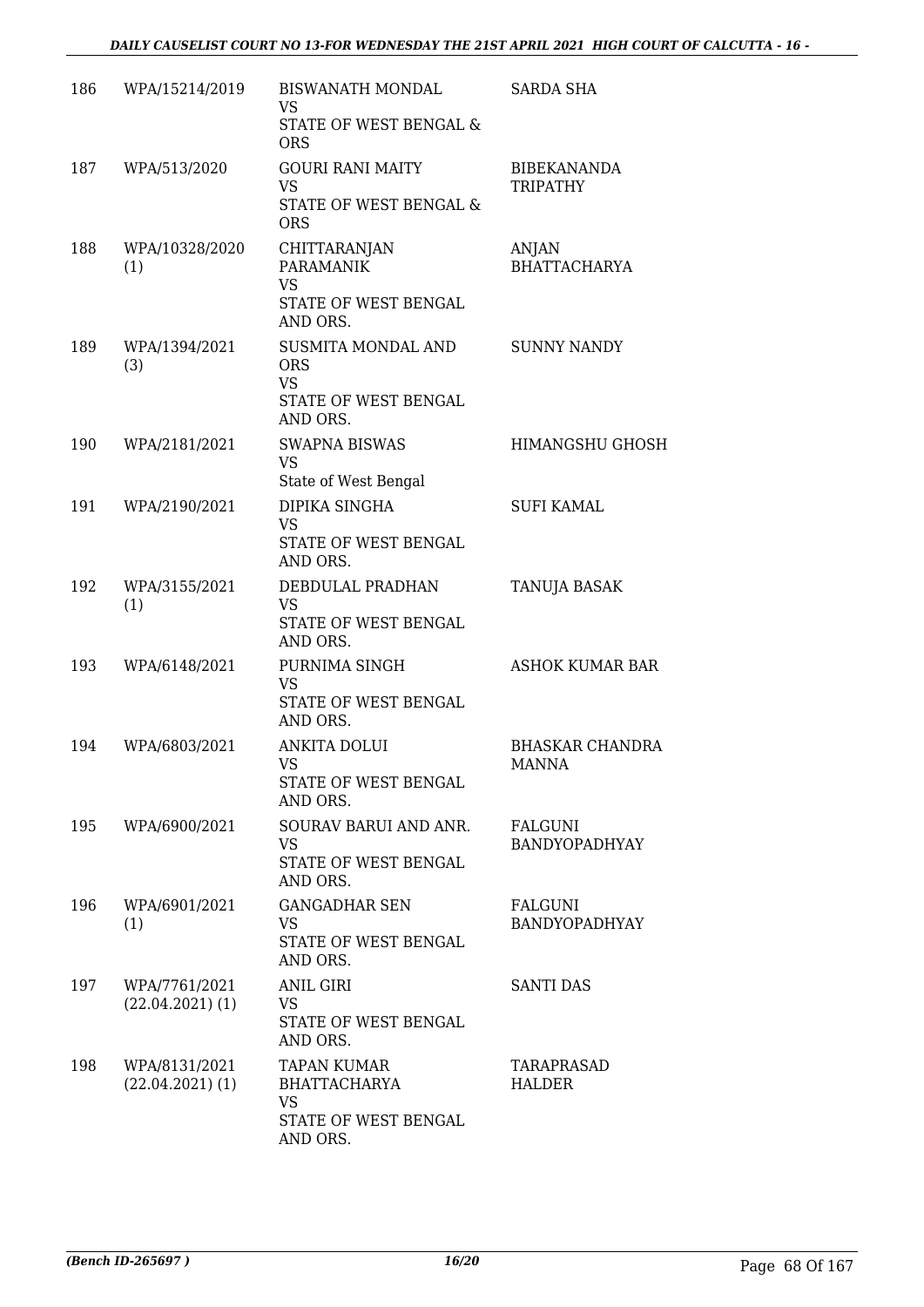| 186 | WPA/15214/2019 | BISWANATH MONDAL<br>VS<br>STATE OF WEST BENGAL & ORS | SARDA SHA |
|---|---|---|---|
| 187 | WPA/513/2020 | GOURI RANI MAITY<br>VS<br>STATE OF WEST BENGAL & ORS | BIBEKANANDA TRIPATHY |
| 188 | WPA/10328/2020 (1) | CHITTARANJAN PARAMANIK<br>VS<br>STATE OF WEST BENGAL AND ORS. | ANJAN BHATTACHARYA |
| 189 | WPA/1394/2021 (3) | SUSMITA MONDAL AND ORS<br>VS<br>STATE OF WEST BENGAL AND ORS. | SUNNY NANDY |
| 190 | WPA/2181/2021 | SWAPNA BISWAS<br>VS<br>State of West Bengal | HIMANGSHU GHOSH |
| 191 | WPA/2190/2021 | DIPIKA SINGHA<br>VS<br>STATE OF WEST BENGAL AND ORS. | SUFI KAMAL |
| 192 | WPA/3155/2021 (1) | DEBDULAL PRADHAN<br>VS<br>STATE OF WEST BENGAL AND ORS. | TANUJA BASAK |
| 193 | WPA/6148/2021 | PURNIMA SINGH<br>VS<br>STATE OF WEST BENGAL AND ORS. | ASHOK KUMAR BAR |
| 194 | WPA/6803/2021 | ANKITA DOLUI<br>VS<br>STATE OF WEST BENGAL AND ORS. | BHASKAR CHANDRA MANNA |
| 195 | WPA/6900/2021 | SOURAV BARUI AND ANR.<br>VS<br>STATE OF WEST BENGAL AND ORS. | FALGUNI BANDYOPADHYAY |
| 196 | WPA/6901/2021 (1) | GANGADHAR SEN<br>VS<br>STATE OF WEST BENGAL AND ORS. | FALGUNI BANDYOPADHYAY |
| 197 | WPA/7761/2021 (22.04.2021) (1) | ANIL GIRI<br>VS<br>STATE OF WEST BENGAL AND ORS. | SANTI DAS |
| 198 | WPA/8131/2021 (22.04.2021) (1) | TAPAN KUMAR BHATTACHARYA<br>VS<br>STATE OF WEST BENGAL AND ORS. | TARAPRASAD HALDER |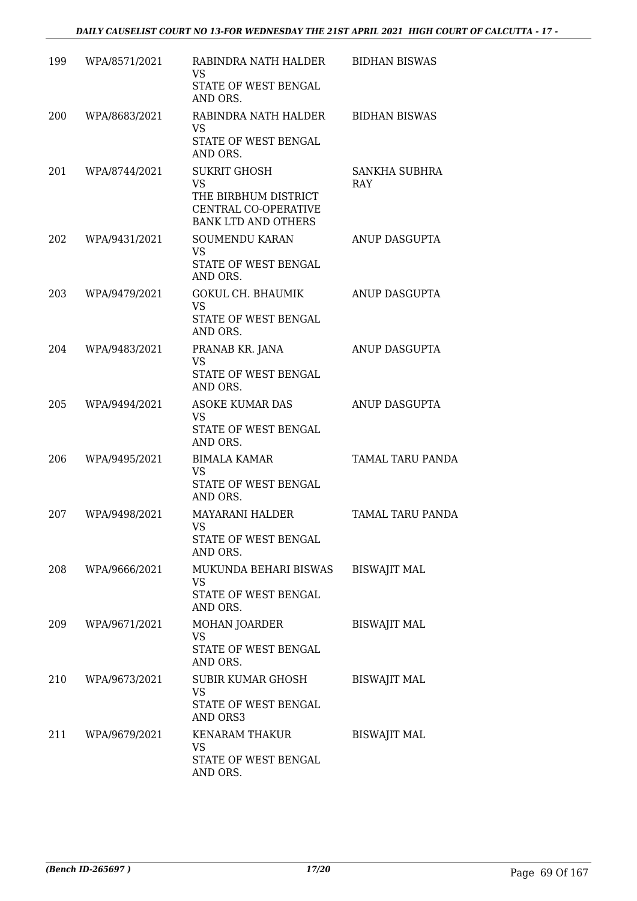| 199 | WPA/8571/2021 | RABINDRA NATH HALDER<br>VS<br>STATE OF WEST BENGAL AND ORS. | BIDHAN BISWAS |
|---|---|---|---|
| 200 | WPA/8683/2021 | RABINDRA NATH HALDER<br>VS<br>STATE OF WEST BENGAL AND ORS. | BIDHAN BISWAS |
| 201 | WPA/8744/2021 | SUKRIT GHOSH<br>VS<br>THE BIRBHUM DISTRICT CENTRAL CO-OPERATIVE BANK LTD AND OTHERS | SANKHA SUBHRA RAY |
| 202 | WPA/9431/2021 | SOUMENDU KARAN<br>VS<br>STATE OF WEST BENGAL AND ORS. | ANUP DASGUPTA |
| 203 | WPA/9479/2021 | GOKUL CH. BHAUMIK<br>VS<br>STATE OF WEST BENGAL AND ORS. | ANUP DASGUPTA |
| 204 | WPA/9483/2021 | PRANAB KR. JANA<br>VS<br>STATE OF WEST BENGAL AND ORS. | ANUP DASGUPTA |
| 205 | WPA/9494/2021 | ASOKE KUMAR DAS<br>VS<br>STATE OF WEST BENGAL AND ORS. | ANUP DASGUPTA |
| 206 | WPA/9495/2021 | BIMALA KAMAR<br>VS<br>STATE OF WEST BENGAL AND ORS. | TAMAL TARU PANDA |
| 207 | WPA/9498/2021 | MAYARANI HALDER<br>VS<br>STATE OF WEST BENGAL AND ORS. | TAMAL TARU PANDA |
| 208 | WPA/9666/2021 | MUKUNDA BEHARI BISWAS<br>VS<br>STATE OF WEST BENGAL AND ORS. | BISWAJIT MAL |
| 209 | WPA/9671/2021 | MOHAN JOARDER<br>VS<br>STATE OF WEST BENGAL AND ORS. | BISWAJIT MAL |
| 210 | WPA/9673/2021 | SUBIR KUMAR GHOSH<br>VS<br>STATE OF WEST BENGAL AND ORS3 | BISWAJIT MAL |
| 211 | WPA/9679/2021 | KENARAM THAKUR<br>VS<br>STATE OF WEST BENGAL AND ORS. | BISWAJIT MAL |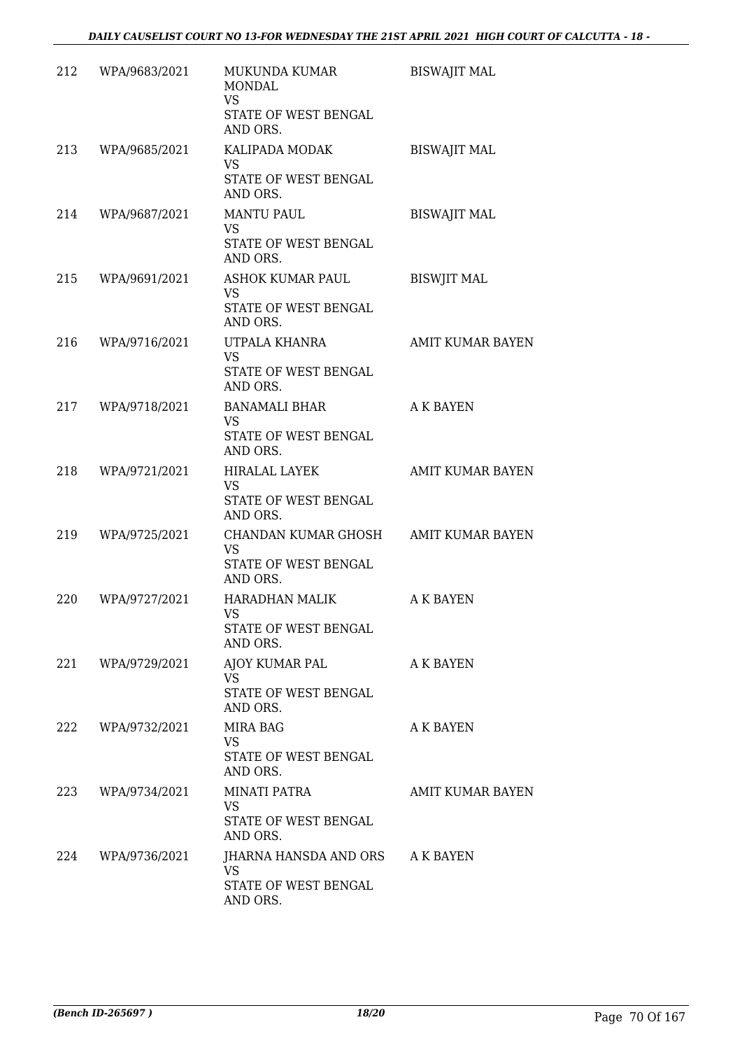| | | | |
|---|---|---|---|
| 212 | WPA/9683/2021 | MUKUNDA KUMAR MONDAL<br>VS<br>STATE OF WEST BENGAL AND ORS. | BISWAJIT MAL |
| 213 | WPA/9685/2021 | KALIPADA MODAK<br>VS<br>STATE OF WEST BENGAL AND ORS. | BISWAJIT MAL |
| 214 | WPA/9687/2021 | MANTU PAUL<br>VS<br>STATE OF WEST BENGAL AND ORS. | BISWAJIT MAL |
| 215 | WPA/9691/2021 | ASHOK KUMAR PAUL<br>VS<br>STATE OF WEST BENGAL AND ORS. | BISWJIT MAL |
| 216 | WPA/9716/2021 | UTPALA KHANRA<br>VS<br>STATE OF WEST BENGAL AND ORS. | AMIT KUMAR BAYEN |
| 217 | WPA/9718/2021 | BANAMALI BHAR<br>VS<br>STATE OF WEST BENGAL AND ORS. | A K BAYEN |
| 218 | WPA/9721/2021 | HIRALAL LAYEK<br>VS<br>STATE OF WEST BENGAL AND ORS. | AMIT KUMAR BAYEN |
| 219 | WPA/9725/2021 | CHANDAN KUMAR GHOSH<br>VS<br>STATE OF WEST BENGAL AND ORS. | AMIT KUMAR BAYEN |
| 220 | WPA/9727/2021 | HARADHAN MALIK<br>VS<br>STATE OF WEST BENGAL AND ORS. | A K BAYEN |
| 221 | WPA/9729/2021 | AJOY KUMAR PAL<br>VS<br>STATE OF WEST BENGAL AND ORS. | A K BAYEN |
| 222 | WPA/9732/2021 | MIRA BAG<br>VS<br>STATE OF WEST BENGAL AND ORS. | A K BAYEN |
| 223 | WPA/9734/2021 | MINATI PATRA<br>VS<br>STATE OF WEST BENGAL AND ORS. | AMIT KUMAR BAYEN |
| 224 | WPA/9736/2021 | JHARNA HANSDA AND ORS<br>VS<br>STATE OF WEST BENGAL AND ORS. | A K BAYEN |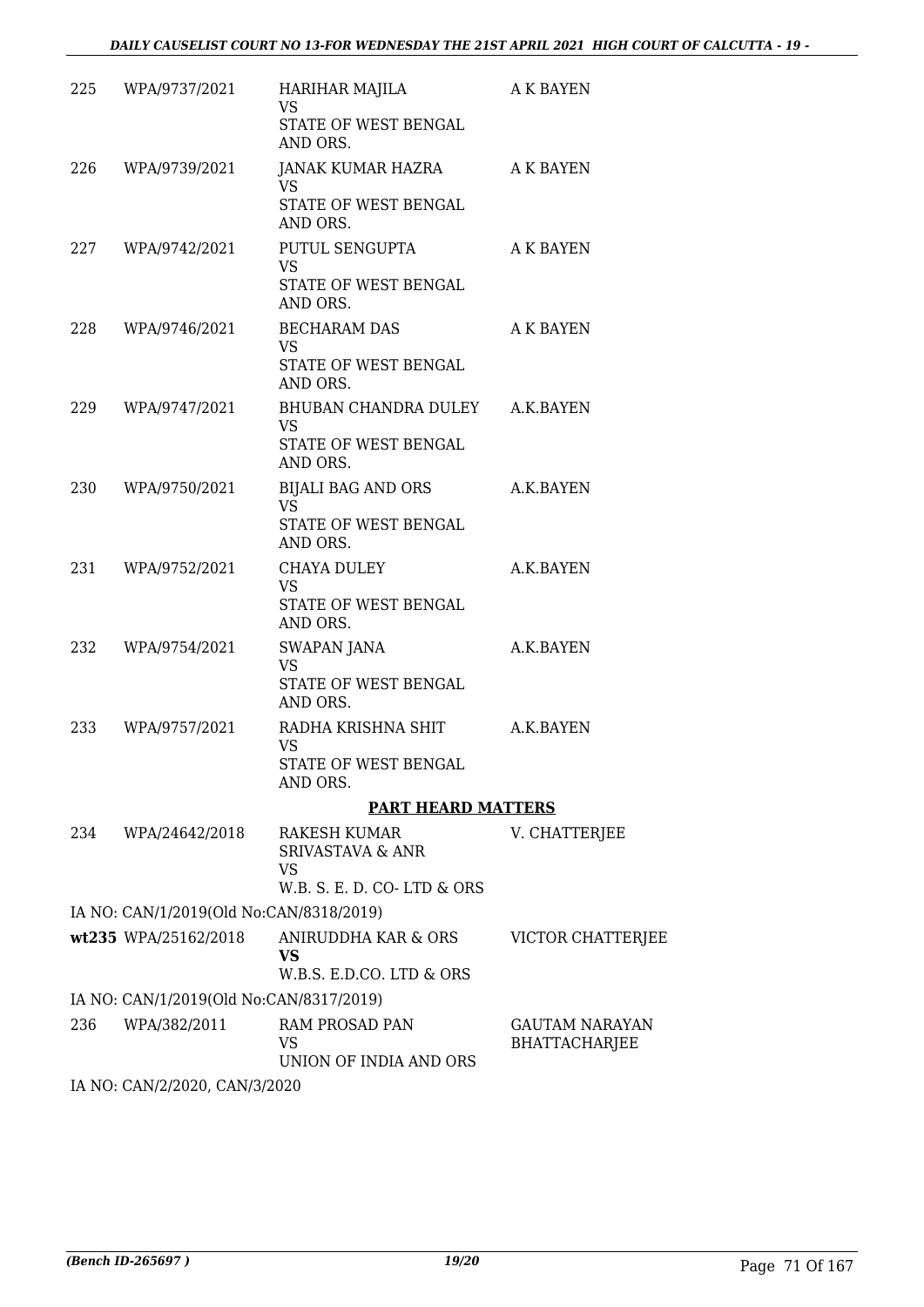| | | | |
|---|---|---|---|
| 225 | WPA/9737/2021 | HARIHAR MAJILA<br>VS<br>STATE OF WEST BENGAL AND ORS. | A K BAYEN |
| 226 | WPA/9739/2021 | JANAK KUMAR HAZRA<br>VS<br>STATE OF WEST BENGAL AND ORS. | A K BAYEN |
| 227 | WPA/9742/2021 | PUTUL SENGUPTA<br>VS<br>STATE OF WEST BENGAL AND ORS. | A K BAYEN |
| 228 | WPA/9746/2021 | BECHARAM DAS<br>VS<br>STATE OF WEST BENGAL AND ORS. | A K BAYEN |
| 229 | WPA/9747/2021 | BHUBAN CHANDRA DULEY<br>VS<br>STATE OF WEST BENGAL AND ORS. | A.K.BAYEN |
| 230 | WPA/9750/2021 | BIJALI BAG AND ORS<br>VS<br>STATE OF WEST BENGAL AND ORS. | A.K.BAYEN |
| 231 | WPA/9752/2021 | CHAYA DULEY<br>VS<br>STATE OF WEST BENGAL AND ORS. | A.K.BAYEN |
| 232 | WPA/9754/2021 | SWAPAN JANA<br>VS<br>STATE OF WEST BENGAL AND ORS. | A.K.BAYEN |
| 233 | WPA/9757/2021 | RADHA KRISHNA SHIT<br>VS<br>STATE OF WEST BENGAL AND ORS. | A.K.BAYEN |

**PART HEARD MATTERS**

| | | | |
|---|---|---|---|
| 234 | WPA/24642/2018 | RAKESH KUMAR SRIVASTAVA & ANR<br>VS<br>W.B. S. E. D. CO- LTD & ORS | V. CHATTERJEE |

IA NO: CAN/1/2019(Old No:CAN/8318/2019)

| | | | |
|---|---|---|---|
| **wt235** | WPA/25162/2018 | ANIRUDDHA KAR & ORS<br>**VS**<br>W.B.S. E.D.CO. LTD & ORS | VICTOR CHATTERJEE |

IA NO: CAN/1/2019(Old No:CAN/8317/2019)

| | | | |
|---|---|---|---|
| 236 | WPA/382/2011 | RAM PROSAD PAN<br>VS<br>UNION OF INDIA AND ORS | GAUTAM NARAYAN BHATTACHARJEE |

IA NO: CAN/2/2020, CAN/3/2020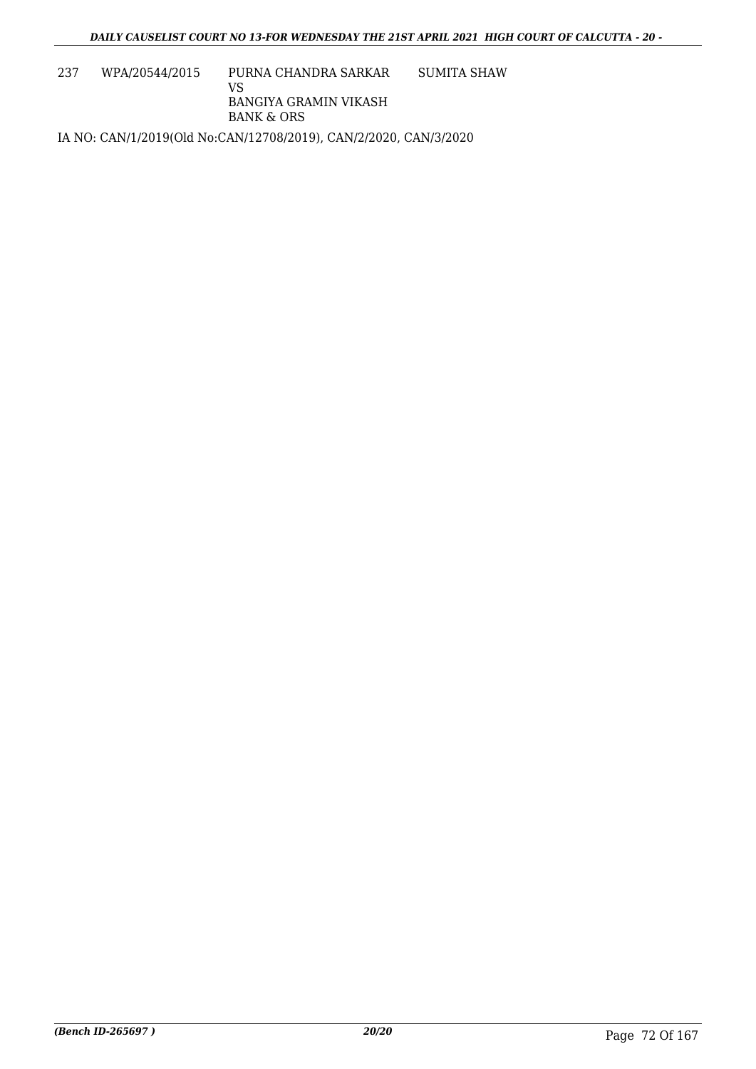| 237 | WPA/20544/2015 | PURNA CHANDRA SARKAR<br>VS<br>BANGIYA GRAMIN VIKASH BANK & ORS | SUMITA SHAW |
|---|---|---|---|

IA NO: CAN/1/2019(Old No:CAN/12708/2019), CAN/2/2020, CAN/3/2020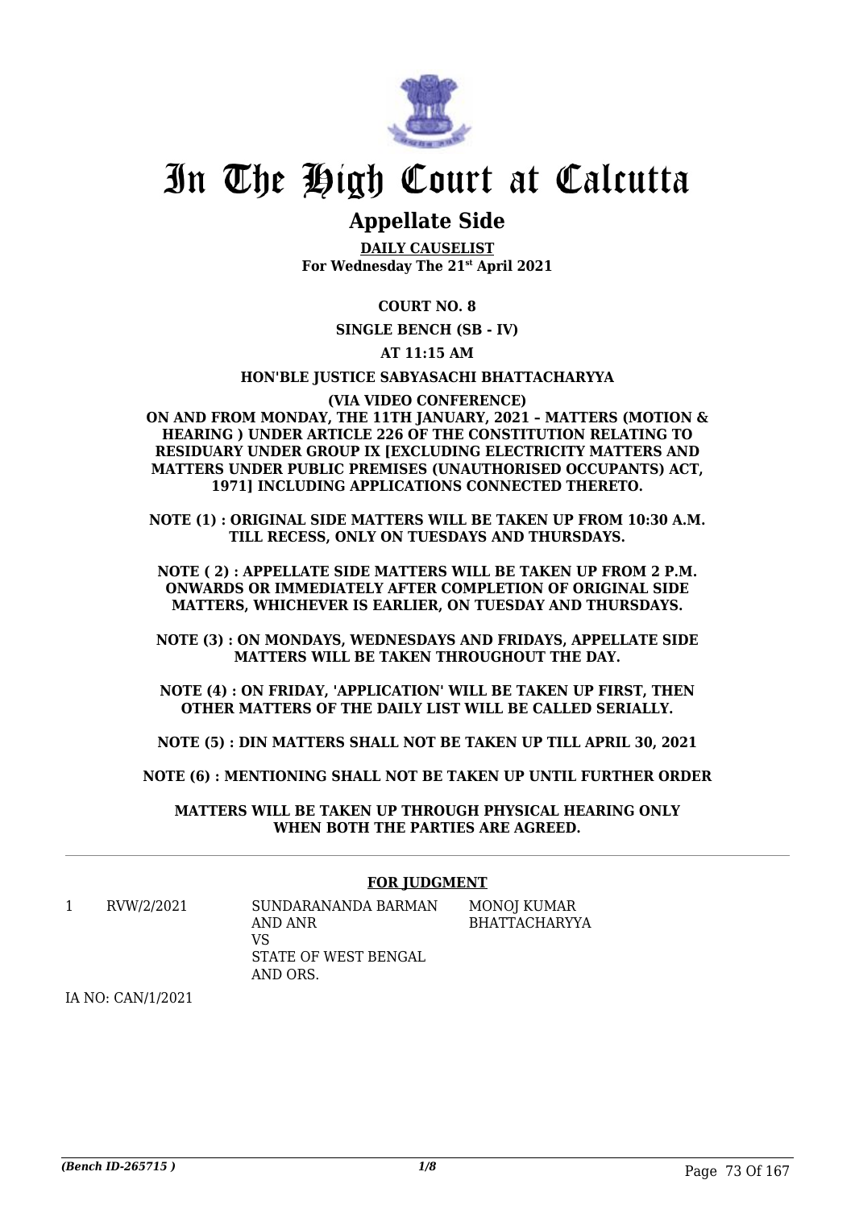# In The High Court at Calcutta

## Appellate Side

**DAILY CAUSELIST**
**For Wednesday The 21st April 2021**

**COURT NO. 8**

**SINGLE BENCH (SB - IV)**

**AT 11:15 AM**

**HON'BLE JUSTICE SABYASACHI BHATTACHARYYA**

**(VIA VIDEO CONFERENCE)**

**ON AND FROM MONDAY, THE 11TH JANUARY, 2021 – MATTERS (MOTION & HEARING ) UNDER ARTICLE 226 OF THE CONSTITUTION RELATING TO RESIDUARY UNDER GROUP IX [EXCLUDING ELECTRICITY MATTERS AND MATTERS UNDER PUBLIC PREMISES (UNAUTHORISED OCCUPANTS) ACT, 1971] INCLUDING APPLICATIONS CONNECTED THERETO.**

**NOTE (1) : ORIGINAL SIDE MATTERS WILL BE TAKEN UP FROM 10:30 A.M. TILL RECESS, ONLY ON TUESDAYS AND THURSDAYS.**

**NOTE ( 2) : APPELLATE SIDE MATTERS WILL BE TAKEN UP FROM 2 P.M. ONWARDS OR IMMEDIATELY AFTER COMPLETION OF ORIGINAL SIDE MATTERS, WHICHEVER IS EARLIER, ON TUESDAY AND THURSDAYS.**

**NOTE (3) : ON MONDAYS, WEDNESDAYS AND FRIDAYS, APPELLATE SIDE MATTERS WILL BE TAKEN THROUGHOUT THE DAY.**

**NOTE (4) : ON FRIDAY, 'APPLICATION' WILL BE TAKEN UP FIRST, THEN OTHER MATTERS OF THE DAILY LIST WILL BE CALLED SERIALLY.**

**NOTE (5) : DIN MATTERS SHALL NOT BE TAKEN UP TILL APRIL 30, 2021**

**NOTE (6) : MENTIONING SHALL NOT BE TAKEN UP UNTIL FURTHER ORDER**

**MATTERS WILL BE TAKEN UP THROUGH PHYSICAL HEARING ONLY WHEN BOTH THE PARTIES ARE AGREED.**

---

**FOR JUDGMENT**

| | | | |
|---|---|---|---|
| 1 | RVW/2/2021 | SUNDARANANDA BARMAN AND ANR<br>VS<br>STATE OF WEST BENGAL AND ORS. | MONOJ KUMAR BHATTACHARYYA |

IA NO: CAN/1/2021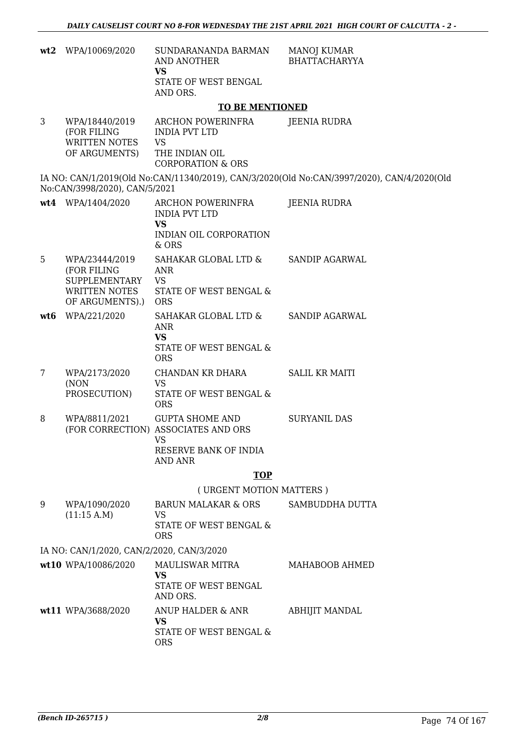| | | | |
|---|---|---|---|
| wt2 | WPA/10069/2020 | SUNDARANANDA BARMAN AND ANOTHER **VS** STATE OF WEST BENGAL AND ORS. | MANOJ KUMAR BHATTACHARYYA |

**TO BE MENTIONED**

| | | | |
|---|---|---|---|
| 3 | WPA/18440/2019 (FOR FILING WRITTEN NOTES OF ARGUMENTS) | ARCHON POWERINFRA INDIA PVT LTD VS THE INDIAN OIL CORPORATION & ORS | JEENIA RUDRA |

IA NO: CAN/1/2019(Old No:CAN/11340/2019), CAN/3/2020(Old No:CAN/3997/2020), CAN/4/2020(Old No:CAN/3998/2020), CAN/5/2021

| | | | |
|---|---|---|---|
| wt4 | WPA/1404/2020 | ARCHON POWERINFRA INDIA PVT LTD **VS** INDIAN OIL CORPORATION & ORS | JEENIA RUDRA |
| 5 | WPA/23444/2019 (FOR FILING SUPPLEMENTARY WRITTEN NOTES OF ARGUMENTS).) | SAHAKAR GLOBAL LTD & ANR VS STATE OF WEST BENGAL & ORS | SANDIP AGARWAL |
| wt6 | WPA/221/2020 | SAHAKAR GLOBAL LTD & ANR **VS** STATE OF WEST BENGAL & ORS | SANDIP AGARWAL |
| 7 | WPA/2173/2020 (NON PROSECUTION) | CHANDAN KR DHARA VS STATE OF WEST BENGAL & ORS | SALIL KR MAITI |
| 8 | WPA/8811/2021 (FOR CORRECTION) | GUPTA SHOME AND ASSOCIATES AND ORS VS RESERVE BANK OF INDIA AND ANR | SURYANIL DAS |

**TOP**

( URGENT MOTION MATTERS )

| | | | |
|---|---|---|---|
| 9 | WPA/1090/2020 (11:15 A.M) | BARUN MALAKAR & ORS VS STATE OF WEST BENGAL & ORS | SAMBUDDHA DUTTA |

IA NO: CAN/1/2020, CAN/2/2020, CAN/3/2020

| | | | |
|---|---|---|---|
| wt10 | WPA/10086/2020 | MAULISWAR MITRA **VS** STATE OF WEST BENGAL AND ORS. | MAHABOOB AHMED |
| wt11 | WPA/3688/2020 | ANUP HALDER & ANR **VS** STATE OF WEST BENGAL & ORS | ABHIJIT MANDAL |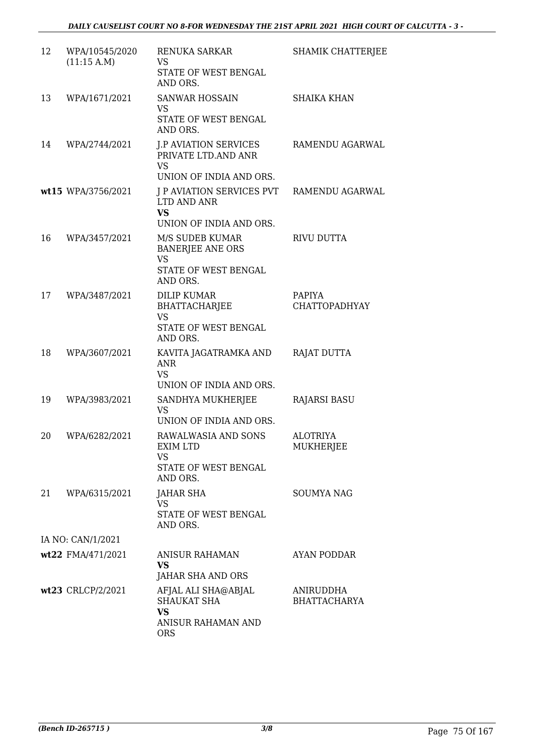| | | | |
|---|---|---|---|
| 12 | WPA/10545/2020 (11:15 A.M) | RENUKA SARKAR VS STATE OF WEST BENGAL AND ORS. | SHAMIK CHATTERJEE |
| 13 | WPA/1671/2021 | SANWAR HOSSAIN VS STATE OF WEST BENGAL AND ORS. | SHAIKA KHAN |
| 14 | WPA/2744/2021 | J.P AVIATION SERVICES PRIVATE LTD.AND ANR VS UNION OF INDIA AND ORS. | RAMENDU AGARWAL |
| wt15 | WPA/3756/2021 | J P AVIATION SERVICES PVT LTD AND ANR **VS** UNION OF INDIA AND ORS. | RAMENDU AGARWAL |
| 16 | WPA/3457/2021 | M/S SUDEB KUMAR BANERJEE ANE ORS VS STATE OF WEST BENGAL AND ORS. | RIVU DUTTA |
| 17 | WPA/3487/2021 | DILIP KUMAR BHATTACHARJEE VS STATE OF WEST BENGAL AND ORS. | PAPIYA CHATTOPADHYAY |
| 18 | WPA/3607/2021 | KAVITA JAGATRAMKA AND ANR VS UNION OF INDIA AND ORS. | RAJAT DUTTA |
| 19 | WPA/3983/2021 | SANDHYA MUKHERJEE VS UNION OF INDIA AND ORS. | RAJARSI BASU |
| 20 | WPA/6282/2021 | RAWALWASIA AND SONS EXIM LTD VS STATE OF WEST BENGAL AND ORS. | ALOTRIYA MUKHERJEE |
| 21 | WPA/6315/2021 | JAHAR SHA VS STATE OF WEST BENGAL AND ORS. | SOUMYA NAG |
| | IA NO: CAN/1/2021 | | |
| wt22 | FMA/471/2021 | ANISUR RAHAMAN **VS** JAHAR SHA AND ORS | AYAN PODDAR |
| wt23 | CRLCP/2/2021 | AFJAL ALI SHA@ABJAL SHAUKAT SHA **VS** ANISUR RAHAMAN AND ORS | ANIRUDDHA BHATTACHARYA |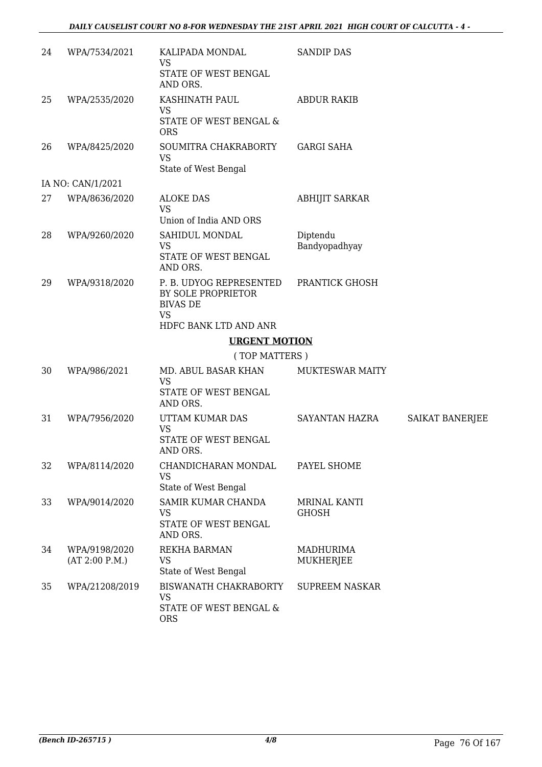| | | | | |
|---|---|---|---|---|
| 24 | WPA/7534/2021 | KALIPADA MONDAL<br>VS<br>STATE OF WEST BENGAL AND ORS. | SANDIP DAS | |
| 25 | WPA/2535/2020 | KASHINATH PAUL<br>VS<br>STATE OF WEST BENGAL & ORS | ABDUR RAKIB | |
| 26 | WPA/8425/2020 | SOUMITRA CHAKRABORTY<br>VS<br>State of West Bengal | GARGI SAHA | |
| | IA NO: CAN/1/2021 | | | |
| 27 | WPA/8636/2020 | ALOKE DAS<br>VS<br>Union of India AND ORS | ABHIJIT SARKAR | |
| 28 | WPA/9260/2020 | SAHIDUL MONDAL<br>VS<br>STATE OF WEST BENGAL AND ORS. | Diptendu Bandyopadhyay | |
| 29 | WPA/9318/2020 | P. B. UDYOG REPRESENTED BY SOLE PROPRIETOR BIVAS DE<br>VS<br>HDFC BANK LTD AND ANR | PRANTICK GHOSH | |

## URGENT MOTION

( TOP MATTERS )

| | | | | |
|---|---|---|---|---|
| 30 | WPA/986/2021 | MD. ABUL BASAR KHAN<br>VS<br>STATE OF WEST BENGAL AND ORS. | MUKTESWAR MAITY | |
| 31 | WPA/7956/2020 | UTTAM KUMAR DAS<br>VS<br>STATE OF WEST BENGAL AND ORS. | SAYANTAN HAZRA | SAIKAT BANERJEE |
| 32 | WPA/8114/2020 | CHANDICHARAN MONDAL<br>VS<br>State of West Bengal | PAYEL SHOME | |
| 33 | WPA/9014/2020 | SAMIR KUMAR CHANDA<br>VS<br>STATE OF WEST BENGAL AND ORS. | MRINAL KANTI GHOSH | |
| 34 | WPA/9198/2020<br>(AT 2:00 P.M.) | REKHA BARMAN<br>VS<br>State of West Bengal | MADHURIMA MUKHERJEE | |
| 35 | WPA/21208/2019 | BISWANATH CHAKRABORTY<br>VS<br>STATE OF WEST BENGAL & ORS | SUPREEM NASKAR | |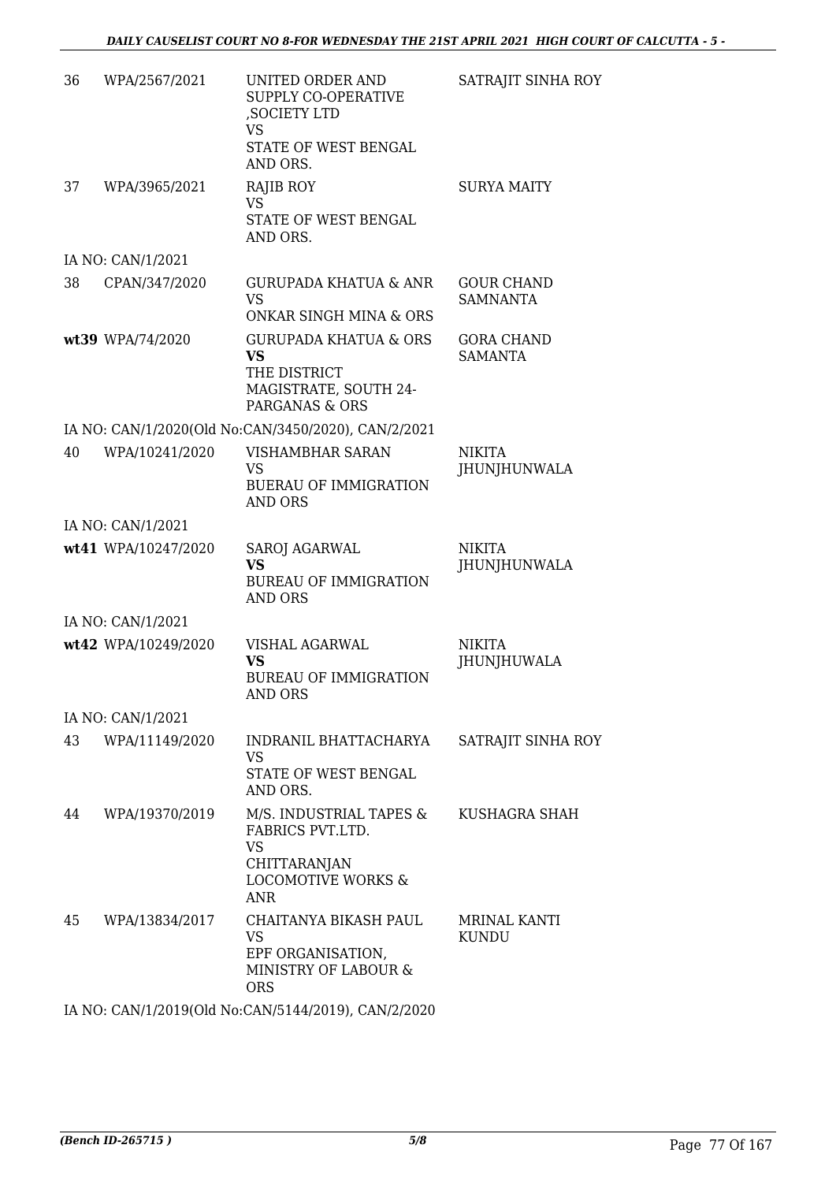| | | | |
|---|---|---|---|
| 36 | WPA/2567/2021 | UNITED ORDER AND SUPPLY CO-OPERATIVE ,SOCIETY LTD<br>VS<br>STATE OF WEST BENGAL AND ORS. | SATRAJIT SINHA ROY |
| 37 | WPA/3965/2021 | RAJIB ROY<br>VS<br>STATE OF WEST BENGAL AND ORS. | SURYA MAITY |
| IA NO: CAN/1/2021 | | | |
| 38 | CPAN/347/2020 | GURUPADA KHATUA & ANR<br>VS<br>ONKAR SINGH MINA & ORS | GOUR CHAND SAMNANTA |
| wt39 | WPA/74/2020 | GURUPADA KHATUA & ORS<br>**VS**<br>THE DISTRICT MAGISTRATE, SOUTH 24-PARGANAS & ORS | GORA CHAND SAMANTA |
| IA NO: CAN/1/2020(Old No:CAN/3450/2020), CAN/2/2021 | | | |
| 40 | WPA/10241/2020 | VISHAMBHAR SARAN<br>VS<br>BUERAU OF IMMIGRATION AND ORS | NIKITA JHUNJHUNWALA |
| IA NO: CAN/1/2021 | | | |
| wt41 | WPA/10247/2020 | SAROJ AGARWAL<br>**VS**<br>BUREAU OF IMMIGRATION AND ORS | NIKITA JHUNJHUNWALA |
| IA NO: CAN/1/2021 | | | |
| wt42 | WPA/10249/2020 | VISHAL AGARWAL<br>**VS**<br>BUREAU OF IMMIGRATION AND ORS | NIKITA JHUNJHUWALA |
| IA NO: CAN/1/2021 | | | |
| 43 | WPA/11149/2020 | INDRANIL BHATTACHARYA<br>VS<br>STATE OF WEST BENGAL AND ORS. | SATRAJIT SINHA ROY |
| 44 | WPA/19370/2019 | M/S. INDUSTRIAL TAPES & FABRICS PVT.LTD.<br>VS<br>CHITTARANJAN LOCOMOTIVE WORKS & ANR | KUSHAGRA SHAH |
| 45 | WPA/13834/2017 | CHAITANYA BIKASH PAUL<br>VS<br>EPF ORGANISATION, MINISTRY OF LABOUR & ORS | MRINAL KANTI KUNDU |
| IA NO: CAN/1/2019(Old No:CAN/5144/2019), CAN/2/2020 | | | |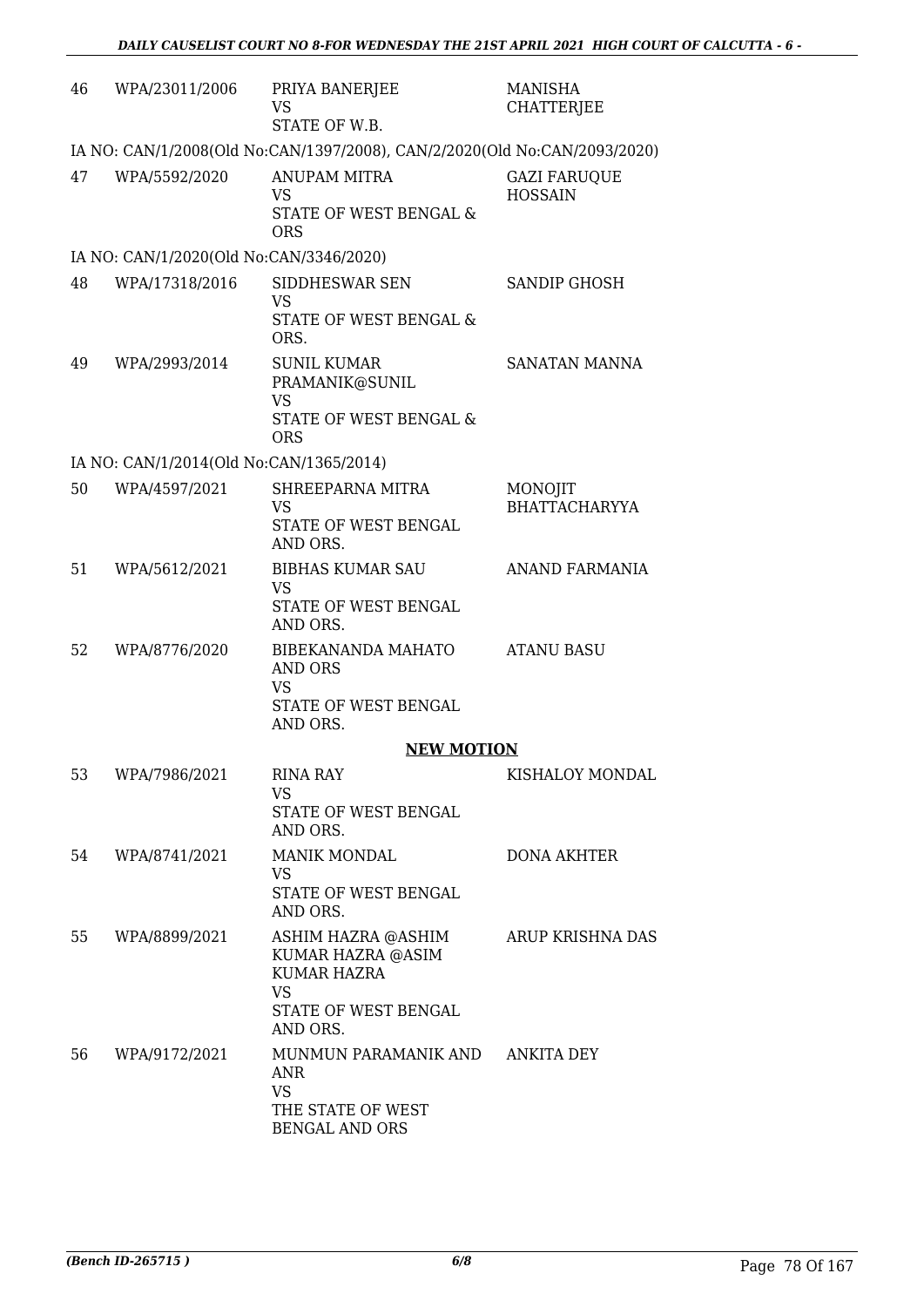| | | | |
|---|---|---|---|
| 46 | WPA/23011/2006 | PRIYA BANERJEE<br>VS<br>STATE OF W.B. | MANISHA CHATTERJEE |
| IA NO: CAN/1/2008(Old No:CAN/1397/2008), CAN/2/2020(Old No:CAN/2093/2020) | | | |
| 47 | WPA/5592/2020 | ANUPAM MITRA<br>VS<br>STATE OF WEST BENGAL & ORS | GAZI FARUQUE HOSSAIN |
| IA NO: CAN/1/2020(Old No:CAN/3346/2020) | | | |
| 48 | WPA/17318/2016 | SIDDHESWAR SEN<br>VS<br>STATE OF WEST BENGAL & ORS. | SANDIP GHOSH |
| 49 | WPA/2993/2014 | SUNIL KUMAR PRAMANIK@SUNIL<br>VS<br>STATE OF WEST BENGAL & ORS | SANATAN MANNA |
| IA NO: CAN/1/2014(Old No:CAN/1365/2014) | | | |
| 50 | WPA/4597/2021 | SHREEPARNA MITRA<br>VS<br>STATE OF WEST BENGAL AND ORS. | MONOJIT BHATTACHARYYA |
| 51 | WPA/5612/2021 | BIBHAS KUMAR SAU<br>VS<br>STATE OF WEST BENGAL AND ORS. | ANAND FARMANIA |
| 52 | WPA/8776/2020 | BIBEKANANDA MAHATO AND ORS<br>VS<br>STATE OF WEST BENGAL AND ORS. | ATANU BASU |

## NEW MOTION

| | | | |
|---|---|---|---|
| 53 | WPA/7986/2021 | RINA RAY<br>VS<br>STATE OF WEST BENGAL AND ORS. | KISHALOY MONDAL |
| 54 | WPA/8741/2021 | MANIK MONDAL<br>VS<br>STATE OF WEST BENGAL AND ORS. | DONA AKHTER |
| 55 | WPA/8899/2021 | ASHIM HAZRA @ASHIM KUMAR HAZRA @ASIM KUMAR HAZRA<br>VS<br>STATE OF WEST BENGAL AND ORS. | ARUP KRISHNA DAS |
| 56 | WPA/9172/2021 | MUNMUN PARAMANIK AND ANR<br>VS<br>THE STATE OF WEST BENGAL AND ORS | ANKITA DEY |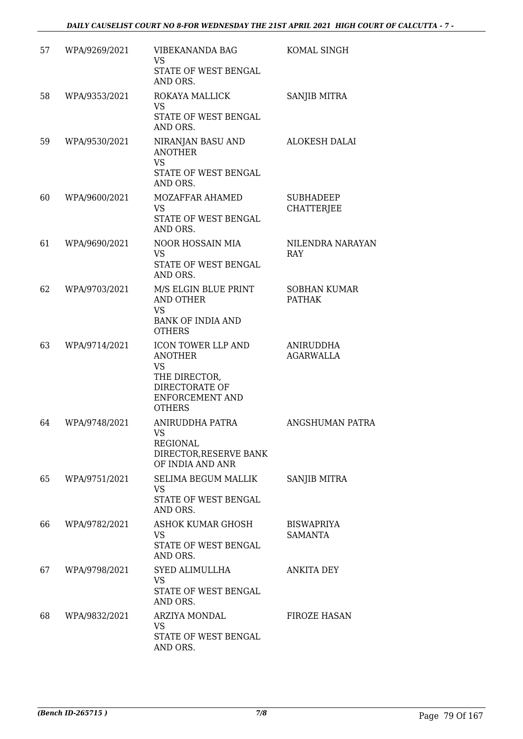| 57 | WPA/9269/2021 | VIBEKANANDA BAG<br>VS<br>STATE OF WEST BENGAL AND ORS. | KOMAL SINGH |
|---|---|---|---|
| 58 | WPA/9353/2021 | ROKAYA MALLICK<br>VS<br>STATE OF WEST BENGAL AND ORS. | SANJIB MITRA |
| 59 | WPA/9530/2021 | NIRANJAN BASU AND ANOTHER<br>VS<br>STATE OF WEST BENGAL AND ORS. | ALOKESH DALAI |
| 60 | WPA/9600/2021 | MOZAFFAR AHAMED<br>VS<br>STATE OF WEST BENGAL AND ORS. | SUBHADEEP CHATTERJEE |
| 61 | WPA/9690/2021 | NOOR HOSSAIN MIA<br>VS<br>STATE OF WEST BENGAL AND ORS. | NILENDRA NARAYAN RAY |
| 62 | WPA/9703/2021 | M/S ELGIN BLUE PRINT AND OTHER<br>VS<br>BANK OF INDIA AND OTHERS | SOBHAN KUMAR PATHAK |
| 63 | WPA/9714/2021 | ICON TOWER LLP AND ANOTHER<br>VS<br>THE DIRECTOR, DIRECTORATE OF ENFORCEMENT AND OTHERS | ANIRUDDHA AGARWALLA |
| 64 | WPA/9748/2021 | ANIRUDDHA PATRA<br>VS<br>REGIONAL DIRECTOR,RESERVE BANK OF INDIA AND ANR | ANGSHUMAN PATRA |
| 65 | WPA/9751/2021 | SELIMA BEGUM MALLIK<br>VS<br>STATE OF WEST BENGAL AND ORS. | SANJIB MITRA |
| 66 | WPA/9782/2021 | ASHOK KUMAR GHOSH<br>VS<br>STATE OF WEST BENGAL AND ORS. | BISWAPRIYA SAMANTA |
| 67 | WPA/9798/2021 | SYED ALIMULLHA<br>VS<br>STATE OF WEST BENGAL AND ORS. | ANKITA DEY |
| 68 | WPA/9832/2021 | ARZIYA MONDAL<br>VS<br>STATE OF WEST BENGAL AND ORS. | FIROZE HASAN |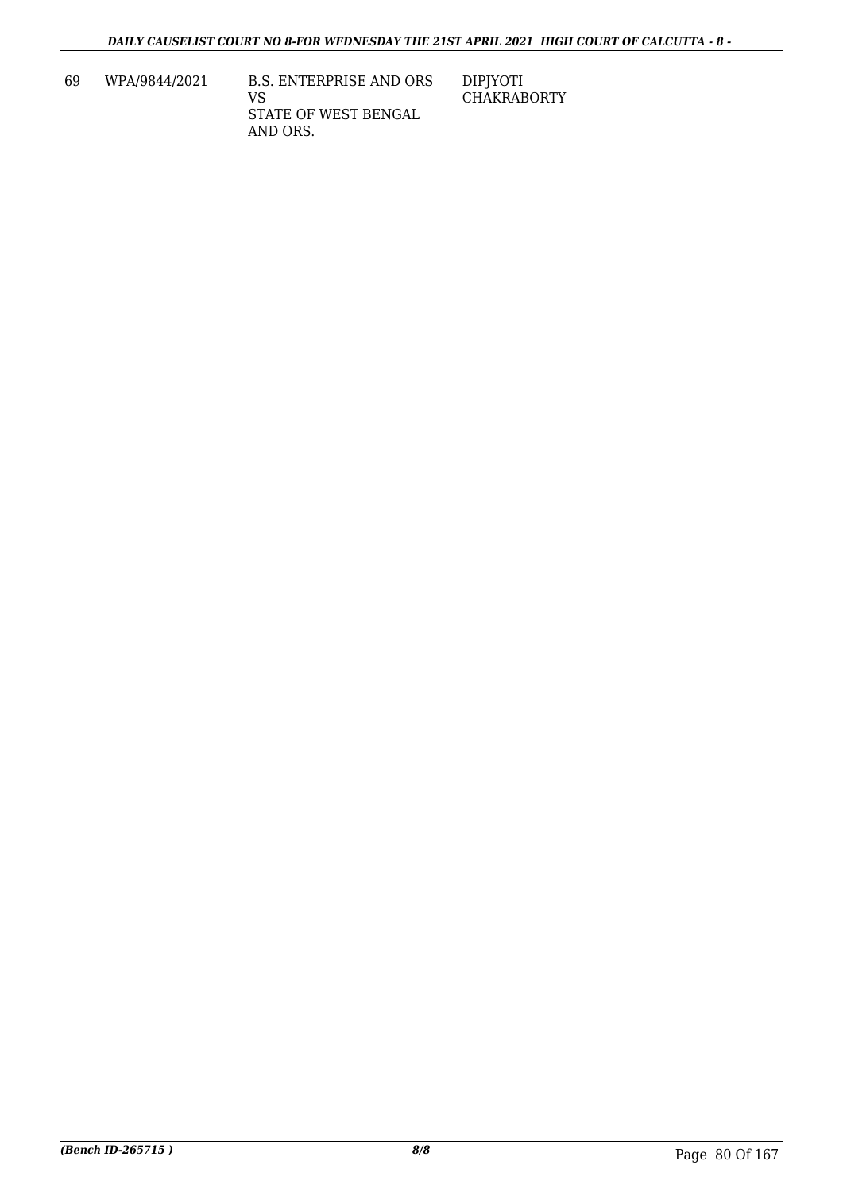| 69 | WPA/9844/2021 | B.S. ENTERPRISE AND ORS<br>VS<br>STATE OF WEST BENGAL AND ORS. | DIPJYOTI CHAKRABORTY |
|---|---|---|---|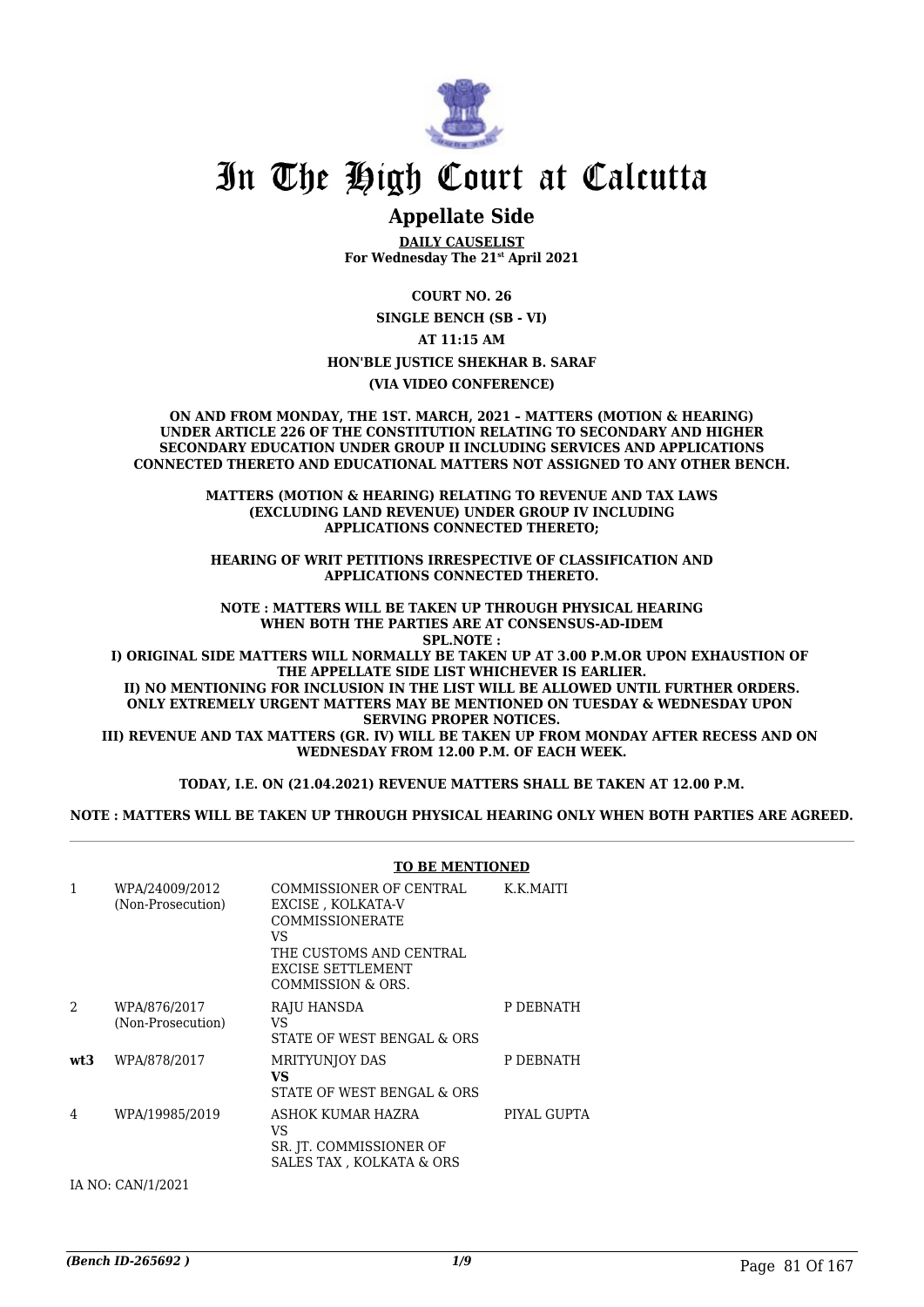# In The High Court at Calcutta

## Appellate Side

**DAILY CAUSELIST**
**For Wednesday The 21st April 2021**

**COURT NO. 26**

**SINGLE BENCH (SB - VI)**

**AT 11:15 AM**

**HON'BLE JUSTICE SHEKHAR B. SARAF**

**(VIA VIDEO CONFERENCE)**

**ON AND FROM MONDAY, THE 1ST. MARCH, 2021 – MATTERS (MOTION & HEARING) UNDER ARTICLE 226 OF THE CONSTITUTION RELATING TO SECONDARY AND HIGHER SECONDARY EDUCATION UNDER GROUP II INCLUDING SERVICES AND APPLICATIONS CONNECTED THERETO AND EDUCATIONAL MATTERS NOT ASSIGNED TO ANY OTHER BENCH.**

**MATTERS (MOTION & HEARING) RELATING TO REVENUE AND TAX LAWS (EXCLUDING LAND REVENUE) UNDER GROUP IV INCLUDING APPLICATIONS CONNECTED THERETO;**

**HEARING OF WRIT PETITIONS IRRESPECTIVE OF CLASSIFICATION AND APPLICATIONS CONNECTED THERETO.**

**NOTE : MATTERS WILL BE TAKEN UP THROUGH PHYSICAL HEARING WHEN BOTH THE PARTIES ARE AT CONSENSUS-AD-IDEM**
**SPL.NOTE :**
**I) ORIGINAL SIDE MATTERS WILL NORMALLY BE TAKEN UP AT 3.00 P.M.OR UPON EXHAUSTION OF THE APPELLATE SIDE LIST WHICHEVER IS EARLIER.**
**II) NO MENTIONING FOR INCLUSION IN THE LIST WILL BE ALLOWED UNTIL FURTHER ORDERS. ONLY EXTREMELY URGENT MATTERS MAY BE MENTIONED ON TUESDAY & WEDNESDAY UPON SERVING PROPER NOTICES.**
**III) REVENUE AND TAX MATTERS (GR. IV) WILL BE TAKEN UP FROM MONDAY AFTER RECESS AND ON WEDNESDAY FROM 12.00 P.M. OF EACH WEEK.**

**TODAY, I.E. ON (21.04.2021) REVENUE MATTERS SHALL BE TAKEN AT 12.00 P.M.**

**NOTE : MATTERS WILL BE TAKEN UP THROUGH PHYSICAL HEARING ONLY WHEN BOTH PARTIES ARE AGREED.**

**TO BE MENTIONED**

| | | | |
|---|---|---|---|
| 1 | WPA/24009/2012 (Non-Prosecution) | COMMISSIONER OF CENTRAL EXCISE , KOLKATA-V COMMISSIONERATE<br>VS<br>THE CUSTOMS AND CENTRAL EXCISE SETTLEMENT COMMISSION & ORS. | K.K.MAITI |
| 2 | WPA/876/2017 (Non-Prosecution) | RAJU HANSDA<br>VS<br>STATE OF WEST BENGAL & ORS | P DEBNATH |
| **wt3** | WPA/878/2017 | MRITYUNJOY DAS<br>**VS**<br>STATE OF WEST BENGAL & ORS | P DEBNATH |
| 4 | WPA/19985/2019 | ASHOK KUMAR HAZRA<br>VS<br>SR. JT. COMMISSIONER OF SALES TAX , KOLKATA & ORS | PIYAL GUPTA |

IA NO: CAN/1/2021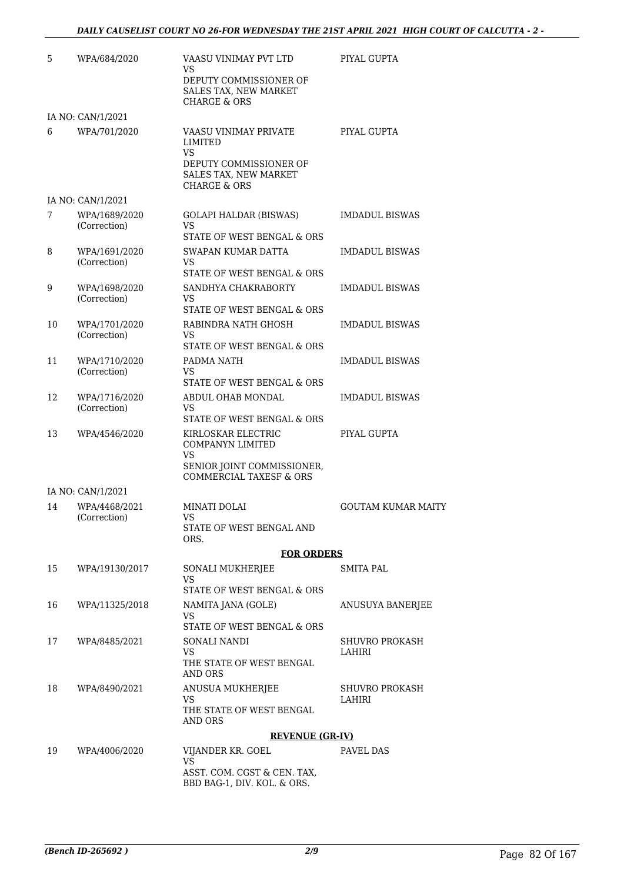| | | | |
|---|---|---|---|
| 5 | WPA/684/2020 | VAASU VINIMAY PVT LTD<br>VS<br>DEPUTY COMMISSIONER OF SALES TAX, NEW MARKET CHARGE & ORS | PIYAL GUPTA |
| | IA NO: CAN/1/2021 | | |
| 6 | WPA/701/2020 | VAASU VINIMAY PRIVATE LIMITED<br>VS<br>DEPUTY COMMISSIONER OF SALES TAX, NEW MARKET CHARGE & ORS | PIYAL GUPTA |
| | IA NO: CAN/1/2021 | | |
| 7 | WPA/1689/2020 (Correction) | GOLAPI HALDAR (BISWAS)<br>VS<br>STATE OF WEST BENGAL & ORS | IMDADUL BISWAS |
| 8 | WPA/1691/2020 (Correction) | SWAPAN KUMAR DATTA<br>VS<br>STATE OF WEST BENGAL & ORS | IMDADUL BISWAS |
| 9 | WPA/1698/2020 (Correction) | SANDHYA CHAKRABORTY<br>VS<br>STATE OF WEST BENGAL & ORS | IMDADUL BISWAS |
| 10 | WPA/1701/2020 (Correction) | RABINDRA NATH GHOSH<br>VS<br>STATE OF WEST BENGAL & ORS | IMDADUL BISWAS |
| 11 | WPA/1710/2020 (Correction) | PADMA NATH<br>VS<br>STATE OF WEST BENGAL & ORS | IMDADUL BISWAS |
| 12 | WPA/1716/2020 (Correction) | ABDUL OHAB MONDAL<br>VS<br>STATE OF WEST BENGAL & ORS | IMDADUL BISWAS |
| 13 | WPA/4546/2020 | KIRLOSKAR ELECTRIC COMPANYN LIMITED<br>VS<br>SENIOR JOINT COMMISSIONER, COMMERCIAL TAXESF & ORS | PIYAL GUPTA |
| | IA NO: CAN/1/2021 | | |
| 14 | WPA/4468/2021 (Correction) | MINATI DOLAI<br>VS<br>STATE OF WEST BENGAL AND ORS. | GOUTAM KUMAR MAITY |

**FOR ORDERS**

| | | | |
|---|---|---|---|
| 15 | WPA/19130/2017 | SONALI MUKHERJEE<br>VS<br>STATE OF WEST BENGAL & ORS | SMITA PAL |
| 16 | WPA/11325/2018 | NAMITA JANA (GOLE)<br>VS<br>STATE OF WEST BENGAL & ORS | ANUSUYA BANERJEE |
| 17 | WPA/8485/2021 | SONALI NANDI<br>VS<br>THE STATE OF WEST BENGAL AND ORS | SHUVRO PROKASH LAHIRI |
| 18 | WPA/8490/2021 | ANUSUA MUKHERJEE<br>VS<br>THE STATE OF WEST BENGAL AND ORS | SHUVRO PROKASH LAHIRI |

**REVENUE (GR-IV)**

| | | | |
|---|---|---|---|
| 19 | WPA/4006/2020 | VIJANDER KR. GOEL<br>VS<br>ASST. COM. CGST & CEN. TAX, BBD BAG-1, DIV. KOL. & ORS. | PAVEL DAS |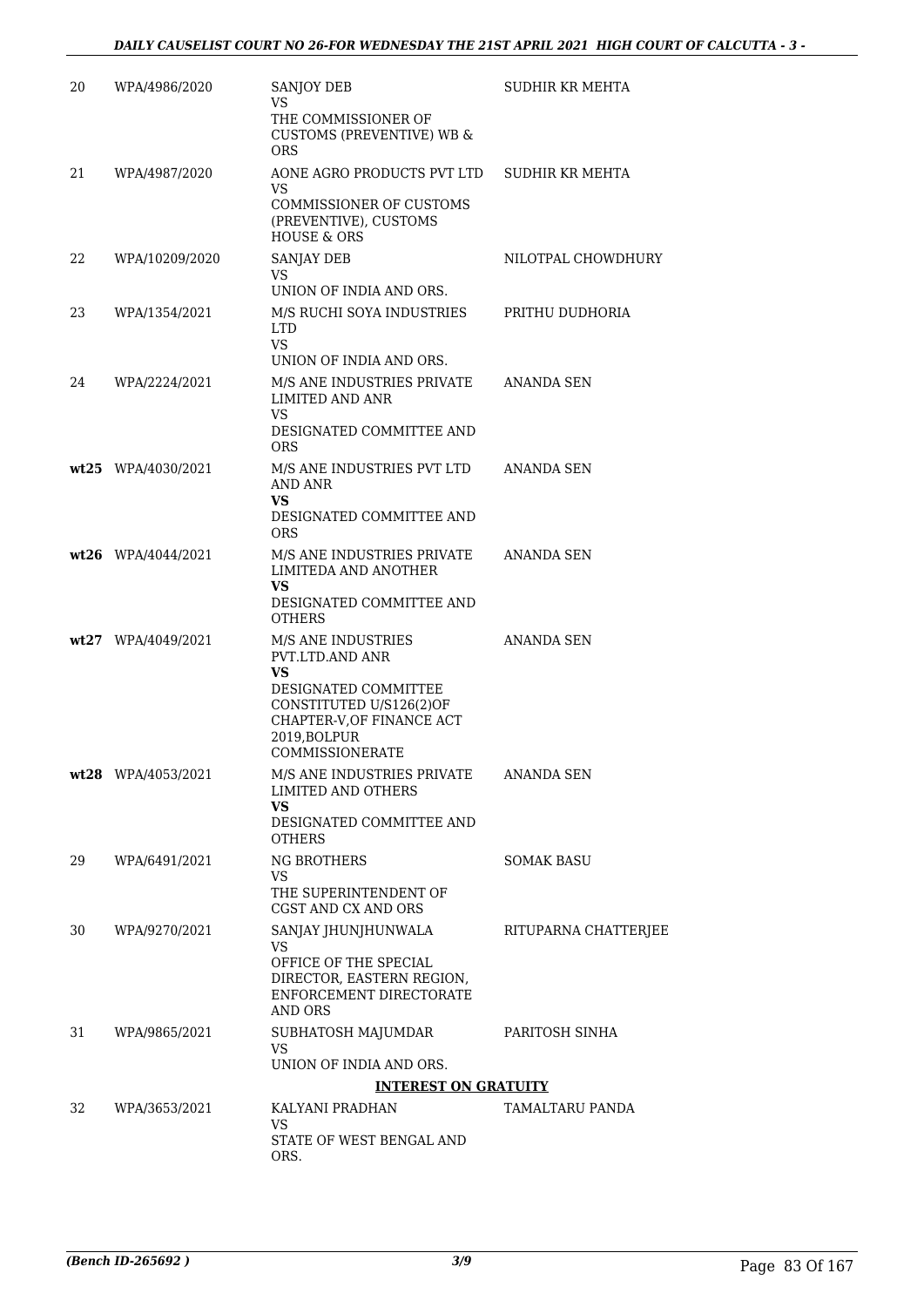| | | | |
|---|---|---|---|
| 20 | WPA/4986/2020 | SANJOY DEB<br>VS<br>THE COMMISSIONER OF CUSTOMS (PREVENTIVE) WB & ORS | SUDHIR KR MEHTA |
| 21 | WPA/4987/2020 | AONE AGRO PRODUCTS PVT LTD<br>VS<br>COMMISSIONER OF CUSTOMS (PREVENTIVE), CUSTOMS HOUSE & ORS | SUDHIR KR MEHTA |
| 22 | WPA/10209/2020 | SANJAY DEB<br>VS<br>UNION OF INDIA AND ORS. | NILOTPAL CHOWDHURY |
| 23 | WPA/1354/2021 | M/S RUCHI SOYA INDUSTRIES LTD<br>VS<br>UNION OF INDIA AND ORS. | PRITHU DUDHORIA |
| 24 | WPA/2224/2021 | M/S ANE INDUSTRIES PRIVATE LIMITED AND ANR<br>VS<br>DESIGNATED COMMITTEE AND ORS | ANANDA SEN |
| **wt25** | WPA/4030/2021 | M/S ANE INDUSTRIES PVT LTD AND ANR<br>**VS**<br>DESIGNATED COMMITTEE AND ORS | ANANDA SEN |
| **wt26** | WPA/4044/2021 | M/S ANE INDUSTRIES PRIVATE LIMITEDA AND ANOTHER<br>**VS**<br>DESIGNATED COMMITTEE AND OTHERS | ANANDA SEN |
| **wt27** | WPA/4049/2021 | M/S ANE INDUSTRIES PVT.LTD.AND ANR<br>**VS**<br>DESIGNATED COMMITTEE CONSTITUTED U/S126(2)OF CHAPTER-V,OF FINANCE ACT 2019,BOLPUR COMMISSIONERATE | ANANDA SEN |
| **wt28** | WPA/4053/2021 | M/S ANE INDUSTRIES PRIVATE LIMITED AND OTHERS<br>**VS**<br>DESIGNATED COMMITTEE AND OTHERS | ANANDA SEN |
| 29 | WPA/6491/2021 | NG BROTHERS<br>VS<br>THE SUPERINTENDENT OF CGST AND CX AND ORS | SOMAK BASU |
| 30 | WPA/9270/2021 | SANJAY JHUNJHUNWALA<br>VS<br>OFFICE OF THE SPECIAL DIRECTOR, EASTERN REGION, ENFORCEMENT DIRECTORATE AND ORS | RITUPARNA CHATTERJEE |
| 31 | WPA/9865/2021 | SUBHATOSH MAJUMDAR<br>VS<br>UNION OF INDIA AND ORS. | PARITOSH SINHA |

**INTEREST ON GRATUITY**

| | | | |
|---|---|---|---|
| 32 | WPA/3653/2021 | KALYANI PRADHAN<br>VS<br>STATE OF WEST BENGAL AND ORS. | TAMALTARU PANDA |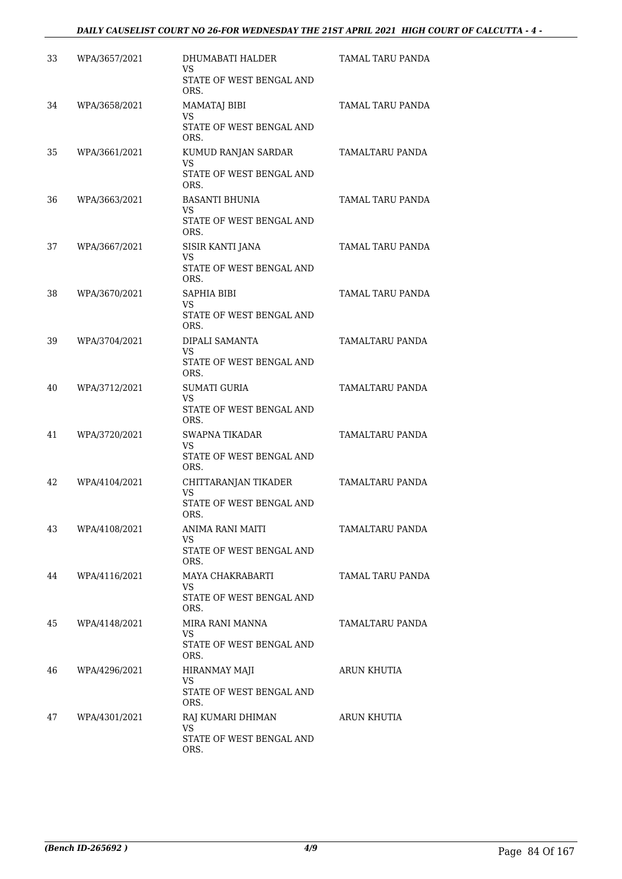| | | | |
|---|---|---|---|
| 33 | WPA/3657/2021 | DHUMABATI HALDER<br>VS<br>STATE OF WEST BENGAL AND ORS. | TAMAL TARU PANDA |
| 34 | WPA/3658/2021 | MAMATAJ BIBI<br>VS<br>STATE OF WEST BENGAL AND ORS. | TAMAL TARU PANDA |
| 35 | WPA/3661/2021 | KUMUD RANJAN SARDAR<br>VS<br>STATE OF WEST BENGAL AND ORS. | TAMALTARU PANDA |
| 36 | WPA/3663/2021 | BASANTI BHUNIA<br>VS<br>STATE OF WEST BENGAL AND ORS. | TAMAL TARU PANDA |
| 37 | WPA/3667/2021 | SISIR KANTI JANA<br>VS<br>STATE OF WEST BENGAL AND ORS. | TAMAL TARU PANDA |
| 38 | WPA/3670/2021 | SAPHIA BIBI<br>VS<br>STATE OF WEST BENGAL AND ORS. | TAMAL TARU PANDA |
| 39 | WPA/3704/2021 | DIPALI SAMANTA<br>VS<br>STATE OF WEST BENGAL AND ORS. | TAMALTARU PANDA |
| 40 | WPA/3712/2021 | SUMATI GURIA<br>VS<br>STATE OF WEST BENGAL AND ORS. | TAMALTARU PANDA |
| 41 | WPA/3720/2021 | SWAPNA TIKADAR<br>VS<br>STATE OF WEST BENGAL AND ORS. | TAMALTARU PANDA |
| 42 | WPA/4104/2021 | CHITTARANJAN TIKADER<br>VS<br>STATE OF WEST BENGAL AND ORS. | TAMALTARU PANDA |
| 43 | WPA/4108/2021 | ANIMA RANI MAITI<br>VS<br>STATE OF WEST BENGAL AND ORS. | TAMALTARU PANDA |
| 44 | WPA/4116/2021 | MAYA CHAKRABARTI<br>VS<br>STATE OF WEST BENGAL AND ORS. | TAMAL TARU PANDA |
| 45 | WPA/4148/2021 | MIRA RANI MANNA<br>VS<br>STATE OF WEST BENGAL AND ORS. | TAMALTARU PANDA |
| 46 | WPA/4296/2021 | HIRANMAY MAJI<br>VS<br>STATE OF WEST BENGAL AND ORS. | ARUN KHUTIA |
| 47 | WPA/4301/2021 | RAJ KUMARI DHIMAN<br>VS<br>STATE OF WEST BENGAL AND ORS. | ARUN KHUTIA |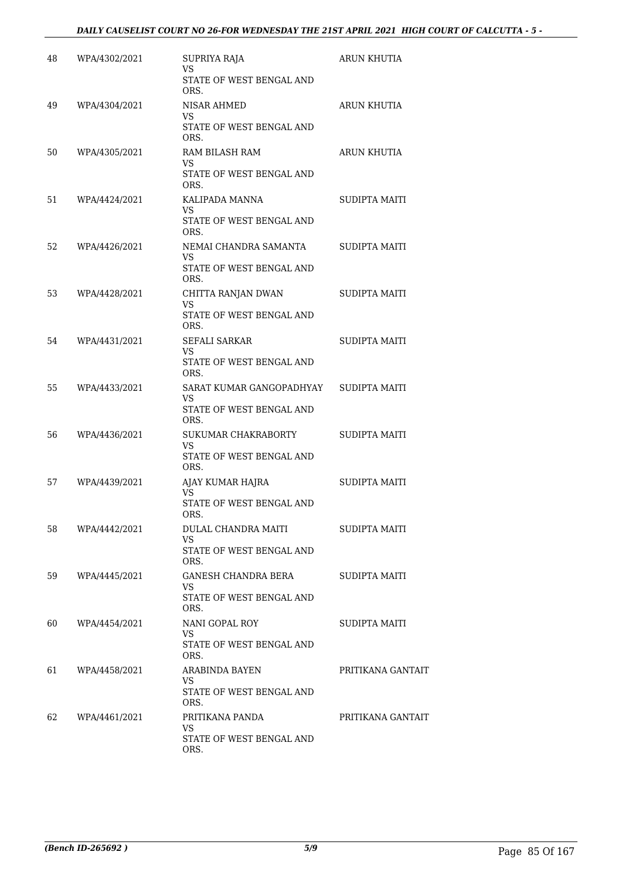| | | | |
|---|---|---|---|
| 48 | WPA/4302/2021 | SUPRIYA RAJA<br>VS<br>STATE OF WEST BENGAL AND ORS. | ARUN KHUTIA |
| 49 | WPA/4304/2021 | NISAR AHMED<br>VS<br>STATE OF WEST BENGAL AND ORS. | ARUN KHUTIA |
| 50 | WPA/4305/2021 | RAM BILASH RAM<br>VS<br>STATE OF WEST BENGAL AND ORS. | ARUN KHUTIA |
| 51 | WPA/4424/2021 | KALIPADA MANNA<br>VS<br>STATE OF WEST BENGAL AND ORS. | SUDIPTA MAITI |
| 52 | WPA/4426/2021 | NEMAI CHANDRA SAMANTA<br>VS<br>STATE OF WEST BENGAL AND ORS. | SUDIPTA MAITI |
| 53 | WPA/4428/2021 | CHITTA RANJAN DWAN<br>VS<br>STATE OF WEST BENGAL AND ORS. | SUDIPTA MAITI |
| 54 | WPA/4431/2021 | SEFALI SARKAR<br>VS<br>STATE OF WEST BENGAL AND ORS. | SUDIPTA MAITI |
| 55 | WPA/4433/2021 | SARAT KUMAR GANGOPADHYAY<br>VS<br>STATE OF WEST BENGAL AND ORS. | SUDIPTA MAITI |
| 56 | WPA/4436/2021 | SUKUMAR CHAKRABORTY<br>VS<br>STATE OF WEST BENGAL AND ORS. | SUDIPTA MAITI |
| 57 | WPA/4439/2021 | AJAY KUMAR HAJRA<br>VS<br>STATE OF WEST BENGAL AND ORS. | SUDIPTA MAITI |
| 58 | WPA/4442/2021 | DULAL CHANDRA MAITI<br>VS<br>STATE OF WEST BENGAL AND ORS. | SUDIPTA MAITI |
| 59 | WPA/4445/2021 | GANESH CHANDRA BERA<br>VS<br>STATE OF WEST BENGAL AND ORS. | SUDIPTA MAITI |
| 60 | WPA/4454/2021 | NANI GOPAL ROY<br>VS<br>STATE OF WEST BENGAL AND ORS. | SUDIPTA MAITI |
| 61 | WPA/4458/2021 | ARABINDA BAYEN<br>VS<br>STATE OF WEST BENGAL AND ORS. | PRITIKANA GANTAIT |
| 62 | WPA/4461/2021 | PRITIKANA PANDA<br>VS<br>STATE OF WEST BENGAL AND ORS. | PRITIKANA GANTAIT |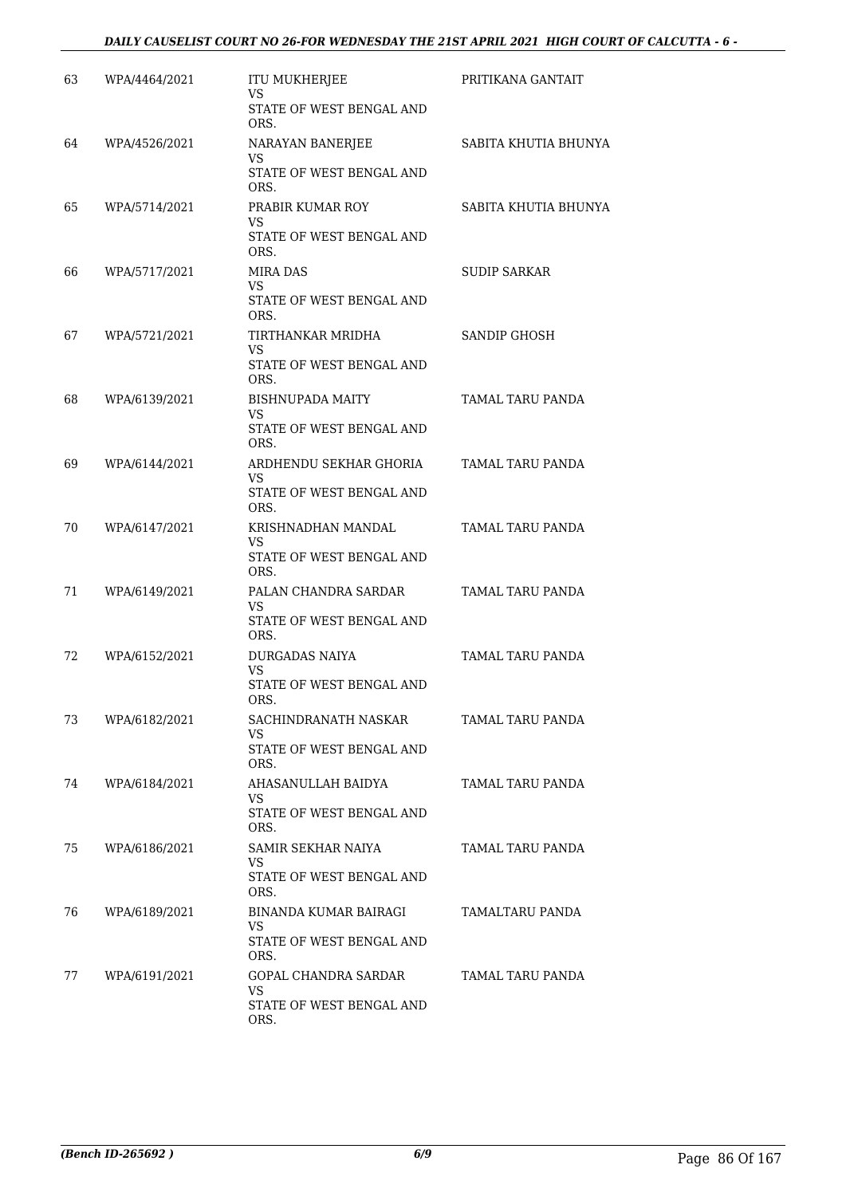| | | | |
|---|---|---|---|
| 63 | WPA/4464/2021 | ITU MUKHERJEE<br>VS<br>STATE OF WEST BENGAL AND ORS. | PRITIKANA GANTAIT |
| 64 | WPA/4526/2021 | NARAYAN BANERJEE<br>VS<br>STATE OF WEST BENGAL AND ORS. | SABITA KHUTIA BHUNYA |
| 65 | WPA/5714/2021 | PRABIR KUMAR ROY<br>VS<br>STATE OF WEST BENGAL AND ORS. | SABITA KHUTIA BHUNYA |
| 66 | WPA/5717/2021 | MIRA DAS<br>VS<br>STATE OF WEST BENGAL AND ORS. | SUDIP SARKAR |
| 67 | WPA/5721/2021 | TIRTHANKAR MRIDHA<br>VS<br>STATE OF WEST BENGAL AND ORS. | SANDIP GHOSH |
| 68 | WPA/6139/2021 | BISHNUPADA MAITY<br>VS<br>STATE OF WEST BENGAL AND ORS. | TAMAL TARU PANDA |
| 69 | WPA/6144/2021 | ARDHENDU SEKHAR GHORIA<br>VS<br>STATE OF WEST BENGAL AND ORS. | TAMAL TARU PANDA |
| 70 | WPA/6147/2021 | KRISHNADHAN MANDAL<br>VS<br>STATE OF WEST BENGAL AND ORS. | TAMAL TARU PANDA |
| 71 | WPA/6149/2021 | PALAN CHANDRA SARDAR<br>VS<br>STATE OF WEST BENGAL AND ORS. | TAMAL TARU PANDA |
| 72 | WPA/6152/2021 | DURGADAS NAIYA<br>VS<br>STATE OF WEST BENGAL AND ORS. | TAMAL TARU PANDA |
| 73 | WPA/6182/2021 | SACHINDRANATH NASKAR<br>VS<br>STATE OF WEST BENGAL AND ORS. | TAMAL TARU PANDA |
| 74 | WPA/6184/2021 | AHASANULLAH BAIDYA<br>VS<br>STATE OF WEST BENGAL AND ORS. | TAMAL TARU PANDA |
| 75 | WPA/6186/2021 | SAMIR SEKHAR NAIYA<br>VS<br>STATE OF WEST BENGAL AND ORS. | TAMAL TARU PANDA |
| 76 | WPA/6189/2021 | BINANDA KUMAR BAIRAGI<br>VS<br>STATE OF WEST BENGAL AND ORS. | TAMALTARU PANDA |
| 77 | WPA/6191/2021 | GOPAL CHANDRA SARDAR<br>VS<br>STATE OF WEST BENGAL AND ORS. | TAMAL TARU PANDA |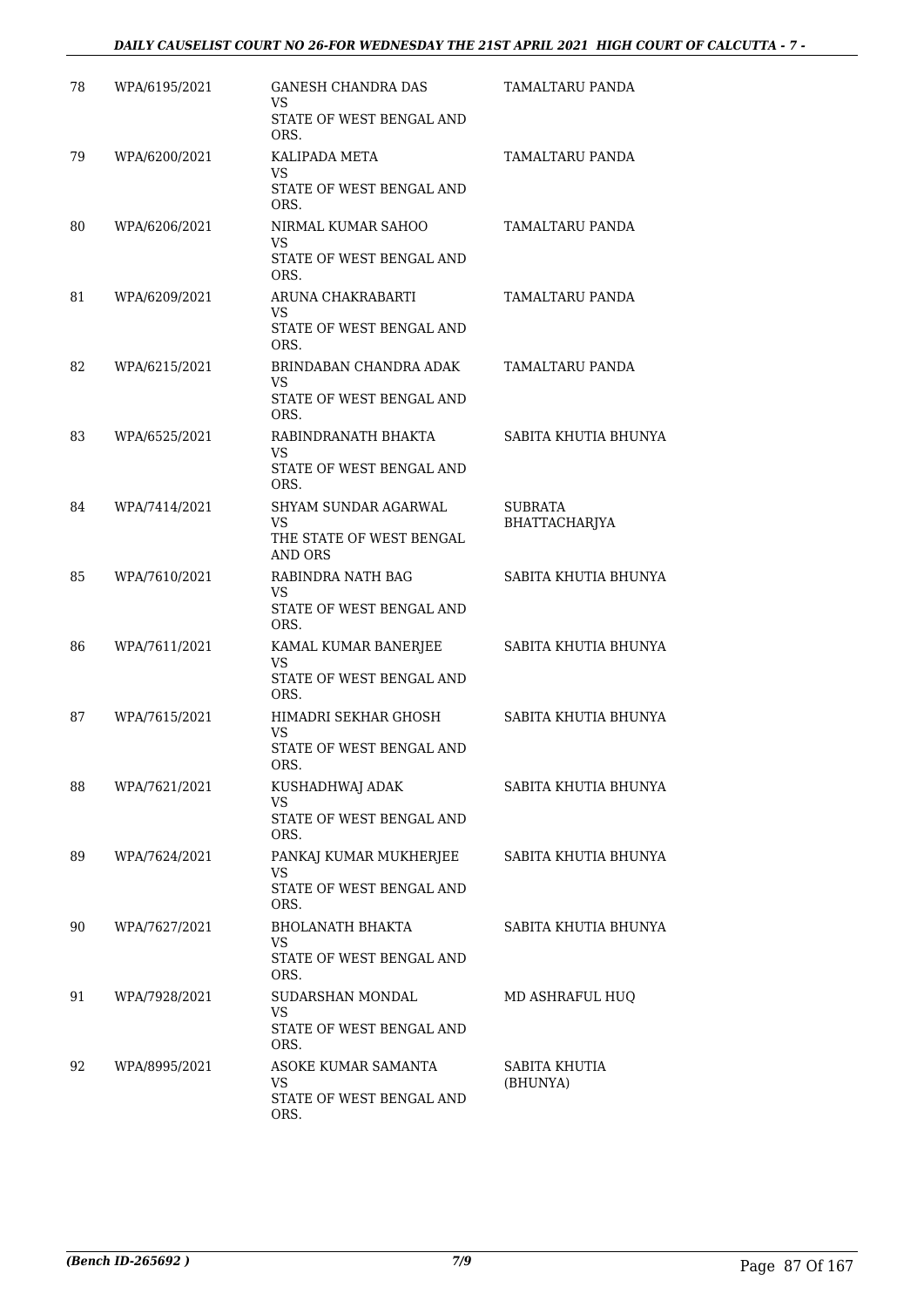| 78 | WPA/6195/2021 | GANESH CHANDRA DAS<br>VS<br>STATE OF WEST BENGAL AND ORS. | TAMALTARU PANDA |
|---|---|---|---|
| 79 | WPA/6200/2021 | KALIPADA META<br>VS<br>STATE OF WEST BENGAL AND ORS. | TAMALTARU PANDA |
| 80 | WPA/6206/2021 | NIRMAL KUMAR SAHOO<br>VS<br>STATE OF WEST BENGAL AND ORS. | TAMALTARU PANDA |
| 81 | WPA/6209/2021 | ARUNA CHAKRABARTI<br>VS<br>STATE OF WEST BENGAL AND ORS. | TAMALTARU PANDA |
| 82 | WPA/6215/2021 | BRINDABAN CHANDRA ADAK<br>VS<br>STATE OF WEST BENGAL AND ORS. | TAMALTARU PANDA |
| 83 | WPA/6525/2021 | RABINDRANATH BHAKTA<br>VS<br>STATE OF WEST BENGAL AND ORS. | SABITA KHUTIA BHUNYA |
| 84 | WPA/7414/2021 | SHYAM SUNDAR AGARWAL<br>VS<br>THE STATE OF WEST BENGAL AND ORS | SUBRATA BHATTACHARJYA |
| 85 | WPA/7610/2021 | RABINDRA NATH BAG<br>VS<br>STATE OF WEST BENGAL AND ORS. | SABITA KHUTIA BHUNYA |
| 86 | WPA/7611/2021 | KAMAL KUMAR BANERJEE<br>VS<br>STATE OF WEST BENGAL AND ORS. | SABITA KHUTIA BHUNYA |
| 87 | WPA/7615/2021 | HIMADRI SEKHAR GHOSH<br>VS<br>STATE OF WEST BENGAL AND ORS. | SABITA KHUTIA BHUNYA |
| 88 | WPA/7621/2021 | KUSHADHWAJ ADAK<br>VS<br>STATE OF WEST BENGAL AND ORS. | SABITA KHUTIA BHUNYA |
| 89 | WPA/7624/2021 | PANKAJ KUMAR MUKHERJEE<br>VS<br>STATE OF WEST BENGAL AND ORS. | SABITA KHUTIA BHUNYA |
| 90 | WPA/7627/2021 | BHOLANATH BHAKTA<br>VS<br>STATE OF WEST BENGAL AND ORS. | SABITA KHUTIA BHUNYA |
| 91 | WPA/7928/2021 | SUDARSHAN MONDAL<br>VS<br>STATE OF WEST BENGAL AND ORS. | MD ASHRAFUL HUQ |
| 92 | WPA/8995/2021 | ASOKE KUMAR SAMANTA<br>VS<br>STATE OF WEST BENGAL AND ORS. | SABITA KHUTIA (BHUNYA) |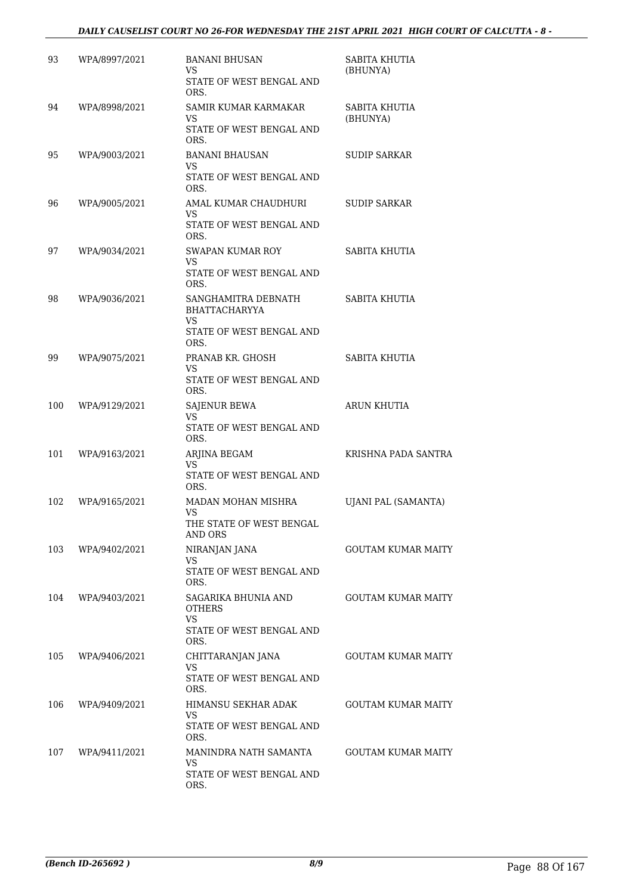| | | | |
|---|---|---|---|
| 93 | WPA/8997/2021 | BANANI BHUSAN<br>VS<br>STATE OF WEST BENGAL AND ORS. | SABITA KHUTIA (BHUNYA) |
| 94 | WPA/8998/2021 | SAMIR KUMAR KARMAKAR<br>VS<br>STATE OF WEST BENGAL AND ORS. | SABITA KHUTIA (BHUNYA) |
| 95 | WPA/9003/2021 | BANANI BHAUSAN<br>VS<br>STATE OF WEST BENGAL AND ORS. | SUDIP SARKAR |
| 96 | WPA/9005/2021 | AMAL KUMAR CHAUDHURI<br>VS<br>STATE OF WEST BENGAL AND ORS. | SUDIP SARKAR |
| 97 | WPA/9034/2021 | SWAPAN KUMAR ROY<br>VS<br>STATE OF WEST BENGAL AND ORS. | SABITA KHUTIA |
| 98 | WPA/9036/2021 | SANGHAMITRA DEBNATH BHATTACHARYYA<br>VS<br>STATE OF WEST BENGAL AND ORS. | SABITA KHUTIA |
| 99 | WPA/9075/2021 | PRANAB KR. GHOSH<br>VS<br>STATE OF WEST BENGAL AND ORS. | SABITA KHUTIA |
| 100 | WPA/9129/2021 | SAJENUR BEWA<br>VS<br>STATE OF WEST BENGAL AND ORS. | ARUN KHUTIA |
| 101 | WPA/9163/2021 | ARJINA BEGAM<br>VS<br>STATE OF WEST BENGAL AND ORS. | KRISHNA PADA SANTRA |
| 102 | WPA/9165/2021 | MADAN MOHAN MISHRA<br>VS<br>THE STATE OF WEST BENGAL AND ORS | UJANI PAL (SAMANTA) |
| 103 | WPA/9402/2021 | NIRANJAN JANA<br>VS<br>STATE OF WEST BENGAL AND ORS. | GOUTAM KUMAR MAITY |
| 104 | WPA/9403/2021 | SAGARIKA BHUNIA AND OTHERS<br>VS<br>STATE OF WEST BENGAL AND ORS. | GOUTAM KUMAR MAITY |
| 105 | WPA/9406/2021 | CHITTARANJAN JANA<br>VS<br>STATE OF WEST BENGAL AND ORS. | GOUTAM KUMAR MAITY |
| 106 | WPA/9409/2021 | HIMANSU SEKHAR ADAK<br>VS<br>STATE OF WEST BENGAL AND ORS. | GOUTAM KUMAR MAITY |
| 107 | WPA/9411/2021 | MANINDRA NATH SAMANTA<br>VS<br>STATE OF WEST BENGAL AND ORS. | GOUTAM KUMAR MAITY |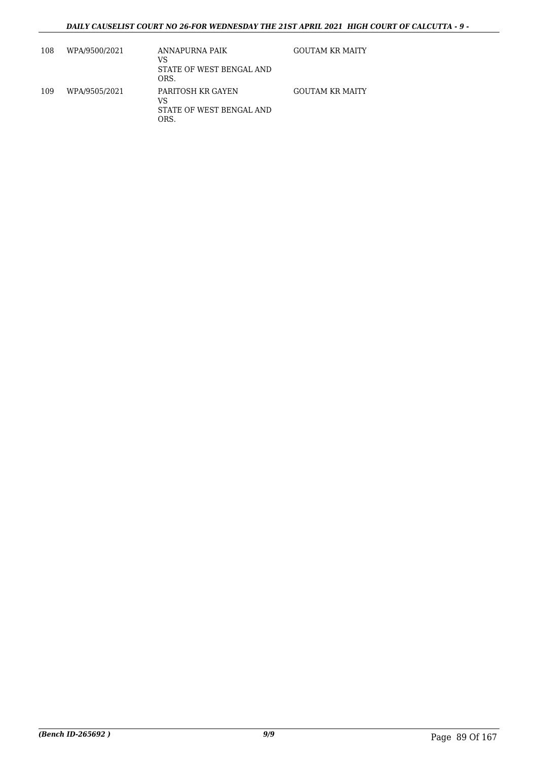| | | | |
|---|---|---|---|
| 108 | WPA/9500/2021 | ANNAPURNA PAIK<br>VS<br>STATE OF WEST BENGAL AND ORS. | GOUTAM KR MAITY |
| 109 | WPA/9505/2021 | PARITOSH KR GAYEN<br>VS<br>STATE OF WEST BENGAL AND ORS. | GOUTAM KR MAITY |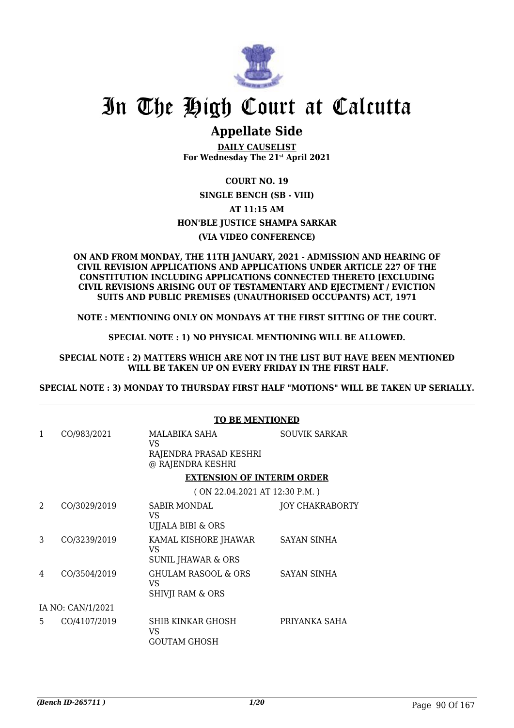# In The High Court at Calcutta

## Appellate Side

**DAILY CAUSELIST**
**For Wednesday The 21st April 2021**

**COURT NO. 19**

**SINGLE BENCH (SB - VIII)**

**AT 11:15 AM**

**HON'BLE JUSTICE SHAMPA SARKAR**

**(VIA VIDEO CONFERENCE)**

**ON AND FROM MONDAY, THE 11TH JANUARY, 2021 - ADMISSION AND HEARING OF CIVIL REVISION APPLICATIONS AND APPLICATIONS UNDER ARTICLE 227 OF THE CONSTITUTION INCLUDING APPLICATIONS CONNECTED THERETO [EXCLUDING CIVIL REVISIONS ARISING OUT OF TESTAMENTARY AND EJECTMENT / EVICTION SUITS AND PUBLIC PREMISES (UNAUTHORISED OCCUPANTS) ACT, 1971**

**NOTE : MENTIONING ONLY ON MONDAYS AT THE FIRST SITTING OF THE COURT.**

**SPECIAL NOTE : 1) NO PHYSICAL MENTIONING WILL BE ALLOWED.**

**SPECIAL NOTE : 2) MATTERS WHICH ARE NOT IN THE LIST BUT HAVE BEEN MENTIONED WILL BE TAKEN UP ON EVERY FRIDAY IN THE FIRST HALF.**

**SPECIAL NOTE : 3) MONDAY TO THURSDAY FIRST HALF "MOTIONS" WILL BE TAKEN UP SERIALLY.**

---

**TO BE MENTIONED**

| | | | |
|---|---|---|---|
| 1 | CO/983/2021 | MALABIKA SAHA<br>VS<br>RAJENDRA PRASAD KESHRI @ RAJENDRA KESHRI | SOUVIK SARKAR |

**EXTENSION OF INTERIM ORDER**

( ON 22.04.2021 AT 12:30 P.M. )

| | | | |
|---|---|---|---|
| 2 | CO/3029/2019 | SABIR MONDAL<br>VS<br>UJJALA BIBI & ORS | JOY CHAKRABORTY |
| 3 | CO/3239/2019 | KAMAL KISHORE JHAWAR<br>VS<br>SUNIL JHAWAR & ORS | SAYAN SINHA |
| 4 | CO/3504/2019 | GHULAM RASOOL & ORS<br>VS<br>SHIVJI RAM & ORS | SAYAN SINHA |
| | IA NO: CAN/1/2021 | | |
| 5 | CO/4107/2019 | SHIB KINKAR GHOSH<br>VS<br>GOUTAM GHOSH | PRIYANKA SAHA |

*(Bench ID-265711 )*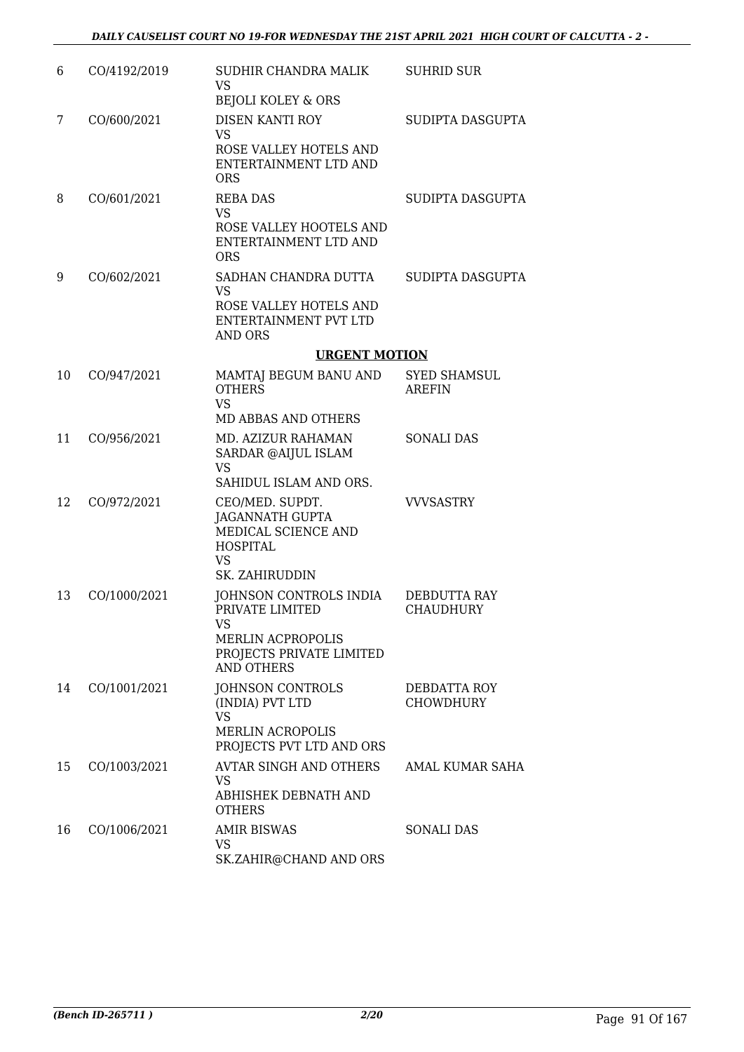| | | | |
|---|---|---|---|
| 6 | CO/4192/2019 | SUDHIR CHANDRA MALIK VS BEJOLI KOLEY & ORS | SUHRID SUR |
| 7 | CO/600/2021 | DISEN KANTI ROY VS ROSE VALLEY HOTELS AND ENTERTAINMENT LTD AND ORS | SUDIPTA DASGUPTA |
| 8 | CO/601/2021 | REBA DAS VS ROSE VALLEY HOOTELS AND ENTERTAINMENT LTD AND ORS | SUDIPTA DASGUPTA |
| 9 | CO/602/2021 | SADHAN CHANDRA DUTTA VS ROSE VALLEY HOTELS AND ENTERTAINMENT PVT LTD AND ORS | SUDIPTA DASGUPTA |

## URGENT MOTION

| | | | |
|---|---|---|---|
| 10 | CO/947/2021 | MAMTAJ BEGUM BANU AND OTHERS VS MD ABBAS AND OTHERS | SYED SHAMSUL AREFIN |
| 11 | CO/956/2021 | MD. AZIZUR RAHAMAN SARDAR @AIJUL ISLAM VS SAHIDUL ISLAM AND ORS. | SONALI DAS |
| 12 | CO/972/2021 | CEO/MED. SUPDT. JAGANNATH GUPTA MEDICAL SCIENCE AND HOSPITAL VS SK. ZAHIRUDDIN | VVVSASTRY |
| 13 | CO/1000/2021 | JOHNSON CONTROLS INDIA PRIVATE LIMITED VS MERLIN ACPROPOLIS PROJECTS PRIVATE LIMITED AND OTHERS | DEBDUTTA RAY CHAUDHURY |
| 14 | CO/1001/2021 | JOHNSON CONTROLS (INDIA) PVT LTD VS MERLIN ACROPOLIS PROJECTS PVT LTD AND ORS | DEBDATTA ROY CHOWDHURY |
| 15 | CO/1003/2021 | AVTAR SINGH AND OTHERS VS ABHISHEK DEBNATH AND OTHERS | AMAL KUMAR SAHA |
| 16 | CO/1006/2021 | AMIR BISWAS VS SK.ZAHIR@CHAND AND ORS | SONALI DAS |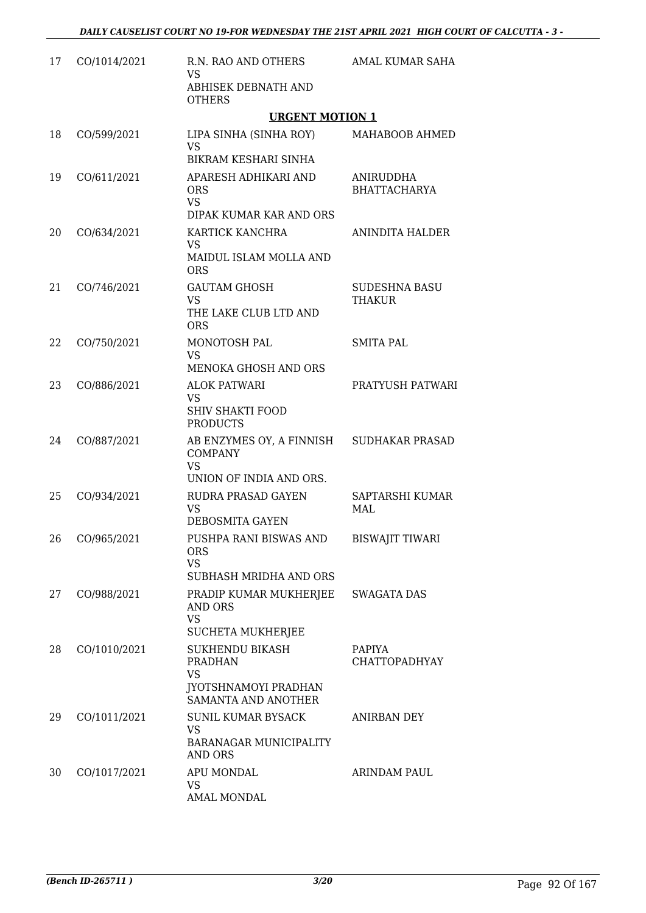| 17 | CO/1014/2021 | R.N. RAO AND OTHERS<br>VS<br>ABHISEK DEBNATH AND OTHERS | AMAL KUMAR SAHA |
|---|---|---|---|

**URGENT MOTION 1**

| 18 | CO/599/2021 | LIPA SINHA (SINHA ROY)<br>VS<br>BIKRAM KESHARI SINHA | MAHABOOB AHMED |
|---|---|---|---|
| 19 | CO/611/2021 | APARESH ADHIKARI AND ORS<br>VS<br>DIPAK KUMAR KAR AND ORS | ANIRUDDHA BHATTACHARYA |
| 20 | CO/634/2021 | KARTICK KANCHRA<br>VS<br>MAIDUL ISLAM MOLLA AND ORS | ANINDITA HALDER |
| 21 | CO/746/2021 | GAUTAM GHOSH<br>VS<br>THE LAKE CLUB LTD AND ORS | SUDESHNA BASU THAKUR |
| 22 | CO/750/2021 | MONOTOSH PAL<br>VS<br>MENOKA GHOSH AND ORS | SMITA PAL |
| 23 | CO/886/2021 | ALOK PATWARI<br>VS<br>SHIV SHAKTI FOOD PRODUCTS | PRATYUSH PATWARI |
| 24 | CO/887/2021 | AB ENZYMES OY, A FINNISH COMPANY<br>VS<br>UNION OF INDIA AND ORS. | SUDHAKAR PRASAD |
| 25 | CO/934/2021 | RUDRA PRASAD GAYEN<br>VS<br>DEBOSMITA GAYEN | SAPTARSHI KUMAR MAL |
| 26 | CO/965/2021 | PUSHPA RANI BISWAS AND ORS<br>VS<br>SUBHASH MRIDHA AND ORS | BISWAJIT TIWARI |
| 27 | CO/988/2021 | PRADIP KUMAR MUKHERJEE AND ORS<br>VS<br>SUCHETA MUKHERJEE | SWAGATA DAS |
| 28 | CO/1010/2021 | SUKHENDU BIKASH PRADHAN<br>VS<br>JYOTSHNAMOYI PRADHAN SAMANTA AND ANOTHER | PAPIYA CHATTOPADHYAY |
| 29 | CO/1011/2021 | SUNIL KUMAR BYSACK<br>VS<br>BARANAGAR MUNICIPALITY AND ORS | ANIRBAN DEY |
| 30 | CO/1017/2021 | APU MONDAL<br>VS<br>AMAL MONDAL | ARINDAM PAUL |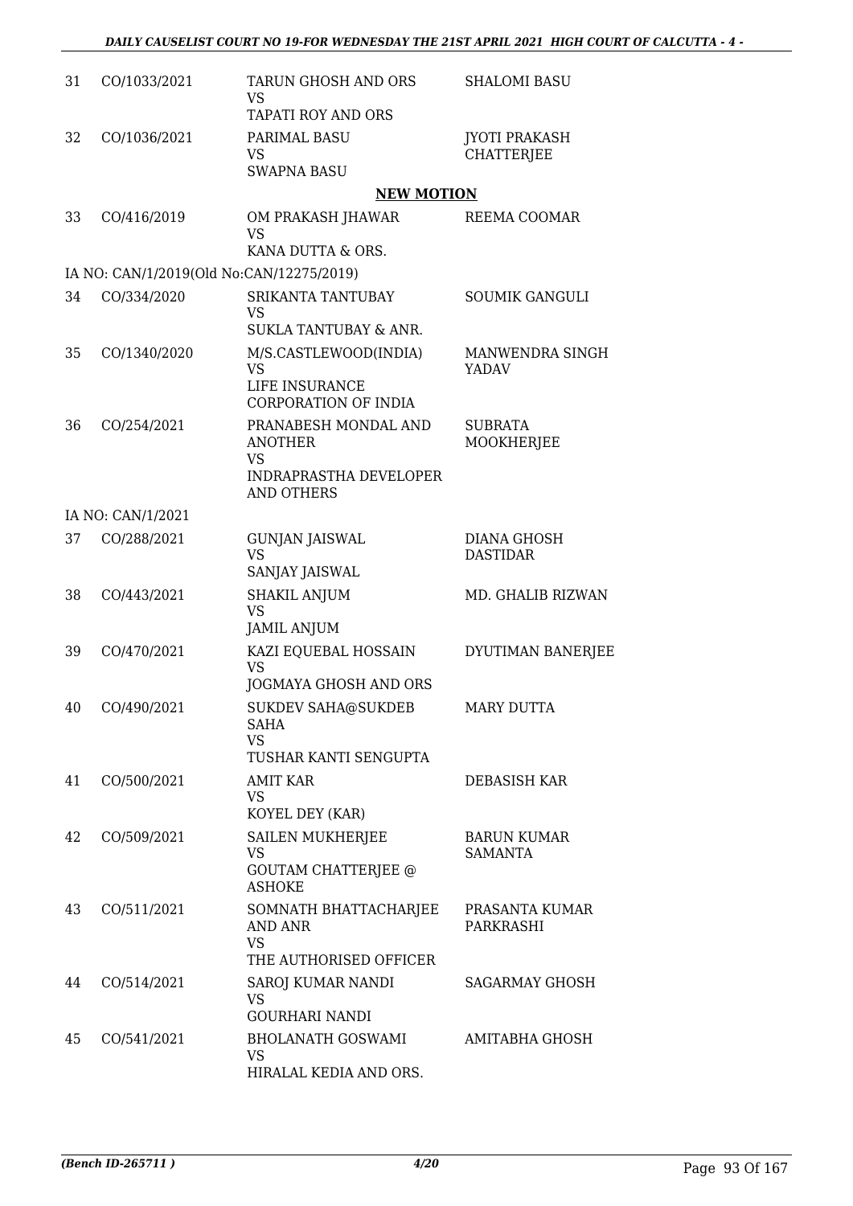| | | | |
|---|---|---|---|
| 31 | CO/1033/2021 | TARUN GHOSH AND ORS<br>VS<br>TAPATI ROY AND ORS | SHALOMI BASU |
| 32 | CO/1036/2021 | PARIMAL BASU<br>VS<br>SWAPNA BASU | JYOTI PRAKASH CHATTERJEE |

**NEW MOTION**

| | | | |
|---|---|---|---|
| 33 | CO/416/2019 | OM PRAKASH JHAWAR<br>VS<br>KANA DUTTA & ORS. | REEMA COOMAR |
| | IA NO: CAN/1/2019(Old No:CAN/12275/2019) | | |
| 34 | CO/334/2020 | SRIKANTA TANTUBAY<br>VS<br>SUKLA TANTUBAY & ANR. | SOUMIK GANGULI |
| 35 | CO/1340/2020 | M/S.CASTLEWOOD(INDIA)<br>VS<br>LIFE INSURANCE CORPORATION OF INDIA | MANWENDRA SINGH YADAV |
| 36 | CO/254/2021 | PRANABESH MONDAL AND ANOTHER<br>VS<br>INDRAPRASTHA DEVELOPER AND OTHERS | SUBRATA MOOKHERJEE |
| | IA NO: CAN/1/2021 | | |
| 37 | CO/288/2021 | GUNJAN JAISWAL<br>VS<br>SANJAY JAISWAL | DIANA GHOSH DASTIDAR |
| 38 | CO/443/2021 | SHAKIL ANJUM<br>VS<br>JAMIL ANJUM | MD. GHALIB RIZWAN |
| 39 | CO/470/2021 | KAZI EQUEBAL HOSSAIN<br>VS<br>JOGMAYA GHOSH AND ORS | DYUTIMAN BANERJEE |
| 40 | CO/490/2021 | SUKDEV SAHA@SUKDEB SAHA<br>VS<br>TUSHAR KANTI SENGUPTA | MARY DUTTA |
| 41 | CO/500/2021 | AMIT KAR<br>VS<br>KOYEL DEY (KAR) | DEBASISH KAR |
| 42 | CO/509/2021 | SAILEN MUKHERJEE<br>VS<br>GOUTAM CHATTERJEE @ ASHOKE | BARUN KUMAR SAMANTA |
| 43 | CO/511/2021 | SOMNATH BHATTACHARJEE AND ANR<br>VS<br>THE AUTHORISED OFFICER | PRASANTA KUMAR PARKRASHI |
| 44 | CO/514/2021 | SAROJ KUMAR NANDI<br>VS<br>GOURHARI NANDI | SAGARMAY GHOSH |
| 45 | CO/541/2021 | BHOLANATH GOSWAMI<br>VS<br>HIRALAL KEDIA AND ORS. | AMITABHA GHOSH |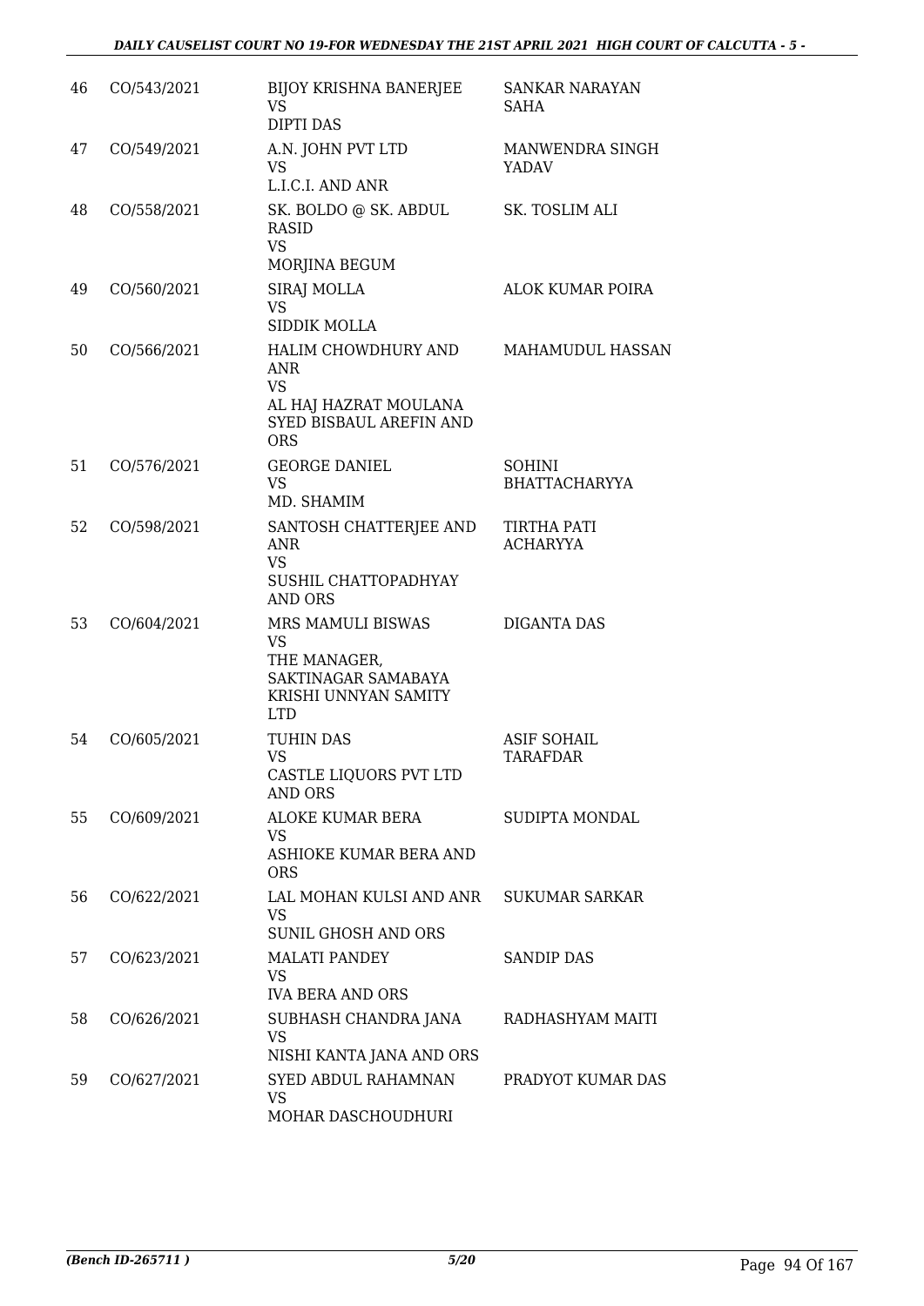| 46 | CO/543/2021 | BIJOY KRISHNA BANERJEE<br>VS<br>DIPTI DAS | SANKAR NARAYAN SAHA |
|---|---|---|---|
| 47 | CO/549/2021 | A.N. JOHN PVT LTD<br>VS<br>L.I.C.I. AND ANR | MANWENDRA SINGH YADAV |
| 48 | CO/558/2021 | SK. BOLDO @ SK. ABDUL RASID<br>VS<br>MORJINA BEGUM | SK. TOSLIM ALI |
| 49 | CO/560/2021 | SIRAJ MOLLA<br>VS<br>SIDDIK MOLLA | ALOK KUMAR POIRA |
| 50 | CO/566/2021 | HALIM CHOWDHURY AND ANR<br>VS<br>AL HAJ HAZRAT MOULANA SYED BISBAUL AREFIN AND ORS | MAHAMUDUL HASSAN |
| 51 | CO/576/2021 | GEORGE DANIEL<br>VS<br>MD. SHAMIM | SOHINI BHATTACHARYYA |
| 52 | CO/598/2021 | SANTOSH CHATTERJEE AND ANR<br>VS<br>SUSHIL CHATTOPADHYAY AND ORS | TIRTHA PATI ACHARYYA |
| 53 | CO/604/2021 | MRS MAMULI BISWAS<br>VS<br>THE MANAGER, SAKTINAGAR SAMABAYA KRISHI UNNYAN SAMITY LTD | DIGANTA DAS |
| 54 | CO/605/2021 | TUHIN DAS<br>VS<br>CASTLE LIQUORS PVT LTD AND ORS | ASIF SOHAIL TARAFDAR |
| 55 | CO/609/2021 | ALOKE KUMAR BERA<br>VS<br>ASHIOKE KUMAR BERA AND ORS | SUDIPTA MONDAL |
| 56 | CO/622/2021 | LAL MOHAN KULSI AND ANR<br>VS<br>SUNIL GHOSH AND ORS | SUKUMAR SARKAR |
| 57 | CO/623/2021 | MALATI PANDEY<br>VS<br>IVA BERA AND ORS | SANDIP DAS |
| 58 | CO/626/2021 | SUBHASH CHANDRA JANA<br>VS<br>NISHI KANTA JANA AND ORS | RADHASHYAM MAITI |
| 59 | CO/627/2021 | SYED ABDUL RAHAMNAN<br>VS<br>MOHAR DASCHOUDHURI | PRADYOT KUMAR DAS |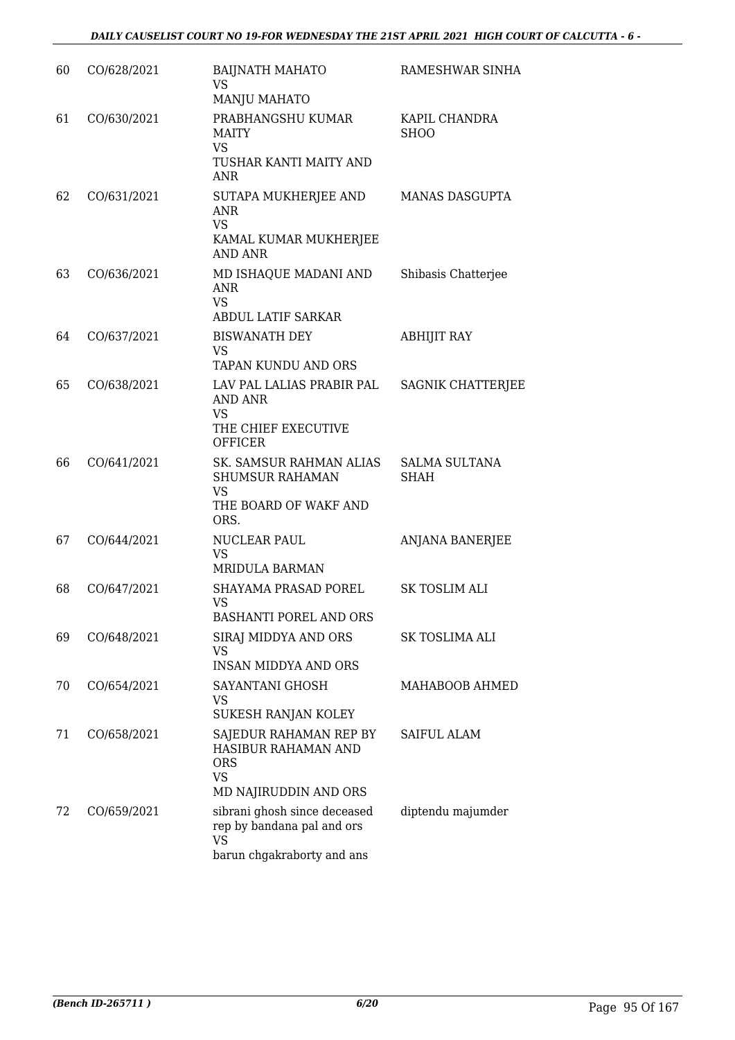| 60 | CO/628/2021 | BAIJNATH MAHATO<br>VS<br>MANJU MAHATO | RAMESHWAR SINHA |
|---|---|---|---|
| 61 | CO/630/2021 | PRABHANGSHU KUMAR MAITY<br>VS<br>TUSHAR KANTI MAITY AND ANR | KAPIL CHANDRA SHOO |
| 62 | CO/631/2021 | SUTAPA MUKHERJEE AND ANR<br>VS<br>KAMAL KUMAR MUKHERJEE AND ANR | MANAS DASGUPTA |
| 63 | CO/636/2021 | MD ISHAQUE MADANI AND ANR<br>VS<br>ABDUL LATIF SARKAR | Shibasis Chatterjee |
| 64 | CO/637/2021 | BISWANATH DEY<br>VS<br>TAPAN KUNDU AND ORS | ABHIJIT RAY |
| 65 | CO/638/2021 | LAV PAL LALIAS PRABIR PAL AND ANR<br>VS<br>THE CHIEF EXECUTIVE OFFICER | SAGNIK CHATTERJEE |
| 66 | CO/641/2021 | SK. SAMSUR RAHMAN ALIAS SHUMSUR RAHAMAN<br>VS<br>THE BOARD OF WAKF AND ORS. | SALMA SULTANA SHAH |
| 67 | CO/644/2021 | NUCLEAR PAUL<br>VS<br>MRIDULA BARMAN | ANJANA BANERJEE |
| 68 | CO/647/2021 | SHAYAMA PRASAD POREL<br>VS<br>BASHANTI POREL AND ORS | SK TOSLIM ALI |
| 69 | CO/648/2021 | SIRAJ MIDDYA AND ORS<br>VS<br>INSAN MIDDYA AND ORS | SK TOSLIMA ALI |
| 70 | CO/654/2021 | SAYANTANI GHOSH<br>VS<br>SUKESH RANJAN KOLEY | MAHABOOB AHMED |
| 71 | CO/658/2021 | SAJEDUR RAHAMAN REP BY HASIBUR RAHAMAN AND ORS<br>VS<br>MD NAJIRUDDIN AND ORS | SAIFUL ALAM |
| 72 | CO/659/2021 | sibrani ghosh since deceased rep by bandana pal and ors<br>VS<br>barun chgakraborty and ans | diptendu majumder |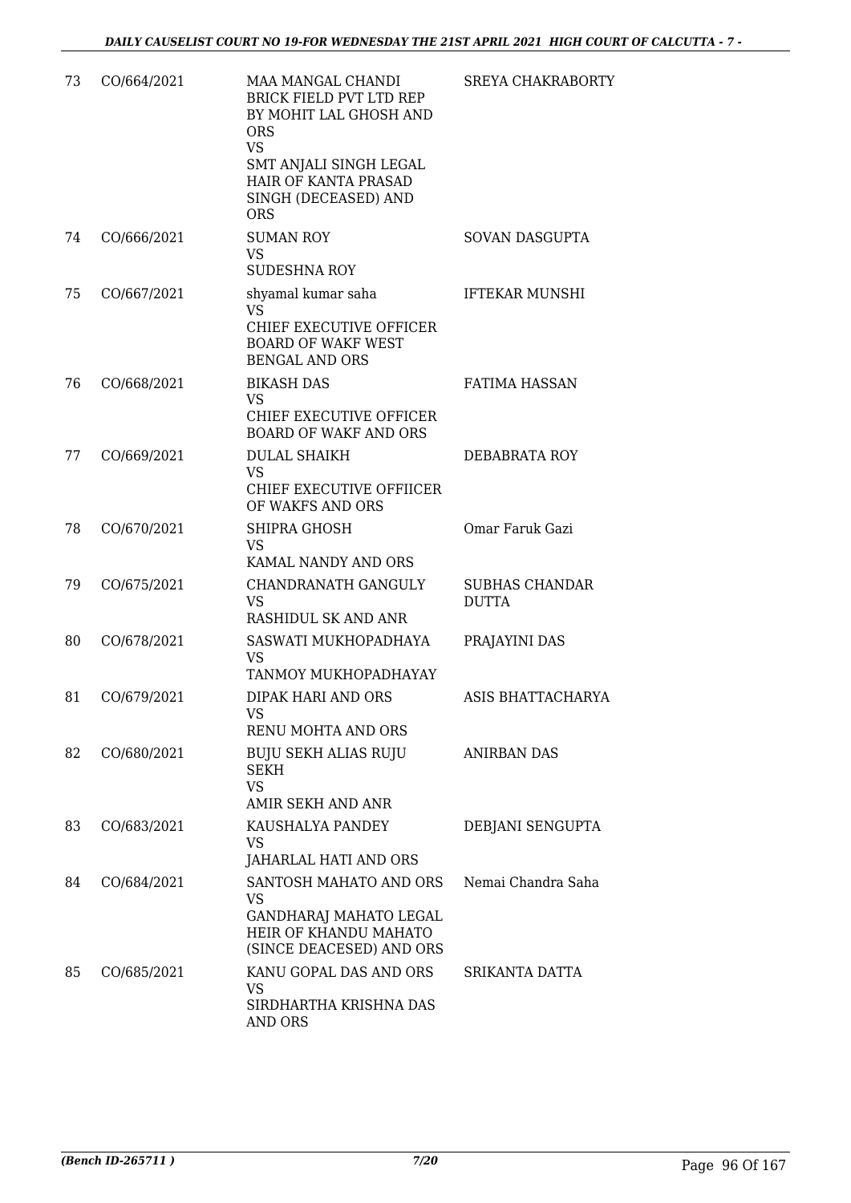| 73 | CO/664/2021 | MAA MANGAL CHANDI BRICK FIELD PVT LTD REP BY MOHIT LAL GHOSH AND ORS<br>VS<br>SMT ANJALI SINGH LEGAL HAIR OF KANTA PRASAD SINGH (DECEASED) AND ORS | SREYA CHAKRABORTY |
|---|---|---|---|
| 74 | CO/666/2021 | SUMAN ROY<br>VS<br>SUDESHNA ROY | SOVAN DASGUPTA |
| 75 | CO/667/2021 | shyamal kumar saha<br>VS<br>CHIEF EXECUTIVE OFFICER BOARD OF WAKF WEST BENGAL AND ORS | IFTEKAR MUNSHI |
| 76 | CO/668/2021 | BIKASH DAS<br>VS<br>CHIEF EXECUTIVE OFFICER BOARD OF WAKF AND ORS | FATIMA HASSAN |
| 77 | CO/669/2021 | DULAL SHAIKH<br>VS<br>CHIEF EXECUTIVE OFFIICER OF WAKFS AND ORS | DEBABRATA ROY |
| 78 | CO/670/2021 | SHIPRA GHOSH<br>VS<br>KAMAL NANDY AND ORS | Omar Faruk Gazi |
| 79 | CO/675/2021 | CHANDRANATH GANGULY<br>VS<br>RASHIDUL SK AND ANR | SUBHAS CHANDAR DUTTA |
| 80 | CO/678/2021 | SASWATI MUKHOPADHAYA<br>VS<br>TANMOY MUKHOPADHAYAY | PRAJAYINI DAS |
| 81 | CO/679/2021 | DIPAK HARI AND ORS<br>VS<br>RENU MOHTA AND ORS | ASIS BHATTACHARYA |
| 82 | CO/680/2021 | BUJU SEKH ALIAS RUJU SEKH<br>VS<br>AMIR SEKH AND ANR | ANIRBAN DAS |
| 83 | CO/683/2021 | KAUSHALYA PANDEY<br>VS<br>JAHARLAL HATI AND ORS | DEBJANI SENGUPTA |
| 84 | CO/684/2021 | SANTOSH MAHATO AND ORS<br>VS<br>GANDHARAJ MAHATO LEGAL HEIR OF KHANDU MAHATO (SINCE DEACESED) AND ORS | Nemai Chandra Saha |
| 85 | CO/685/2021 | KANU GOPAL DAS AND ORS<br>VS<br>SIRDHARTHA KRISHNA DAS AND ORS | SRIKANTA DATTA |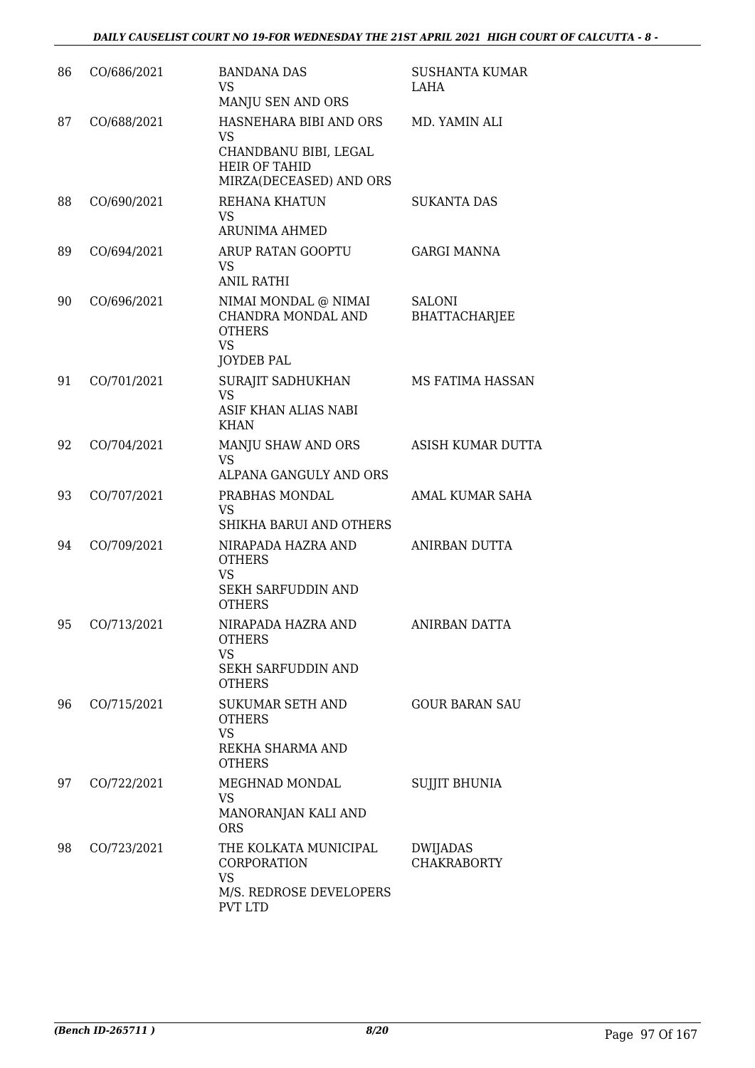| 86 | CO/686/2021 | BANDANA DAS<br>VS<br>MANJU SEN AND ORS | SUSHANTA KUMAR LAHA |
|---|---|---|---|
| 87 | CO/688/2021 | HASNEHARA BIBI AND ORS<br>VS<br>CHANDBANU BIBI, LEGAL HEIR OF TAHID MIRZA(DECEASED) AND ORS | MD. YAMIN ALI |
| 88 | CO/690/2021 | REHANA KHATUN<br>VS<br>ARUNIMA AHMED | SUKANTA DAS |
| 89 | CO/694/2021 | ARUP RATAN GOOPTU<br>VS<br>ANIL RATHI | GARGI MANNA |
| 90 | CO/696/2021 | NIMAI MONDAL @ NIMAI CHANDRA MONDAL AND OTHERS<br>VS<br>JOYDEB PAL | SALONI BHATTACHARJEE |
| 91 | CO/701/2021 | SURAJIT SADHUKHAN<br>VS<br>ASIF KHAN ALIAS NABI KHAN | MS FATIMA HASSAN |
| 92 | CO/704/2021 | MANJU SHAW AND ORS<br>VS<br>ALPANA GANGULY AND ORS | ASISH KUMAR DUTTA |
| 93 | CO/707/2021 | PRABHAS MONDAL<br>VS<br>SHIKHA BARUI AND OTHERS | AMAL KUMAR SAHA |
| 94 | CO/709/2021 | NIRAPADA HAZRA AND OTHERS<br>VS<br>SEKH SARFUDDIN AND OTHERS | ANIRBAN DUTTA |
| 95 | CO/713/2021 | NIRAPADA HAZRA AND OTHERS<br>VS<br>SEKH SARFUDDIN AND OTHERS | ANIRBAN DATTA |
| 96 | CO/715/2021 | SUKUMAR SETH AND OTHERS<br>VS<br>REKHA SHARMA AND OTHERS | GOUR BARAN SAU |
| 97 | CO/722/2021 | MEGHNAD MONDAL<br>VS<br>MANORANJAN KALI AND ORS | SUJJIT BHUNIA |
| 98 | CO/723/2021 | THE KOLKATA MUNICIPAL CORPORATION<br>VS<br>M/S. REDROSE DEVELOPERS PVT LTD | DWIJADAS CHAKRABORTY |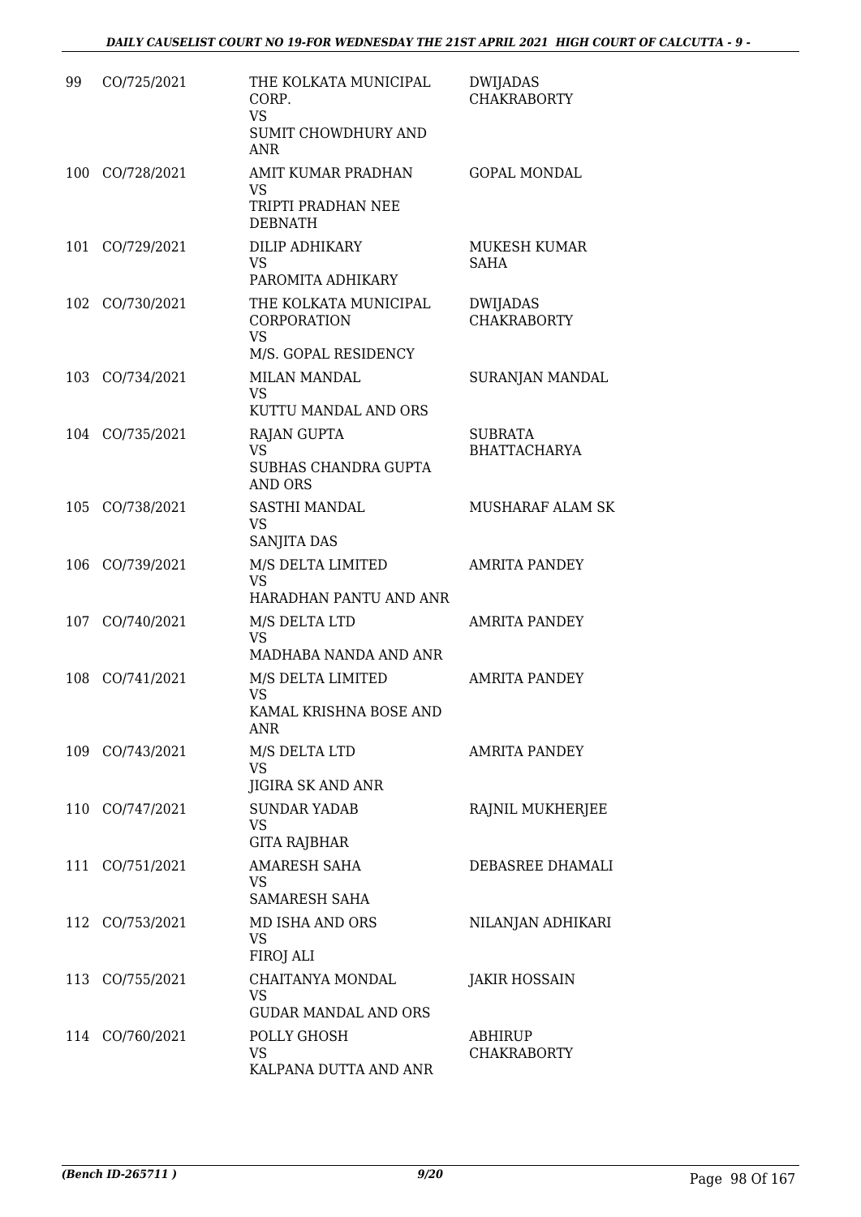| 99 | CO/725/2021 | THE KOLKATA MUNICIPAL CORP.<br>VS<br>SUMIT CHOWDHURY AND ANR | DWIJADAS CHAKRABORTY |
|---|---|---|---|
| 100 | CO/728/2021 | AMIT KUMAR PRADHAN<br>VS<br>TRIPTI PRADHAN NEE DEBNATH | GOPAL MONDAL |
| 101 | CO/729/2021 | DILIP ADHIKARY<br>VS<br>PAROMITA ADHIKARY | MUKESH KUMAR SAHA |
| 102 | CO/730/2021 | THE KOLKATA MUNICIPAL CORPORATION<br>VS<br>M/S. GOPAL RESIDENCY | DWIJADAS CHAKRABORTY |
| 103 | CO/734/2021 | MILAN MANDAL<br>VS<br>KUTTU MANDAL AND ORS | SURANJAN MANDAL |
| 104 | CO/735/2021 | RAJAN GUPTA<br>VS<br>SUBHAS CHANDRA GUPTA AND ORS | SUBRATA BHATTACHARYA |
| 105 | CO/738/2021 | SASTHI MANDAL<br>VS<br>SANJITA DAS | MUSHARAF ALAM SK |
| 106 | CO/739/2021 | M/S DELTA LIMITED<br>VS<br>HARADHAN PANTU AND ANR | AMRITA PANDEY |
| 107 | CO/740/2021 | M/S DELTA LTD<br>VS<br>MADHABA NANDA AND ANR | AMRITA PANDEY |
| 108 | CO/741/2021 | M/S DELTA LIMITED<br>VS<br>KAMAL KRISHNA BOSE AND ANR | AMRITA PANDEY |
| 109 | CO/743/2021 | M/S DELTA LTD<br>VS<br>JIGIRA SK AND ANR | AMRITA PANDEY |
| 110 | CO/747/2021 | SUNDAR YADAB<br>VS<br>GITA RAJBHAR | RAJNIL MUKHERJEE |
| 111 | CO/751/2021 | AMARESH SAHA<br>VS<br>SAMARESH SAHA | DEBASREE DHAMALI |
| 112 | CO/753/2021 | MD ISHA AND ORS<br>VS<br>FIROJ ALI | NILANJAN ADHIKARI |
| 113 | CO/755/2021 | CHAITANYA MONDAL<br>VS<br>GUDAR MANDAL AND ORS | JAKIR HOSSAIN |
| 114 | CO/760/2021 | POLLY GHOSH<br>VS<br>KALPANA DUTTA AND ANR | ABHIRUP CHAKRABORTY |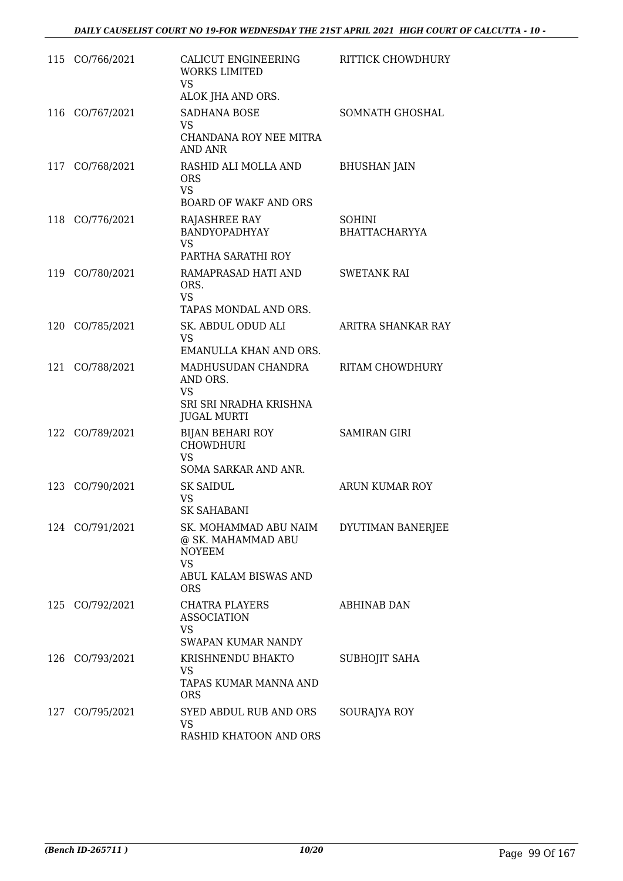| | | | |
|---|---|---|---|
| 115 | CO/766/2021 | CALICUT ENGINEERING WORKS LIMITED<br>VS<br>ALOK JHA AND ORS. | RITTICK CHOWDHURY |
| 116 | CO/767/2021 | SADHANA BOSE<br>VS<br>CHANDANA ROY NEE MITRA AND ANR | SOMNATH GHOSHAL |
| 117 | CO/768/2021 | RASHID ALI MOLLA AND ORS<br>VS<br>BOARD OF WAKF AND ORS | BHUSHAN JAIN |
| 118 | CO/776/2021 | RAJASHREE RAY BANDYOPADHYAY<br>VS<br>PARTHA SARATHI ROY | SOHINI BHATTACHARYYA |
| 119 | CO/780/2021 | RAMAPRASAD HATI AND ORS.<br>VS<br>TAPAS MONDAL AND ORS. | SWETANK RAI |
| 120 | CO/785/2021 | SK. ABDUL ODUD ALI<br>VS<br>EMANULLA KHAN AND ORS. | ARITRA SHANKAR RAY |
| 121 | CO/788/2021 | MADHUSUDAN CHANDRA AND ORS.<br>VS<br>SRI SRI NRADHA KRISHNA JUGAL MURTI | RITAM CHOWDHURY |
| 122 | CO/789/2021 | BIJAN BEHARI ROY CHOWDHURI<br>VS<br>SOMA SARKAR AND ANR. | SAMIRAN GIRI |
| 123 | CO/790/2021 | SK SAIDUL<br>VS<br>SK SAHABANI | ARUN KUMAR ROY |
| 124 | CO/791/2021 | SK. MOHAMMAD ABU NAIM @ SK. MAHAMMAD ABU NOYEEM<br>VS<br>ABUL KALAM BISWAS AND ORS | DYUTIMAN BANERJEE |
| 125 | CO/792/2021 | CHATRA PLAYERS ASSOCIATION<br>VS<br>SWAPAN KUMAR NANDY | ABHINAB DAN |
| 126 | CO/793/2021 | KRISHNENDU BHAKTO<br>VS<br>TAPAS KUMAR MANNA AND ORS | SUBHOJIT SAHA |
| 127 | CO/795/2021 | SYED ABDUL RUB AND ORS<br>VS<br>RASHID KHATOON AND ORS | SOURAJYA ROY |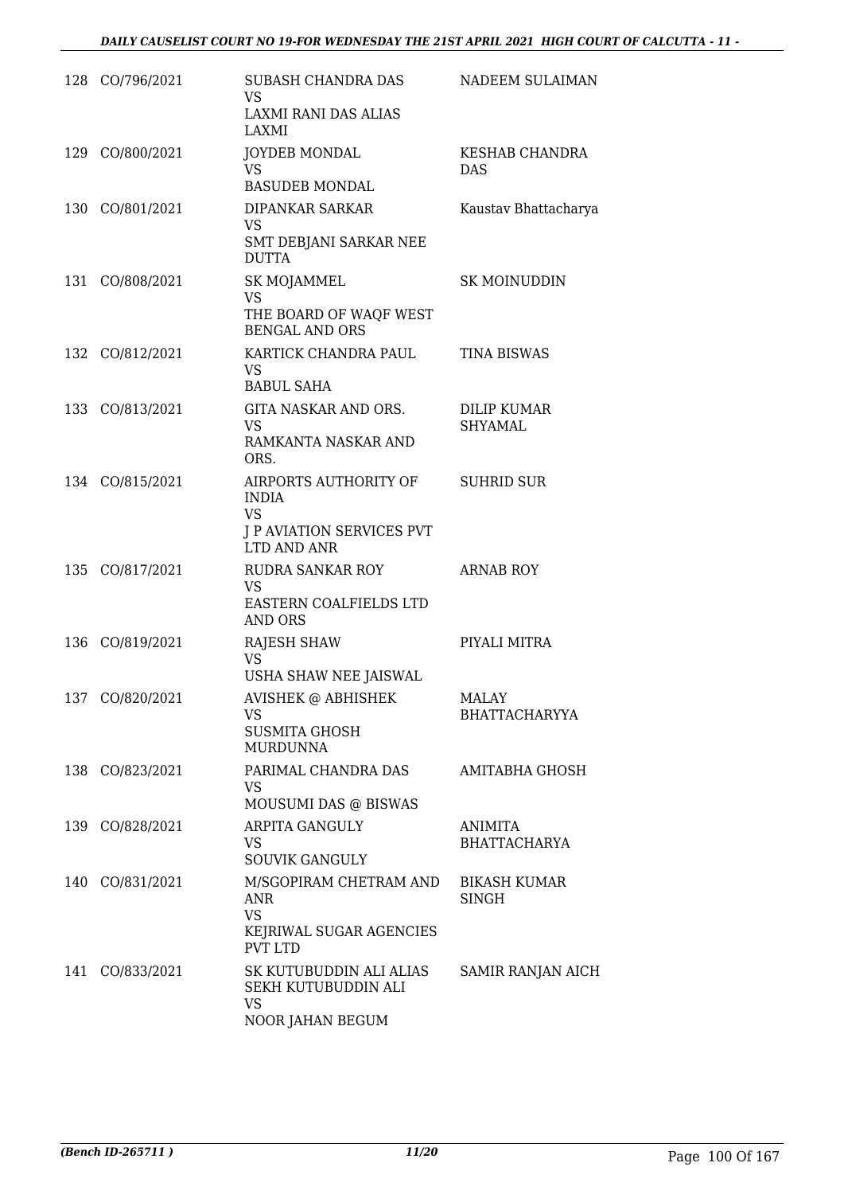| | | | |
|---|---|---|---|
| 128 | CO/796/2021 | SUBASH CHANDRA DAS<br>VS<br>LAXMI RANI DAS ALIAS LAXMI | NADEEM SULAIMAN |
| 129 | CO/800/2021 | JOYDEB MONDAL<br>VS<br>BASUDEB MONDAL | KESHAB CHANDRA DAS |
| 130 | CO/801/2021 | DIPANKAR SARKAR<br>VS<br>SMT DEBJANI SARKAR NEE DUTTA | Kaustav Bhattacharya |
| 131 | CO/808/2021 | SK MOJAMMEL<br>VS<br>THE BOARD OF WAQF WEST BENGAL AND ORS | SK MOINUDDIN |
| 132 | CO/812/2021 | KARTICK CHANDRA PAUL<br>VS<br>BABUL SAHA | TINA BISWAS |
| 133 | CO/813/2021 | GITA NASKAR AND ORS.<br>VS<br>RAMKANTA NASKAR AND ORS. | DILIP KUMAR SHYAMAL |
| 134 | CO/815/2021 | AIRPORTS AUTHORITY OF INDIA<br>VS<br>J P AVIATION SERVICES PVT LTD AND ANR | SUHRID SUR |
| 135 | CO/817/2021 | RUDRA SANKAR ROY<br>VS<br>EASTERN COALFIELDS LTD AND ORS | ARNAB ROY |
| 136 | CO/819/2021 | RAJESH SHAW<br>VS<br>USHA SHAW NEE JAISWAL | PIYALI MITRA |
| 137 | CO/820/2021 | AVISHEK @ ABHISHEK<br>VS<br>SUSMITA GHOSH MURDUNNA | MALAY BHATTACHARYYA |
| 138 | CO/823/2021 | PARIMAL CHANDRA DAS<br>VS<br>MOUSUMI DAS @ BISWAS | AMITABHA GHOSH |
| 139 | CO/828/2021 | ARPITA GANGULY<br>VS<br>SOUVIK GANGULY | ANIMITA BHATTACHARYA |
| 140 | CO/831/2021 | M/SGOPIRAM CHETRAM AND ANR<br>VS<br>KEJRIWAL SUGAR AGENCIES PVT LTD | BIKASH KUMAR SINGH |
| 141 | CO/833/2021 | SK KUTUBUDDIN ALI ALIAS SEKH KUTUBUDDIN ALI<br>VS<br>NOOR JAHAN BEGUM | SAMIR RANJAN AICH |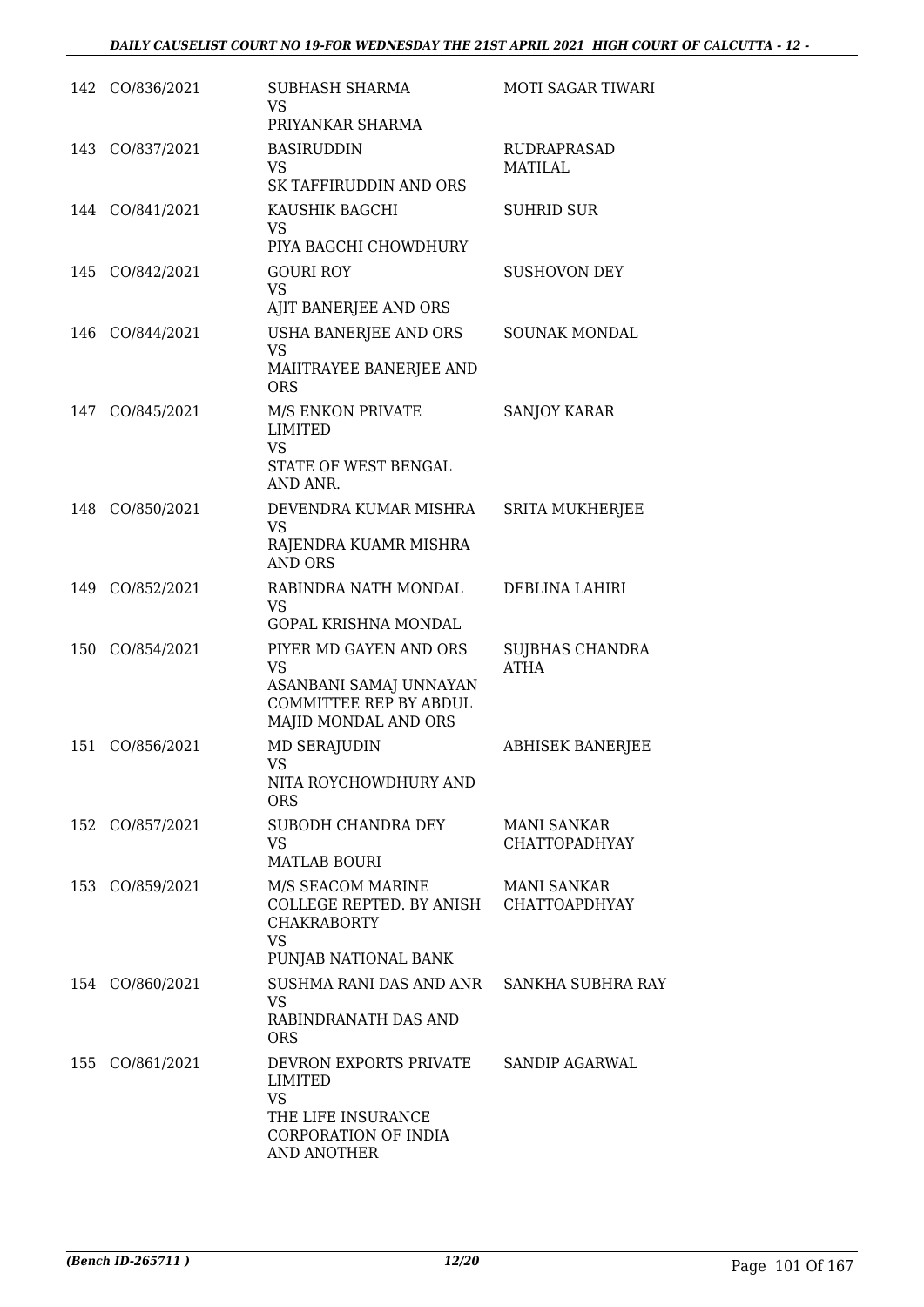| | | | |
|---|---|---|---|
| 142 | CO/836/2021 | SUBHASH SHARMA<br>VS<br>PRIYANKAR SHARMA | MOTI SAGAR TIWARI |
| 143 | CO/837/2021 | BASIRUDDIN<br>VS<br>SK TAFFIRUDDIN AND ORS | RUDRAPRASAD MATILAL |
| 144 | CO/841/2021 | KAUSHIK BAGCHI<br>VS<br>PIYA BAGCHI CHOWDHURY | SUHRID SUR |
| 145 | CO/842/2021 | GOURI ROY<br>VS<br>AJIT BANERJEE AND ORS | SUSHOVON DEY |
| 146 | CO/844/2021 | USHA BANERJEE AND ORS<br>VS<br>MAIITRAYEE BANERJEE AND ORS | SOUNAK MONDAL |
| 147 | CO/845/2021 | M/S ENKON PRIVATE LIMITED<br>VS<br>STATE OF WEST BENGAL AND ANR. | SANJOY KARAR |
| 148 | CO/850/2021 | DEVENDRA KUMAR MISHRA<br>VS<br>RAJENDRA KUAMR MISHRA AND ORS | SRITA MUKHERJEE |
| 149 | CO/852/2021 | RABINDRA NATH MONDAL<br>VS<br>GOPAL KRISHNA MONDAL | DEBLINA LAHIRI |
| 150 | CO/854/2021 | PIYER MD GAYEN AND ORS<br>VS<br>ASANBANI SAMAJ UNNAYAN COMMITTEE REP BY ABDUL MAJID MONDAL AND ORS | SUJBHAS CHANDRA ATHA |
| 151 | CO/856/2021 | MD SERAJUDIN<br>VS<br>NITA ROYCHOWDHURY AND ORS | ABHISEK BANERJEE |
| 152 | CO/857/2021 | SUBODH CHANDRA DEY<br>VS<br>MATLAB BOURI | MANI SANKAR CHATTOPADHYAY |
| 153 | CO/859/2021 | M/S SEACOM MARINE COLLEGE REPTED. BY ANISH CHAKRABORTY<br>VS<br>PUNJAB NATIONAL BANK | MANI SANKAR CHATTOAPDHYAY |
| 154 | CO/860/2021 | SUSHMA RANI DAS AND ANR<br>VS<br>RABINDRANATH DAS AND ORS | SANKHA SUBHRA RAY |
| 155 | CO/861/2021 | DEVRON EXPORTS PRIVATE LIMITED<br>VS<br>THE LIFE INSURANCE CORPORATION OF INDIA AND ANOTHER | SANDIP AGARWAL |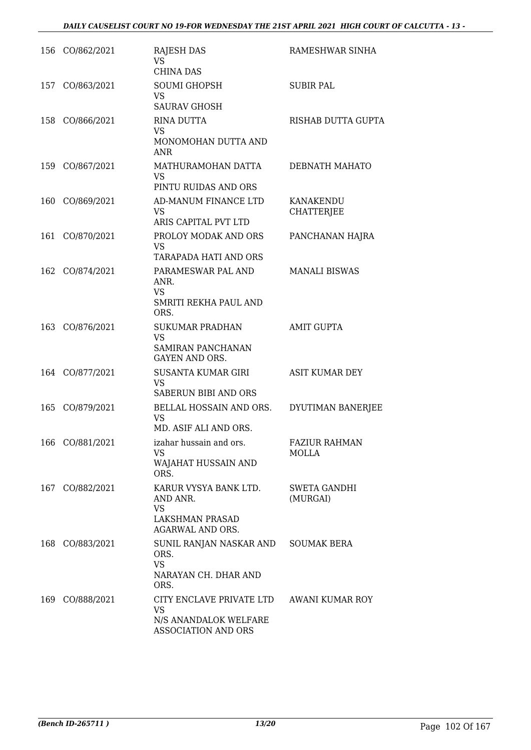| | | | |
|---|---|---|---|
| 156 | CO/862/2021 | RAJESH DAS<br>VS<br>CHINA DAS | RAMESHWAR SINHA |
| 157 | CO/863/2021 | SOUMI GHOPSH<br>VS<br>SAURAV GHOSH | SUBIR PAL |
| 158 | CO/866/2021 | RINA DUTTA<br>VS<br>MONOMOHAN DUTTA AND ANR | RISHAB DUTTA GUPTA |
| 159 | CO/867/2021 | MATHURAMOHAN DATTA<br>VS<br>PINTU RUIDAS AND ORS | DEBNATH MAHATO |
| 160 | CO/869/2021 | AD-MANUM FINANCE LTD<br>VS<br>ARIS CAPITAL PVT LTD | KANAKENDU CHATTERJEE |
| 161 | CO/870/2021 | PROLOY MODAK AND ORS<br>VS<br>TARAPADA HATI AND ORS | PANCHANAN HAJRA |
| 162 | CO/874/2021 | PARAMESWAR PAL AND ANR.<br>VS<br>SMRITI REKHA PAUL AND ORS. | MANALI BISWAS |
| 163 | CO/876/2021 | SUKUMAR PRADHAN<br>VS<br>SAMIRAN PANCHANAN GAYEN AND ORS. | AMIT GUPTA |
| 164 | CO/877/2021 | SUSANTA KUMAR GIRI<br>VS<br>SABERUN BIBI AND ORS | ASIT KUMAR DEY |
| 165 | CO/879/2021 | BELLAL HOSSAIN AND ORS.<br>VS<br>MD. ASIF ALI AND ORS. | DYUTIMAN BANERJEE |
| 166 | CO/881/2021 | izahar hussain and ors.<br>VS<br>WAJAHAT HUSSAIN AND ORS. | FAZIUR RAHMAN MOLLA |
| 167 | CO/882/2021 | KARUR VYSYA BANK LTD. AND ANR.<br>VS<br>LAKSHMAN PRASAD AGARWAL AND ORS. | SWETA GANDHI (MURGAI) |
| 168 | CO/883/2021 | SUNIL RANJAN NASKAR AND ORS.<br>VS<br>NARAYAN CH. DHAR AND ORS. | SOUMAK BERA |
| 169 | CO/888/2021 | CITY ENCLAVE PRIVATE LTD<br>VS<br>N/S ANANDALOK WELFARE ASSOCIATION AND ORS | AWANI KUMAR ROY |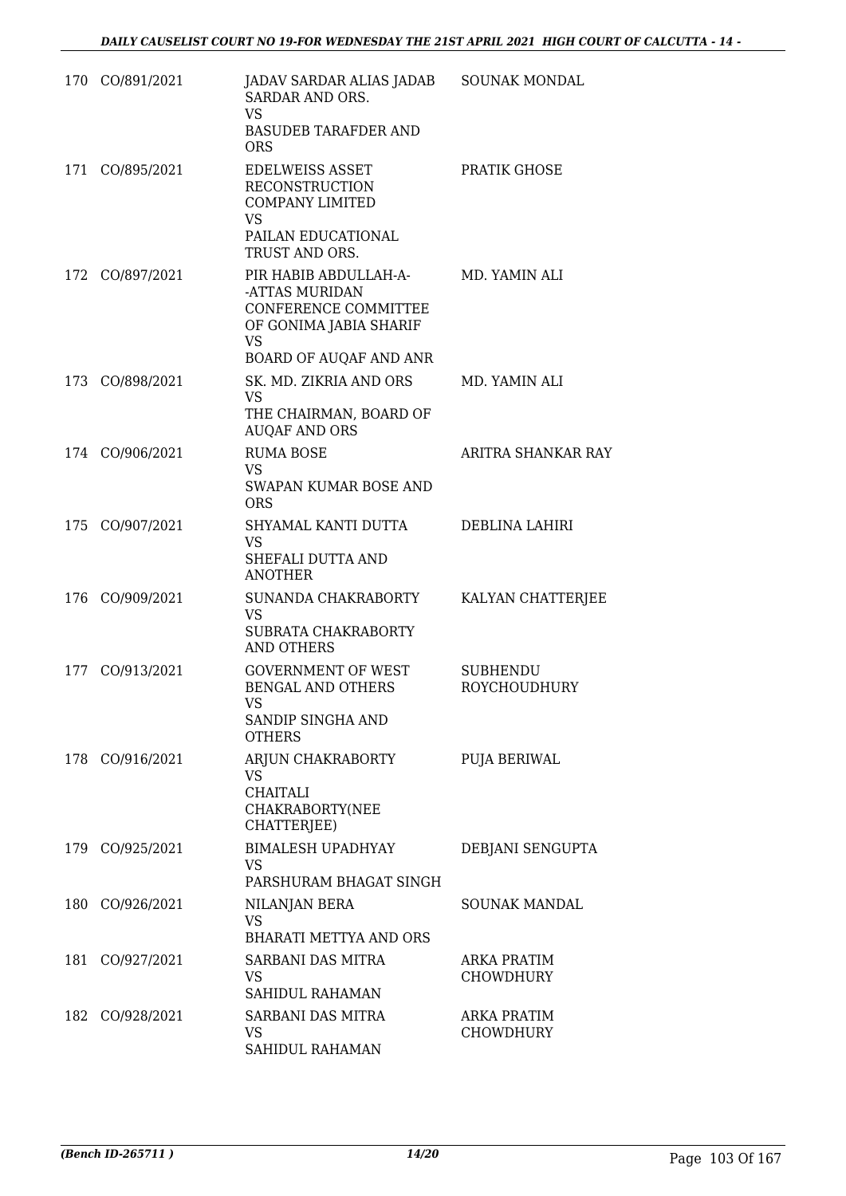| | | | |
|---|---|---|---|
| 170 | CO/891/2021 | JADAV SARDAR ALIAS JADAB SARDAR AND ORS.<br>VS<br>BASUDEB TARAFDER AND ORS | SOUNAK MONDAL |
| 171 | CO/895/2021 | EDELWEISS ASSET RECONSTRUCTION COMPANY LIMITED<br>VS<br>PAILAN EDUCATIONAL TRUST AND ORS. | PRATIK GHOSE |
| 172 | CO/897/2021 | PIR HABIB ABDULLAH-A--ATTAS MURIDAN CONFERENCE COMMITTEE OF GONIMA JABIA SHARIF<br>VS<br>BOARD OF AUQAF AND ANR | MD. YAMIN ALI |
| 173 | CO/898/2021 | SK. MD. ZIKRIA AND ORS<br>VS<br>THE CHAIRMAN, BOARD OF AUQAF AND ORS | MD. YAMIN ALI |
| 174 | CO/906/2021 | RUMA BOSE<br>VS<br>SWAPAN KUMAR BOSE AND ORS | ARITRA SHANKAR RAY |
| 175 | CO/907/2021 | SHYAMAL KANTI DUTTA<br>VS<br>SHEFALI DUTTA AND ANOTHER | DEBLINA LAHIRI |
| 176 | CO/909/2021 | SUNANDA CHAKRABORTY<br>VS<br>SUBRATA CHAKRABORTY AND OTHERS | KALYAN CHATTERJEE |
| 177 | CO/913/2021 | GOVERNMENT OF WEST BENGAL AND OTHERS<br>VS<br>SANDIP SINGHA AND OTHERS | SUBHENDU ROYCHOUDHURY |
| 178 | CO/916/2021 | ARJUN CHAKRABORTY<br>VS<br>CHAITALI CHAKRABORTY(NEE CHATTERJEE) | PUJA BERIWAL |
| 179 | CO/925/2021 | BIMALESH UPADHYAY<br>VS<br>PARSHURAM BHAGAT SINGH | DEBJANI SENGUPTA |
| 180 | CO/926/2021 | NILANJAN BERA<br>VS<br>BHARATI METTYA AND ORS | SOUNAK MANDAL |
| 181 | CO/927/2021 | SARBANI DAS MITRA<br>VS<br>SAHIDUL RAHAMAN | ARKA PRATIM CHOWDHURY |
| 182 | CO/928/2021 | SARBANI DAS MITRA<br>VS<br>SAHIDUL RAHAMAN | ARKA PRATIM CHOWDHURY |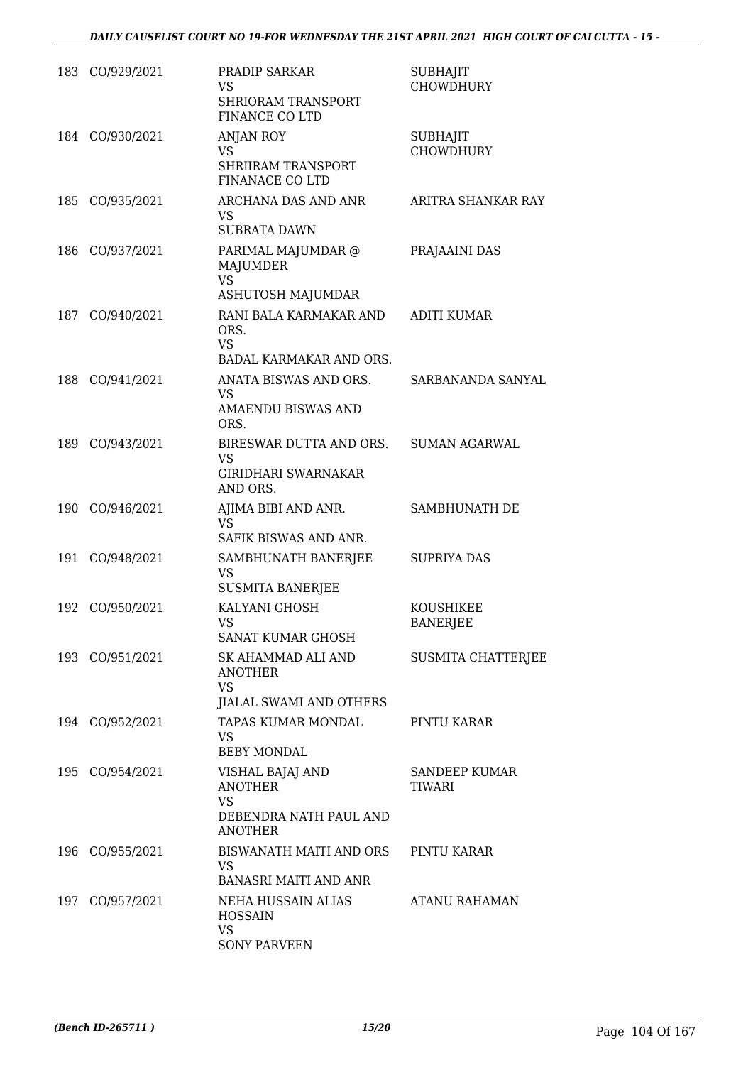| | | | |
|---|---|---|---|
| 183 | CO/929/2021 | PRADIP SARKAR<br>VS<br>SHRIORAM TRANSPORT FINANCE CO LTD | SUBHAJIT CHOWDHURY |
| 184 | CO/930/2021 | ANJAN ROY<br>VS<br>SHRIIRAM TRANSPORT FINANACE CO LTD | SUBHAJIT CHOWDHURY |
| 185 | CO/935/2021 | ARCHANA DAS AND ANR<br>VS<br>SUBRATA DAWN | ARITRA SHANKAR RAY |
| 186 | CO/937/2021 | PARIMAL MAJUMDAR @ MAJUMDER<br>VS<br>ASHUTOSH MAJUMDAR | PRAJAAINI DAS |
| 187 | CO/940/2021 | RANI BALA KARMAKAR AND ORS.<br>VS<br>BADAL KARMAKAR AND ORS. | ADITI KUMAR |
| 188 | CO/941/2021 | ANATA BISWAS AND ORS.<br>VS<br>AMAENDU BISWAS AND ORS. | SARBANANDA SANYAL |
| 189 | CO/943/2021 | BIRESWAR DUTTA AND ORS.<br>VS<br>GIRIDHARI SWARNAKAR AND ORS. | SUMAN AGARWAL |
| 190 | CO/946/2021 | AJIMA BIBI AND ANR.<br>VS<br>SAFIK BISWAS AND ANR. | SAMBHUNATH DE |
| 191 | CO/948/2021 | SAMBHUNATH BANERJEE<br>VS<br>SUSMITA BANERJEE | SUPRIYA DAS |
| 192 | CO/950/2021 | KALYANI GHOSH<br>VS<br>SANAT KUMAR GHOSH | KOUSHIKEE BANERJEE |
| 193 | CO/951/2021 | SK AHAMMAD ALI AND ANOTHER<br>VS<br>JIALAL SWAMI AND OTHERS | SUSMITA CHATTERJEE |
| 194 | CO/952/2021 | TAPAS KUMAR MONDAL<br>VS<br>BEBY MONDAL | PINTU KARAR |
| 195 | CO/954/2021 | VISHAL BAJAJ AND ANOTHER<br>VS<br>DEBENDRA NATH PAUL AND ANOTHER | SANDEEP KUMAR TIWARI |
| 196 | CO/955/2021 | BISWANATH MAITI AND ORS<br>VS<br>BANASRI MAITI AND ANR | PINTU KARAR |
| 197 | CO/957/2021 | NEHA HUSSAIN ALIAS HOSSAIN<br>VS<br>SONY PARVEEN | ATANU RAHAMAN |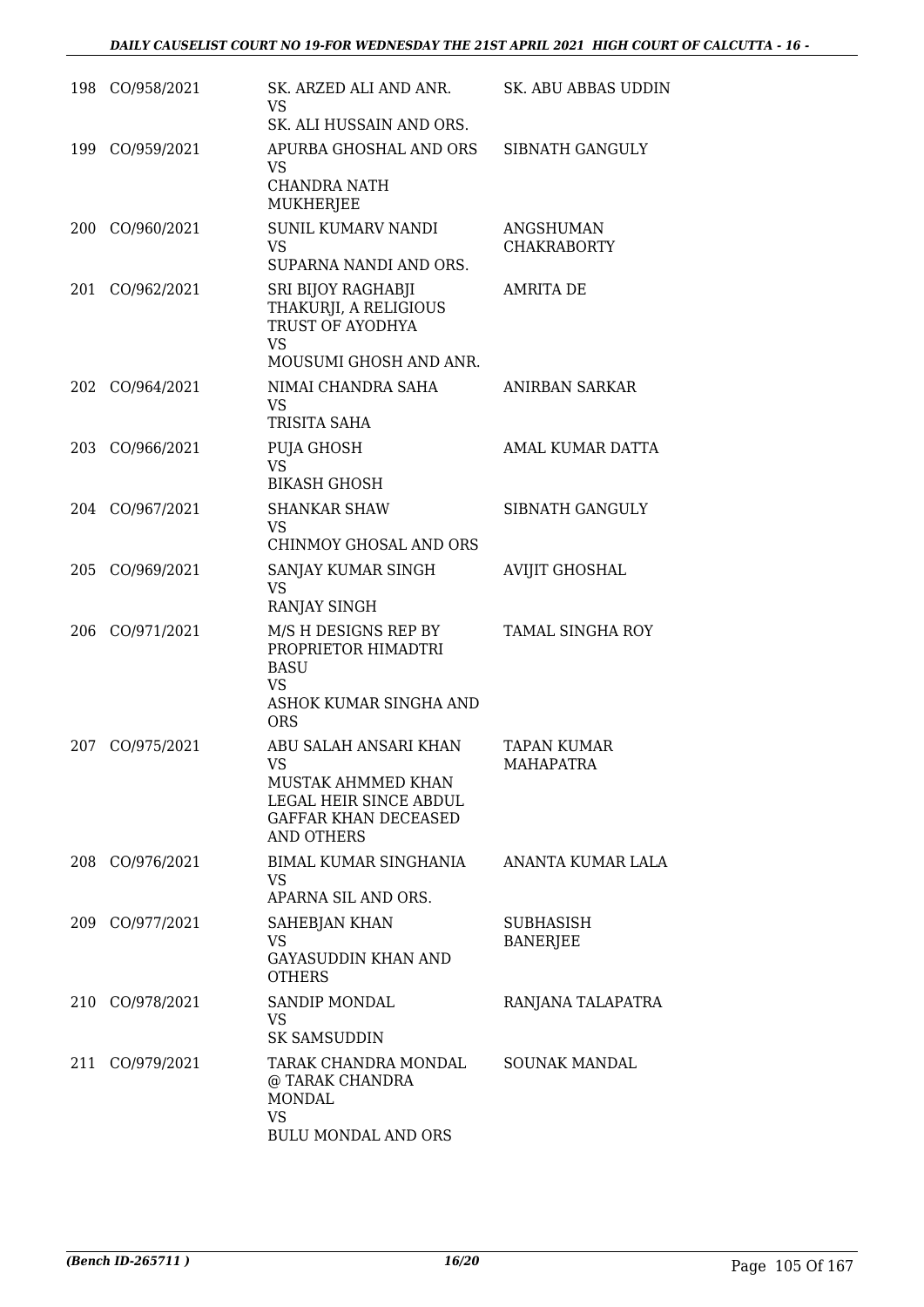| | | | |
|---|---|---|---|
| 198 | CO/958/2021 | SK. ARZED ALI AND ANR.<br>VS<br>SK. ALI HUSSAIN AND ORS. | SK. ABU ABBAS UDDIN |
| 199 | CO/959/2021 | APURBA GHOSHAL AND ORS<br>VS<br>CHANDRA NATH MUKHERJEE | SIBNATH GANGULY |
| 200 | CO/960/2021 | SUNIL KUMARV NANDI<br>VS<br>SUPARNA NANDI AND ORS. | ANGSHUMAN CHAKRABORTY |
| 201 | CO/962/2021 | SRI BIJOY RAGHABJI THAKURJI, A RELIGIOUS TRUST OF AYODHYA<br>VS<br>MOUSUMI GHOSH AND ANR. | AMRITA DE |
| 202 | CO/964/2021 | NIMAI CHANDRA SAHA<br>VS<br>TRISITA SAHA | ANIRBAN SARKAR |
| 203 | CO/966/2021 | PUJA GHOSH<br>VS<br>BIKASH GHOSH | AMAL KUMAR DATTA |
| 204 | CO/967/2021 | SHANKAR SHAW<br>VS<br>CHINMOY GHOSAL AND ORS | SIBNATH GANGULY |
| 205 | CO/969/2021 | SANJAY KUMAR SINGH<br>VS<br>RANJAY SINGH | AVIJIT GHOSHAL |
| 206 | CO/971/2021 | M/S H DESIGNS REP BY PROPRIETOR HIMADTRI BASU<br>VS<br>ASHOK KUMAR SINGHA AND ORS | TAMAL SINGHA ROY |
| 207 | CO/975/2021 | ABU SALAH ANSARI KHAN<br>VS<br>MUSTAK AHMMED KHAN LEGAL HEIR SINCE ABDUL GAFFAR KHAN DECEASED AND OTHERS | TAPAN KUMAR MAHAPATRA |
| 208 | CO/976/2021 | BIMAL KUMAR SINGHANIA<br>VS<br>APARNA SIL AND ORS. | ANANTA KUMAR LALA |
| 209 | CO/977/2021 | SAHEBJAN KHAN<br>VS<br>GAYASUDDIN KHAN AND OTHERS | SUBHASISH BANERJEE |
| 210 | CO/978/2021 | SANDIP MONDAL<br>VS<br>SK SAMSUDDIN | RANJANA TALAPATRA |
| 211 | CO/979/2021 | TARAK CHANDRA MONDAL @ TARAK CHANDRA MONDAL<br>VS<br>BULU MONDAL AND ORS | SOUNAK MANDAL |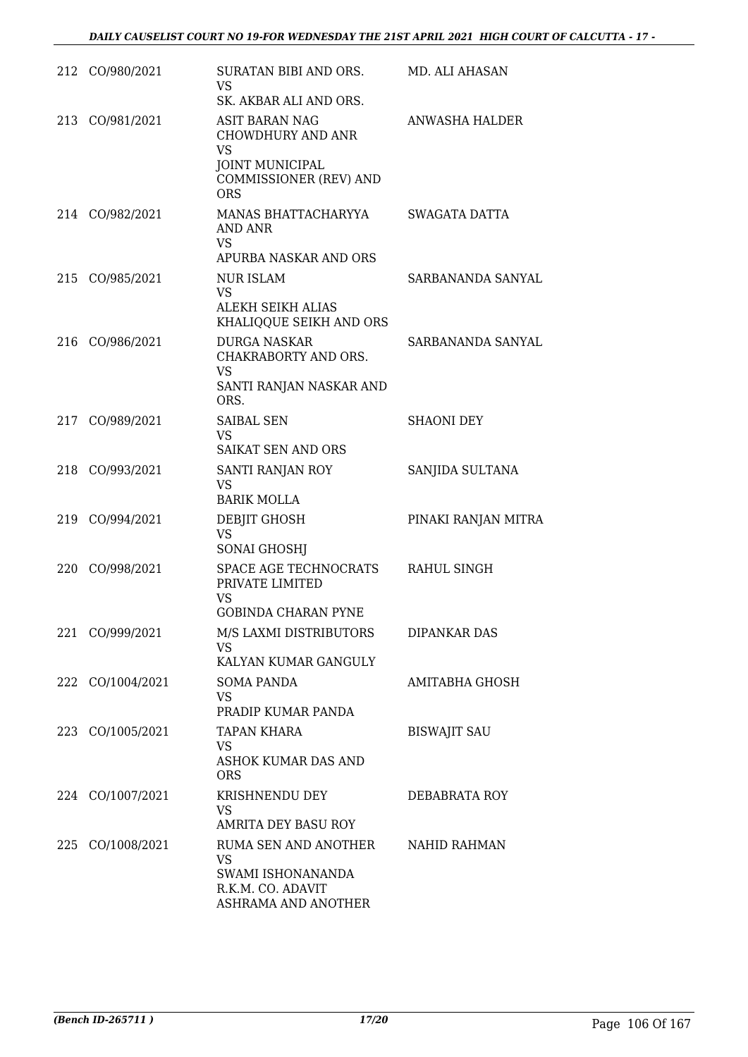| | | | |
|---|---|---|---|
| 212 | CO/980/2021 | SURATAN BIBI AND ORS.<br>VS<br>SK. AKBAR ALI AND ORS. | MD. ALI AHASAN |
| 213 | CO/981/2021 | ASIT BARAN NAG CHOWDHURY AND ANR<br>VS<br>JOINT MUNICIPAL COMMISSIONER (REV) AND ORS | ANWASHA HALDER |
| 214 | CO/982/2021 | MANAS BHATTACHARYYA AND ANR<br>VS<br>APURBA NASKAR AND ORS | SWAGATA DATTA |
| 215 | CO/985/2021 | NUR ISLAM<br>VS<br>ALEKH SEIKH ALIAS KHALIQQUE SEIKH AND ORS | SARBANANDA SANYAL |
| 216 | CO/986/2021 | DURGA NASKAR CHAKRABORTY AND ORS.<br>VS<br>SANTI RANJAN NASKAR AND ORS. | SARBANANDA SANYAL |
| 217 | CO/989/2021 | SAIBAL SEN<br>VS<br>SAIKAT SEN AND ORS | SHAONI DEY |
| 218 | CO/993/2021 | SANTI RANJAN ROY<br>VS<br>BARIK MOLLA | SANJIDA SULTANA |
| 219 | CO/994/2021 | DEBJIT GHOSH<br>VS<br>SONAI GHOSHJ | PINAKI RANJAN MITRA |
| 220 | CO/998/2021 | SPACE AGE TECHNOCRATS PRIVATE LIMITED<br>VS<br>GOBINDA CHARAN PYNE | RAHUL SINGH |
| 221 | CO/999/2021 | M/S LAXMI DISTRIBUTORS<br>VS<br>KALYAN KUMAR GANGULY | DIPANKAR DAS |
| 222 | CO/1004/2021 | SOMA PANDA<br>VS<br>PRADIP KUMAR PANDA | AMITABHA GHOSH |
| 223 | CO/1005/2021 | TAPAN KHARA<br>VS<br>ASHOK KUMAR DAS AND ORS | BISWAJIT SAU |
| 224 | CO/1007/2021 | KRISHNENDU DEY<br>VS<br>AMRITA DEY BASU ROY | DEBABRATA ROY |
| 225 | CO/1008/2021 | RUMA SEN AND ANOTHER<br>VS<br>SWAMI ISHONANANDA R.K.M. CO. ADAVIT ASHRAMA AND ANOTHER | NAHID RAHMAN |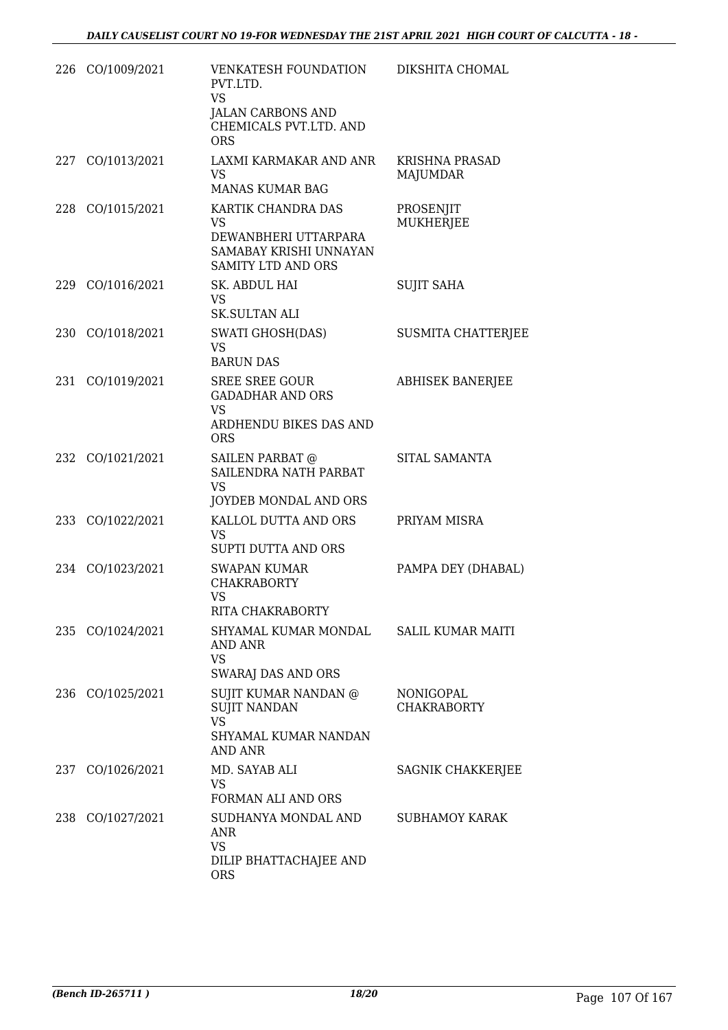| | | | |
|---|---|---|---|
| 226 | CO/1009/2021 | VENKATESH FOUNDATION PVT.LTD.<br>VS<br>JALAN CARBONS AND CHEMICALS PVT.LTD. AND ORS | DIKSHITA CHOMAL |
| 227 | CO/1013/2021 | LAXMI KARMAKAR AND ANR<br>VS<br>MANAS KUMAR BAG | KRISHNA PRASAD MAJUMDAR |
| 228 | CO/1015/2021 | KARTIK CHANDRA DAS<br>VS<br>DEWANBHERI UTTARPARA SAMABAY KRISHI UNNAYAN SAMITY LTD AND ORS | PROSENJIT MUKHERJEE |
| 229 | CO/1016/2021 | SK. ABDUL HAI<br>VS<br>SK.SULTAN ALI | SUJIT SAHA |
| 230 | CO/1018/2021 | SWATI GHOSH(DAS)<br>VS<br>BARUN DAS | SUSMITA CHATTERJEE |
| 231 | CO/1019/2021 | SREE SREE GOUR GADADHAR AND ORS<br>VS<br>ARDHENDU BIKES DAS AND ORS | ABHISEK BANERJEE |
| 232 | CO/1021/2021 | SAILEN PARBAT @ SAILENDRA NATH PARBAT<br>VS<br>JOYDEB MONDAL AND ORS | SITAL SAMANTA |
| 233 | CO/1022/2021 | KALLOL DUTTA AND ORS<br>VS<br>SUPTI DUTTA AND ORS | PRIYAM MISRA |
| 234 | CO/1023/2021 | SWAPAN KUMAR CHAKRABORTY<br>VS<br>RITA CHAKRABORTY | PAMPA DEY (DHABAL) |
| 235 | CO/1024/2021 | SHYAMAL KUMAR MONDAL AND ANR<br>VS<br>SWARAJ DAS AND ORS | SALIL KUMAR MAITI |
| 236 | CO/1025/2021 | SUJIT KUMAR NANDAN @ SUJIT NANDAN<br>VS<br>SHYAMAL KUMAR NANDAN AND ANR | NONIGOPAL CHAKRABORTY |
| 237 | CO/1026/2021 | MD. SAYAB ALI<br>VS<br>FORMAN ALI AND ORS | SAGNIK CHAKKERJEE |
| 238 | CO/1027/2021 | SUDHANYA MONDAL AND ANR<br>VS<br>DILIP BHATTACHAJEE AND ORS | SUBHAMOY KARAK |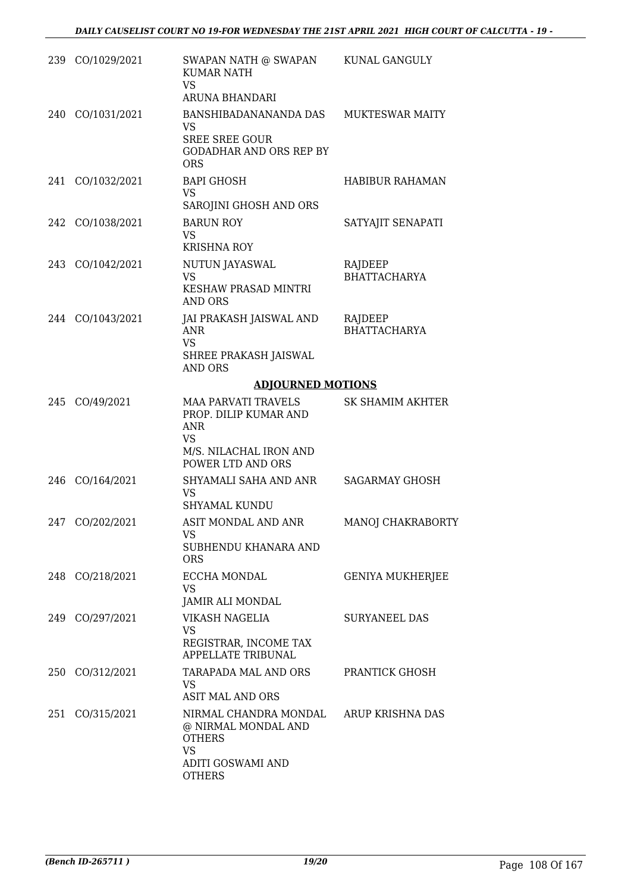| | | | |
|---|---|---|---|
| 239 | CO/1029/2021 | SWAPAN NATH @ SWAPAN KUMAR NATH<br>VS<br>ARUNA BHANDARI | KUNAL GANGULY |
| 240 | CO/1031/2021 | BANSHIBADANANANDA DAS<br>VS<br>SREE SREE GOUR GODADHAR AND ORS REP BY ORS | MUKTESWAR MAITY |
| 241 | CO/1032/2021 | BAPI GHOSH<br>VS<br>SAROJINI GHOSH AND ORS | HABIBUR RAHAMAN |
| 242 | CO/1038/2021 | BARUN ROY<br>VS<br>KRISHNA ROY | SATYAJIT SENAPATI |
| 243 | CO/1042/2021 | NUTUN JAYASWAL<br>VS<br>KESHAW PRASAD MINTRI AND ORS | RAJDEEP BHATTACHARYA |
| 244 | CO/1043/2021 | JAI PRAKASH JAISWAL AND ANR<br>VS<br>SHREE PRAKASH JAISWAL AND ORS | RAJDEEP BHATTACHARYA |

## ADJOURNED MOTIONS

| | | | |
|---|---|---|---|
| 245 | CO/49/2021 | MAA PARVATI TRAVELS PROP. DILIP KUMAR AND ANR<br>VS<br>M/S. NILACHAL IRON AND POWER LTD AND ORS | SK SHAMIM AKHTER |
| 246 | CO/164/2021 | SHYAMALI SAHA AND ANR<br>VS<br>SHYAMAL KUNDU | SAGARMAY GHOSH |
| 247 | CO/202/2021 | ASIT MONDAL AND ANR<br>VS<br>SUBHENDU KHANARA AND ORS | MANOJ CHAKRABORTY |
| 248 | CO/218/2021 | ECCHA MONDAL<br>VS<br>JAMIR ALI MONDAL | GENIYA MUKHERJEE |
| 249 | CO/297/2021 | VIKASH NAGELIA<br>VS<br>REGISTRAR, INCOME TAX APPELLATE TRIBUNAL | SURYANEEL DAS |
| 250 | CO/312/2021 | TARAPADA MAL AND ORS<br>VS<br>ASIT MAL AND ORS | PRANTICK GHOSH |
| 251 | CO/315/2021 | NIRMAL CHANDRA MONDAL @ NIRMAL MONDAL AND OTHERS<br>VS<br>ADITI GOSWAMI AND OTHERS | ARUP KRISHNA DAS |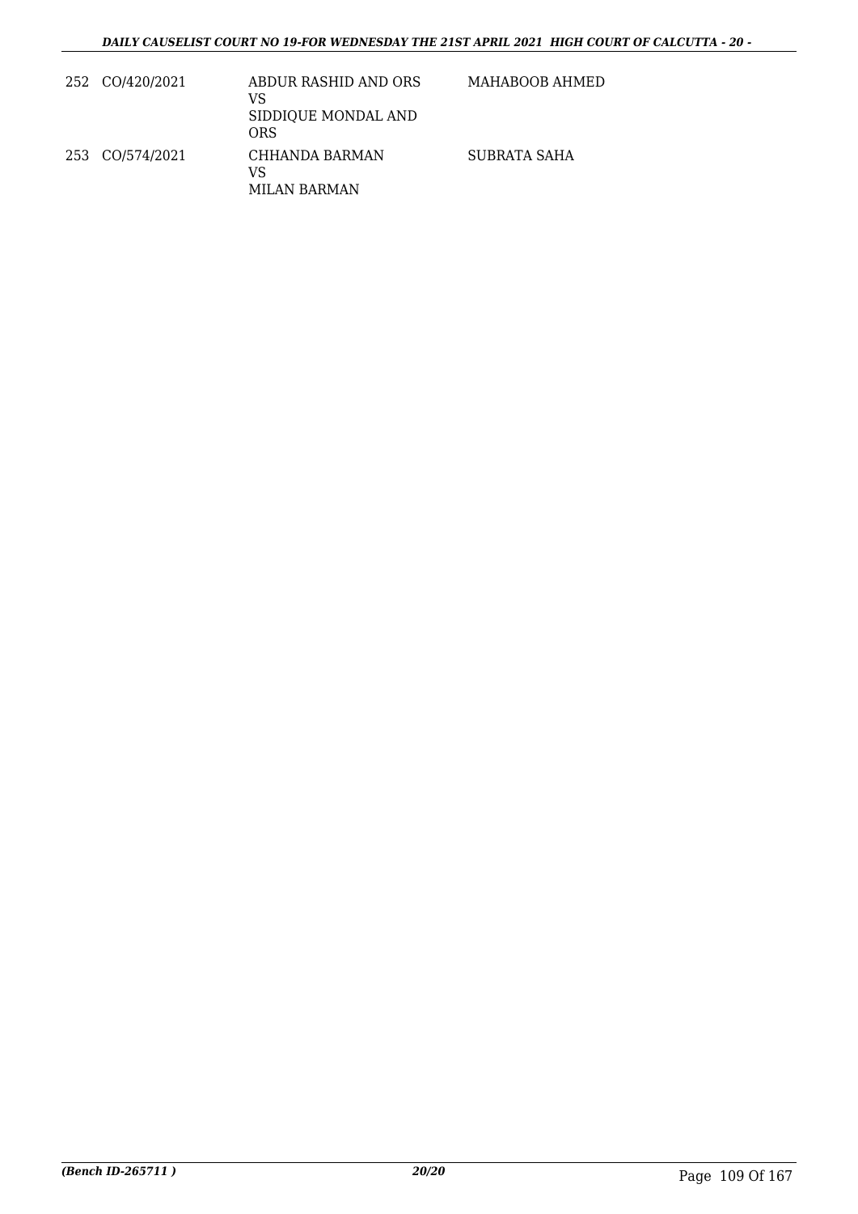| | | | |
|---|---|---|---|
| 252 | CO/420/2021 | ABDUR RASHID AND ORS<br>VS<br>SIDDIQUE MONDAL AND ORS | MAHABOOB AHMED |
| 253 | CO/574/2021 | CHHANDA BARMAN<br>VS<br>MILAN BARMAN | SUBRATA SAHA |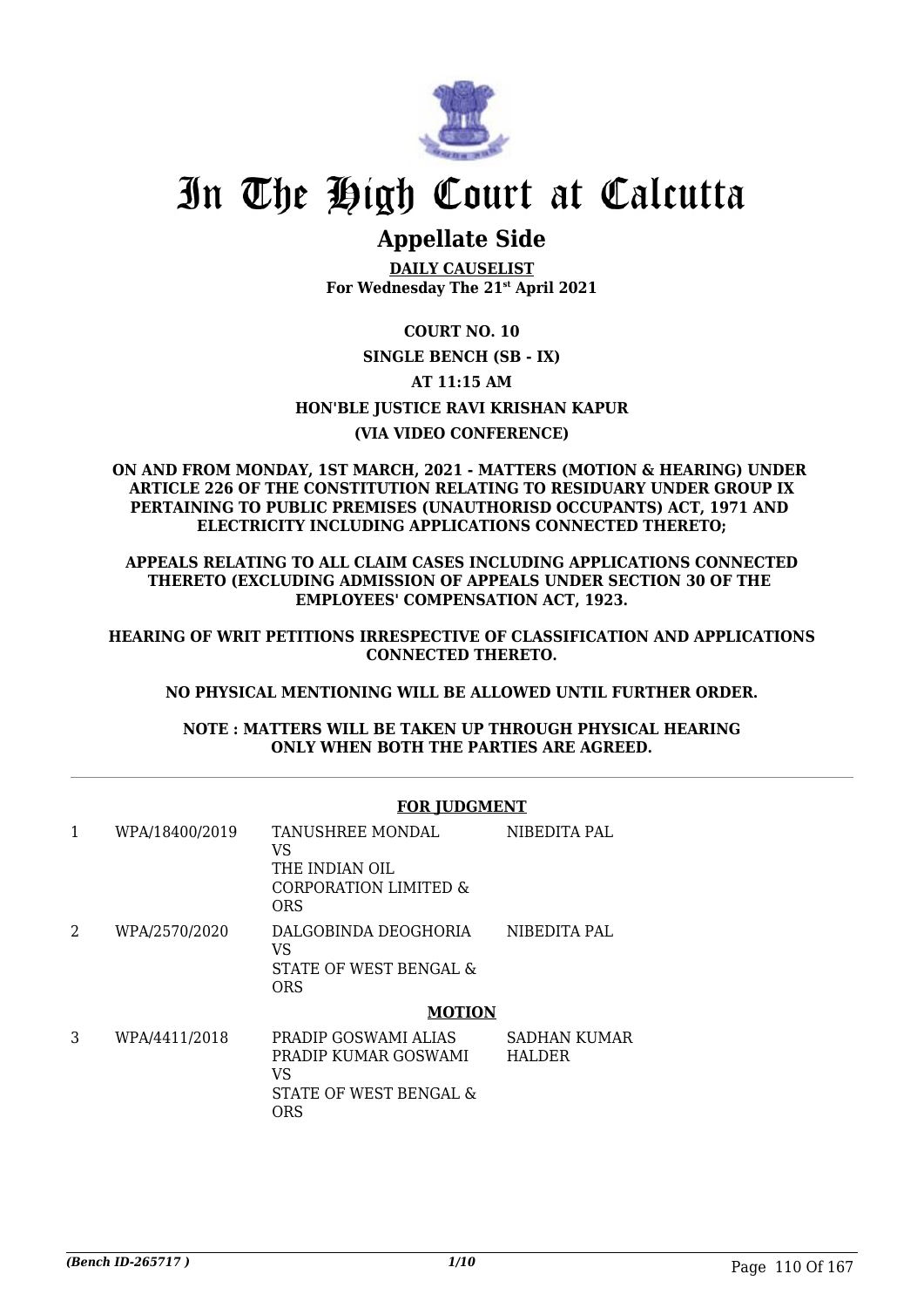# In The High Court at Calcutta

## Appellate Side

**DAILY CAUSELIST**
**For Wednesday The 21st April 2021**

**COURT NO. 10**

**SINGLE BENCH (SB - IX)**

**AT 11:15 AM**

**HON'BLE JUSTICE RAVI KRISHAN KAPUR**

**(VIA VIDEO CONFERENCE)**

**ON AND FROM MONDAY, 1ST MARCH, 2021 - MATTERS (MOTION & HEARING) UNDER ARTICLE 226 OF THE CONSTITUTION RELATING TO RESIDUARY UNDER GROUP IX PERTAINING TO PUBLIC PREMISES (UNAUTHORISD OCCUPANTS) ACT, 1971 AND ELECTRICITY INCLUDING APPLICATIONS CONNECTED THERETO;**

**APPEALS RELATING TO ALL CLAIM CASES INCLUDING APPLICATIONS CONNECTED THERETO (EXCLUDING ADMISSION OF APPEALS UNDER SECTION 30 OF THE EMPLOYEES' COMPENSATION ACT, 1923.**

**HEARING OF WRIT PETITIONS IRRESPECTIVE OF CLASSIFICATION AND APPLICATIONS CONNECTED THERETO.**

**NO PHYSICAL MENTIONING WILL BE ALLOWED UNTIL FURTHER ORDER.**

**NOTE : MATTERS WILL BE TAKEN UP THROUGH PHYSICAL HEARING ONLY WHEN BOTH THE PARTIES ARE AGREED.**

**FOR JUDGMENT**

| | | | |
|---|---|---|---|
| 1 | WPA/18400/2019 | TANUSHREE MONDAL VS THE INDIAN OIL CORPORATION LIMITED & ORS | NIBEDITA PAL |
| 2 | WPA/2570/2020 | DALGOBINDA DEOGHORIA VS STATE OF WEST BENGAL & ORS | NIBEDITA PAL |

**MOTION**

| | | | |
|---|---|---|---|
| 3 | WPA/4411/2018 | PRADIP GOSWAMI ALIAS PRADIP KUMAR GOSWAMI VS STATE OF WEST BENGAL & ORS | SADHAN KUMAR HALDER |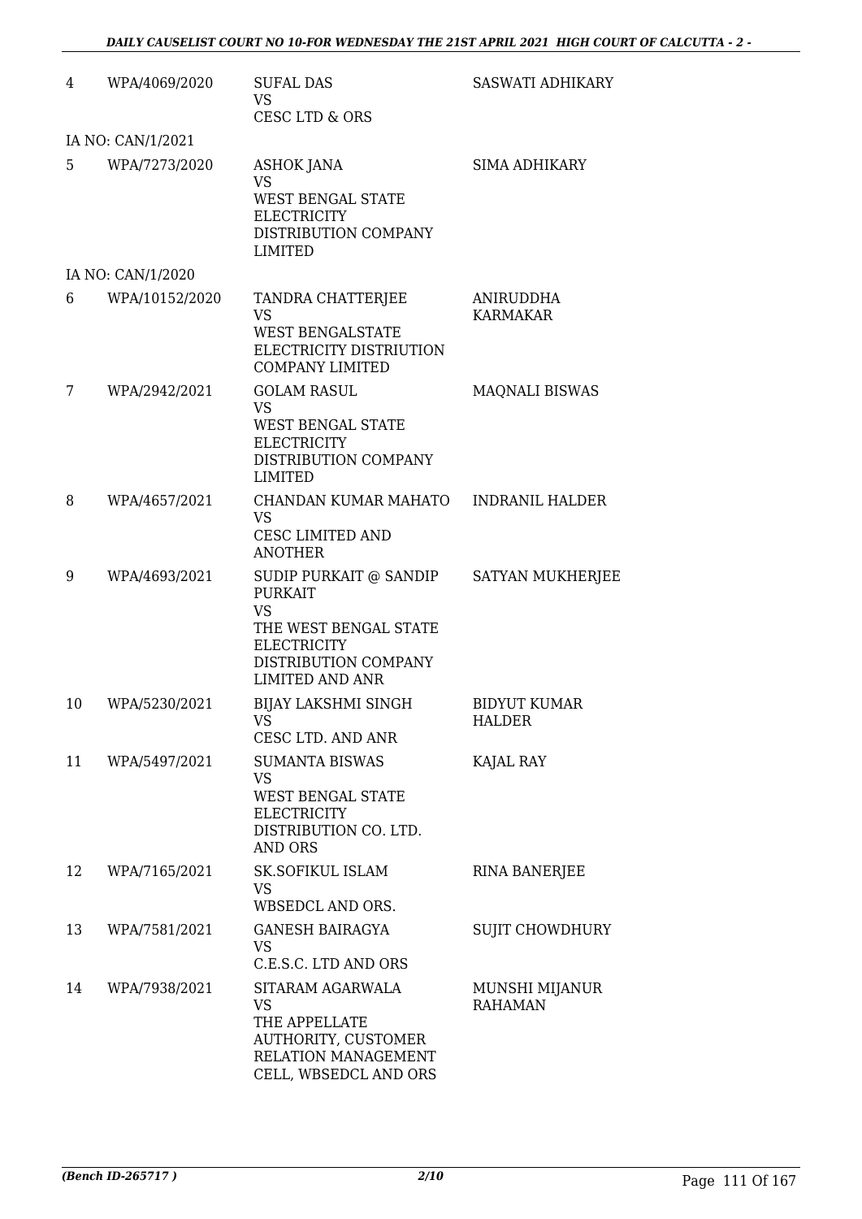| | | | |
|---|---|---|---|
| 4 | WPA/4069/2020 | SUFAL DAS<br>VS<br>CESC LTD & ORS | SASWATI ADHIKARY |
| | IA NO: CAN/1/2021 | | |
| 5 | WPA/7273/2020 | ASHOK JANA<br>VS<br>WEST BENGAL STATE ELECTRICITY DISTRIBUTION COMPANY LIMITED | SIMA ADHIKARY |
| | IA NO: CAN/1/2020 | | |
| 6 | WPA/10152/2020 | TANDRA CHATTERJEE<br>VS<br>WEST BENGALSTATE ELECTRICITY DISTRIUTION COMPANY LIMITED | ANIRUDDHA KARMAKAR |
| 7 | WPA/2942/2021 | GOLAM RASUL<br>VS<br>WEST BENGAL STATE ELECTRICITY DISTRIBUTION COMPANY LIMITED | MAQNALI BISWAS |
| 8 | WPA/4657/2021 | CHANDAN KUMAR MAHATO<br>VS<br>CESC LIMITED AND ANOTHER | INDRANIL HALDER |
| 9 | WPA/4693/2021 | SUDIP PURKAIT @ SANDIP PURKAIT<br>VS<br>THE WEST BENGAL STATE ELECTRICITY DISTRIBUTION COMPANY LIMITED AND ANR | SATYAN MUKHERJEE |
| 10 | WPA/5230/2021 | BIJAY LAKSHMI SINGH<br>VS<br>CESC LTD. AND ANR | BIDYUT KUMAR HALDER |
| 11 | WPA/5497/2021 | SUMANTA BISWAS<br>VS<br>WEST BENGAL STATE ELECTRICITY DISTRIBUTION CO. LTD. AND ORS | KAJAL RAY |
| 12 | WPA/7165/2021 | SK.SOFIKUL ISLAM<br>VS<br>WBSEDCL AND ORS. | RINA BANERJEE |
| 13 | WPA/7581/2021 | GANESH BAIRAGYA<br>VS<br>C.E.S.C. LTD AND ORS | SUJIT CHOWDHURY |
| 14 | WPA/7938/2021 | SITARAM AGARWALA<br>VS<br>THE APPELLATE AUTHORITY, CUSTOMER RELATION MANAGEMENT CELL, WBSEDCL AND ORS | MUNSHI MIJANUR RAHAMAN |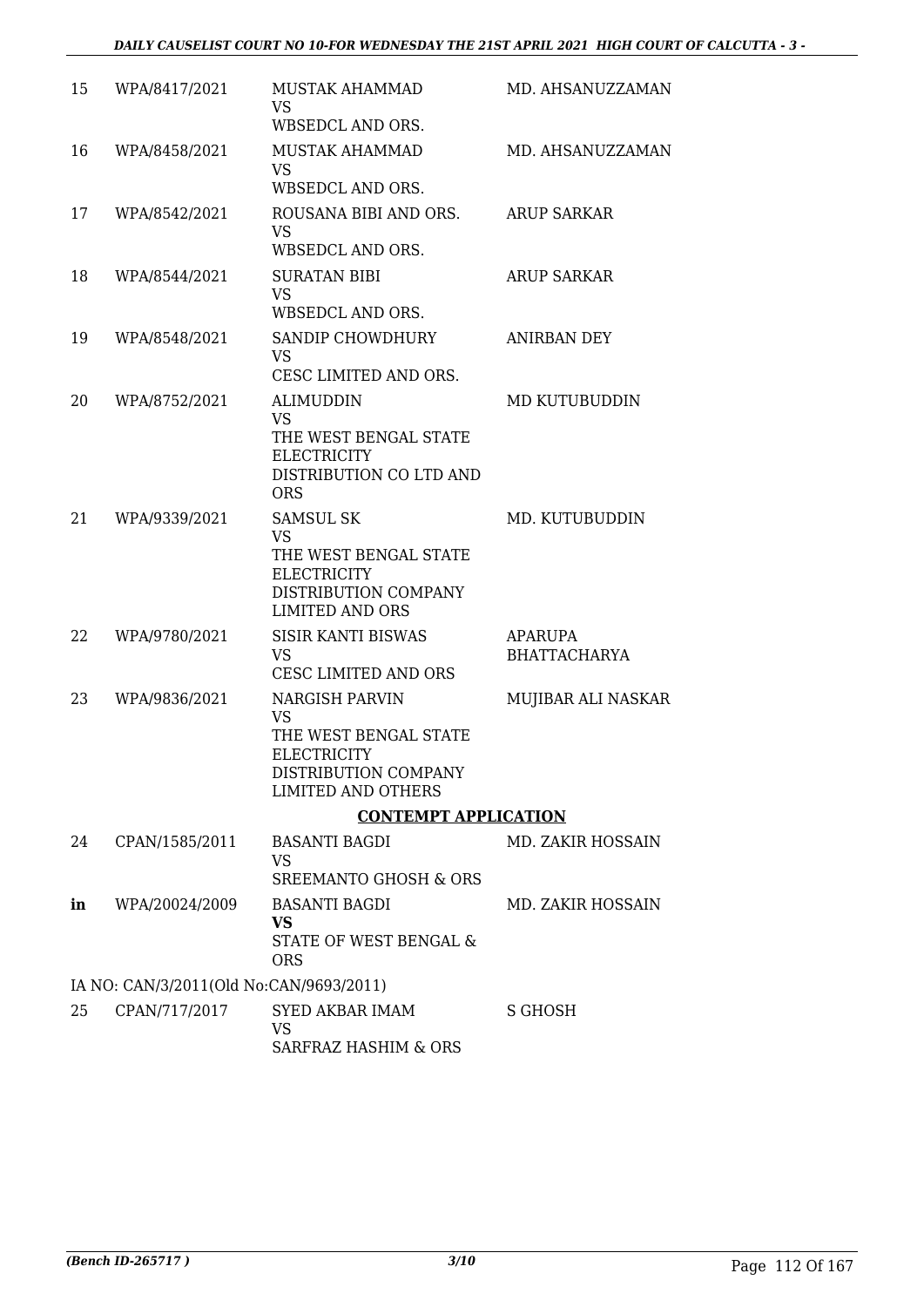| | | | |
|---|---|---|---|
| 15 | WPA/8417/2021 | MUSTAK AHAMMAD<br>VS<br>WBSEDCL AND ORS. | MD. AHSANUZZAMAN |
| 16 | WPA/8458/2021 | MUSTAK AHAMMAD<br>VS<br>WBSEDCL AND ORS. | MD. AHSANUZZAMAN |
| 17 | WPA/8542/2021 | ROUSANA BIBI AND ORS.<br>VS<br>WBSEDCL AND ORS. | ARUP SARKAR |
| 18 | WPA/8544/2021 | SURATAN BIBI<br>VS<br>WBSEDCL AND ORS. | ARUP SARKAR |
| 19 | WPA/8548/2021 | SANDIP CHOWDHURY<br>VS<br>CESC LIMITED AND ORS. | ANIRBAN DEY |
| 20 | WPA/8752/2021 | ALIMUDDIN<br>VS<br>THE WEST BENGAL STATE ELECTRICITY DISTRIBUTION CO LTD AND ORS | MD KUTUBUDDIN |
| 21 | WPA/9339/2021 | SAMSUL SK<br>VS<br>THE WEST BENGAL STATE ELECTRICITY DISTRIBUTION COMPANY LIMITED AND ORS | MD. KUTUBUDDIN |
| 22 | WPA/9780/2021 | SISIR KANTI BISWAS<br>VS<br>CESC LIMITED AND ORS | APARUPA BHATTACHARYA |
| 23 | WPA/9836/2021 | NARGISH PARVIN<br>VS<br>THE WEST BENGAL STATE ELECTRICITY DISTRIBUTION COMPANY LIMITED AND OTHERS | MUJIBAR ALI NASKAR |

**CONTEMPT APPLICATION**

| | | | |
|---|---|---|---|
| 24 | CPAN/1585/2011 | BASANTI BAGDI<br>VS<br>SREEMANTO GHOSH & ORS | MD. ZAKIR HOSSAIN |
| **in** | WPA/20024/2009 | BASANTI BAGDI<br>**VS**<br>STATE OF WEST BENGAL & ORS | MD. ZAKIR HOSSAIN |

IA NO: CAN/3/2011(Old No:CAN/9693/2011)

| | | | |
|---|---|---|---|
| 25 | CPAN/717/2017 | SYED AKBAR IMAM<br>VS<br>SARFRAZ HASHIM & ORS | S GHOSH |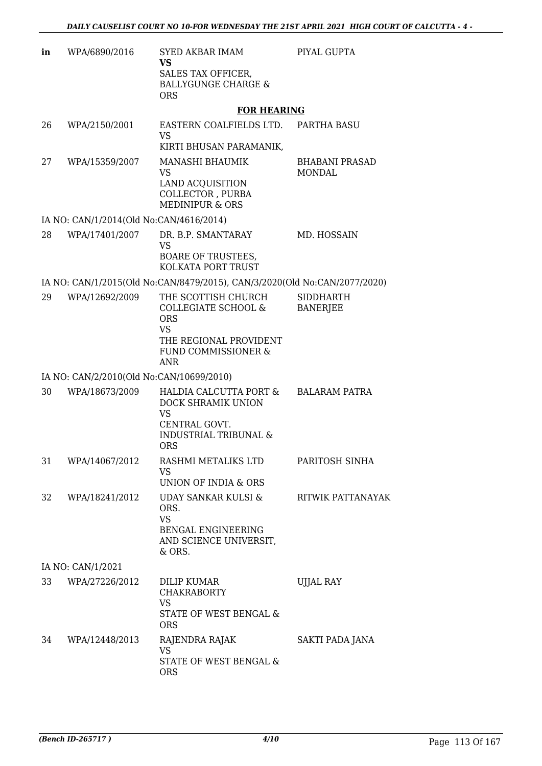| | | | |
|---|---|---|---|
| in | WPA/6890/2016 | SYED AKBAR IMAM<br>**VS**<br>SALES TAX OFFICER, BALLYGUNGE CHARGE & ORS | PIYAL GUPTA |

**FOR HEARING**

| | | | |
|---|---|---|---|
| 26 | WPA/2150/2001 | EASTERN COALFIELDS LTD.<br>VS<br>KIRTI BHUSAN PARAMANIK, | PARTHA BASU |
| 27 | WPA/15359/2007 | MANASHI BHAUMIK<br>VS<br>LAND ACQUISITION COLLECTOR , PURBA MEDINIPUR & ORS | BHABANI PRASAD MONDAL |

IA NO: CAN/1/2014(Old No:CAN/4616/2014)

| | | | |
|---|---|---|---|
| 28 | WPA/17401/2007 | DR. B.P. SMANTARAY<br>VS<br>BOARE OF TRUSTEES, KOLKATA PORT TRUST | MD. HOSSAIN |

IA NO: CAN/1/2015(Old No:CAN/8479/2015), CAN/3/2020(Old No:CAN/2077/2020)

| | | | |
|---|---|---|---|
| 29 | WPA/12692/2009 | THE SCOTTISH CHURCH COLLEGIATE SCHOOL & ORS<br>VS<br>THE REGIONAL PROVIDENT FUND COMMISSIONER & ANR | SIDDHARTH BANERJEE |

IA NO: CAN/2/2010(Old No:CAN/10699/2010)

| | | | |
|---|---|---|---|
| 30 | WPA/18673/2009 | HALDIA CALCUTTA PORT & DOCK SHRAMIK UNION<br>VS<br>CENTRAL GOVT. INDUSTRIAL TRIBUNAL & ORS | BALARAM PATRA |
| 31 | WPA/14067/2012 | RASHMI METALIKS LTD<br>VS<br>UNION OF INDIA & ORS | PARITOSH SINHA |
| 32 | WPA/18241/2012 | UDAY SANKAR KULSI & ORS.<br>VS<br>BENGAL ENGINEERING AND SCIENCE UNIVERSIT, & ORS. | RITWIK PATTANAYAK |

IA NO: CAN/1/2021

| | | | |
|---|---|---|---|
| 33 | WPA/27226/2012 | DILIP KUMAR CHAKRABORTY<br>VS<br>STATE OF WEST BENGAL & ORS | UJJAL RAY |
| 34 | WPA/12448/2013 | RAJENDRA RAJAK<br>VS<br>STATE OF WEST BENGAL & ORS | SAKTI PADA JANA |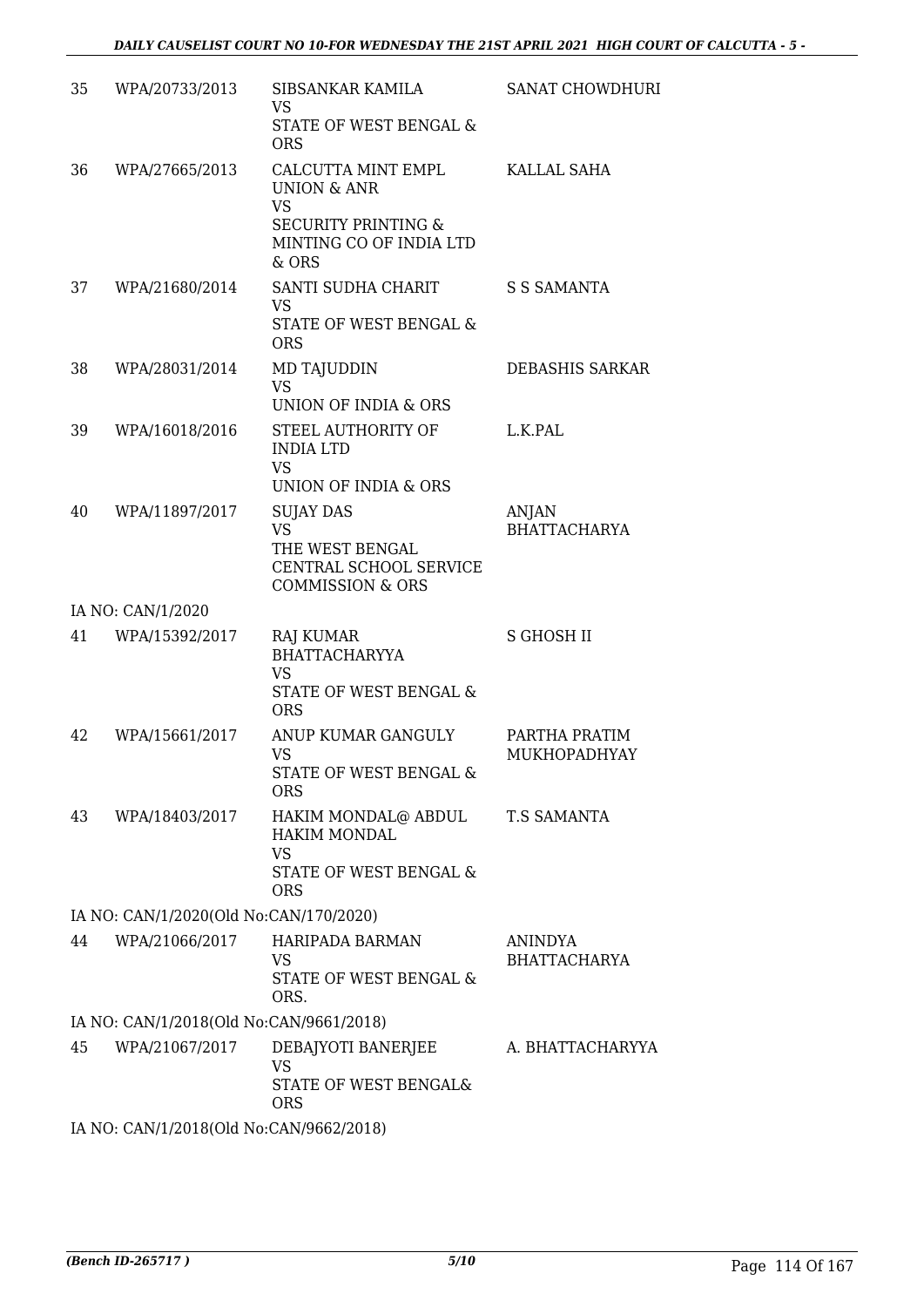| 35 | WPA/20733/2013 | SIBSANKAR KAMILA<br>VS<br>STATE OF WEST BENGAL & ORS | SANAT CHOWDHURI |
|---|---|---|---|
| 36 | WPA/27665/2013 | CALCUTTA MINT EMPL UNION & ANR<br>VS<br>SECURITY PRINTING & MINTING CO OF INDIA LTD & ORS | KALLAL SAHA |
| 37 | WPA/21680/2014 | SANTI SUDHA CHARIT<br>VS<br>STATE OF WEST BENGAL & ORS | S S SAMANTA |
| 38 | WPA/28031/2014 | MD TAJUDDIN<br>VS<br>UNION OF INDIA & ORS | DEBASHIS SARKAR |
| 39 | WPA/16018/2016 | STEEL AUTHORITY OF INDIA LTD<br>VS<br>UNION OF INDIA & ORS | L.K.PAL |
| 40 | WPA/11897/2017 | SUJAY DAS<br>VS<br>THE WEST BENGAL CENTRAL SCHOOL SERVICE COMMISSION & ORS | ANJAN BHATTACHARYA |
| | IA NO: CAN/1/2020 | | |
| 41 | WPA/15392/2017 | RAJ KUMAR BHATTACHARYYA<br>VS<br>STATE OF WEST BENGAL & ORS | S GHOSH II |
| 42 | WPA/15661/2017 | ANUP KUMAR GANGULY<br>VS<br>STATE OF WEST BENGAL & ORS | PARTHA PRATIM MUKHOPADHYAY |
| 43 | WPA/18403/2017 | HAKIM MONDAL@ ABDUL HAKIM MONDAL<br>VS<br>STATE OF WEST BENGAL & ORS | T.S SAMANTA |
| | IA NO: CAN/1/2020(Old No:CAN/170/2020) | | |
| 44 | WPA/21066/2017 | HARIPADA BARMAN<br>VS<br>STATE OF WEST BENGAL & ORS. | ANINDYA BHATTACHARYA |
| | IA NO: CAN/1/2018(Old No:CAN/9661/2018) | | |
| 45 | WPA/21067/2017 | DEBAJYOTI BANERJEE<br>VS<br>STATE OF WEST BENGAL& ORS | A. BHATTACHARYYA |
| | IA NO: CAN/1/2018(Old No:CAN/9662/2018) | | |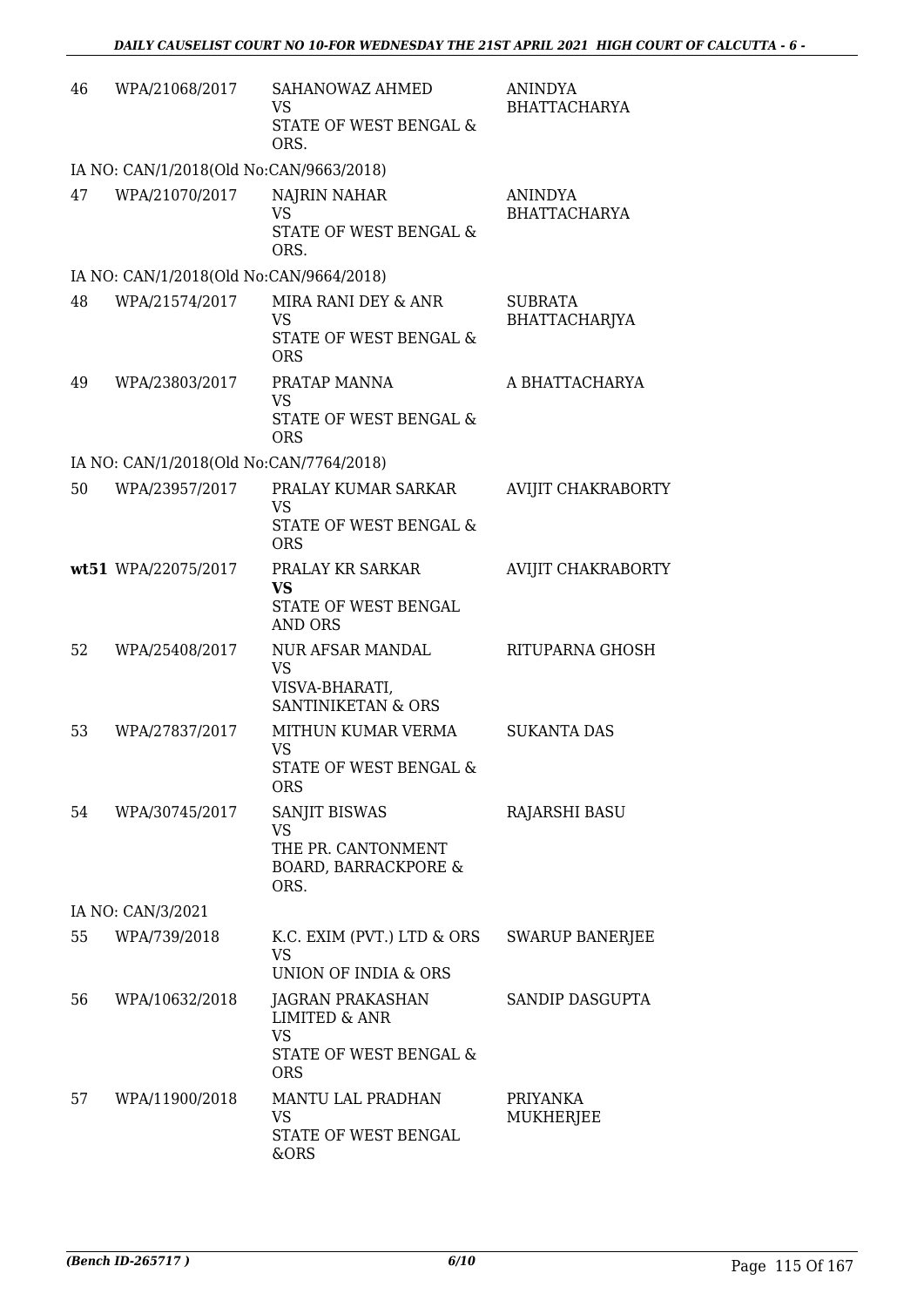| | | | |
|---|---|---|---|
| 46 | WPA/21068/2017 | SAHANOWAZ AHMED<br>VS<br>STATE OF WEST BENGAL & ORS. | ANINDYA BHATTACHARYA |
| IA NO: CAN/1/2018(Old No:CAN/9663/2018) | | | |
| 47 | WPA/21070/2017 | NAJRIN NAHAR<br>VS<br>STATE OF WEST BENGAL & ORS. | ANINDYA BHATTACHARYA |
| IA NO: CAN/1/2018(Old No:CAN/9664/2018) | | | |
| 48 | WPA/21574/2017 | MIRA RANI DEY & ANR<br>VS<br>STATE OF WEST BENGAL & ORS | SUBRATA BHATTACHARJYA |
| 49 | WPA/23803/2017 | PRATAP MANNA<br>VS<br>STATE OF WEST BENGAL & ORS | A BHATTACHARYA |
| IA NO: CAN/1/2018(Old No:CAN/7764/2018) | | | |
| 50 | WPA/23957/2017 | PRALAY KUMAR SARKAR<br>VS<br>STATE OF WEST BENGAL & ORS | AVIJIT CHAKRABORTY |
| **wt51** | WPA/22075/2017 | PRALAY KR SARKAR<br>**VS**<br>STATE OF WEST BENGAL AND ORS | AVIJIT CHAKRABORTY |
| 52 | WPA/25408/2017 | NUR AFSAR MANDAL<br>VS<br>VISVA-BHARATI, SANTINIKETAN & ORS | RITUPARNA GHOSH |
| 53 | WPA/27837/2017 | MITHUN KUMAR VERMA<br>VS<br>STATE OF WEST BENGAL & ORS | SUKANTA DAS |
| 54 | WPA/30745/2017 | SANJIT BISWAS<br>VS<br>THE PR. CANTONMENT BOARD, BARRACKPORE & ORS. | RAJARSHI BASU |
| IA NO: CAN/3/2021 | | | |
| 55 | WPA/739/2018 | K.C. EXIM (PVT.) LTD & ORS<br>VS<br>UNION OF INDIA & ORS | SWARUP BANERJEE |
| 56 | WPA/10632/2018 | JAGRAN PRAKASHAN LIMITED & ANR<br>VS<br>STATE OF WEST BENGAL & ORS | SANDIP DASGUPTA |
| 57 | WPA/11900/2018 | MANTU LAL PRADHAN<br>VS<br>STATE OF WEST BENGAL &ORS | PRIYANKA MUKHERJEE |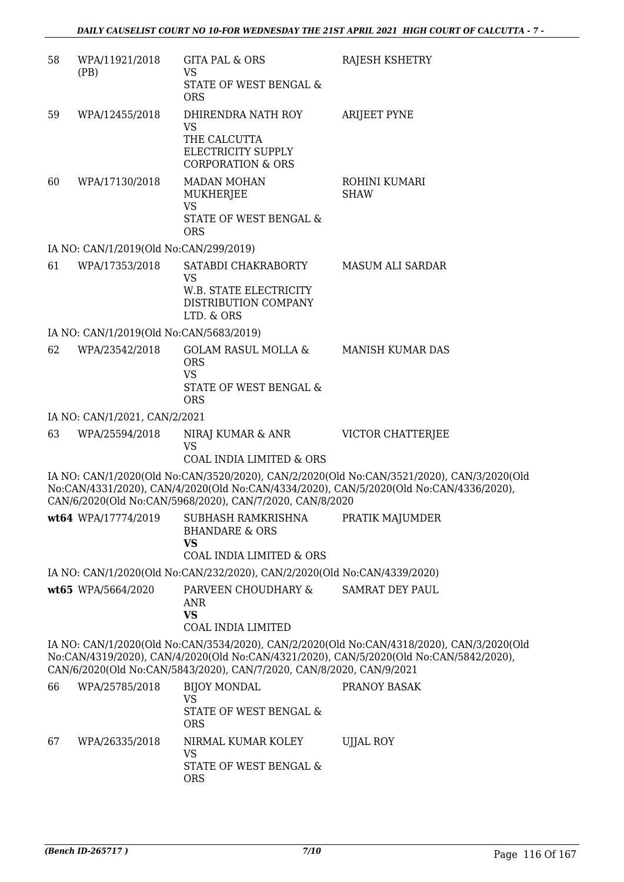| | | | |
|---|---|---|---|
| 58 | WPA/11921/2018 (PB) | GITA PAL & ORS<br>VS<br>STATE OF WEST BENGAL & ORS | RAJESH KSHETRY |
| 59 | WPA/12455/2018 | DHIRENDRA NATH ROY<br>VS<br>THE CALCUTTA ELECTRICITY SUPPLY CORPORATION & ORS | ARIJEET PYNE |
| 60 | WPA/17130/2018 | MADAN MOHAN MUKHERJEE<br>VS<br>STATE OF WEST BENGAL & ORS | ROHINI KUMARI SHAW |

IA NO: CAN/1/2019(Old No:CAN/299/2019)

| | | | |
|---|---|---|---|
| 61 | WPA/17353/2018 | SATABDI CHAKRABORTY<br>VS<br>W.B. STATE ELECTRICITY DISTRIBUTION COMPANY LTD. & ORS | MASUM ALI SARDAR |

IA NO: CAN/1/2019(Old No:CAN/5683/2019)

| | | | |
|---|---|---|---|
| 62 | WPA/23542/2018 | GOLAM RASUL MOLLA & ORS<br>VS<br>STATE OF WEST BENGAL & ORS | MANISH KUMAR DAS |

IA NO: CAN/1/2021, CAN/2/2021

| | | | |
|---|---|---|---|
| 63 | WPA/25594/2018 | NIRAJ KUMAR & ANR<br>VS<br>COAL INDIA LIMITED & ORS | VICTOR CHATTERJEE |

IA NO: CAN/1/2020(Old No:CAN/3520/2020), CAN/2/2020(Old No:CAN/3521/2020), CAN/3/2020(Old No:CAN/4331/2020), CAN/4/2020(Old No:CAN/4334/2020), CAN/5/2020(Old No:CAN/4336/2020), CAN/6/2020(Old No:CAN/5968/2020), CAN/7/2020, CAN/8/2020

| | | | |
|---|---|---|---|
| **wt64** | WPA/17774/2019 | SUBHASH RAMKRISHNA BHANDARE & ORS<br>**VS**<br>COAL INDIA LIMITED & ORS | PRATIK MAJUMDER |

IA NO: CAN/1/2020(Old No:CAN/232/2020), CAN/2/2020(Old No:CAN/4339/2020)

| | | | |
|---|---|---|---|
| **wt65** | WPA/5664/2020 | PARVEEN CHOUDHARY & ANR<br>**VS**<br>COAL INDIA LIMITED | SAMRAT DEY PAUL |

IA NO: CAN/1/2020(Old No:CAN/3534/2020), CAN/2/2020(Old No:CAN/4318/2020), CAN/3/2020(Old No:CAN/4319/2020), CAN/4/2020(Old No:CAN/4321/2020), CAN/5/2020(Old No:CAN/5842/2020), CAN/6/2020(Old No:CAN/5843/2020), CAN/7/2020, CAN/8/2020, CAN/9/2021

| | | | |
|---|---|---|---|
| 66 | WPA/25785/2018 | BIJOY MONDAL<br>VS<br>STATE OF WEST BENGAL & ORS | PRANOY BASAK |
| 67 | WPA/26335/2018 | NIRMAL KUMAR KOLEY<br>VS<br>STATE OF WEST BENGAL & ORS | UJJAL ROY |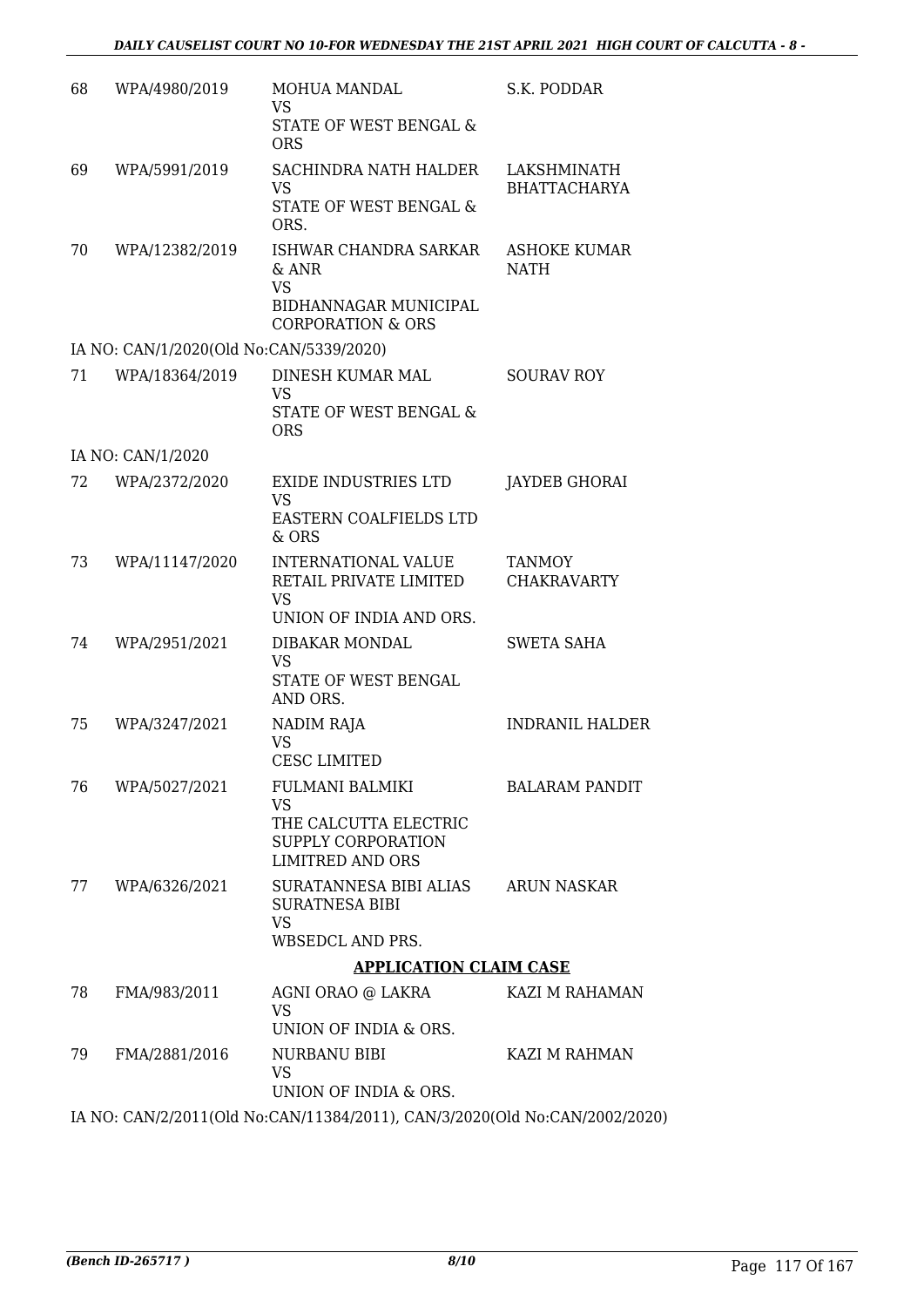| 68 | WPA/4980/2019 | MOHUA MANDAL VS STATE OF WEST BENGAL & ORS | S.K. PODDAR |
|---|---|---|---|
| 69 | WPA/5991/2019 | SACHINDRA NATH HALDER VS STATE OF WEST BENGAL & ORS. | LAKSHMINATH BHATTACHARYA |
| 70 | WPA/12382/2019 | ISHWAR CHANDRA SARKAR & ANR VS BIDHANNAGAR MUNICIPAL CORPORATION & ORS | ASHOKE KUMAR NATH |

IA NO: CAN/1/2020(Old No:CAN/5339/2020)

| 71 | WPA/18364/2019 | DINESH KUMAR MAL VS STATE OF WEST BENGAL & ORS | SOURAV ROY |
|---|---|---|---|

IA NO: CAN/1/2020

| 72 | WPA/2372/2020 | EXIDE INDUSTRIES LTD VS EASTERN COALFIELDS LTD & ORS | JAYDEB GHORAI |
|---|---|---|---|
| 73 | WPA/11147/2020 | INTERNATIONAL VALUE RETAIL PRIVATE LIMITED VS UNION OF INDIA AND ORS. | TANMOY CHAKRAVARTY |
| 74 | WPA/2951/2021 | DIBAKAR MONDAL VS STATE OF WEST BENGAL AND ORS. | SWETA SAHA |
| 75 | WPA/3247/2021 | NADIM RAJA VS CESC LIMITED | INDRANIL HALDER |
| 76 | WPA/5027/2021 | FULMANI BALMIKI VS THE CALCUTTA ELECTRIC SUPPLY CORPORATION LIMITRED AND ORS | BALARAM PANDIT |
| 77 | WPA/6326/2021 | SURATANNESA BIBI ALIAS SURATNESA BIBI VS WBSEDCL AND PRS. | ARUN NASKAR |

**APPLICATION CLAIM CASE**

| 78 | FMA/983/2011 | AGNI ORAO @ LAKRA VS UNION OF INDIA & ORS. | KAZI M RAHAMAN |
|---|---|---|---|
| 79 | FMA/2881/2016 | NURBANU BIBI VS UNION OF INDIA & ORS. | KAZI M RAHMAN |

IA NO: CAN/2/2011(Old No:CAN/11384/2011), CAN/3/2020(Old No:CAN/2002/2020)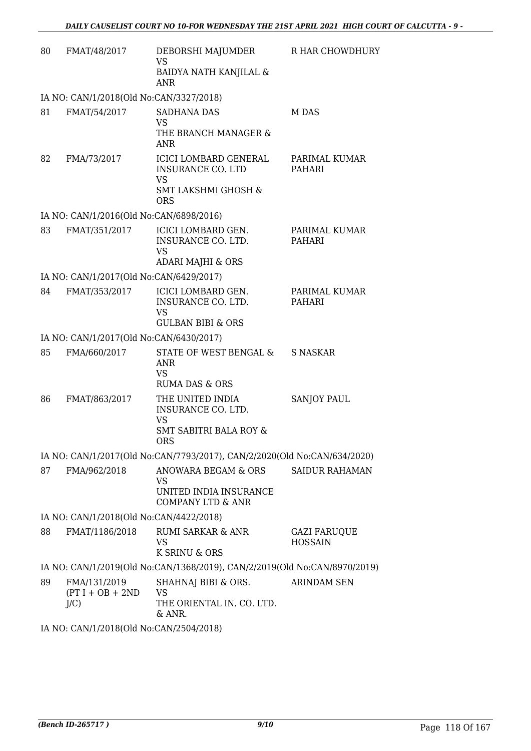| | | | |
|---|---|---|---|
| 80 | FMAT/48/2017 | DEBORSHI MAJUMDER<br>VS<br>BAIDYA NATH KANJILAL & ANR | R HAR CHOWDHURY |

IA NO: CAN/1/2018(Old No:CAN/3327/2018)

| | | | |
|---|---|---|---|
| 81 | FMAT/54/2017 | SADHANA DAS<br>VS<br>THE BRANCH MANAGER & ANR | M DAS |
| 82 | FMA/73/2017 | ICICI LOMBARD GENERAL INSURANCE CO. LTD<br>VS<br>SMT LAKSHMI GHOSH & ORS | PARIMAL KUMAR PAHARI |

IA NO: CAN/1/2016(Old No:CAN/6898/2016)

| | | | |
|---|---|---|---|
| 83 | FMAT/351/2017 | ICICI LOMBARD GEN. INSURANCE CO. LTD.<br>VS<br>ADARI MAJHI & ORS | PARIMAL KUMAR PAHARI |

IA NO: CAN/1/2017(Old No:CAN/6429/2017)

| | | | |
|---|---|---|---|
| 84 | FMAT/353/2017 | ICICI LOMBARD GEN. INSURANCE CO. LTD.<br>VS<br>GULBAN BIBI & ORS | PARIMAL KUMAR PAHARI |

IA NO: CAN/1/2017(Old No:CAN/6430/2017)

| | | | |
|---|---|---|---|
| 85 | FMA/660/2017 | STATE OF WEST BENGAL & ANR<br>VS<br>RUMA DAS & ORS | S NASKAR |
| 86 | FMAT/863/2017 | THE UNITED INDIA INSURANCE CO. LTD.<br>VS<br>SMT SABITRI BALA ROY & ORS | SANJOY PAUL |

IA NO: CAN/1/2017(Old No:CAN/7793/2017), CAN/2/2020(Old No:CAN/634/2020)

| | | | |
|---|---|---|---|
| 87 | FMA/962/2018 | ANOWARA BEGAM & ORS<br>VS<br>UNITED INDIA INSURANCE COMPANY LTD & ANR | SAIDUR RAHAMAN |

IA NO: CAN/1/2018(Old No:CAN/4422/2018)

| | | | |
|---|---|---|---|
| 88 | FMAT/1186/2018 | RUMI SARKAR & ANR<br>VS<br>K SRINU & ORS | GAZI FARUQUE HOSSAIN |

IA NO: CAN/1/2019(Old No:CAN/1368/2019), CAN/2/2019(Old No:CAN/8970/2019)

| | | | |
|---|---|---|---|
| 89 | FMA/131/2019<br>(PT I + OB + 2ND J/C) | SHAHNAJ BIBI & ORS.<br>VS<br>THE ORIENTAL IN. CO. LTD. & ANR. | ARINDAM SEN |

IA NO: CAN/1/2018(Old No:CAN/2504/2018)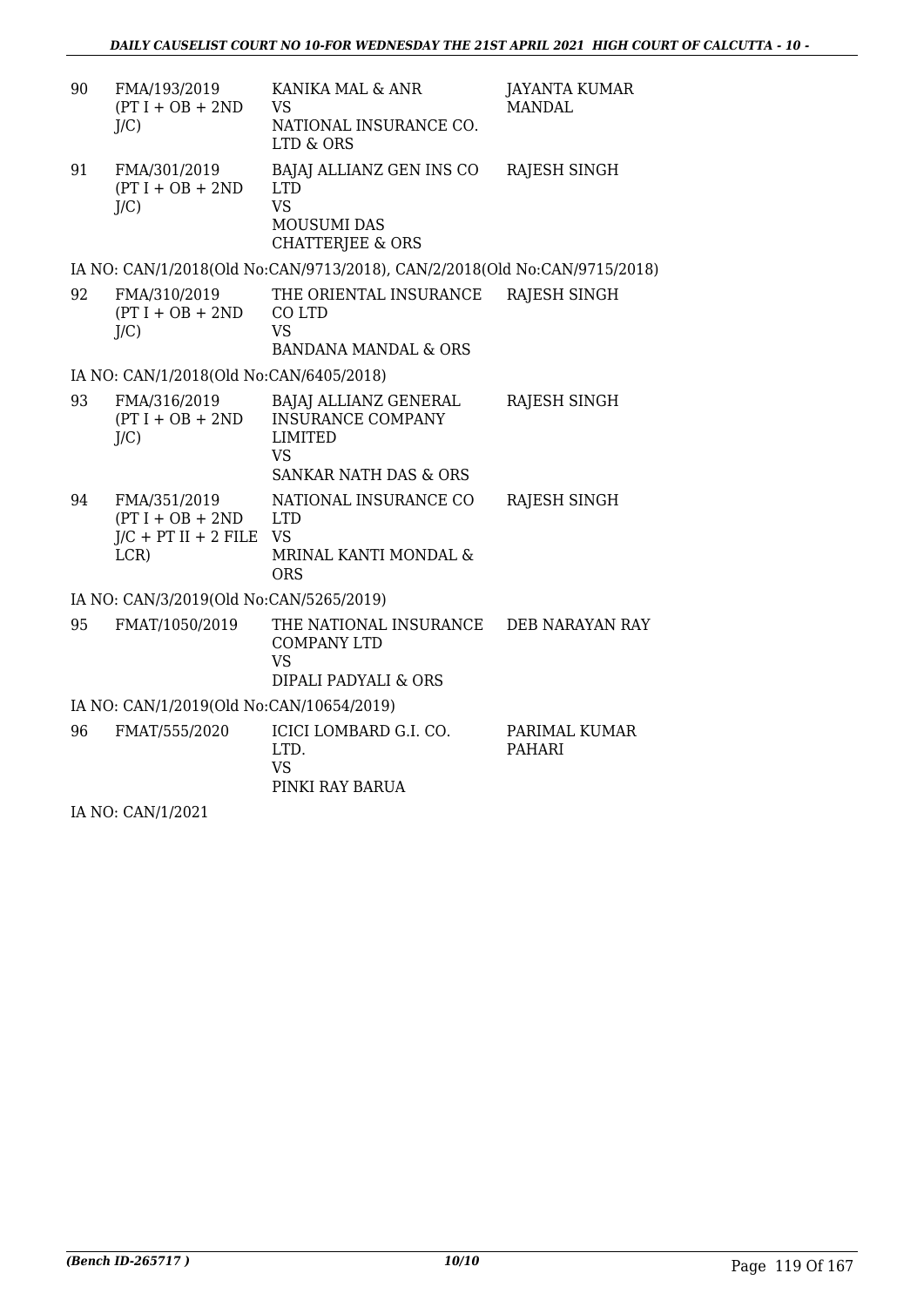| | | | |
|---|---|---|---|
| 90 | FMA/193/2019 (PT I + OB + 2ND J/C) | KANIKA MAL & ANR VS NATIONAL INSURANCE CO. LTD & ORS | JAYANTA KUMAR MANDAL |
| 91 | FMA/301/2019 (PT I + OB + 2ND J/C) | BAJAJ ALLIANZ GEN INS CO LTD VS MOUSUMI DAS CHATTERJEE & ORS | RAJESH SINGH |

IA NO: CAN/1/2018(Old No:CAN/9713/2018), CAN/2/2018(Old No:CAN/9715/2018)

| | | | |
|---|---|---|---|
| 92 | FMA/310/2019 (PT I + OB + 2ND J/C) | THE ORIENTAL INSURANCE CO LTD VS BANDANA MANDAL & ORS | RAJESH SINGH |

IA NO: CAN/1/2018(Old No:CAN/6405/2018)

| | | | |
|---|---|---|---|
| 93 | FMA/316/2019 (PT I + OB + 2ND J/C) | BAJAJ ALLIANZ GENERAL INSURANCE COMPANY LIMITED VS SANKAR NATH DAS & ORS | RAJESH SINGH |
| 94 | FMA/351/2019 (PT I + OB + 2ND J/C + PT II + 2 FILE LCR) | NATIONAL INSURANCE CO LTD VS MRINAL KANTI MONDAL & ORS | RAJESH SINGH |

IA NO: CAN/3/2019(Old No:CAN/5265/2019)

| | | | |
|---|---|---|---|
| 95 | FMAT/1050/2019 | THE NATIONAL INSURANCE COMPANY LTD VS DIPALI PADYALI & ORS | DEB NARAYAN RAY |

IA NO: CAN/1/2019(Old No:CAN/10654/2019)

| | | | |
|---|---|---|---|
| 96 | FMAT/555/2020 | ICICI LOMBARD G.I. CO. LTD. VS PINKI RAY BARUA | PARIMAL KUMAR PAHARI |

IA NO: CAN/1/2021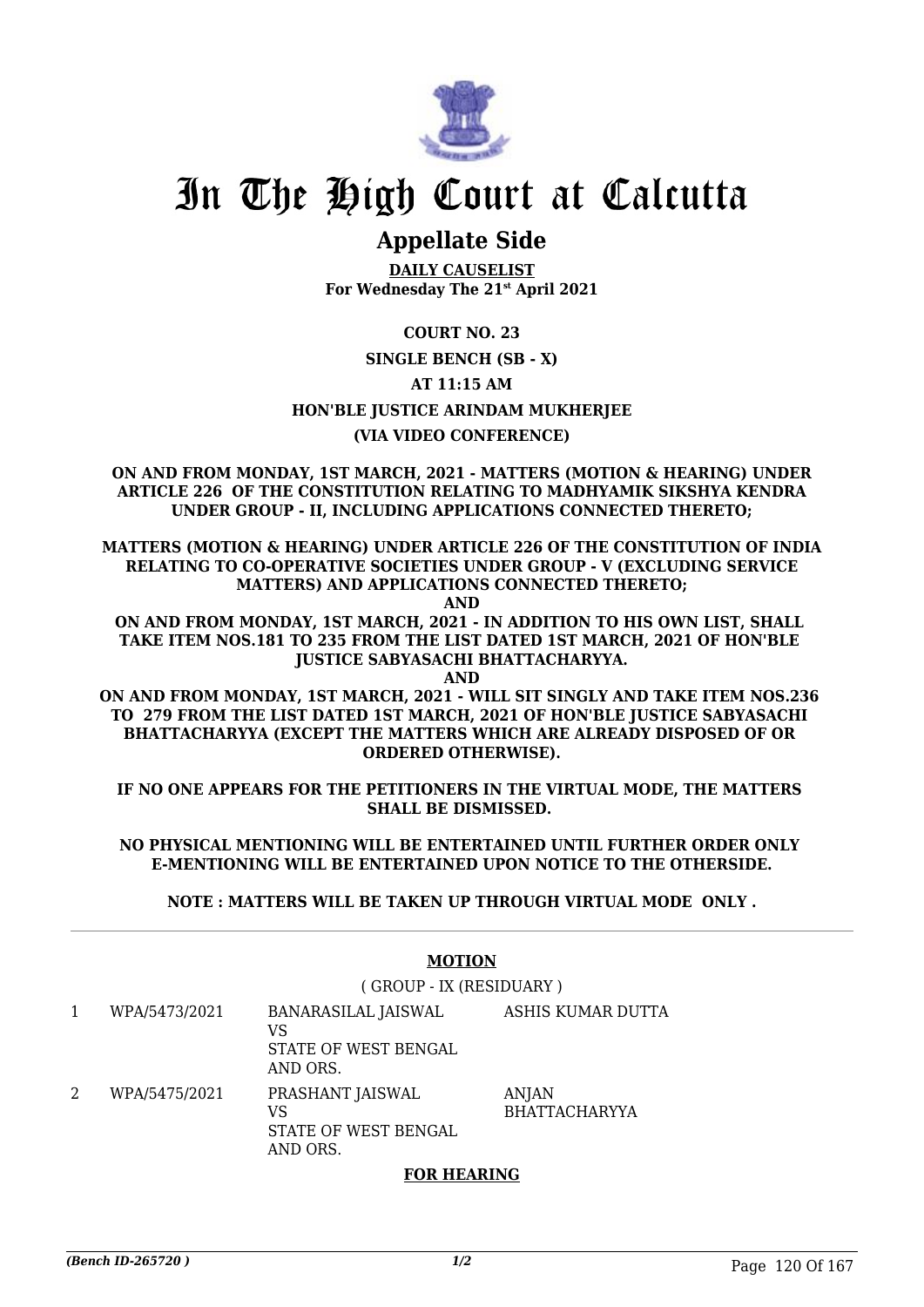# In The High Court at Calcutta

## Appellate Side

**DAILY CAUSELIST**
**For Wednesday The 21st April 2021**

**COURT NO. 23**

**SINGLE BENCH (SB - X)**

**AT 11:15 AM**

**HON'BLE JUSTICE ARINDAM MUKHERJEE**

**(VIA VIDEO CONFERENCE)**

**ON AND FROM MONDAY, 1ST MARCH, 2021 - MATTERS (MOTION & HEARING) UNDER ARTICLE 226 OF THE CONSTITUTION RELATING TO MADHYAMIK SIKSHYA KENDRA UNDER GROUP - II, INCLUDING APPLICATIONS CONNECTED THERETO;**

**MATTERS (MOTION & HEARING) UNDER ARTICLE 226 OF THE CONSTITUTION OF INDIA RELATING TO CO-OPERATIVE SOCIETIES UNDER GROUP - V (EXCLUDING SERVICE MATTERS) AND APPLICATIONS CONNECTED THERETO;**
**AND**
**ON AND FROM MONDAY, 1ST MARCH, 2021 - IN ADDITION TO HIS OWN LIST, SHALL TAKE ITEM NOS.181 TO 235 FROM THE LIST DATED 1ST MARCH, 2021 OF HON'BLE JUSTICE SABYASACHI BHATTACHARYYA.**
**AND**
**ON AND FROM MONDAY, 1ST MARCH, 2021 - WILL SIT SINGLY AND TAKE ITEM NOS.236 TO 279 FROM THE LIST DATED 1ST MARCH, 2021 OF HON'BLE JUSTICE SABYASACHI BHATTACHARYYA (EXCEPT THE MATTERS WHICH ARE ALREADY DISPOSED OF OR ORDERED OTHERWISE).**

**IF NO ONE APPEARS FOR THE PETITIONERS IN THE VIRTUAL MODE, THE MATTERS SHALL BE DISMISSED.**

**NO PHYSICAL MENTIONING WILL BE ENTERTAINED UNTIL FURTHER ORDER ONLY E-MENTIONING WILL BE ENTERTAINED UPON NOTICE TO THE OTHERSIDE.**

**NOTE : MATTERS WILL BE TAKEN UP THROUGH VIRTUAL MODE ONLY .**

**MOTION**

( GROUP - IX (RESIDUARY )

| | | | |
|---|---|---|---|
| 1 | WPA/5473/2021 | BANARASILAL JAISWAL<br>VS<br>STATE OF WEST BENGAL AND ORS. | ASHIS KUMAR DUTTA |
| 2 | WPA/5475/2021 | PRASHANT JAISWAL<br>VS<br>STATE OF WEST BENGAL AND ORS. | ANJAN BHATTACHARYYA |

**FOR HEARING**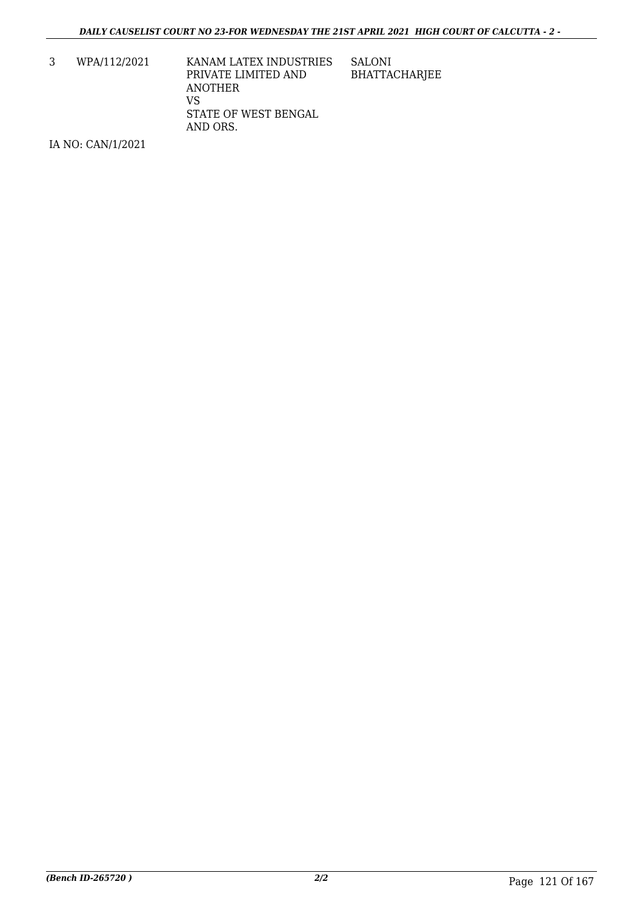| | | | |
|---|---|---|---|
| 3 | WPA/112/2021 | KANAM LATEX INDUSTRIES PRIVATE LIMITED AND ANOTHER<br>VS<br>STATE OF WEST BENGAL AND ORS. | SALONI BHATTACHARJEE |

IA NO: CAN/1/2021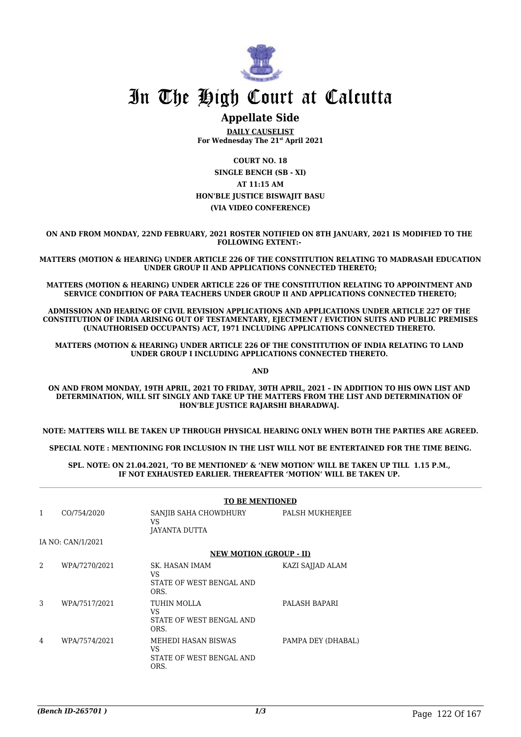# In The High Court at Calcutta

## Appellate Side

**DAILY CAUSELIST**
**For Wednesday The 21st April 2021**

**COURT NO. 18**
**SINGLE BENCH (SB - XI)**
**AT 11:15 AM**
**HON'BLE JUSTICE BISWAJIT BASU**
**(VIA VIDEO CONFERENCE)**

**ON AND FROM MONDAY, 22ND FEBRUARY, 2021 ROSTER NOTIFIED ON 8TH JANUARY, 2021 IS MODIFIED TO THE FOLLOWING EXTENT:-**

**MATTERS (MOTION & HEARING) UNDER ARTICLE 226 OF THE CONSTITUTION RELATING TO MADRASAH EDUCATION UNDER GROUP II AND APPLICATIONS CONNECTED THERETO;**

**MATTERS (MOTION & HEARING) UNDER ARTICLE 226 OF THE CONSTITUTION RELATING TO APPOINTMENT AND SERVICE CONDITION OF PARA TEACHERS UNDER GROUP II AND APPLICATIONS CONNECTED THERETO;**

**ADMISSION AND HEARING OF CIVIL REVISION APPLICATIONS AND APPLICATIONS UNDER ARTICLE 227 OF THE CONSTITUTION OF INDIA ARISING OUT OF TESTAMENTARY, EJECTMENT / EVICTION SUITS AND PUBLIC PREMISES (UNAUTHORISED OCCUPANTS) ACT, 1971 INCLUDING APPLICATIONS CONNECTED THERETO.**

**MATTERS (MOTION & HEARING) UNDER ARTICLE 226 OF THE CONSTITUTION OF INDIA RELATING TO LAND UNDER GROUP I INCLUDING APPLICATIONS CONNECTED THERETO.**

**AND**

**ON AND FROM MONDAY, 19TH APRIL, 2021 TO FRIDAY, 30TH APRIL, 2021 – IN ADDITION TO HIS OWN LIST AND DETERMINATION, WILL SIT SINGLY AND TAKE UP THE MATTERS FROM THE LIST AND DETERMINATION OF HON'BLE JUSTICE RAJARSHI BHARADWAJ.**

**NOTE: MATTERS WILL BE TAKEN UP THROUGH PHYSICAL HEARING ONLY WHEN BOTH THE PARTIES ARE AGREED.**

**SPECIAL NOTE : MENTIONING FOR INCLUSION IN THE LIST WILL NOT BE ENTERTAINED FOR THE TIME BEING.**

**SPL. NOTE: ON 21.04.2021, 'TO BE MENTIONED' & 'NEW MOTION' WILL BE TAKEN UP TILL 1.15 P.M., IF NOT EXHAUSTED EARLIER. THEREAFTER 'MOTION' WILL BE TAKEN UP.**

**TO BE MENTIONED**

| | | | |
|---|---|---|---|
| 1 | CO/754/2020 | SANJIB SAHA CHOWDHURY<br>VS<br>JAYANTA DUTTA | PALSH MUKHERJEE |
| | IA NO: CAN/1/2021 | | |

**NEW MOTION (GROUP - II)**

| | | | |
|---|---|---|---|
| 2 | WPA/7270/2021 | SK. HASAN IMAM<br>VS<br>STATE OF WEST BENGAL AND ORS. | KAZI SAJJAD ALAM |
| 3 | WPA/7517/2021 | TUHIN MOLLA<br>VS<br>STATE OF WEST BENGAL AND ORS. | PALASH BAPARI |
| 4 | WPA/7574/2021 | MEHEDI HASAN BISWAS<br>VS<br>STATE OF WEST BENGAL AND ORS. | PAMPA DEY (DHABAL) |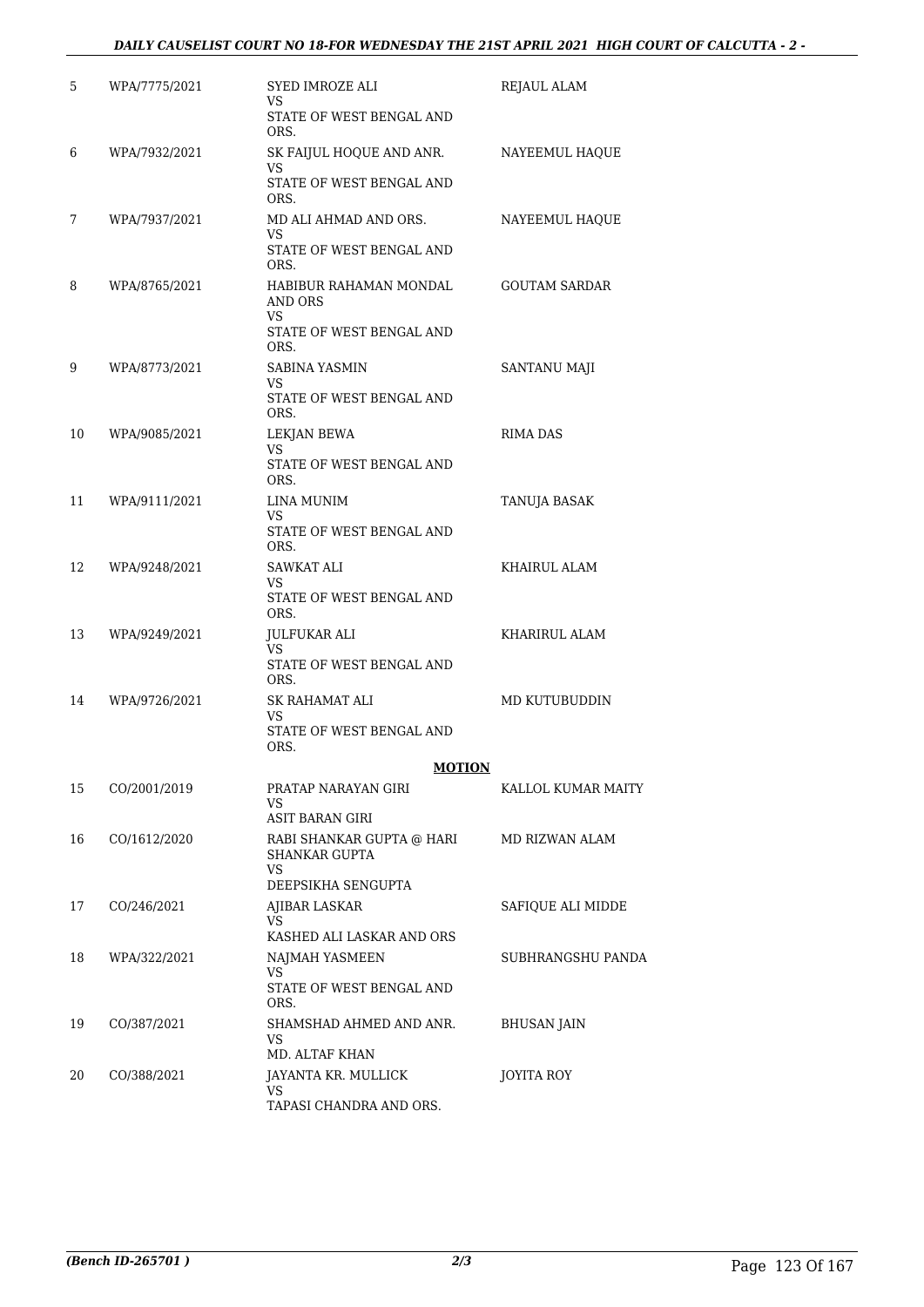| | | | |
|---|---|---|---|
| 5 | WPA/7775/2021 | SYED IMROZE ALI<br>VS<br>STATE OF WEST BENGAL AND ORS. | REJAUL ALAM |
| 6 | WPA/7932/2021 | SK FAIJUL HOQUE AND ANR.<br>VS<br>STATE OF WEST BENGAL AND ORS. | NAYEEMUL HAQUE |
| 7 | WPA/7937/2021 | MD ALI AHMAD AND ORS.<br>VS<br>STATE OF WEST BENGAL AND ORS. | NAYEEMUL HAQUE |
| 8 | WPA/8765/2021 | HABIBUR RAHAMAN MONDAL AND ORS<br>VS<br>STATE OF WEST BENGAL AND ORS. | GOUTAM SARDAR |
| 9 | WPA/8773/2021 | SABINA YASMIN<br>VS<br>STATE OF WEST BENGAL AND ORS. | SANTANU MAJI |
| 10 | WPA/9085/2021 | LEKJAN BEWA<br>VS<br>STATE OF WEST BENGAL AND ORS. | RIMA DAS |
| 11 | WPA/9111/2021 | LINA MUNIM<br>VS<br>STATE OF WEST BENGAL AND ORS. | TANUJA BASAK |
| 12 | WPA/9248/2021 | SAWKAT ALI<br>VS<br>STATE OF WEST BENGAL AND ORS. | KHAIRUL ALAM |
| 13 | WPA/9249/2021 | JULFUKAR ALI<br>VS<br>STATE OF WEST BENGAL AND ORS. | KHARIRUL ALAM |
| 14 | WPA/9726/2021 | SK RAHAMAT ALI<br>VS<br>STATE OF WEST BENGAL AND ORS. | MD KUTUBUDDIN |
| | | **MOTION** | |
| 15 | CO/2001/2019 | PRATAP NARAYAN GIRI<br>VS<br>ASIT BARAN GIRI | KALLOL KUMAR MAITY |
| 16 | CO/1612/2020 | RABI SHANKAR GUPTA @ HARI SHANKAR GUPTA<br>VS<br>DEEPSIKHA SENGUPTA | MD RIZWAN ALAM |
| 17 | CO/246/2021 | AJIBAR LASKAR<br>VS<br>KASHED ALI LASKAR AND ORS | SAFIQUE ALI MIDDE |
| 18 | WPA/322/2021 | NAJMAH YASMEEN<br>VS<br>STATE OF WEST BENGAL AND ORS. | SUBHRANGSHU PANDA |
| 19 | CO/387/2021 | SHAMSHAD AHMED AND ANR.<br>VS<br>MD. ALTAF KHAN | BHUSAN JAIN |
| 20 | CO/388/2021 | JAYANTA KR. MULLICK<br>VS<br>TAPASI CHANDRA AND ORS. | JOYITA ROY |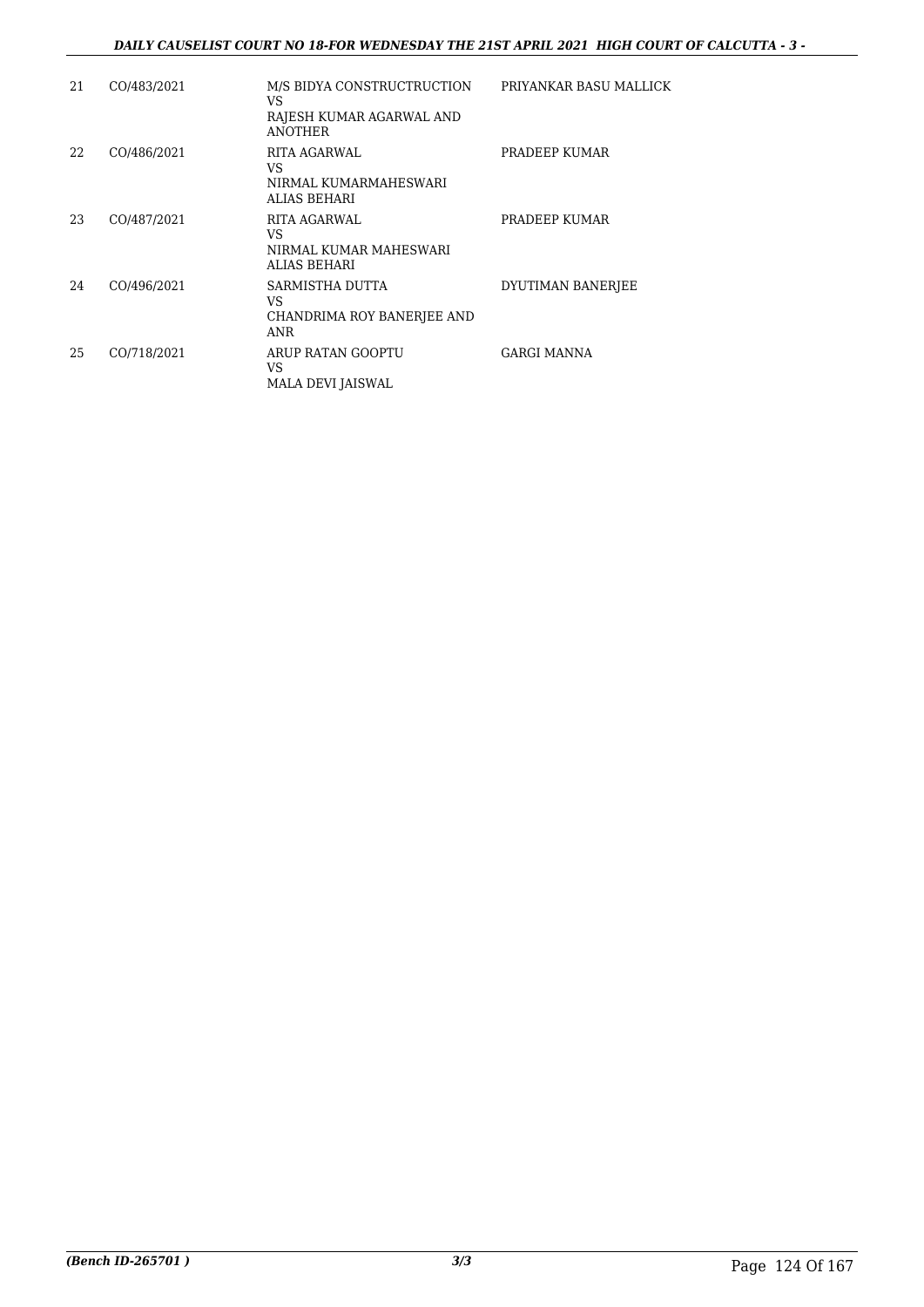| 21 | CO/483/2021 | M/S BIDYA CONSTRUCTRUCTION<br>VS<br>RAJESH KUMAR AGARWAL AND ANOTHER | PRIYANKAR BASU MALLICK |
|---|---|---|---|
| 22 | CO/486/2021 | RITA AGARWAL<br>VS<br>NIRMAL KUMARMAHESWARI ALIAS BEHARI | PRADEEP KUMAR |
| 23 | CO/487/2021 | RITA AGARWAL<br>VS<br>NIRMAL KUMAR MAHESWARI ALIAS BEHARI | PRADEEP KUMAR |
| 24 | CO/496/2021 | SARMISTHA DUTTA<br>VS<br>CHANDRIMA ROY BANERJEE AND ANR | DYUTIMAN BANERJEE |
| 25 | CO/718/2021 | ARUP RATAN GOOPTU<br>VS<br>MALA DEVI JAISWAL | GARGI MANNA |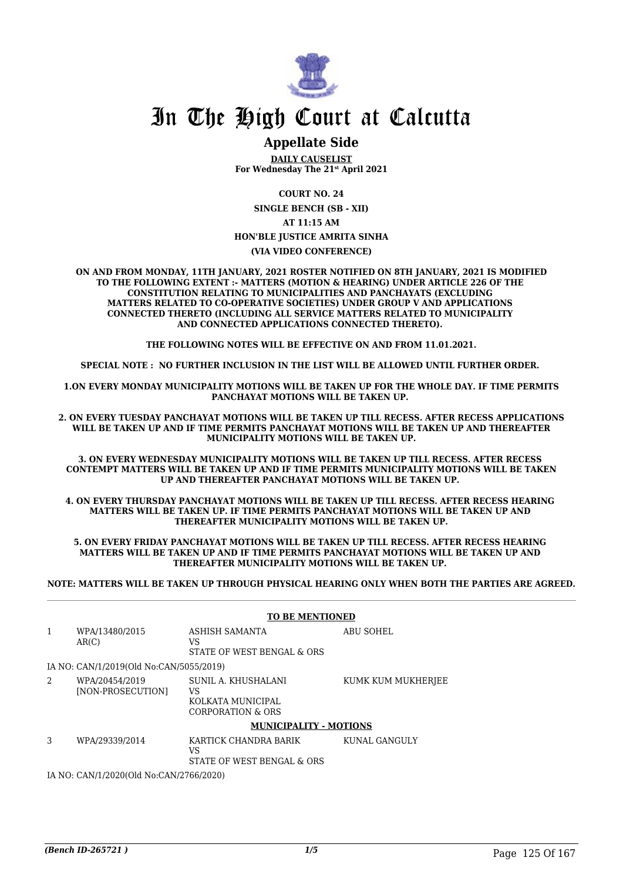# In The High Court at Calcutta

## Appellate Side

**DAILY CAUSELIST**
**For Wednesday The 21st April 2021**

**COURT NO. 24**

**SINGLE BENCH (SB - XII)**

**AT 11:15 AM**

**HON'BLE JUSTICE AMRITA SINHA**

**(VIA VIDEO CONFERENCE)**

**ON AND FROM MONDAY, 11TH JANUARY, 2021 ROSTER NOTIFIED ON 8TH JANUARY, 2021 IS MODIFIED TO THE FOLLOWING EXTENT :- MATTERS (MOTION & HEARING) UNDER ARTICLE 226 OF THE CONSTITUTION RELATING TO MUNICIPALITIES AND PANCHAYATS (EXCLUDING MATTERS RELATED TO CO-OPERATIVE SOCIETIES) UNDER GROUP V AND APPLICATIONS CONNECTED THERETO (INCLUDING ALL SERVICE MATTERS RELATED TO MUNICIPALITY AND CONNECTED APPLICATIONS CONNECTED THERETO).**

**THE FOLLOWING NOTES WILL BE EFFECTIVE ON AND FROM 11.01.2021.**

**SPECIAL NOTE : NO FURTHER INCLUSION IN THE LIST WILL BE ALLOWED UNTIL FURTHER ORDER.**

**1.ON EVERY MONDAY MUNICIPALITY MOTIONS WILL BE TAKEN UP FOR THE WHOLE DAY. IF TIME PERMITS PANCHAYAT MOTIONS WILL BE TAKEN UP.**

**2. ON EVERY TUESDAY PANCHAYAT MOTIONS WILL BE TAKEN UP TILL RECESS. AFTER RECESS APPLICATIONS WILL BE TAKEN UP AND IF TIME PERMITS PANCHAYAT MOTIONS WILL BE TAKEN UP AND THEREAFTER MUNICIPALITY MOTIONS WILL BE TAKEN UP.**

**3. ON EVERY WEDNESDAY MUNICIPALITY MOTIONS WILL BE TAKEN UP TILL RECESS. AFTER RECESS CONTEMPT MATTERS WILL BE TAKEN UP AND IF TIME PERMITS MUNICIPALITY MOTIONS WILL BE TAKEN UP AND THEREAFTER PANCHAYAT MOTIONS WILL BE TAKEN UP.**

**4. ON EVERY THURSDAY PANCHAYAT MOTIONS WILL BE TAKEN UP TILL RECESS. AFTER RECESS HEARING MATTERS WILL BE TAKEN UP. IF TIME PERMITS PANCHAYAT MOTIONS WILL BE TAKEN UP AND THEREAFTER MUNICIPALITY MOTIONS WILL BE TAKEN UP.**

**5. ON EVERY FRIDAY PANCHAYAT MOTIONS WILL BE TAKEN UP TILL RECESS. AFTER RECESS HEARING MATTERS WILL BE TAKEN UP AND IF TIME PERMITS PANCHAYAT MOTIONS WILL BE TAKEN UP AND THEREAFTER MUNICIPALITY MOTIONS WILL BE TAKEN UP.**

**NOTE: MATTERS WILL BE TAKEN UP THROUGH PHYSICAL HEARING ONLY WHEN BOTH THE PARTIES ARE AGREED.**

**TO BE MENTIONED**

| | | | |
|---|---|---|---|
| 1 | WPA/13480/2015 AR(C) | ASHISH SAMANTA VS STATE OF WEST BENGAL & ORS | ABU SOHEL |
| | IA NO: CAN/1/2019(Old No:CAN/5055/2019) | | |
| 2 | WPA/20454/2019 [NON-PROSECUTION] | SUNIL A. KHUSHALANI VS KOLKATA MUNICIPAL CORPORATION & ORS | KUMK KUM MUKHERJEE |

**MUNICIPALITY - MOTIONS**

| | | | |
|---|---|---|---|
| 3 | WPA/29339/2014 | KARTICK CHANDRA BARIK VS STATE OF WEST BENGAL & ORS | KUNAL GANGULY |
| | IA NO: CAN/1/2020(Old No:CAN/2766/2020) | | |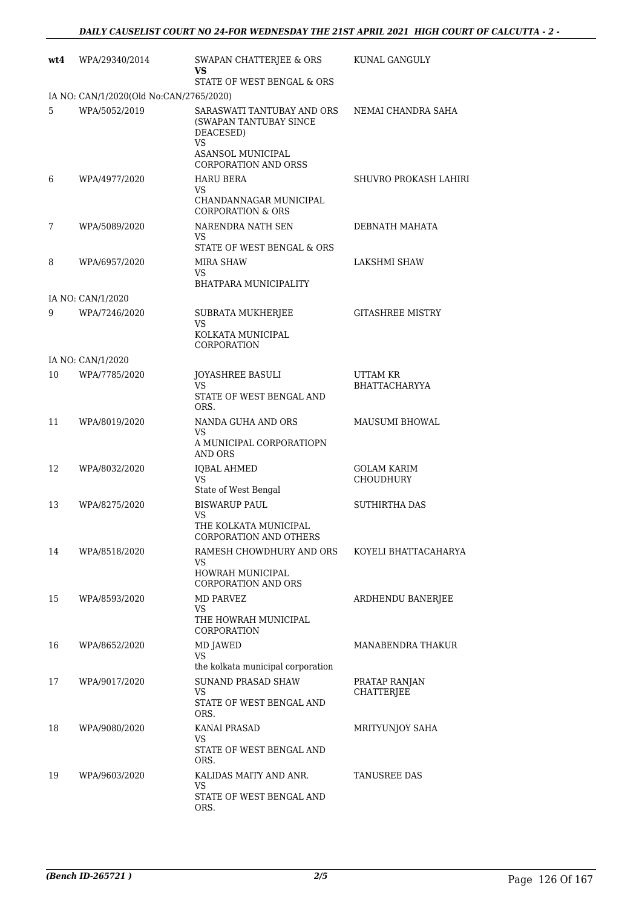| | | | |
|---|---|---|---|
| wt4 | WPA/29340/2014 | SWAPAN CHATTERJEE & ORS<br>**VS**<br>STATE OF WEST BENGAL & ORS | KUNAL GANGULY |
| | IA NO: CAN/1/2020(Old No:CAN/2765/2020) | | |
| 5 | WPA/5052/2019 | SARASWATI TANTUBAY AND ORS (SWAPAN TANTUBAY SINCE DEACESED)<br>VS<br>ASANSOL MUNICIPAL CORPORATION AND ORSS | NEMAI CHANDRA SAHA |
| 6 | WPA/4977/2020 | HARU BERA<br>VS<br>CHANDANNAGAR MUNICIPAL CORPORATION & ORS | SHUVRO PROKASH LAHIRI |
| 7 | WPA/5089/2020 | NARENDRA NATH SEN<br>VS<br>STATE OF WEST BENGAL & ORS | DEBNATH MAHATA |
| 8 | WPA/6957/2020 | MIRA SHAW<br>VS<br>BHATPARA MUNICIPALITY | LAKSHMI SHAW |
| | IA NO: CAN/1/2020 | | |
| 9 | WPA/7246/2020 | SUBRATA MUKHERJEE<br>VS<br>KOLKATA MUNICIPAL CORPORATION | GITASHREE MISTRY |
| | IA NO: CAN/1/2020 | | |
| 10 | WPA/7785/2020 | JOYASHREE BASULI<br>VS<br>STATE OF WEST BENGAL AND ORS. | UTTAM KR BHATTACHARYYA |
| 11 | WPA/8019/2020 | NANDA GUHA AND ORS<br>VS<br>A MUNICIPAL CORPORATIOPN AND ORS | MAUSUMI BHOWAL |
| 12 | WPA/8032/2020 | IQBAL AHMED<br>VS<br>State of West Bengal | GOLAM KARIM CHOUDHURY |
| 13 | WPA/8275/2020 | BISWARUP PAUL<br>VS<br>THE KOLKATA MUNICIPAL CORPORATION AND OTHERS | SUTHIRTHA DAS |
| 14 | WPA/8518/2020 | RAMESH CHOWDHURY AND ORS<br>VS<br>HOWRAH MUNICIPAL CORPORATION AND ORS | KOYELI BHATTACAHARYA |
| 15 | WPA/8593/2020 | MD PARVEZ<br>VS<br>THE HOWRAH MUNICIPAL CORPORATION | ARDHENDU BANERJEE |
| 16 | WPA/8652/2020 | MD JAWED<br>VS<br>the kolkata municipal corporation | MANABENDRA THAKUR |
| 17 | WPA/9017/2020 | SUNAND PRASAD SHAW<br>VS<br>STATE OF WEST BENGAL AND ORS. | PRATAP RANJAN CHATTERJEE |
| 18 | WPA/9080/2020 | KANAI PRASAD<br>VS<br>STATE OF WEST BENGAL AND ORS. | MRITYUNJOY SAHA |
| 19 | WPA/9603/2020 | KALIDAS MAITY AND ANR.<br>VS<br>STATE OF WEST BENGAL AND ORS. | TANUSREE DAS |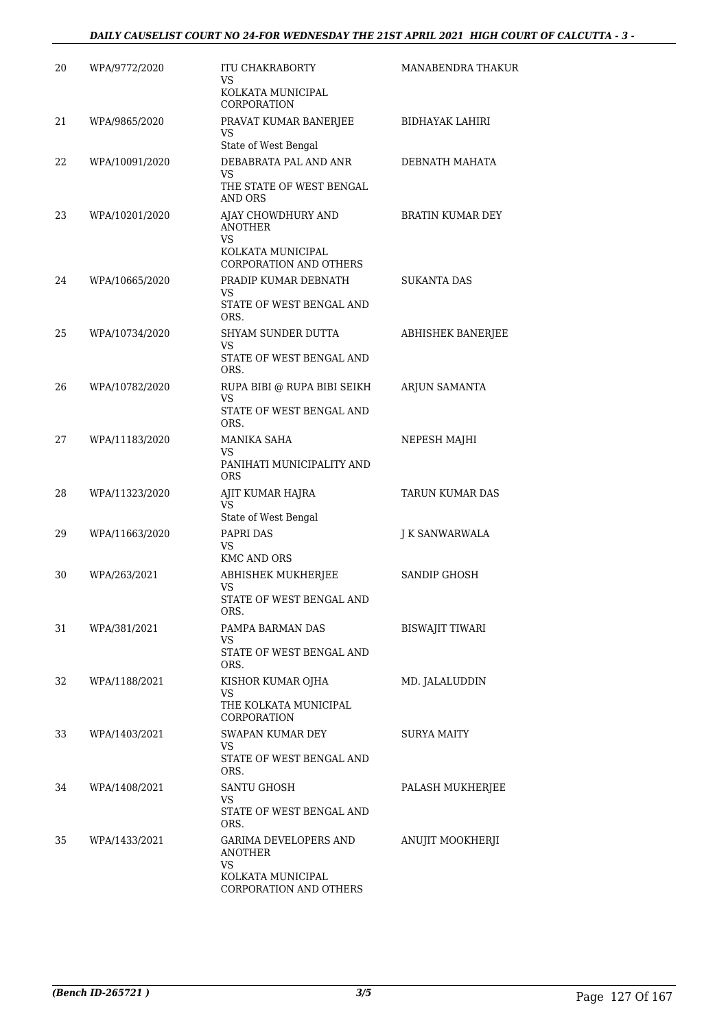| | | | |
|---|---|---|---|
| 20 | WPA/9772/2020 | ITU CHAKRABORTY<br>VS<br>KOLKATA MUNICIPAL CORPORATION | MANABENDRA THAKUR |
| 21 | WPA/9865/2020 | PRAVAT KUMAR BANERJEE<br>VS<br>State of West Bengal | BIDHAYAK LAHIRI |
| 22 | WPA/10091/2020 | DEBABRATA PAL AND ANR<br>VS<br>THE STATE OF WEST BENGAL AND ORS | DEBNATH MAHATA |
| 23 | WPA/10201/2020 | AJAY CHOWDHURY AND ANOTHER<br>VS<br>KOLKATA MUNICIPAL CORPORATION AND OTHERS | BRATIN KUMAR DEY |
| 24 | WPA/10665/2020 | PRADIP KUMAR DEBNATH<br>VS<br>STATE OF WEST BENGAL AND ORS. | SUKANTA DAS |
| 25 | WPA/10734/2020 | SHYAM SUNDER DUTTA<br>VS<br>STATE OF WEST BENGAL AND ORS. | ABHISHEK BANERJEE |
| 26 | WPA/10782/2020 | RUPA BIBI @ RUPA BIBI SEIKH<br>VS<br>STATE OF WEST BENGAL AND ORS. | ARJUN SAMANTA |
| 27 | WPA/11183/2020 | MANIKA SAHA<br>VS<br>PANIHATI MUNICIPALITY AND ORS | NEPESH MAJHI |
| 28 | WPA/11323/2020 | AJIT KUMAR HAJRA<br>VS<br>State of West Bengal | TARUN KUMAR DAS |
| 29 | WPA/11663/2020 | PAPRI DAS<br>VS<br>KMC AND ORS | J K SANWARWALA |
| 30 | WPA/263/2021 | ABHISHEK MUKHERJEE<br>VS<br>STATE OF WEST BENGAL AND ORS. | SANDIP GHOSH |
| 31 | WPA/381/2021 | PAMPA BARMAN DAS<br>VS<br>STATE OF WEST BENGAL AND ORS. | BISWAJIT TIWARI |
| 32 | WPA/1188/2021 | KISHOR KUMAR OJHA<br>VS<br>THE KOLKATA MUNICIPAL CORPORATION | MD. JALALUDDIN |
| 33 | WPA/1403/2021 | SWAPAN KUMAR DEY<br>VS<br>STATE OF WEST BENGAL AND ORS. | SURYA MAITY |
| 34 | WPA/1408/2021 | SANTU GHOSH<br>VS<br>STATE OF WEST BENGAL AND ORS. | PALASH MUKHERJEE |
| 35 | WPA/1433/2021 | GARIMA DEVELOPERS AND ANOTHER<br>VS<br>KOLKATA MUNICIPAL CORPORATION AND OTHERS | ANUJIT MOOKHERJI |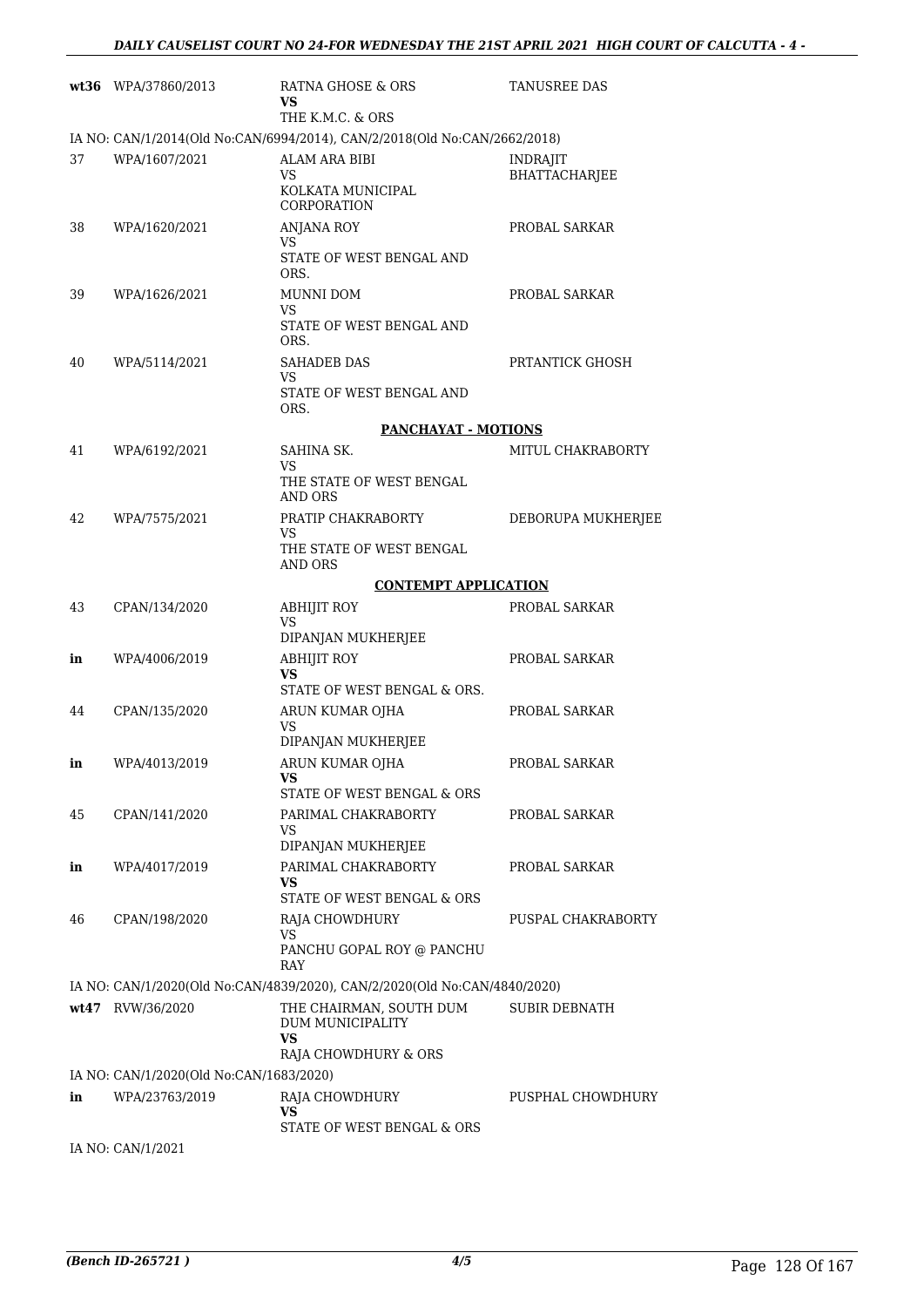| | | | |
|---|---|---|---|
| **wt36** | WPA/37860/2013 | RATNA GHOSE & ORS<br>**VS**<br>THE K.M.C. & ORS | TANUSREE DAS |
| IA NO: CAN/1/2014(Old No:CAN/6994/2014), CAN/2/2018(Old No:CAN/2662/2018) | | | |
| 37 | WPA/1607/2021 | ALAM ARA BIBI<br>VS<br>KOLKATA MUNICIPAL CORPORATION | INDRAJIT BHATTACHARJEE |
| 38 | WPA/1620/2021 | ANJANA ROY<br>VS<br>STATE OF WEST BENGAL AND ORS. | PROBAL SARKAR |
| 39 | WPA/1626/2021 | MUNNI DOM<br>VS<br>STATE OF WEST BENGAL AND ORS. | PROBAL SARKAR |
| 40 | WPA/5114/2021 | SAHADEB DAS<br>VS<br>STATE OF WEST BENGAL AND ORS. | PRTANTICK GHOSH |

**PANCHAYAT - MOTIONS**

| | | | |
|---|---|---|---|
| 41 | WPA/6192/2021 | SAHINA SK.<br>VS<br>THE STATE OF WEST BENGAL AND ORS | MITUL CHAKRABORTY |
| 42 | WPA/7575/2021 | PRATIP CHAKRABORTY<br>VS<br>THE STATE OF WEST BENGAL AND ORS | DEBORUPA MUKHERJEE |

**CONTEMPT APPLICATION**

| | | | |
|---|---|---|---|
| 43 | CPAN/134/2020 | ABHIJIT ROY<br>VS<br>DIPANJAN MUKHERJEE | PROBAL SARKAR |
| **in** | WPA/4006/2019 | ABHIJIT ROY<br>**VS**<br>STATE OF WEST BENGAL & ORS. | PROBAL SARKAR |
| 44 | CPAN/135/2020 | ARUN KUMAR OJHA<br>VS<br>DIPANJAN MUKHERJEE | PROBAL SARKAR |
| **in** | WPA/4013/2019 | ARUN KUMAR OJHA<br>**VS**<br>STATE OF WEST BENGAL & ORS | PROBAL SARKAR |
| 45 | CPAN/141/2020 | PARIMAL CHAKRABORTY<br>VS<br>DIPANJAN MUKHERJEE | PROBAL SARKAR |
| **in** | WPA/4017/2019 | PARIMAL CHAKRABORTY<br>**VS**<br>STATE OF WEST BENGAL & ORS | PROBAL SARKAR |
| 46 | CPAN/198/2020 | RAJA CHOWDHURY<br>VS<br>PANCHU GOPAL ROY @ PANCHU RAY | PUSPAL CHAKRABORTY |
| IA NO: CAN/1/2020(Old No:CAN/4839/2020), CAN/2/2020(Old No:CAN/4840/2020) | | | |
| **wt47** | RVW/36/2020 | THE CHAIRMAN, SOUTH DUM DUM MUNICIPALITY<br>**VS**<br>RAJA CHOWDHURY & ORS | SUBIR DEBNATH |
| IA NO: CAN/1/2020(Old No:CAN/1683/2020) | | | |
| **in** | WPA/23763/2019 | RAJA CHOWDHURY<br>**VS**<br>STATE OF WEST BENGAL & ORS | PUSPHAL CHOWDHURY |
| IA NO: CAN/1/2021 | | | |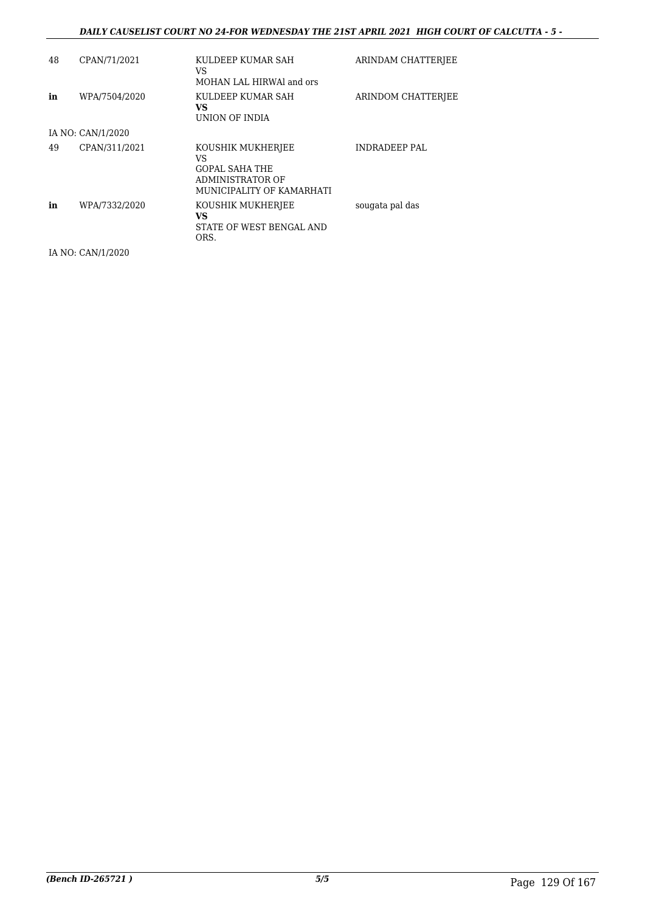| | | | |
|---|---|---|---|
| 48 | CPAN/71/2021 | KULDEEP KUMAR SAH<br>VS<br>MOHAN LAL HIRWAl and ors | ARINDAM CHATTERJEE |
| **in** | WPA/7504/2020 | KULDEEP KUMAR SAH<br>**VS**<br>UNION OF INDIA | ARINDOM CHATTERJEE |
| IA NO: CAN/1/2020 | | | |
| 49 | CPAN/311/2021 | KOUSHIK MUKHERJEE<br>VS<br>GOPAL SAHA THE ADMINISTRATOR OF MUNICIPALITY OF KAMARHATI | INDRADEEP PAL |
| **in** | WPA/7332/2020 | KOUSHIK MUKHERJEE<br>**VS**<br>STATE OF WEST BENGAL AND ORS. | sougata pal das |
| IA NO: CAN/1/2020 | | | |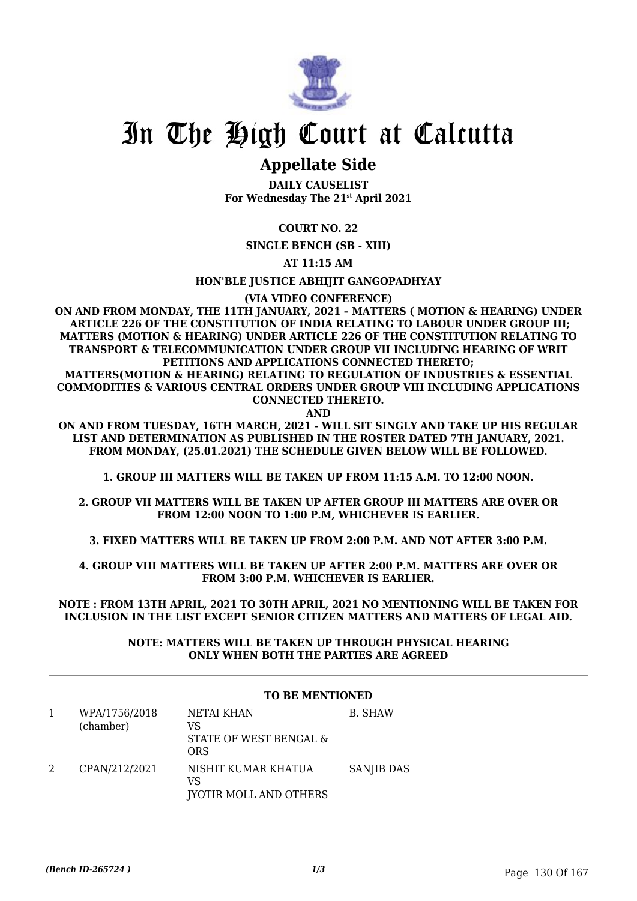# In The High Court at Calcutta

## Appellate Side

**DAILY CAUSELIST**
**For Wednesday The 21st April 2021**

**COURT NO. 22**

**SINGLE BENCH (SB - XIII)**

**AT 11:15 AM**

**HON'BLE JUSTICE ABHIJIT GANGOPADHYAY**

**(VIA VIDEO CONFERENCE)**

**ON AND FROM MONDAY, THE 11TH JANUARY, 2021 – MATTERS ( MOTION & HEARING) UNDER ARTICLE 226 OF THE CONSTITUTION OF INDIA RELATING TO LABOUR UNDER GROUP III; MATTERS (MOTION & HEARING) UNDER ARTICLE 226 OF THE CONSTITUTION RELATING TO TRANSPORT & TELECOMMUNICATION UNDER GROUP VII INCLUDING HEARING OF WRIT PETITIONS AND APPLICATIONS CONNECTED THERETO;**
**MATTERS(MOTION & HEARING) RELATING TO REGULATION OF INDUSTRIES & ESSENTIAL COMMODITIES & VARIOUS CENTRAL ORDERS UNDER GROUP VIII INCLUDING APPLICATIONS CONNECTED THERETO.**

**AND**

**ON AND FROM TUESDAY, 16TH MARCH, 2021 - WILL SIT SINGLY AND TAKE UP HIS REGULAR LIST AND DETERMINATION AS PUBLISHED IN THE ROSTER DATED 7TH JANUARY, 2021.**
**FROM MONDAY, (25.01.2021) THE SCHEDULE GIVEN BELOW WILL BE FOLLOWED.**

**1. GROUP III MATTERS WILL BE TAKEN UP FROM 11:15 A.M. TO 12:00 NOON.**

**2. GROUP VII MATTERS WILL BE TAKEN UP AFTER GROUP III MATTERS ARE OVER OR FROM 12:00 NOON TO 1:00 P.M, WHICHEVER IS EARLIER.**

**3. FIXED MATTERS WILL BE TAKEN UP FROM 2:00 P.M. AND NOT AFTER 3:00 P.M.**

**4. GROUP VIII MATTERS WILL BE TAKEN UP AFTER 2:00 P.M. MATTERS ARE OVER OR FROM 3:00 P.M. WHICHEVER IS EARLIER.**

**NOTE : FROM 13TH APRIL, 2021 TO 30TH APRIL, 2021 NO MENTIONING WILL BE TAKEN FOR INCLUSION IN THE LIST EXCEPT SENIOR CITIZEN MATTERS AND MATTERS OF LEGAL AID.**

**NOTE: MATTERS WILL BE TAKEN UP THROUGH PHYSICAL HEARING ONLY WHEN BOTH THE PARTIES ARE AGREED**

**TO BE MENTIONED**

| | | | |
|---|---|---|---|
| 1 | WPA/1756/2018 (chamber) | NETAI KHAN<br>VS<br>STATE OF WEST BENGAL & ORS | B. SHAW |
| 2 | CPAN/212/2021 | NISHIT KUMAR KHATUA<br>VS<br>JYOTIR MOLL AND OTHERS | SANJIB DAS |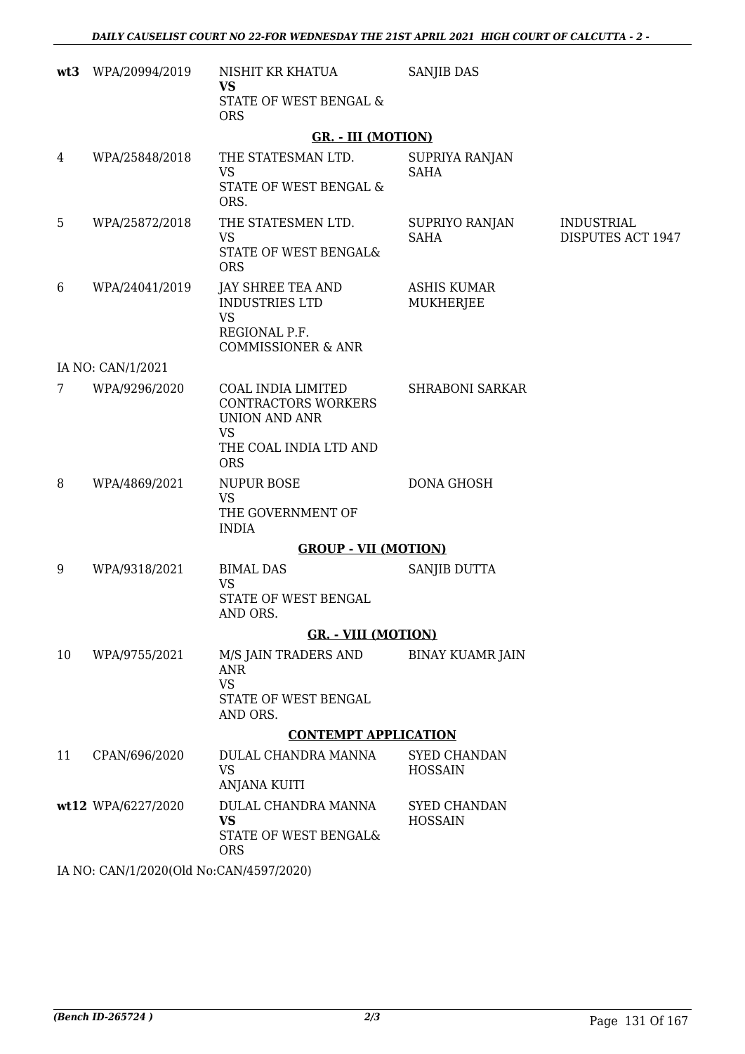| | | | | |
|---|---|---|---|---|
| **wt3** | WPA/20994/2019 | NISHIT KR KHATUA<br>**VS**<br>STATE OF WEST BENGAL & ORS | SANJIB DAS | |
| | | **GR. - III (MOTION)** | | |
| 4 | WPA/25848/2018 | THE STATESMAN LTD.<br>VS<br>STATE OF WEST BENGAL & ORS. | SUPRIYA RANJAN SAHA | |
| 5 | WPA/25872/2018 | THE STATESMEN LTD.<br>VS<br>STATE OF WEST BENGAL& ORS | SUPRIYO RANJAN SAHA | INDUSTRIAL DISPUTES ACT 1947 |
| 6 | WPA/24041/2019 | JAY SHREE TEA AND INDUSTRIES LTD<br>VS<br>REGIONAL P.F. COMMISSIONER & ANR | ASHIS KUMAR MUKHERJEE | |
| | IA NO: CAN/1/2021 | | | |
| 7 | WPA/9296/2020 | COAL INDIA LIMITED CONTRACTORS WORKERS UNION AND ANR<br>VS<br>THE COAL INDIA LTD AND ORS | SHRABONI SARKAR | |
| 8 | WPA/4869/2021 | NUPUR BOSE<br>VS<br>THE GOVERNMENT OF INDIA | DONA GHOSH | |
| | | **GROUP - VII (MOTION)** | | |
| 9 | WPA/9318/2021 | BIMAL DAS<br>VS<br>STATE OF WEST BENGAL AND ORS. | SANJIB DUTTA | |
| | | **GR. - VIII (MOTION)** | | |
| 10 | WPA/9755/2021 | M/S JAIN TRADERS AND ANR<br>VS<br>STATE OF WEST BENGAL AND ORS. | BINAY KUAMR JAIN | |
| | | **CONTEMPT APPLICATION** | | |
| 11 | CPAN/696/2020 | DULAL CHANDRA MANNA<br>VS<br>ANJANA KUITI | SYED CHANDAN HOSSAIN | |
| **wt12** | WPA/6227/2020 | DULAL CHANDRA MANNA<br>**VS**<br>STATE OF WEST BENGAL& ORS | SYED CHANDAN HOSSAIN | |

IA NO: CAN/1/2020(Old No:CAN/4597/2020)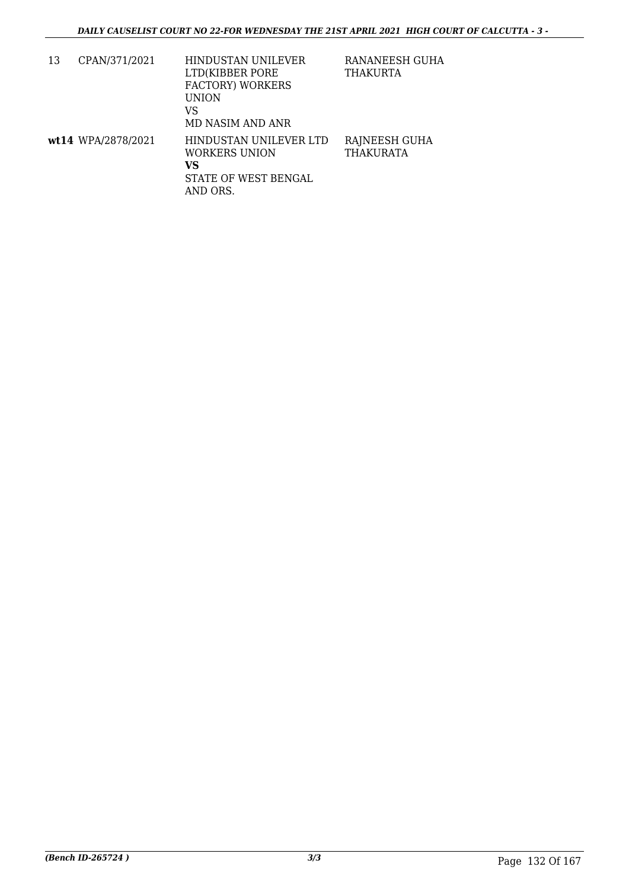| | | | |
|---|---|---|---|
| 13 | CPAN/371/2021 | HINDUSTAN UNILEVER LTD(KIBBER PORE FACTORY) WORKERS UNION<br>VS<br>MD NASIM AND ANR | RANANEESH GUHA THAKURTA |
| **wt14** | WPA/2878/2021 | HINDUSTAN UNILEVER LTD WORKERS UNION<br>**VS**<br>STATE OF WEST BENGAL AND ORS. | RAJNEESH GUHA THAKURATA |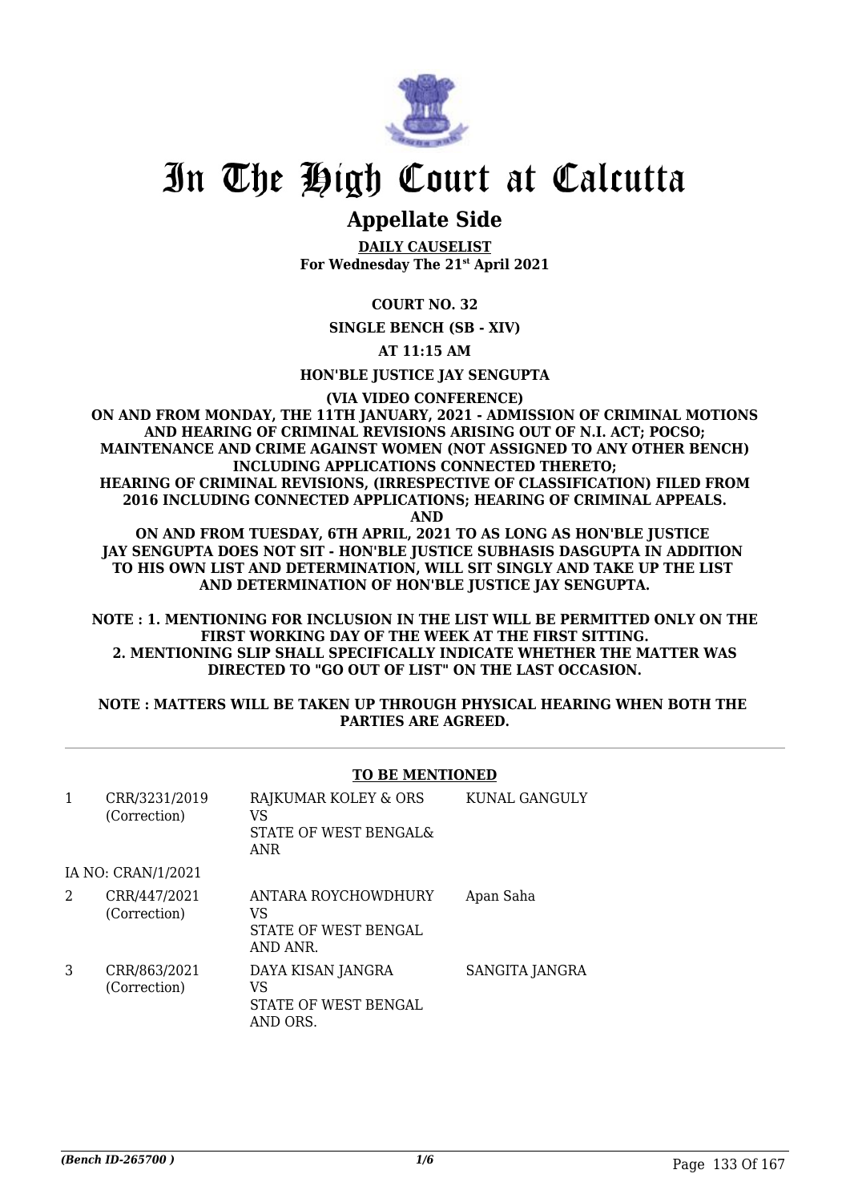# In The High Court at Calcutta

## Appellate Side

**DAILY CAUSELIST**
**For Wednesday The 21st April 2021**

**COURT NO. 32**

**SINGLE BENCH (SB - XIV)**

**AT 11:15 AM**

**HON'BLE JUSTICE JAY SENGUPTA**

**(VIA VIDEO CONFERENCE)**

**ON AND FROM MONDAY, THE 11TH JANUARY, 2021 - ADMISSION OF CRIMINAL MOTIONS AND HEARING OF CRIMINAL REVISIONS ARISING OUT OF N.I. ACT; POCSO; MAINTENANCE AND CRIME AGAINST WOMEN (NOT ASSIGNED TO ANY OTHER BENCH) INCLUDING APPLICATIONS CONNECTED THERETO; HEARING OF CRIMINAL REVISIONS, (IRRESPECTIVE OF CLASSIFICATION) FILED FROM 2016 INCLUDING CONNECTED APPLICATIONS; HEARING OF CRIMINAL APPEALS. AND**

**ON AND FROM TUESDAY, 6TH APRIL, 2021 TO AS LONG AS HON'BLE JUSTICE JAY SENGUPTA DOES NOT SIT - HON'BLE JUSTICE SUBHASIS DASGUPTA IN ADDITION TO HIS OWN LIST AND DETERMINATION, WILL SIT SINGLY AND TAKE UP THE LIST AND DETERMINATION OF HON'BLE JUSTICE JAY SENGUPTA.**

**NOTE : 1. MENTIONING FOR INCLUSION IN THE LIST WILL BE PERMITTED ONLY ON THE FIRST WORKING DAY OF THE WEEK AT THE FIRST SITTING.**
**2. MENTIONING SLIP SHALL SPECIFICALLY INDICATE WHETHER THE MATTER WAS DIRECTED TO "GO OUT OF LIST" ON THE LAST OCCASION.**

**NOTE : MATTERS WILL BE TAKEN UP THROUGH PHYSICAL HEARING WHEN BOTH THE PARTIES ARE AGREED.**

**TO BE MENTIONED**

| | | | |
|---|---|---|---|
| 1 | CRR/3231/2019 (Correction) | RAJKUMAR KOLEY & ORS VS STATE OF WEST BENGAL& ANR | KUNAL GANGULY |
| | IA NO: CRAN/1/2021 | | |
| 2 | CRR/447/2021 (Correction) | ANTARA ROYCHOWDHURY VS STATE OF WEST BENGAL AND ANR. | Apan Saha |
| 3 | CRR/863/2021 (Correction) | DAYA KISAN JANGRA VS STATE OF WEST BENGAL AND ORS. | SANGITA JANGRA |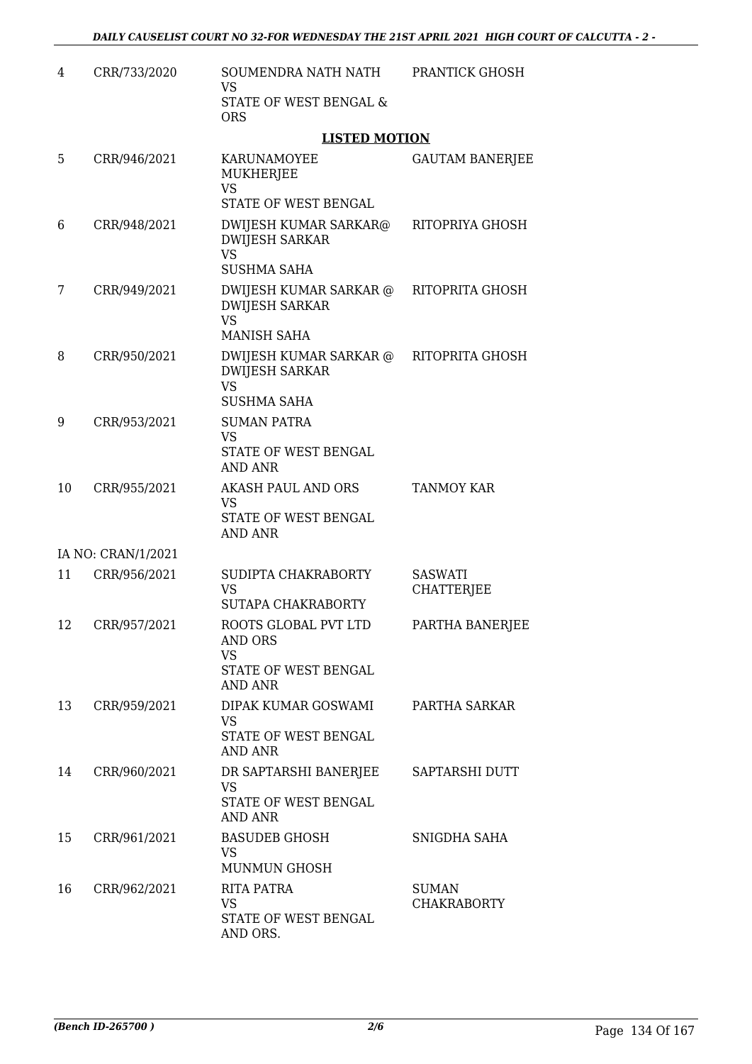| | | | |
|---|---|---|---|
| 4 | CRR/733/2020 | SOUMENDRA NATH NATH<br>VS<br>STATE OF WEST BENGAL & ORS | PRANTICK GHOSH |

**LISTED MOTION**

| | | | |
|---|---|---|---|
| 5 | CRR/946/2021 | KARUNAMOYEE MUKHERJEE<br>VS<br>STATE OF WEST BENGAL | GAUTAM BANERJEE |
| 6 | CRR/948/2021 | DWIJESH KUMAR SARKAR@ DWIJESH SARKAR<br>VS<br>SUSHMA SAHA | RITOPRIYA GHOSH |
| 7 | CRR/949/2021 | DWIJESH KUMAR SARKAR @ DWIJESH SARKAR<br>VS<br>MANISH SAHA | RITOPRITA GHOSH |
| 8 | CRR/950/2021 | DWIJESH KUMAR SARKAR @ DWIJESH SARKAR<br>VS<br>SUSHMA SAHA | RITOPRITA GHOSH |
| 9 | CRR/953/2021 | SUMAN PATRA<br>VS<br>STATE OF WEST BENGAL AND ANR | |
| 10 | CRR/955/2021 | AKASH PAUL AND ORS<br>VS<br>STATE OF WEST BENGAL AND ANR | TANMOY KAR |
| | IA NO: CRAN/1/2021 | | |
| 11 | CRR/956/2021 | SUDIPTA CHAKRABORTY<br>VS<br>SUTAPA CHAKRABORTY | SASWATI CHATTERJEE |
| 12 | CRR/957/2021 | ROOTS GLOBAL PVT LTD AND ORS<br>VS<br>STATE OF WEST BENGAL AND ANR | PARTHA BANERJEE |
| 13 | CRR/959/2021 | DIPAK KUMAR GOSWAMI<br>VS<br>STATE OF WEST BENGAL AND ANR | PARTHA SARKAR |
| 14 | CRR/960/2021 | DR SAPTARSHI BANERJEE<br>VS<br>STATE OF WEST BENGAL AND ANR | SAPTARSHI DUTT |
| 15 | CRR/961/2021 | BASUDEB GHOSH<br>VS<br>MUNMUN GHOSH | SNIGDHA SAHA |
| 16 | CRR/962/2021 | RITA PATRA<br>VS<br>STATE OF WEST BENGAL AND ORS. | SUMAN CHAKRABORTY |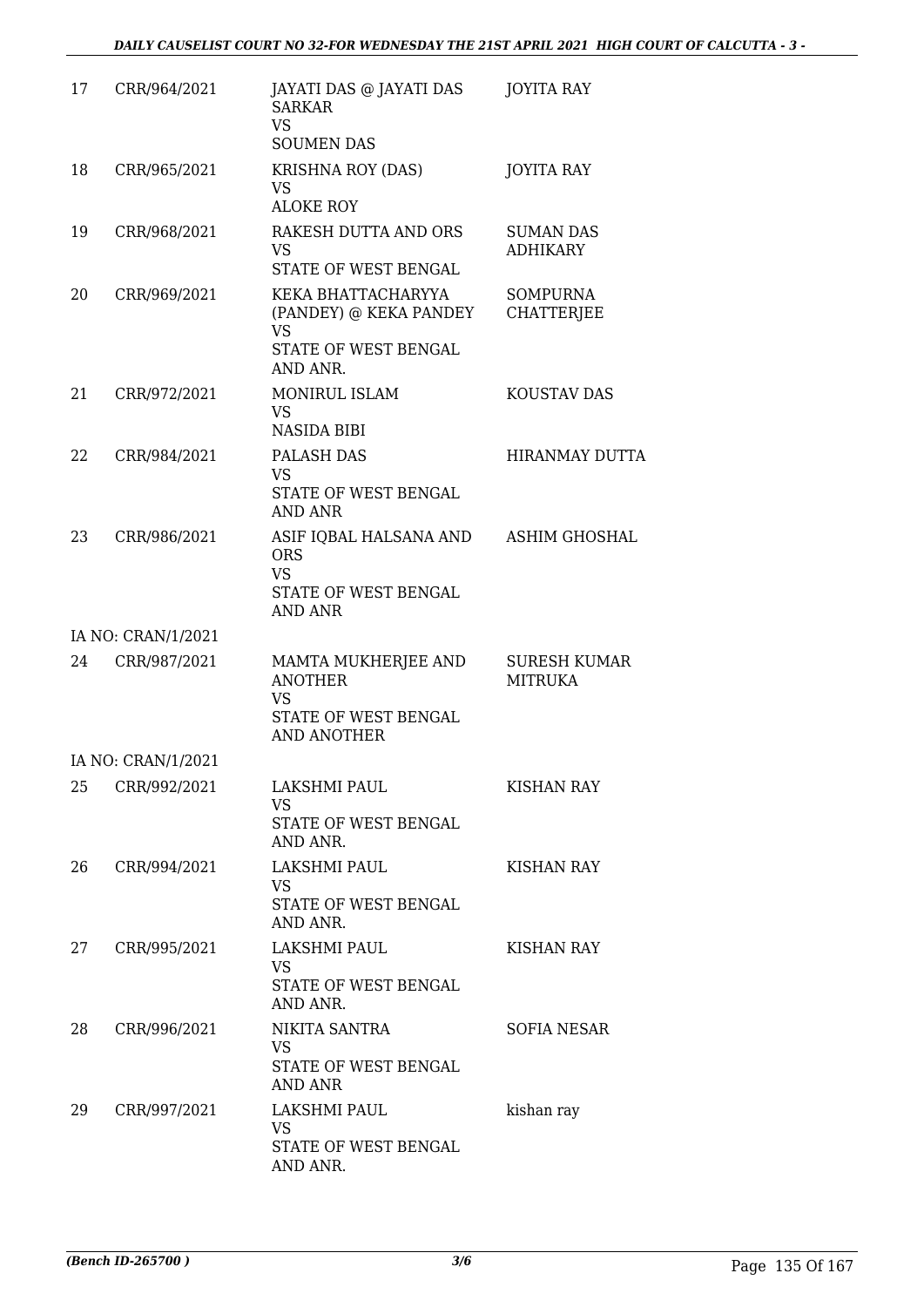| | | | |
|---|---|---|---|
| 17 | CRR/964/2021 | JAYATI DAS @ JAYATI DAS SARKAR<br>VS<br>SOUMEN DAS | JOYITA RAY |
| 18 | CRR/965/2021 | KRISHNA ROY (DAS)<br>VS<br>ALOKE ROY | JOYITA RAY |
| 19 | CRR/968/2021 | RAKESH DUTTA AND ORS<br>VS<br>STATE OF WEST BENGAL | SUMAN DAS ADHIKARY |
| 20 | CRR/969/2021 | KEKA BHATTACHARYYA (PANDEY) @ KEKA PANDEY<br>VS<br>STATE OF WEST BENGAL AND ANR. | SOMPURNA CHATTERJEE |
| 21 | CRR/972/2021 | MONIRUL ISLAM<br>VS<br>NASIDA BIBI | KOUSTAV DAS |
| 22 | CRR/984/2021 | PALASH DAS<br>VS<br>STATE OF WEST BENGAL AND ANR | HIRANMAY DUTTA |
| 23 | CRR/986/2021 | ASIF IQBAL HALSANA AND ORS<br>VS<br>STATE OF WEST BENGAL AND ANR | ASHIM GHOSHAL |
| | IA NO: CRAN/1/2021 | | |
| 24 | CRR/987/2021 | MAMTA MUKHERJEE AND ANOTHER<br>VS<br>STATE OF WEST BENGAL AND ANOTHER | SURESH KUMAR MITRUKA |
| | IA NO: CRAN/1/2021 | | |
| 25 | CRR/992/2021 | LAKSHMI PAUL<br>VS<br>STATE OF WEST BENGAL AND ANR. | KISHAN RAY |
| 26 | CRR/994/2021 | LAKSHMI PAUL<br>VS<br>STATE OF WEST BENGAL AND ANR. | KISHAN RAY |
| 27 | CRR/995/2021 | LAKSHMI PAUL<br>VS<br>STATE OF WEST BENGAL AND ANR. | KISHAN RAY |
| 28 | CRR/996/2021 | NIKITA SANTRA<br>VS<br>STATE OF WEST BENGAL AND ANR | SOFIA NESAR |
| 29 | CRR/997/2021 | LAKSHMI PAUL<br>VS<br>STATE OF WEST BENGAL AND ANR. | kishan ray |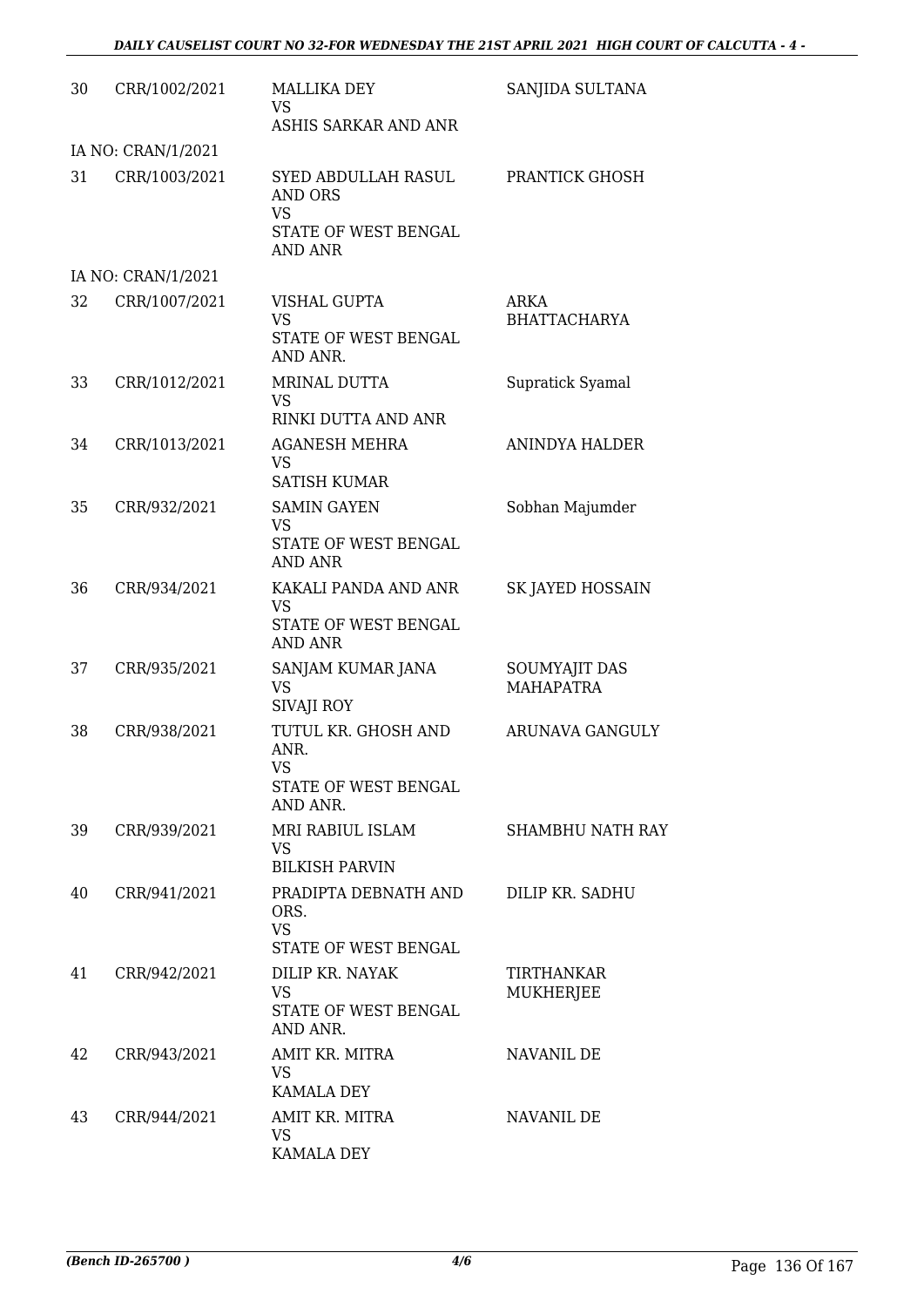| | | | |
|---|---|---|---|
| 30 | CRR/1002/2021 | MALLIKA DEY<br>VS<br>ASHIS SARKAR AND ANR | SANJIDA SULTANA |
| IA NO: CRAN/1/2021 | | | |
| 31 | CRR/1003/2021 | SYED ABDULLAH RASUL AND ORS<br>VS<br>STATE OF WEST BENGAL AND ANR | PRANTICK GHOSH |
| IA NO: CRAN/1/2021 | | | |
| 32 | CRR/1007/2021 | VISHAL GUPTA<br>VS<br>STATE OF WEST BENGAL AND ANR. | ARKA BHATTACHARYA |
| 33 | CRR/1012/2021 | MRINAL DUTTA<br>VS<br>RINKI DUTTA AND ANR | Supratick Syamal |
| 34 | CRR/1013/2021 | AGANESH MEHRA<br>VS<br>SATISH KUMAR | ANINDYA HALDER |
| 35 | CRR/932/2021 | SAMIN GAYEN<br>VS<br>STATE OF WEST BENGAL AND ANR | Sobhan Majumder |
| 36 | CRR/934/2021 | KAKALI PANDA AND ANR<br>VS<br>STATE OF WEST BENGAL AND ANR | SK JAYED HOSSAIN |
| 37 | CRR/935/2021 | SANJAM KUMAR JANA<br>VS<br>SIVAJI ROY | SOUMYAJIT DAS MAHAPATRA |
| 38 | CRR/938/2021 | TUTUL KR. GHOSH AND ANR.<br>VS<br>STATE OF WEST BENGAL AND ANR. | ARUNAVA GANGULY |
| 39 | CRR/939/2021 | MRI RABIUL ISLAM<br>VS<br>BILKISH PARVIN | SHAMBHU NATH RAY |
| 40 | CRR/941/2021 | PRADIPTA DEBNATH AND ORS.<br>VS<br>STATE OF WEST BENGAL | DILIP KR. SADHU |
| 41 | CRR/942/2021 | DILIP KR. NAYAK<br>VS<br>STATE OF WEST BENGAL AND ANR. | TIRTHANKAR MUKHERJEE |
| 42 | CRR/943/2021 | AMIT KR. MITRA<br>VS<br>KAMALA DEY | NAVANIL DE |
| 43 | CRR/944/2021 | AMIT KR. MITRA<br>VS<br>KAMALA DEY | NAVANIL DE |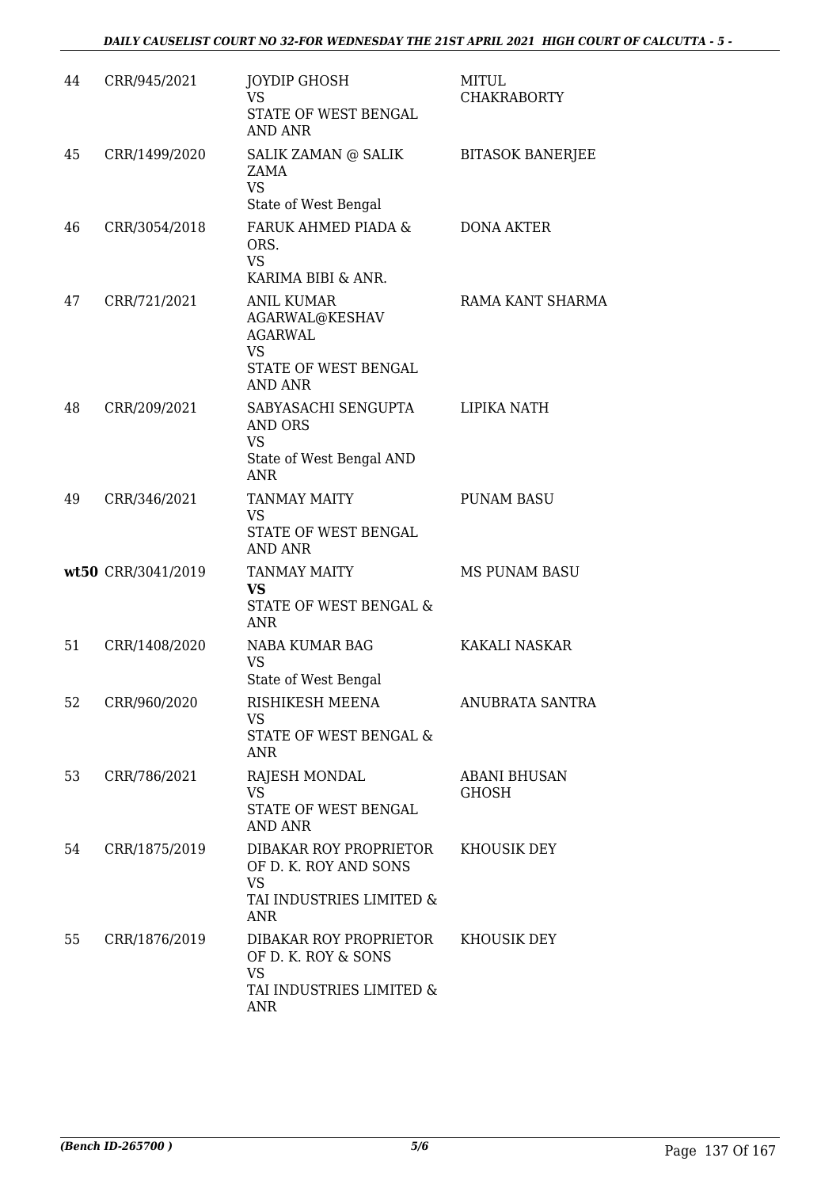| | | | |
|---|---|---|---|
| 44 | CRR/945/2021 | JOYDIP GHOSH<br>VS<br>STATE OF WEST BENGAL AND ANR | MITUL CHAKRABORTY |
| 45 | CRR/1499/2020 | SALIK ZAMAN @ SALIK ZAMA<br>VS<br>State of West Bengal | BITASOK BANERJEE |
| 46 | CRR/3054/2018 | FARUK AHMED PIADA & ORS.<br>VS<br>KARIMA BIBI & ANR. | DONA AKTER |
| 47 | CRR/721/2021 | ANIL KUMAR AGARWAL@KESHAV AGARWAL<br>VS<br>STATE OF WEST BENGAL AND ANR | RAMA KANT SHARMA |
| 48 | CRR/209/2021 | SABYASACHI SENGUPTA AND ORS<br>VS<br>State of West Bengal AND ANR | LIPIKA NATH |
| 49 | CRR/346/2021 | TANMAY MAITY<br>VS<br>STATE OF WEST BENGAL AND ANR | PUNAM BASU |
| wt50 | CRR/3041/2019 | TANMAY MAITY<br>**VS**<br>STATE OF WEST BENGAL & ANR | MS PUNAM BASU |
| 51 | CRR/1408/2020 | NABA KUMAR BAG<br>VS<br>State of West Bengal | KAKALI NASKAR |
| 52 | CRR/960/2020 | RISHIKESH MEENA<br>VS<br>STATE OF WEST BENGAL & ANR | ANUBRATA SANTRA |
| 53 | CRR/786/2021 | RAJESH MONDAL<br>VS<br>STATE OF WEST BENGAL AND ANR | ABANI BHUSAN GHOSH |
| 54 | CRR/1875/2019 | DIBAKAR ROY PROPRIETOR OF D. K. ROY AND SONS<br>VS<br>TAI INDUSTRIES LIMITED & ANR | KHOUSIK DEY |
| 55 | CRR/1876/2019 | DIBAKAR ROY PROPRIETOR OF D. K. ROY & SONS<br>VS<br>TAI INDUSTRIES LIMITED & ANR | KHOUSIK DEY |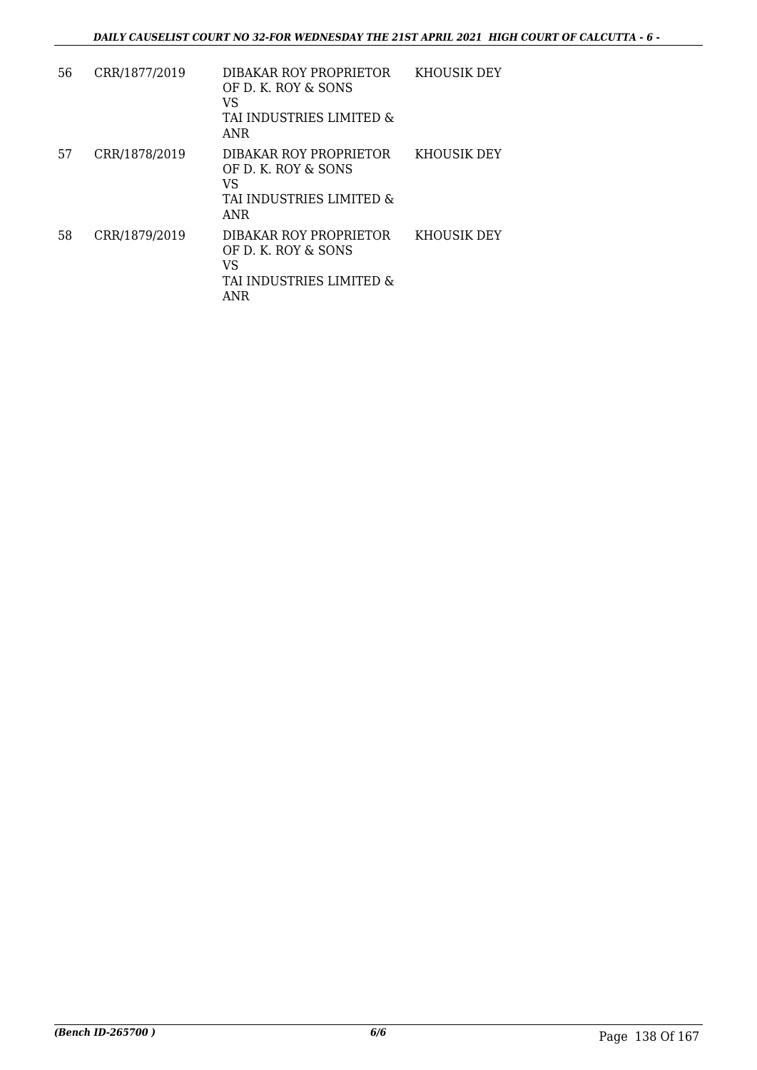| 56 | CRR/1877/2019 | DIBAKAR ROY PROPRIETOR OF D. K. ROY & SONS<br>VS<br>TAI INDUSTRIES LIMITED & ANR | KHOUSIK DEY |
|---|---|---|---|
| 57 | CRR/1878/2019 | DIBAKAR ROY PROPRIETOR OF D. K. ROY & SONS<br>VS<br>TAI INDUSTRIES LIMITED & ANR | KHOUSIK DEY |
| 58 | CRR/1879/2019 | DIBAKAR ROY PROPRIETOR OF D. K. ROY & SONS<br>VS<br>TAI INDUSTRIES LIMITED & ANR | KHOUSIK DEY |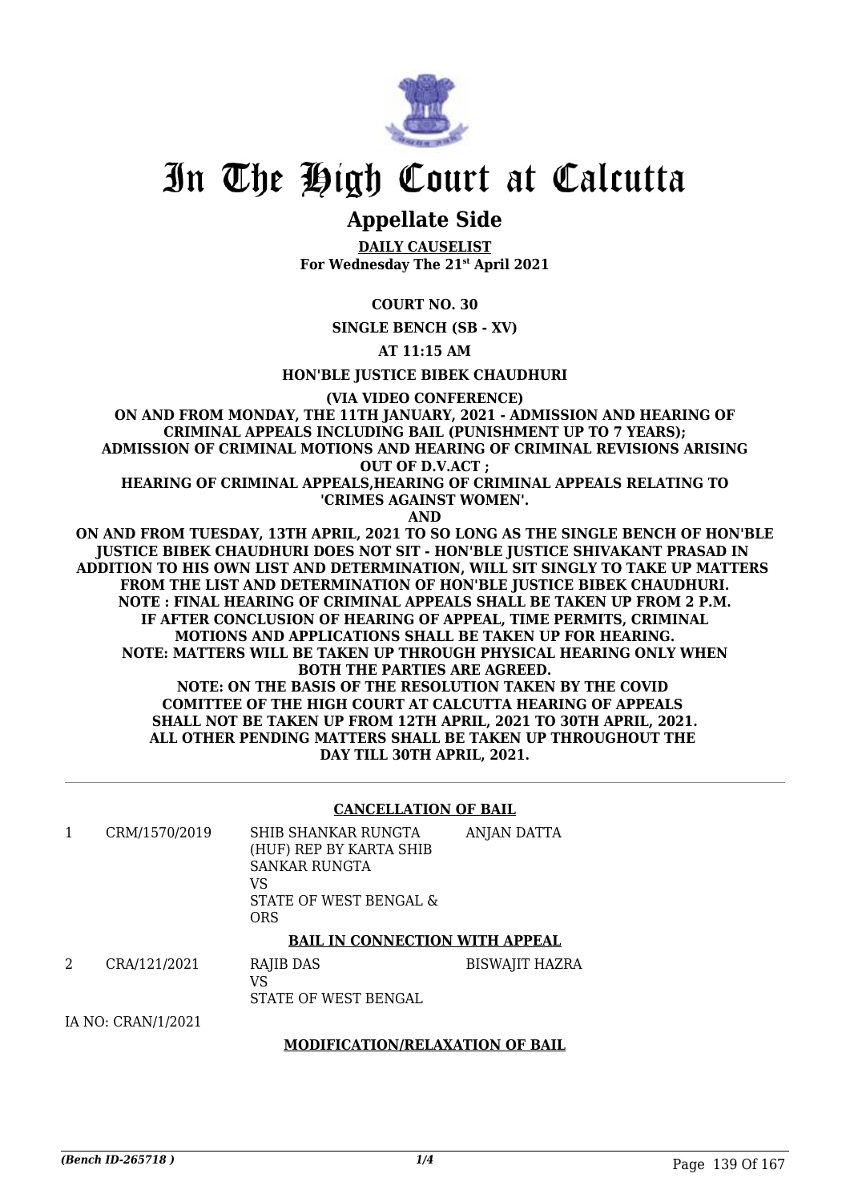# In The High Court at Calcutta

## Appellate Side

**DAILY CAUSELIST**
**For Wednesday The 21st April 2021**

**COURT NO. 30**

**SINGLE BENCH (SB - XV)**

**AT 11:15 AM**

**HON'BLE JUSTICE BIBEK CHAUDHURI**

**(VIA VIDEO CONFERENCE)**
**ON AND FROM MONDAY, THE 11TH JANUARY, 2021 - ADMISSION AND HEARING OF CRIMINAL APPEALS INCLUDING BAIL (PUNISHMENT UP TO 7 YEARS); ADMISSION OF CRIMINAL MOTIONS AND HEARING OF CRIMINAL REVISIONS ARISING OUT OF D.V.ACT ;**
**HEARING OF CRIMINAL APPEALS,HEARING OF CRIMINAL APPEALS RELATING TO 'CRIMES AGAINST WOMEN'.**
**AND**
**ON AND FROM TUESDAY, 13TH APRIL, 2021 TO SO LONG AS THE SINGLE BENCH OF HON'BLE JUSTICE BIBEK CHAUDHURI DOES NOT SIT - HON'BLE JUSTICE SHIVAKANT PRASAD IN ADDITION TO HIS OWN LIST AND DETERMINATION, WILL SIT SINGLY TO TAKE UP MATTERS FROM THE LIST AND DETERMINATION OF HON'BLE JUSTICE BIBEK CHAUDHURI.**
**NOTE : FINAL HEARING OF CRIMINAL APPEALS SHALL BE TAKEN UP FROM 2 P.M.**
**IF AFTER CONCLUSION OF HEARING OF APPEAL, TIME PERMITS, CRIMINAL MOTIONS AND APPLICATIONS SHALL BE TAKEN UP FOR HEARING.**
**NOTE: MATTERS WILL BE TAKEN UP THROUGH PHYSICAL HEARING ONLY WHEN BOTH THE PARTIES ARE AGREED.**
**NOTE: ON THE BASIS OF THE RESOLUTION TAKEN BY THE COVID COMITTEE OF THE HIGH COURT AT CALCUTTA HEARING OF APPEALS SHALL NOT BE TAKEN UP FROM 12TH APRIL, 2021 TO 30TH APRIL, 2021. ALL OTHER PENDING MATTERS SHALL BE TAKEN UP THROUGHOUT THE DAY TILL 30TH APRIL, 2021.**

**CANCELLATION OF BAIL**

| | | | |
|---|---|---|---|
| 1 | CRM/1570/2019 | SHIB SHANKAR RUNGTA (HUF) REP BY KARTA SHIB SANKAR RUNGTA<br>VS<br>STATE OF WEST BENGAL & ORS | ANJAN DATTA |

**BAIL IN CONNECTION WITH APPEAL**

| | | | |
|---|---|---|---|
| 2 | CRA/121/2021 | RAJIB DAS<br>VS<br>STATE OF WEST BENGAL | BISWAJIT HAZRA |

IA NO: CRAN/1/2021

**MODIFICATION/RELAXATION OF BAIL**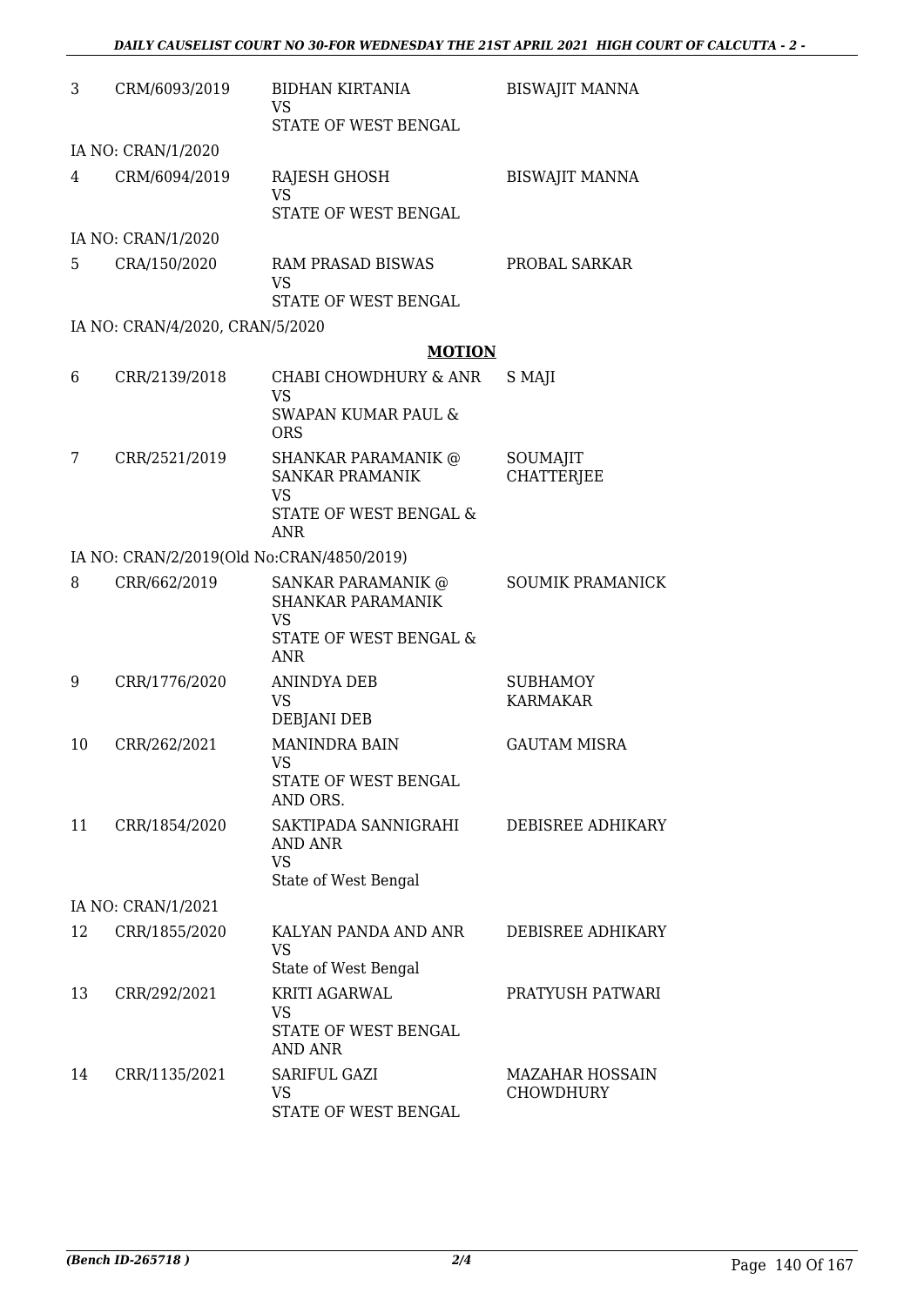| | | | |
|---|---|---|---|
| 3 | CRM/6093/2019 | BIDHAN KIRTANIA<br>VS<br>STATE OF WEST BENGAL | BISWAJIT MANNA |
| | IA NO: CRAN/1/2020 | | |
| 4 | CRM/6094/2019 | RAJESH GHOSH<br>VS<br>STATE OF WEST BENGAL | BISWAJIT MANNA |
| | IA NO: CRAN/1/2020 | | |
| 5 | CRA/150/2020 | RAM PRASAD BISWAS<br>VS<br>STATE OF WEST BENGAL | PROBAL SARKAR |
| | IA NO: CRAN/4/2020, CRAN/5/2020 | | |

**MOTION**

| | | | |
|---|---|---|---|
| 6 | CRR/2139/2018 | CHABI CHOWDHURY & ANR<br>VS<br>SWAPAN KUMAR PAUL & ORS | S MAJI |
| 7 | CRR/2521/2019 | SHANKAR PARAMANIK @ SANKAR PRAMANIK<br>VS<br>STATE OF WEST BENGAL & ANR | SOUMAJIT CHATTERJEE |
| | IA NO: CRAN/2/2019(Old No:CRAN/4850/2019) | | |
| 8 | CRR/662/2019 | SANKAR PARAMANIK @ SHANKAR PARAMANIK<br>VS<br>STATE OF WEST BENGAL & ANR | SOUMIK PRAMANICK |
| 9 | CRR/1776/2020 | ANINDYA DEB<br>VS<br>DEBJANI DEB | SUBHAMOY KARMAKAR |
| 10 | CRR/262/2021 | MANINDRA BAIN<br>VS<br>STATE OF WEST BENGAL AND ORS. | GAUTAM MISRA |
| 11 | CRR/1854/2020 | SAKTIPADA SANNIGRAHI AND ANR<br>VS<br>State of West Bengal | DEBISREE ADHIKARY |
| | IA NO: CRAN/1/2021 | | |
| 12 | CRR/1855/2020 | KALYAN PANDA AND ANR<br>VS<br>State of West Bengal | DEBISREE ADHIKARY |
| 13 | CRR/292/2021 | KRITI AGARWAL<br>VS<br>STATE OF WEST BENGAL AND ANR | PRATYUSH PATWARI |
| 14 | CRR/1135/2021 | SARIFUL GAZI<br>VS<br>STATE OF WEST BENGAL | MAZAHAR HOSSAIN CHOWDHURY |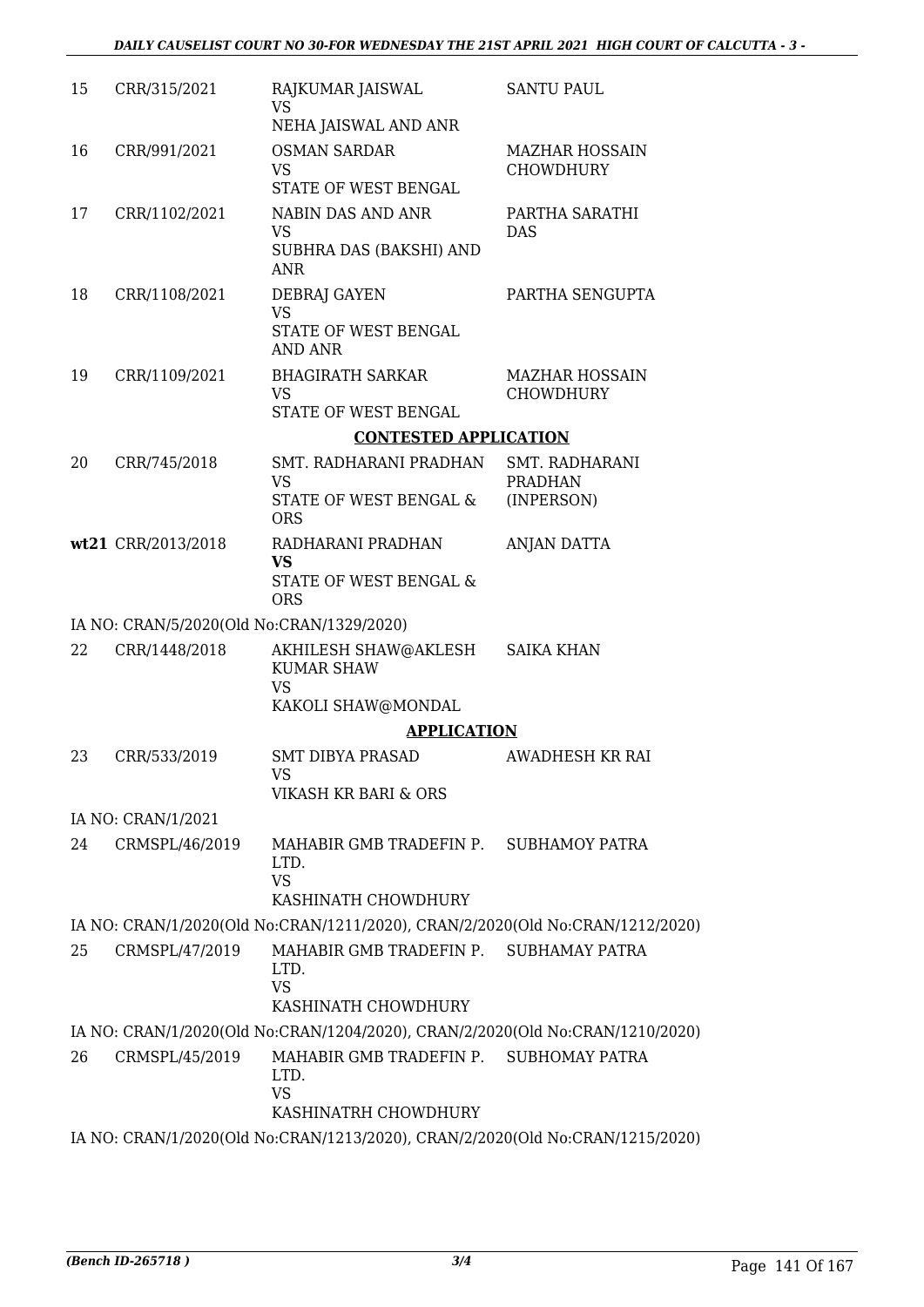| | | | |
|---|---|---|---|
| 15 | CRR/315/2021 | RAJKUMAR JAISWAL<br>VS<br>NEHA JAISWAL AND ANR | SANTU PAUL |
| 16 | CRR/991/2021 | OSMAN SARDAR<br>VS<br>STATE OF WEST BENGAL | MAZHAR HOSSAIN CHOWDHURY |
| 17 | CRR/1102/2021 | NABIN DAS AND ANR<br>VS<br>SUBHRA DAS (BAKSHI) AND ANR | PARTHA SARATHI DAS |
| 18 | CRR/1108/2021 | DEBRAJ GAYEN<br>VS<br>STATE OF WEST BENGAL AND ANR | PARTHA SENGUPTA |
| 19 | CRR/1109/2021 | BHAGIRATH SARKAR<br>VS<br>STATE OF WEST BENGAL | MAZHAR HOSSAIN CHOWDHURY |

**CONTESTED APPLICATION**

| | | | |
|---|---|---|---|
| 20 | CRR/745/2018 | SMT. RADHARANI PRADHAN<br>VS<br>STATE OF WEST BENGAL & ORS | SMT. RADHARANI PRADHAN (INPERSON) |
| wt21 | CRR/2013/2018 | RADHARANI PRADHAN<br>**VS**<br>STATE OF WEST BENGAL & ORS | ANJAN DATTA |

IA NO: CRAN/5/2020(Old No:CRAN/1329/2020)

| | | | |
|---|---|---|---|
| 22 | CRR/1448/2018 | AKHILESH SHAW@AKLESH KUMAR SHAW<br>VS<br>KAKOLI SHAW@MONDAL | SAIKA KHAN |

**APPLICATION**

| | | | |
|---|---|---|---|
| 23 | CRR/533/2019 | SMT DIBYA PRASAD<br>VS<br>VIKASH KR BARI & ORS | AWADHESH KR RAI |

IA NO: CRAN/1/2021

| | | | |
|---|---|---|---|
| 24 | CRMSPL/46/2019 | MAHABIR GMB TRADEFIN P. LTD.<br>VS<br>KASHINATH CHOWDHURY | SUBHAMOY PATRA |

IA NO: CRAN/1/2020(Old No:CRAN/1211/2020), CRAN/2/2020(Old No:CRAN/1212/2020)

| | | | |
|---|---|---|---|
| 25 | CRMSPL/47/2019 | MAHABIR GMB TRADEFIN P. LTD.<br>VS<br>KASHINATH CHOWDHURY | SUBHAMAY PATRA |

IA NO: CRAN/1/2020(Old No:CRAN/1204/2020), CRAN/2/2020(Old No:CRAN/1210/2020)

| | | | |
|---|---|---|---|
| 26 | CRMSPL/45/2019 | MAHABIR GMB TRADEFIN P. LTD.<br>VS<br>KASHINATRH CHOWDHURY | SUBHOMAY PATRA |

IA NO: CRAN/1/2020(Old No:CRAN/1213/2020), CRAN/2/2020(Old No:CRAN/1215/2020)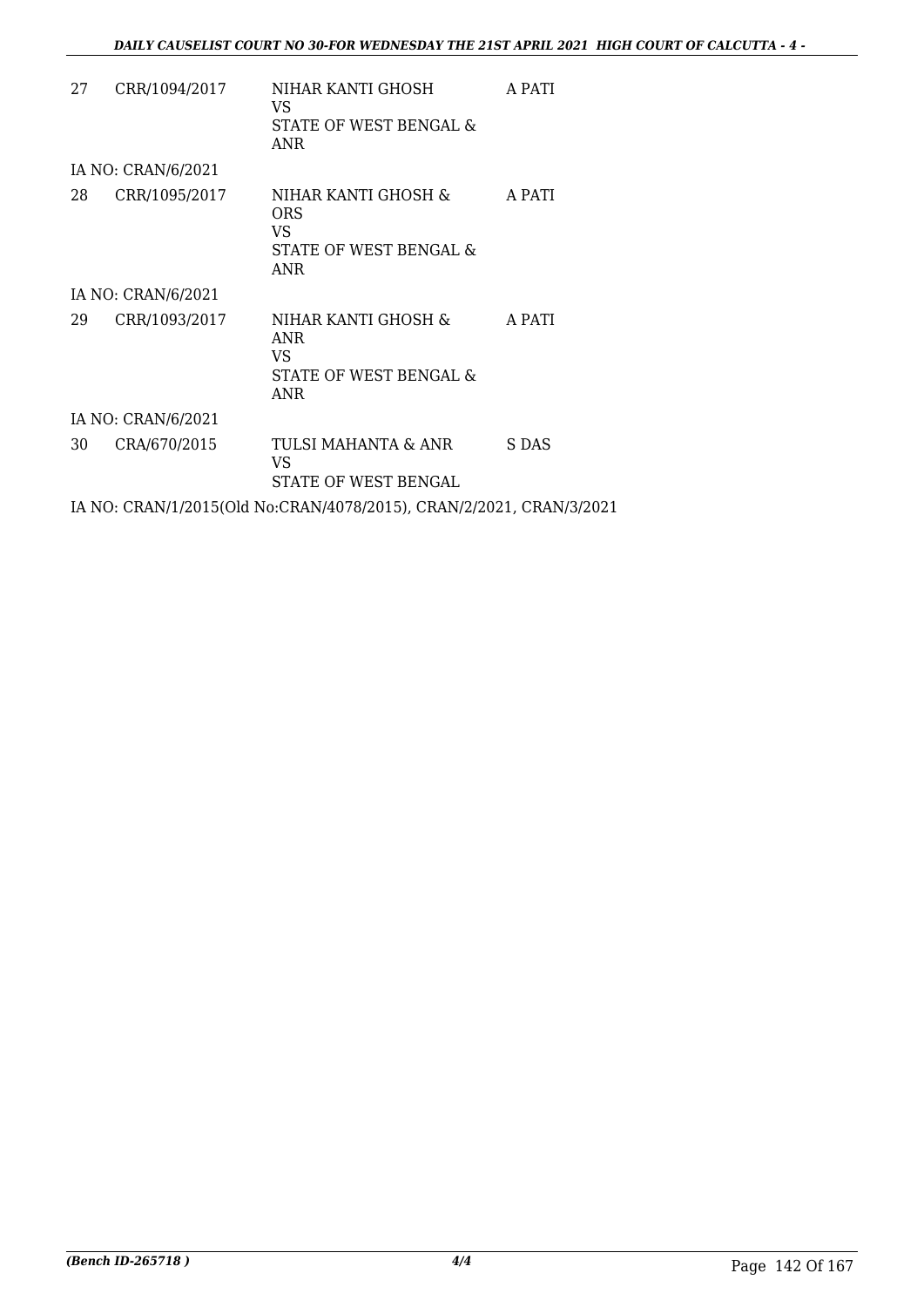| | | | |
|---|---|---|---|
| 27 | CRR/1094/2017 | NIHAR KANTI GHOSH<br>VS<br>STATE OF WEST BENGAL & ANR | A PATI |
| IA NO: CRAN/6/2021 | | | |
| 28 | CRR/1095/2017 | NIHAR KANTI GHOSH & ORS<br>VS<br>STATE OF WEST BENGAL & ANR | A PATI |
| IA NO: CRAN/6/2021 | | | |
| 29 | CRR/1093/2017 | NIHAR KANTI GHOSH & ANR<br>VS<br>STATE OF WEST BENGAL & ANR | A PATI |
| IA NO: CRAN/6/2021 | | | |
| 30 | CRA/670/2015 | TULSI MAHANTA & ANR<br>VS<br>STATE OF WEST BENGAL | S DAS |

IA NO: CRAN/1/2015(Old No:CRAN/4078/2015), CRAN/2/2021, CRAN/3/2021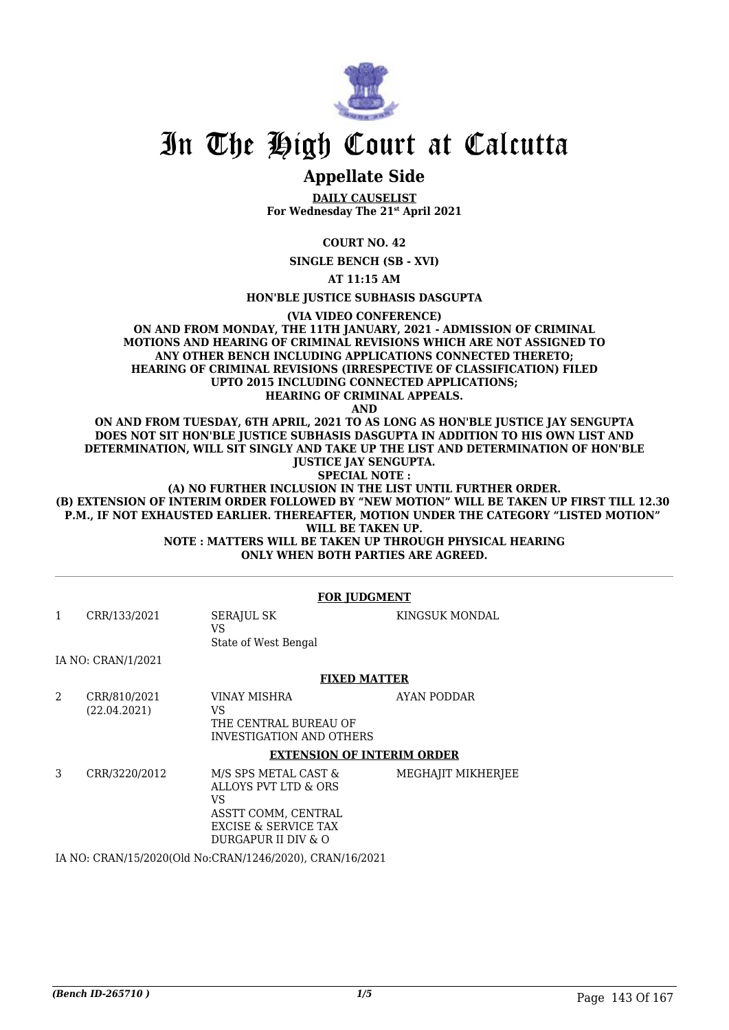# In The High Court at Calcutta

## Appellate Side

**DAILY CAUSELIST**
**For Wednesday The 21st April 2021**

**COURT NO. 42**

**SINGLE BENCH (SB - XVI)**

**AT 11:15 AM**

**HON'BLE JUSTICE SUBHASIS DASGUPTA**

**(VIA VIDEO CONFERENCE)**

**ON AND FROM MONDAY, THE 11TH JANUARY, 2021 - ADMISSION OF CRIMINAL MOTIONS AND HEARING OF CRIMINAL REVISIONS WHICH ARE NOT ASSIGNED TO ANY OTHER BENCH INCLUDING APPLICATIONS CONNECTED THERETO; HEARING OF CRIMINAL REVISIONS (IRRESPECTIVE OF CLASSIFICATION) FILED UPTO 2015 INCLUDING CONNECTED APPLICATIONS; HEARING OF CRIMINAL APPEALS.**

**AND**

**ON AND FROM TUESDAY, 6TH APRIL, 2021 TO AS LONG AS HON'BLE JUSTICE JAY SENGUPTA DOES NOT SIT HON'BLE JUSTICE SUBHASIS DASGUPTA IN ADDITION TO HIS OWN LIST AND DETERMINATION, WILL SIT SINGLY AND TAKE UP THE LIST AND DETERMINATION OF HON'BLE JUSTICE JAY SENGUPTA.**

**SPECIAL NOTE :**

**(A) NO FURTHER INCLUSION IN THE LIST UNTIL FURTHER ORDER.**

**(B) EXTENSION OF INTERIM ORDER FOLLOWED BY "NEW MOTION" WILL BE TAKEN UP FIRST TILL 12.30 P.M., IF NOT EXHAUSTED EARLIER. THEREAFTER, MOTION UNDER THE CATEGORY "LISTED MOTION" WILL BE TAKEN UP.**

**NOTE : MATTERS WILL BE TAKEN UP THROUGH PHYSICAL HEARING ONLY WHEN BOTH PARTIES ARE AGREED.**

**FOR JUDGMENT**

| | | | |
|---|---|---|---|
| 1 | CRR/133/2021 | SERAJUL SK<br>VS<br>State of West Bengal | KINGSUK MONDAL |

IA NO: CRAN/1/2021

**FIXED MATTER**

| | | | |
|---|---|---|---|
| 2 | CRR/810/2021<br>(22.04.2021) | VINAY MISHRA<br>VS<br>THE CENTRAL BUREAU OF INVESTIGATION AND OTHERS | AYAN PODDAR |

**EXTENSION OF INTERIM ORDER**

| | | | |
|---|---|---|---|
| 3 | CRR/3220/2012 | M/S SPS METAL CAST & ALLOYS PVT LTD & ORS<br>VS<br>ASSTT COMM, CENTRAL EXCISE & SERVICE TAX DURGAPUR II DIV & O | MEGHAJIT MIKHERJEE |

IA NO: CRAN/15/2020(Old No:CRAN/1246/2020), CRAN/16/2021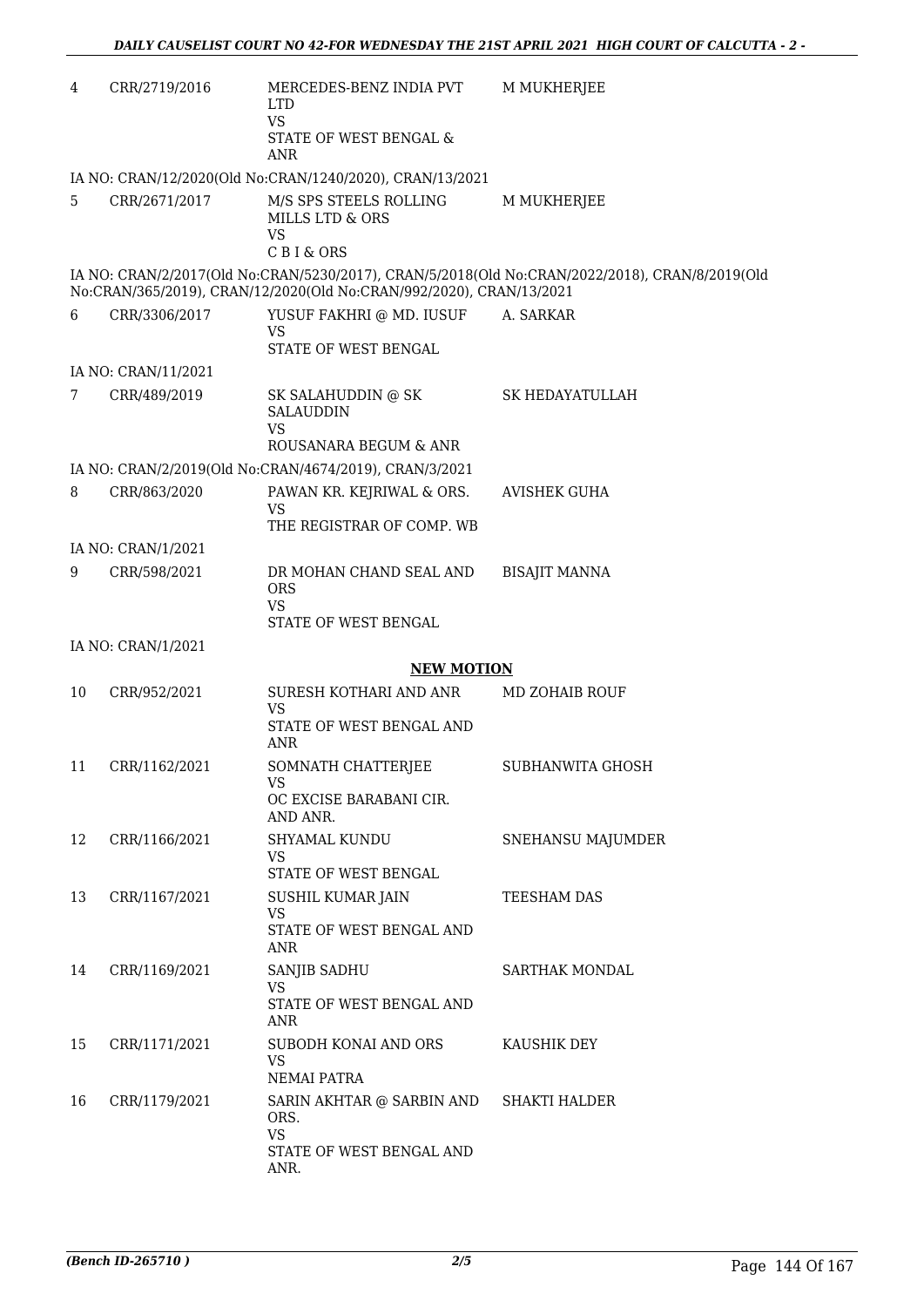| | | | |
|---|---|---|---|
| 4 | CRR/2719/2016 | MERCEDES-BENZ INDIA PVT LTD<br>VS<br>STATE OF WEST BENGAL & ANR | M MUKHERJEE |

IA NO: CRAN/12/2020(Old No:CRAN/1240/2020), CRAN/13/2021

| | | | |
|---|---|---|---|
| 5 | CRR/2671/2017 | M/S SPS STEELS ROLLING MILLS LTD & ORS<br>VS<br>C B I & ORS | M MUKHERJEE |

IA NO: CRAN/2/2017(Old No:CRAN/5230/2017), CRAN/5/2018(Old No:CRAN/2022/2018), CRAN/8/2019(Old No:CRAN/365/2019), CRAN/12/2020(Old No:CRAN/992/2020), CRAN/13/2021

| | | | |
|---|---|---|---|
| 6 | CRR/3306/2017 | YUSUF FAKHRI @ MD. IUSUF<br>VS<br>STATE OF WEST BENGAL | A. SARKAR |

IA NO: CRAN/11/2021

| | | | |
|---|---|---|---|
| 7 | CRR/489/2019 | SK SALAHUDDIN @ SK SALAUDDIN<br>VS<br>ROUSANARA BEGUM & ANR | SK HEDAYATULLAH |

IA NO: CRAN/2/2019(Old No:CRAN/4674/2019), CRAN/3/2021

| | | | |
|---|---|---|---|
| 8 | CRR/863/2020 | PAWAN KR. KEJRIWAL & ORS.<br>VS<br>THE REGISTRAR OF COMP. WB | AVISHEK GUHA |

IA NO: CRAN/1/2021

| | | | |
|---|---|---|---|
| 9 | CRR/598/2021 | DR MOHAN CHAND SEAL AND ORS<br>VS<br>STATE OF WEST BENGAL | BISAJIT MANNA |

IA NO: CRAN/1/2021

**NEW MOTION**

| | | | |
|---|---|---|---|
| 10 | CRR/952/2021 | SURESH KOTHARI AND ANR<br>VS<br>STATE OF WEST BENGAL AND ANR | MD ZOHAIB ROUF |
| 11 | CRR/1162/2021 | SOMNATH CHATTERJEE<br>VS<br>OC EXCISE BARABANI CIR. AND ANR. | SUBHANWITA GHOSH |
| 12 | CRR/1166/2021 | SHYAMAL KUNDU<br>VS<br>STATE OF WEST BENGAL | SNEHANSU MAJUMDER |
| 13 | CRR/1167/2021 | SUSHIL KUMAR JAIN<br>VS<br>STATE OF WEST BENGAL AND ANR | TEESHAM DAS |
| 14 | CRR/1169/2021 | SANJIB SADHU<br>VS<br>STATE OF WEST BENGAL AND ANR | SARTHAK MONDAL |
| 15 | CRR/1171/2021 | SUBODH KONAI AND ORS<br>VS<br>NEMAI PATRA | KAUSHIK DEY |
| 16 | CRR/1179/2021 | SARIN AKHTAR @ SARBIN AND ORS.<br>VS<br>STATE OF WEST BENGAL AND ANR. | SHAKTI HALDER |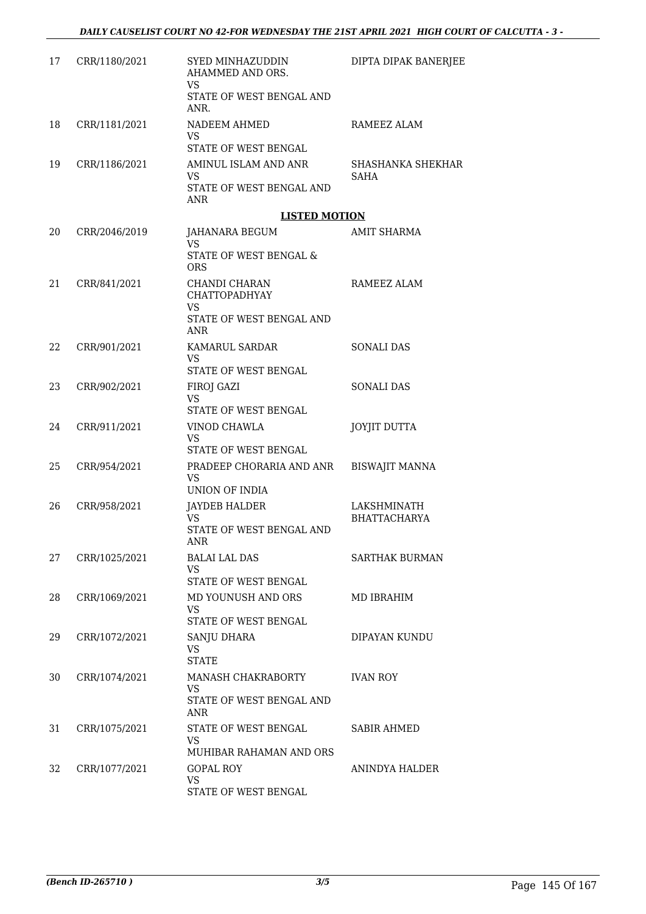| | | | |
|---|---|---|---|
| 17 | CRR/1180/2021 | SYED MINHAZUDDIN AHAMMED AND ORS.<br>VS<br>STATE OF WEST BENGAL AND ANR. | DIPTA DIPAK BANERJEE |
| 18 | CRR/1181/2021 | NADEEM AHMED<br>VS<br>STATE OF WEST BENGAL | RAMEEZ ALAM |
| 19 | CRR/1186/2021 | AMINUL ISLAM AND ANR<br>VS<br>STATE OF WEST BENGAL AND ANR | SHASHANKA SHEKHAR SAHA |

**LISTED MOTION**

| | | | |
|---|---|---|---|
| 20 | CRR/2046/2019 | JAHANARA BEGUM<br>VS<br>STATE OF WEST BENGAL & ORS | AMIT SHARMA |
| 21 | CRR/841/2021 | CHANDI CHARAN CHATTOPADHYAY<br>VS<br>STATE OF WEST BENGAL AND ANR | RAMEEZ ALAM |
| 22 | CRR/901/2021 | KAMARUL SARDAR<br>VS<br>STATE OF WEST BENGAL | SONALI DAS |
| 23 | CRR/902/2021 | FIROJ GAZI<br>VS<br>STATE OF WEST BENGAL | SONALI DAS |
| 24 | CRR/911/2021 | VINOD CHAWLA<br>VS<br>STATE OF WEST BENGAL | JOYJIT DUTTA |
| 25 | CRR/954/2021 | PRADEEP CHORARIA AND ANR<br>VS<br>UNION OF INDIA | BISWAJIT MANNA |
| 26 | CRR/958/2021 | JAYDEB HALDER<br>VS<br>STATE OF WEST BENGAL AND ANR | LAKSHMINATH BHATTACHARYA |
| 27 | CRR/1025/2021 | BALAI LAL DAS<br>VS<br>STATE OF WEST BENGAL | SARTHAK BURMAN |
| 28 | CRR/1069/2021 | MD YOUNUSH AND ORS<br>VS<br>STATE OF WEST BENGAL | MD IBRAHIM |
| 29 | CRR/1072/2021 | SANJU DHARA<br>VS<br>STATE | DIPAYAN KUNDU |
| 30 | CRR/1074/2021 | MANASH CHAKRABORTY<br>VS<br>STATE OF WEST BENGAL AND ANR | IVAN ROY |
| 31 | CRR/1075/2021 | STATE OF WEST BENGAL<br>VS<br>MUHIBAR RAHAMAN AND ORS | SABIR AHMED |
| 32 | CRR/1077/2021 | GOPAL ROY<br>VS<br>STATE OF WEST BENGAL | ANINDYA HALDER |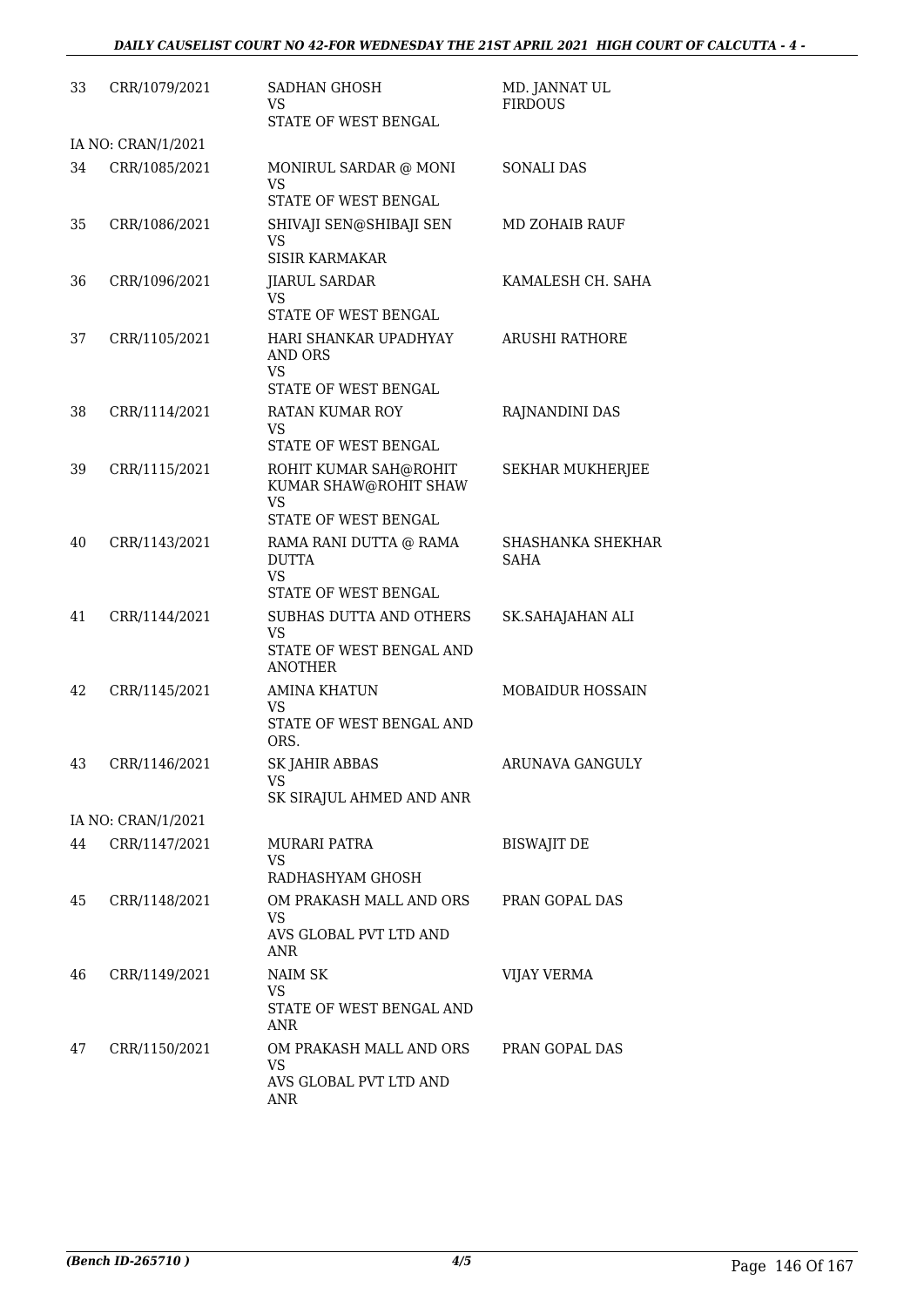| | | | |
|---|---|---|---|
| 33 | CRR/1079/2021 | SADHAN GHOSH<br>VS<br>STATE OF WEST BENGAL | MD. JANNAT UL FIRDOUS |
| | IA NO: CRAN/1/2021 | | |
| 34 | CRR/1085/2021 | MONIRUL SARDAR @ MONI<br>VS<br>STATE OF WEST BENGAL | SONALI DAS |
| 35 | CRR/1086/2021 | SHIVAJI SEN@SHIBAJI SEN<br>VS<br>SISIR KARMAKAR | MD ZOHAIB RAUF |
| 36 | CRR/1096/2021 | JIARUL SARDAR<br>VS<br>STATE OF WEST BENGAL | KAMALESH CH. SAHA |
| 37 | CRR/1105/2021 | HARI SHANKAR UPADHYAY AND ORS<br>VS<br>STATE OF WEST BENGAL | ARUSHI RATHORE |
| 38 | CRR/1114/2021 | RATAN KUMAR ROY<br>VS<br>STATE OF WEST BENGAL | RAJNANDINI DAS |
| 39 | CRR/1115/2021 | ROHIT KUMAR SAH@ROHIT KUMAR SHAW@ROHIT SHAW<br>VS<br>STATE OF WEST BENGAL | SEKHAR MUKHERJEE |
| 40 | CRR/1143/2021 | RAMA RANI DUTTA @ RAMA DUTTA<br>VS<br>STATE OF WEST BENGAL | SHASHANKA SHEKHAR SAHA |
| 41 | CRR/1144/2021 | SUBHAS DUTTA AND OTHERS<br>VS<br>STATE OF WEST BENGAL AND ANOTHER | SK.SAHAJAHAN ALI |
| 42 | CRR/1145/2021 | AMINA KHATUN<br>VS<br>STATE OF WEST BENGAL AND ORS. | MOBAIDUR HOSSAIN |
| 43 | CRR/1146/2021 | SK JAHIR ABBAS<br>VS<br>SK SIRAJUL AHMED AND ANR | ARUNAVA GANGULY |
| | IA NO: CRAN/1/2021 | | |
| 44 | CRR/1147/2021 | MURARI PATRA<br>VS<br>RADHASHYAM GHOSH | BISWAJIT DE |
| 45 | CRR/1148/2021 | OM PRAKASH MALL AND ORS<br>VS<br>AVS GLOBAL PVT LTD AND ANR | PRAN GOPAL DAS |
| 46 | CRR/1149/2021 | NAIM SK<br>VS<br>STATE OF WEST BENGAL AND ANR | VIJAY VERMA |
| 47 | CRR/1150/2021 | OM PRAKASH MALL AND ORS<br>VS<br>AVS GLOBAL PVT LTD AND ANR | PRAN GOPAL DAS |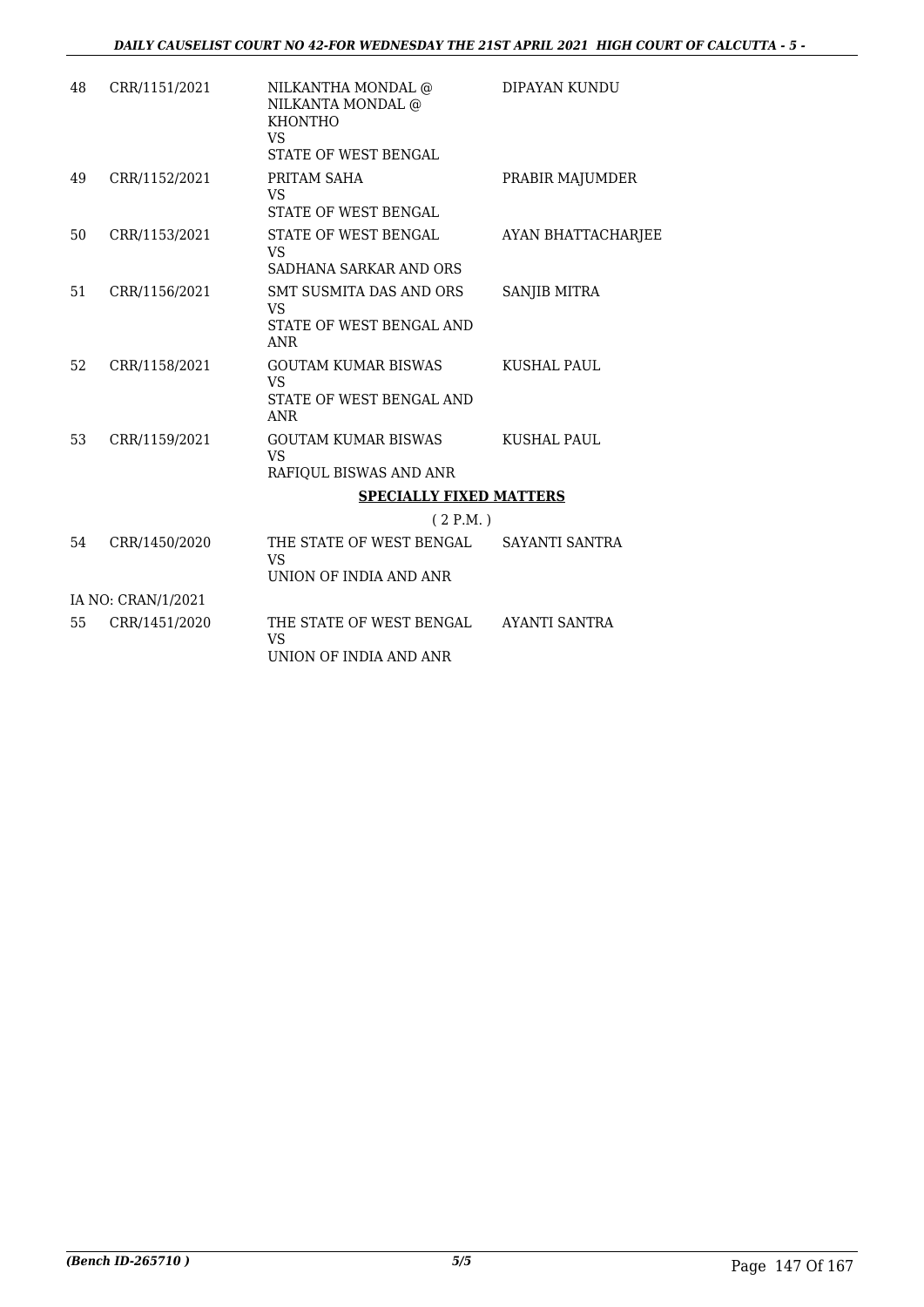| | | | |
|---|---|---|---|
| 48 | CRR/1151/2021 | NILKANTHA MONDAL @ NILKANTA MONDAL @ KHONTHO<br>VS<br>STATE OF WEST BENGAL | DIPAYAN KUNDU |
| 49 | CRR/1152/2021 | PRITAM SAHA<br>VS<br>STATE OF WEST BENGAL | PRABIR MAJUMDER |
| 50 | CRR/1153/2021 | STATE OF WEST BENGAL<br>VS<br>SADHANA SARKAR AND ORS | AYAN BHATTACHARJEE |
| 51 | CRR/1156/2021 | SMT SUSMITA DAS AND ORS<br>VS<br>STATE OF WEST BENGAL AND ANR | SANJIB MITRA |
| 52 | CRR/1158/2021 | GOUTAM KUMAR BISWAS<br>VS<br>STATE OF WEST BENGAL AND ANR | KUSHAL PAUL |
| 53 | CRR/1159/2021 | GOUTAM KUMAR BISWAS<br>VS<br>RAFIQUL BISWAS AND ANR | KUSHAL PAUL |

**SPECIALLY FIXED MATTERS**

( 2 P.M. )

| | | | |
|---|---|---|---|
| 54 | CRR/1450/2020 | THE STATE OF WEST BENGAL<br>VS<br>UNION OF INDIA AND ANR | SAYANTI SANTRA |
| | IA NO: CRAN/1/2021 | | |
| 55 | CRR/1451/2020 | THE STATE OF WEST BENGAL<br>VS<br>UNION OF INDIA AND ANR | AYANTI SANTRA |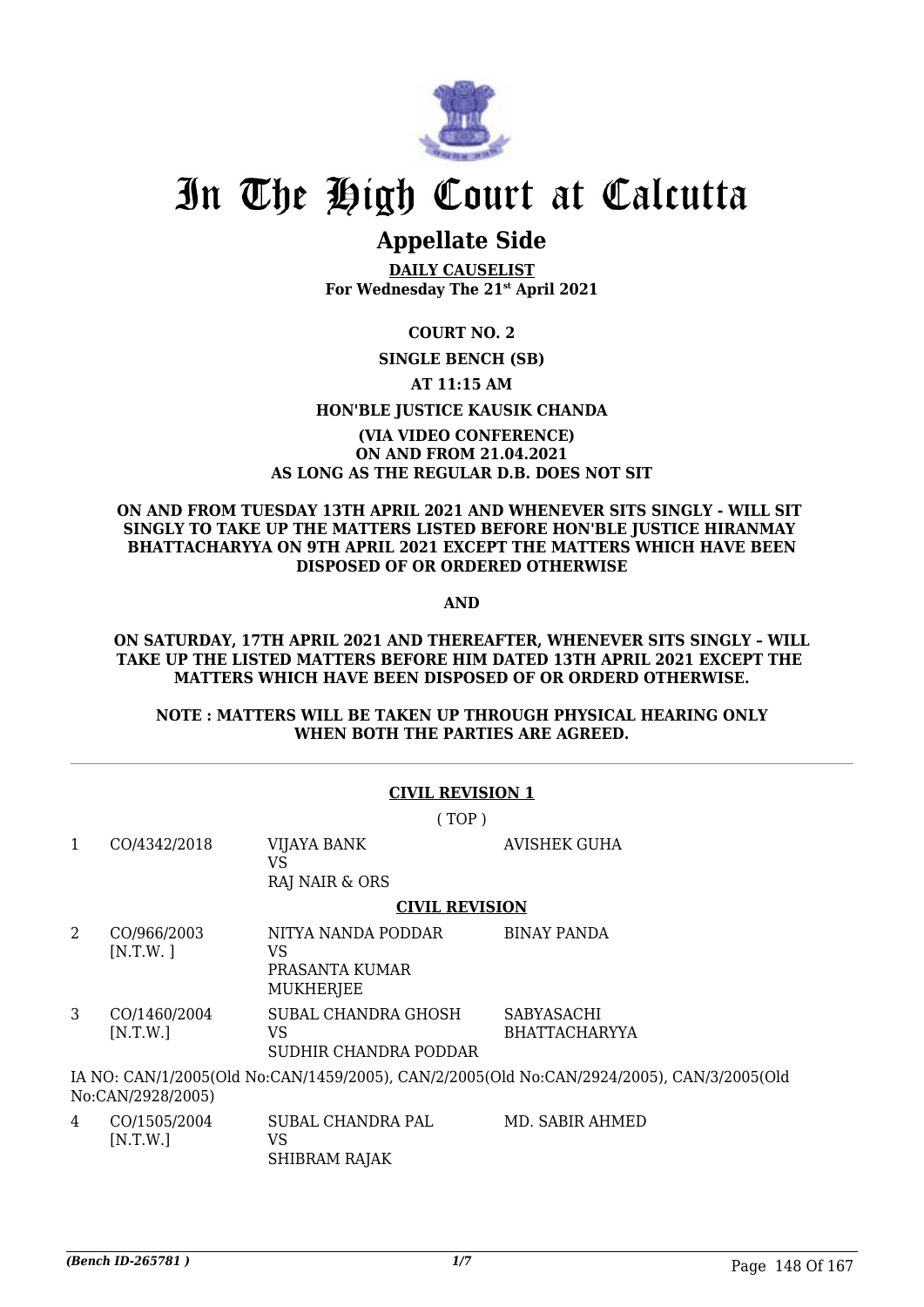# In The High Court at Calcutta

## Appellate Side

**DAILY CAUSELIST**
**For Wednesday The 21st April 2021**

**COURT NO. 2**

**SINGLE BENCH (SB)**

**AT 11:15 AM**

**HON'BLE JUSTICE KAUSIK CHANDA**

**(VIA VIDEO CONFERENCE)**
**ON AND FROM 21.04.2021**
**AS LONG AS THE REGULAR D.B. DOES NOT SIT**

**ON AND FROM TUESDAY 13TH APRIL 2021 AND WHENEVER SITS SINGLY - WILL SIT SINGLY TO TAKE UP THE MATTERS LISTED BEFORE HON'BLE JUSTICE HIRANMAY BHATTACHARYYA ON 9TH APRIL 2021 EXCEPT THE MATTERS WHICH HAVE BEEN DISPOSED OF OR ORDERED OTHERWISE**

**AND**

**ON SATURDAY, 17TH APRIL 2021 AND THEREAFTER, WHENEVER SITS SINGLY – WILL TAKE UP THE LISTED MATTERS BEFORE HIM DATED 13TH APRIL 2021 EXCEPT THE MATTERS WHICH HAVE BEEN DISPOSED OF OR ORDERD OTHERWISE.**

**NOTE : MATTERS WILL BE TAKEN UP THROUGH PHYSICAL HEARING ONLY WHEN BOTH THE PARTIES ARE AGREED.**

**CIVIL REVISION 1**

( TOP )

| | | | |
|---|---|---|---|
| 1 | CO/4342/2018 | VIJAYA BANK<br>VS<br>RAJ NAIR & ORS | AVISHEK GUHA |

**CIVIL REVISION**

| | | | |
|---|---|---|---|
| 2 | CO/966/2003<br>[N.T.W. ] | NITYA NANDA PODDAR<br>VS<br>PRASANTA KUMAR MUKHERJEE | BINAY PANDA |
| 3 | CO/1460/2004<br>[N.T.W.] | SUBAL CHANDRA GHOSH<br>VS<br>SUDHIR CHANDRA PODDAR | SABYASACHI BHATTACHARYYA |

IA NO: CAN/1/2005(Old No:CAN/1459/2005), CAN/2/2005(Old No:CAN/2924/2005), CAN/3/2005(Old No:CAN/2928/2005)

| | | | |
|---|---|---|---|
| 4 | CO/1505/2004<br>[N.T.W.] | SUBAL CHANDRA PAL<br>VS<br>SHIBRAM RAJAK | MD. SABIR AHMED |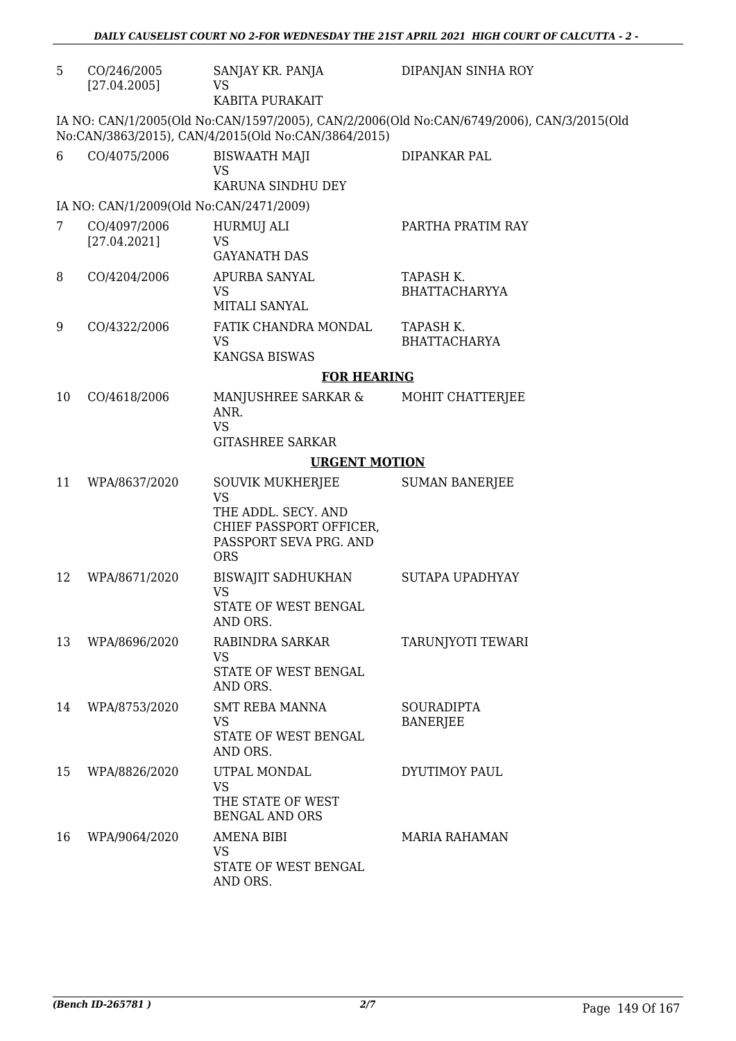| 5 | CO/246/2005 [27.04.2005] | SANJAY KR. PANJA VS KABITA PURAKAIT | DIPANJAN SINHA ROY |
|---|---|---|---|

IA NO: CAN/1/2005(Old No:CAN/1597/2005), CAN/2/2006(Old No:CAN/6749/2006), CAN/3/2015(Old No:CAN/3863/2015), CAN/4/2015(Old No:CAN/3864/2015)

| 6 | CO/4075/2006 | BISWAATH MAJI VS KARUNA SINDHU DEY | DIPANKAR PAL |
|---|---|---|---|

IA NO: CAN/1/2009(Old No:CAN/2471/2009)

| 7 | CO/4097/2006 [27.04.2021] | HURMUJ ALI VS GAYANATH DAS | PARTHA PRATIM RAY |
|---|---|---|---|
| 8 | CO/4204/2006 | APURBA SANYAL VS MITALI SANYAL | TAPASH K. BHATTACHARYYA |
| 9 | CO/4322/2006 | FATIK CHANDRA MONDAL VS KANGSA BISWAS | TAPASH K. BHATTACHARYA |

**FOR HEARING**

| 10 | CO/4618/2006 | MANJUSHREE SARKAR & ANR. VS GITASHREE SARKAR | MOHIT CHATTERJEE |
|---|---|---|---|

**URGENT MOTION**

| 11 | WPA/8637/2020 | SOUVIK MUKHERJEE VS THE ADDL. SECY. AND CHIEF PASSPORT OFFICER, PASSPORT SEVA PRG. AND ORS | SUMAN BANERJEE |
|---|---|---|---|
| 12 | WPA/8671/2020 | BISWAJIT SADHUKHAN VS STATE OF WEST BENGAL AND ORS. | SUTAPA UPADHYAY |
| 13 | WPA/8696/2020 | RABINDRA SARKAR VS STATE OF WEST BENGAL AND ORS. | TARUNJYOTI TEWARI |
| 14 | WPA/8753/2020 | SMT REBA MANNA VS STATE OF WEST BENGAL AND ORS. | SOURADIPTA BANERJEE |
| 15 | WPA/8826/2020 | UTPAL MONDAL VS THE STATE OF WEST BENGAL AND ORS | DYUTIMOY PAUL |
| 16 | WPA/9064/2020 | AMENA BIBI VS STATE OF WEST BENGAL AND ORS. | MARIA RAHAMAN |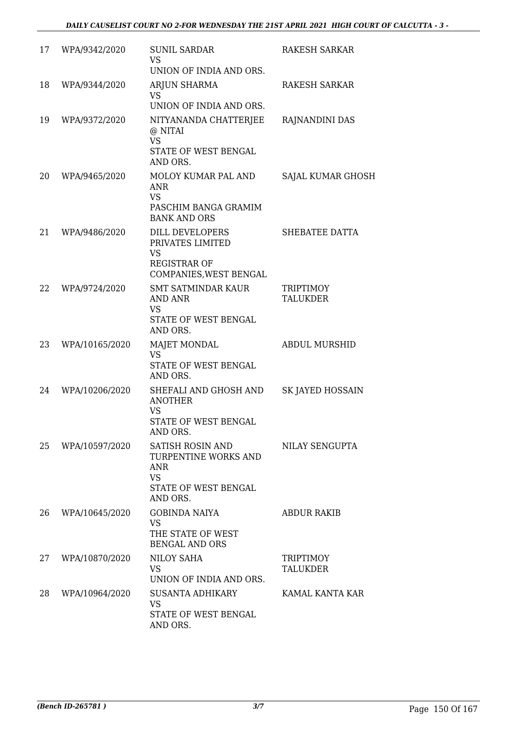| 17 | WPA/9342/2020 | SUNIL SARDAR<br>VS<br>UNION OF INDIA AND ORS. | RAKESH SARKAR |
|---|---|---|---|
| 18 | WPA/9344/2020 | ARJUN SHARMA<br>VS<br>UNION OF INDIA AND ORS. | RAKESH SARKAR |
| 19 | WPA/9372/2020 | NITYANANDA CHATTERJEE @ NITAI<br>VS<br>STATE OF WEST BENGAL AND ORS. | RAJNANDINI DAS |
| 20 | WPA/9465/2020 | MOLOY KUMAR PAL AND ANR<br>VS<br>PASCHIM BANGA GRAMIM BANK AND ORS | SAJAL KUMAR GHOSH |
| 21 | WPA/9486/2020 | DILL DEVELOPERS PRIVATES LIMITED<br>VS<br>REGISTRAR OF COMPANIES,WEST BENGAL | SHEBATEE DATTA |
| 22 | WPA/9724/2020 | SMT SATMINDAR KAUR AND ANR<br>VS<br>STATE OF WEST BENGAL AND ORS. | TRIPTIMOY TALUKDER |
| 23 | WPA/10165/2020 | MAJET MONDAL<br>VS<br>STATE OF WEST BENGAL AND ORS. | ABDUL MURSHID |
| 24 | WPA/10206/2020 | SHEFALI AND GHOSH AND ANOTHER<br>VS<br>STATE OF WEST BENGAL AND ORS. | SK JAYED HOSSAIN |
| 25 | WPA/10597/2020 | SATISH ROSIN AND TURPENTINE WORKS AND ANR<br>VS<br>STATE OF WEST BENGAL AND ORS. | NILAY SENGUPTA |
| 26 | WPA/10645/2020 | GOBINDA NAIYA<br>VS<br>THE STATE OF WEST BENGAL AND ORS | ABDUR RAKIB |
| 27 | WPA/10870/2020 | NILOY SAHA<br>VS<br>UNION OF INDIA AND ORS. | TRIPTIMOY TALUKDER |
| 28 | WPA/10964/2020 | SUSANTA ADHIKARY<br>VS<br>STATE OF WEST BENGAL AND ORS. | KAMAL KANTA KAR |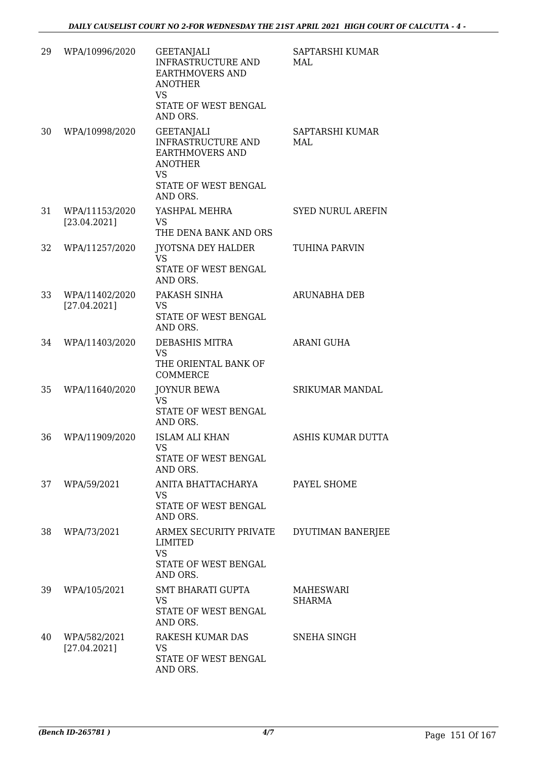| 29 | WPA/10996/2020 | GEETANJALI INFRASTRUCTURE AND EARTHMOVERS AND ANOTHER VS STATE OF WEST BENGAL AND ORS. | SAPTARSHI KUMAR MAL |
|---|---|---|---|
| 30 | WPA/10998/2020 | GEETANJALI INFRASTRUCTURE AND EARTHMOVERS AND ANOTHER VS STATE OF WEST BENGAL AND ORS. | SAPTARSHI KUMAR MAL |
| 31 | WPA/11153/2020 [23.04.2021] | YASHPAL MEHRA VS THE DENA BANK AND ORS | SYED NURUL AREFIN |
| 32 | WPA/11257/2020 | JYOTSNA DEY HALDER VS STATE OF WEST BENGAL AND ORS. | TUHINA PARVIN |
| 33 | WPA/11402/2020 [27.04.2021] | PAKASH SINHA VS STATE OF WEST BENGAL AND ORS. | ARUNABHA DEB |
| 34 | WPA/11403/2020 | DEBASHIS MITRA VS THE ORIENTAL BANK OF COMMERCE | ARANI GUHA |
| 35 | WPA/11640/2020 | JOYNUR BEWA VS STATE OF WEST BENGAL AND ORS. | SRIKUMAR MANDAL |
| 36 | WPA/11909/2020 | ISLAM ALI KHAN VS STATE OF WEST BENGAL AND ORS. | ASHIS KUMAR DUTTA |
| 37 | WPA/59/2021 | ANITA BHATTACHARYA VS STATE OF WEST BENGAL AND ORS. | PAYEL SHOME |
| 38 | WPA/73/2021 | ARMEX SECURITY PRIVATE LIMITED VS STATE OF WEST BENGAL AND ORS. | DYUTIMAN BANERJEE |
| 39 | WPA/105/2021 | SMT BHARATI GUPTA VS STATE OF WEST BENGAL AND ORS. | MAHESWARI SHARMA |
| 40 | WPA/582/2021 [27.04.2021] | RAKESH KUMAR DAS VS STATE OF WEST BENGAL AND ORS. | SNEHA SINGH |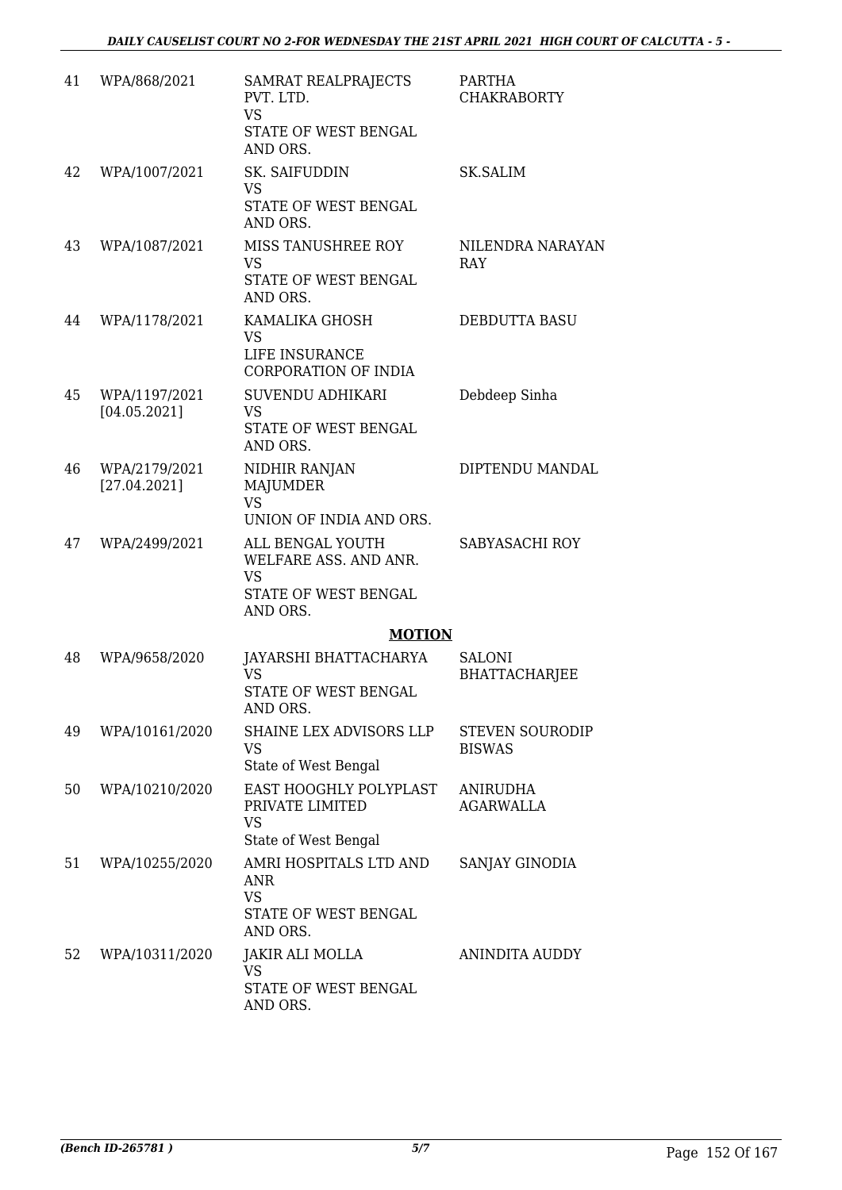| | | | |
|---|---|---|---|
| 41 | WPA/868/2021 | SAMRAT REALPRAJECTS PVT. LTD.<br>VS<br>STATE OF WEST BENGAL AND ORS. | PARTHA CHAKRABORTY |
| 42 | WPA/1007/2021 | SK. SAIFUDDIN<br>VS<br>STATE OF WEST BENGAL AND ORS. | SK.SALIM |
| 43 | WPA/1087/2021 | MISS TANUSHREE ROY<br>VS<br>STATE OF WEST BENGAL AND ORS. | NILENDRA NARAYAN RAY |
| 44 | WPA/1178/2021 | KAMALIKA GHOSH<br>VS<br>LIFE INSURANCE CORPORATION OF INDIA | DEBDUTTA BASU |
| 45 | WPA/1197/2021<br>[04.05.2021] | SUVENDU ADHIKARI<br>VS<br>STATE OF WEST BENGAL AND ORS. | Debdeep Sinha |
| 46 | WPA/2179/2021<br>[27.04.2021] | NIDHIR RANJAN MAJUMDER<br>VS<br>UNION OF INDIA AND ORS. | DIPTENDU MANDAL |
| 47 | WPA/2499/2021 | ALL BENGAL YOUTH WELFARE ASS. AND ANR.<br>VS<br>STATE OF WEST BENGAL AND ORS. | SABYASACHI ROY |

## MOTION

| | | | |
|---|---|---|---|
| 48 | WPA/9658/2020 | JAYARSHI BHATTACHARYA<br>VS<br>STATE OF WEST BENGAL AND ORS. | SALONI BHATTACHARJEE |
| 49 | WPA/10161/2020 | SHAINE LEX ADVISORS LLP<br>VS<br>State of West Bengal | STEVEN SOURODIP BISWAS |
| 50 | WPA/10210/2020 | EAST HOOGHLY POLYPLAST PRIVATE LIMITED<br>VS<br>State of West Bengal | ANIRUDHA AGARWALLA |
| 51 | WPA/10255/2020 | AMRI HOSPITALS LTD AND ANR<br>VS<br>STATE OF WEST BENGAL AND ORS. | SANJAY GINODIA |
| 52 | WPA/10311/2020 | JAKIR ALI MOLLA<br>VS<br>STATE OF WEST BENGAL AND ORS. | ANINDITA AUDDY |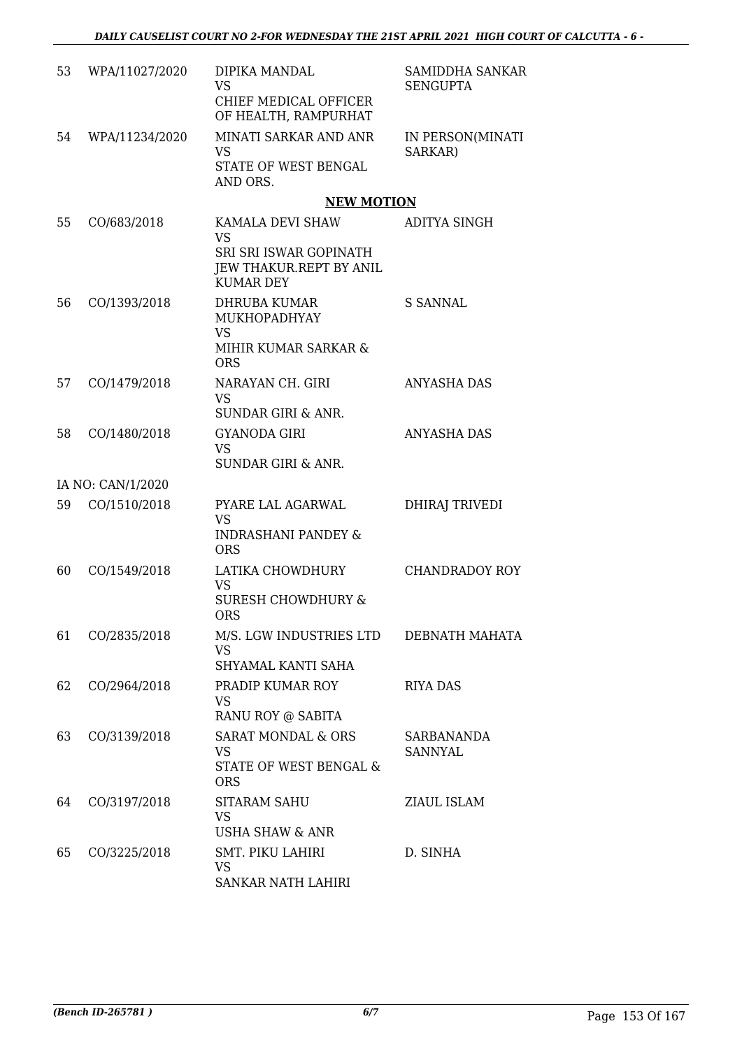| | | | |
|---|---|---|---|
| 53 | WPA/11027/2020 | DIPIKA MANDAL<br>VS<br>CHIEF MEDICAL OFFICER OF HEALTH, RAMPURHAT | SAMIDDHA SANKAR SENGUPTA |
| 54 | WPA/11234/2020 | MINATI SARKAR AND ANR<br>VS<br>STATE OF WEST BENGAL AND ORS. | IN PERSON(MINATI SARKAR) |

## NEW MOTION

| | | | |
|---|---|---|---|
| 55 | CO/683/2018 | KAMALA DEVI SHAW<br>VS<br>SRI SRI ISWAR GOPINATH JEW THAKUR.REPT BY ANIL KUMAR DEY | ADITYA SINGH |
| 56 | CO/1393/2018 | DHRUBA KUMAR MUKHOPADHYAY<br>VS<br>MIHIR KUMAR SARKAR & ORS | S SANNAL |
| 57 | CO/1479/2018 | NARAYAN CH. GIRI<br>VS<br>SUNDAR GIRI & ANR. | ANYASHA DAS |
| 58 | CO/1480/2018 | GYANODA GIRI<br>VS<br>SUNDAR GIRI & ANR. | ANYASHA DAS |
| | IA NO: CAN/1/2020 | | |
| 59 | CO/1510/2018 | PYARE LAL AGARWAL<br>VS<br>INDRASHANI PANDEY & ORS | DHIRAJ TRIVEDI |
| 60 | CO/1549/2018 | LATIKA CHOWDHURY<br>VS<br>SURESH CHOWDHURY & ORS | CHANDRADOY ROY |
| 61 | CO/2835/2018 | M/S. LGW INDUSTRIES LTD<br>VS<br>SHYAMAL KANTI SAHA | DEBNATH MAHATA |
| 62 | CO/2964/2018 | PRADIP KUMAR ROY<br>VS<br>RANU ROY @ SABITA | RIYA DAS |
| 63 | CO/3139/2018 | SARAT MONDAL & ORS<br>VS<br>STATE OF WEST BENGAL & ORS | SARBANANDA SANNYAL |
| 64 | CO/3197/2018 | SITARAM SAHU<br>VS<br>USHA SHAW & ANR | ZIAUL ISLAM |
| 65 | CO/3225/2018 | SMT. PIKU LAHIRI<br>VS<br>SANKAR NATH LAHIRI | D. SINHA |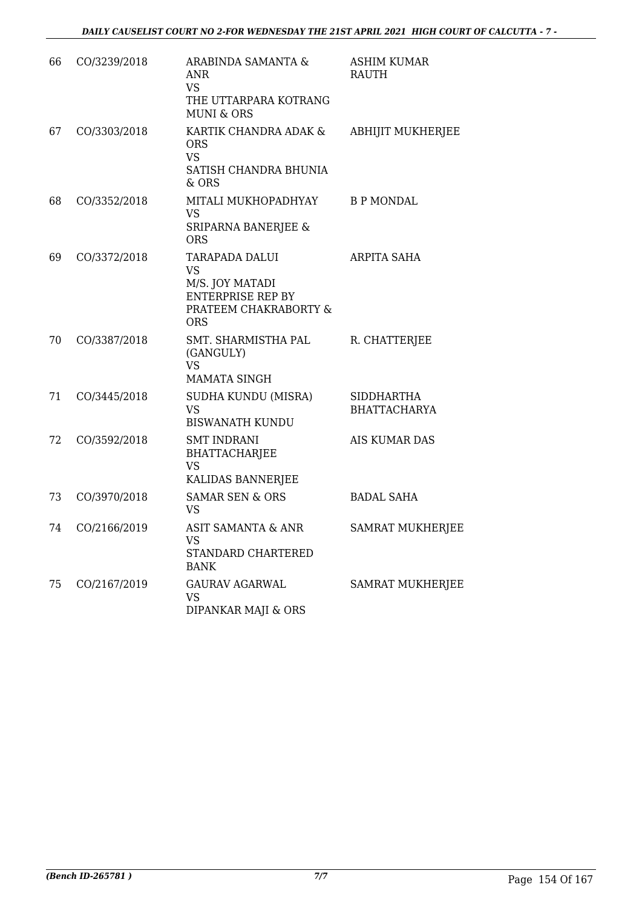| | | | |
|---|---|---|---|
| 66 | CO/3239/2018 | ARABINDA SAMANTA & ANR<br>VS<br>THE UTTARPARA KOTRANG MUNI & ORS | ASHIM KUMAR RAUTH |
| 67 | CO/3303/2018 | KARTIK CHANDRA ADAK & ORS<br>VS<br>SATISH CHANDRA BHUNIA & ORS | ABHIJIT MUKHERJEE |
| 68 | CO/3352/2018 | MITALI MUKHOPADHYAY<br>VS<br>SRIPARNA BANERJEE & ORS | B P MONDAL |
| 69 | CO/3372/2018 | TARAPADA DALUI<br>VS<br>M/S. JOY MATADI ENTERPRISE REP BY PRATEEM CHAKRABORTY & ORS | ARPITA SAHA |
| 70 | CO/3387/2018 | SMT. SHARMISTHA PAL (GANGULY)<br>VS<br>MAMATA SINGH | R. CHATTERJEE |
| 71 | CO/3445/2018 | SUDHA KUNDU (MISRA)<br>VS<br>BISWANATH KUNDU | SIDDHARTHA BHATTACHARYA |
| 72 | CO/3592/2018 | SMT INDRANI BHATTACHARJEE<br>VS<br>KALIDAS BANNERJEE | AIS KUMAR DAS |
| 73 | CO/3970/2018 | SAMAR SEN & ORS<br>VS | BADAL SAHA |
| 74 | CO/2166/2019 | ASIT SAMANTA & ANR<br>VS<br>STANDARD CHARTERED BANK | SAMRAT MUKHERJEE |
| 75 | CO/2167/2019 | GAURAV AGARWAL<br>VS<br>DIPANKAR MAJI & ORS | SAMRAT MUKHERJEE |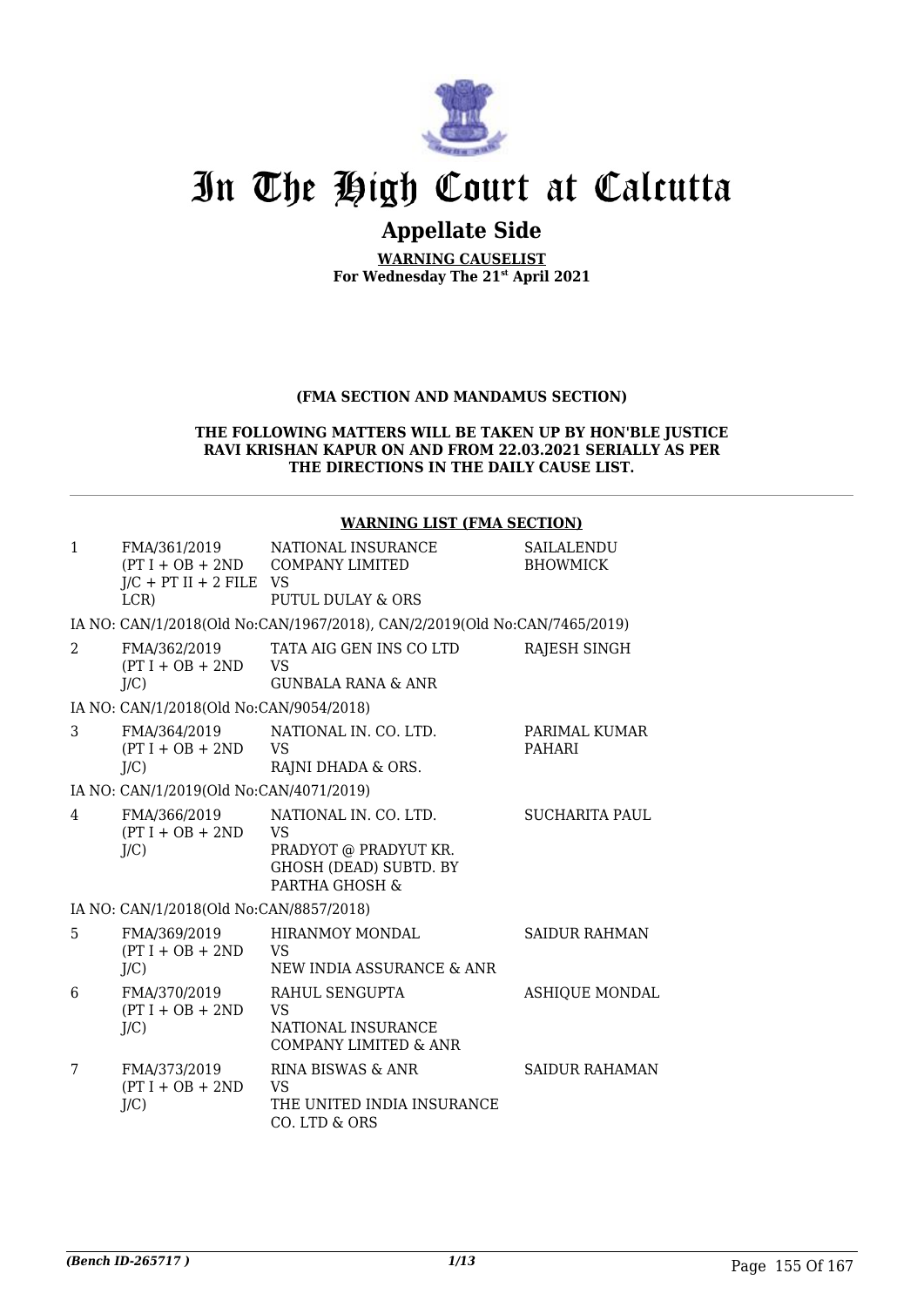# In The High Court at Calcutta

## Appellate Side

**WARNING CAUSELIST**
**For Wednesday The 21st April 2021**

**(FMA SECTION AND MANDAMUS SECTION)**

**THE FOLLOWING MATTERS WILL BE TAKEN UP BY HON'BLE JUSTICE RAVI KRISHAN KAPUR ON AND FROM 22.03.2021 SERIALLY AS PER THE DIRECTIONS IN THE DAILY CAUSE LIST.**

**WARNING LIST (FMA SECTION)**

| | | | |
|---|---|---|---|
| 1 | FMA/361/2019 (PT I + OB + 2ND J/C + PT II + 2 FILE LCR) | NATIONAL INSURANCE COMPANY LIMITED VS PUTUL DULAY & ORS | SAILALENDU BHOWMICK |
| | IA NO: CAN/1/2018(Old No:CAN/1967/2018), CAN/2/2019(Old No:CAN/7465/2019) | | |
| 2 | FMA/362/2019 (PT I + OB + 2ND J/C) | TATA AIG GEN INS CO LTD VS GUNBALA RANA & ANR | RAJESH SINGH |
| | IA NO: CAN/1/2018(Old No:CAN/9054/2018) | | |
| 3 | FMA/364/2019 (PT I + OB + 2ND J/C) | NATIONAL IN. CO. LTD. VS RAJNI DHADA & ORS. | PARIMAL KUMAR PAHARI |
| | IA NO: CAN/1/2019(Old No:CAN/4071/2019) | | |
| 4 | FMA/366/2019 (PT I + OB + 2ND J/C) | NATIONAL IN. CO. LTD. VS PRADYOT @ PRADYUT KR. GHOSH (DEAD) SUBTD. BY PARTHA GHOSH & | SUCHARITA PAUL |
| | IA NO: CAN/1/2018(Old No:CAN/8857/2018) | | |
| 5 | FMA/369/2019 (PT I + OB + 2ND J/C) | HIRANMOY MONDAL VS NEW INDIA ASSURANCE & ANR | SAIDUR RAHMAN |
| 6 | FMA/370/2019 (PT I + OB + 2ND J/C) | RAHUL SENGUPTA VS NATIONAL INSURANCE COMPANY LIMITED & ANR | ASHIQUE MONDAL |
| 7 | FMA/373/2019 (PT I + OB + 2ND J/C) | RINA BISWAS & ANR VS THE UNITED INDIA INSURANCE CO. LTD & ORS | SAIDUR RAHAMAN |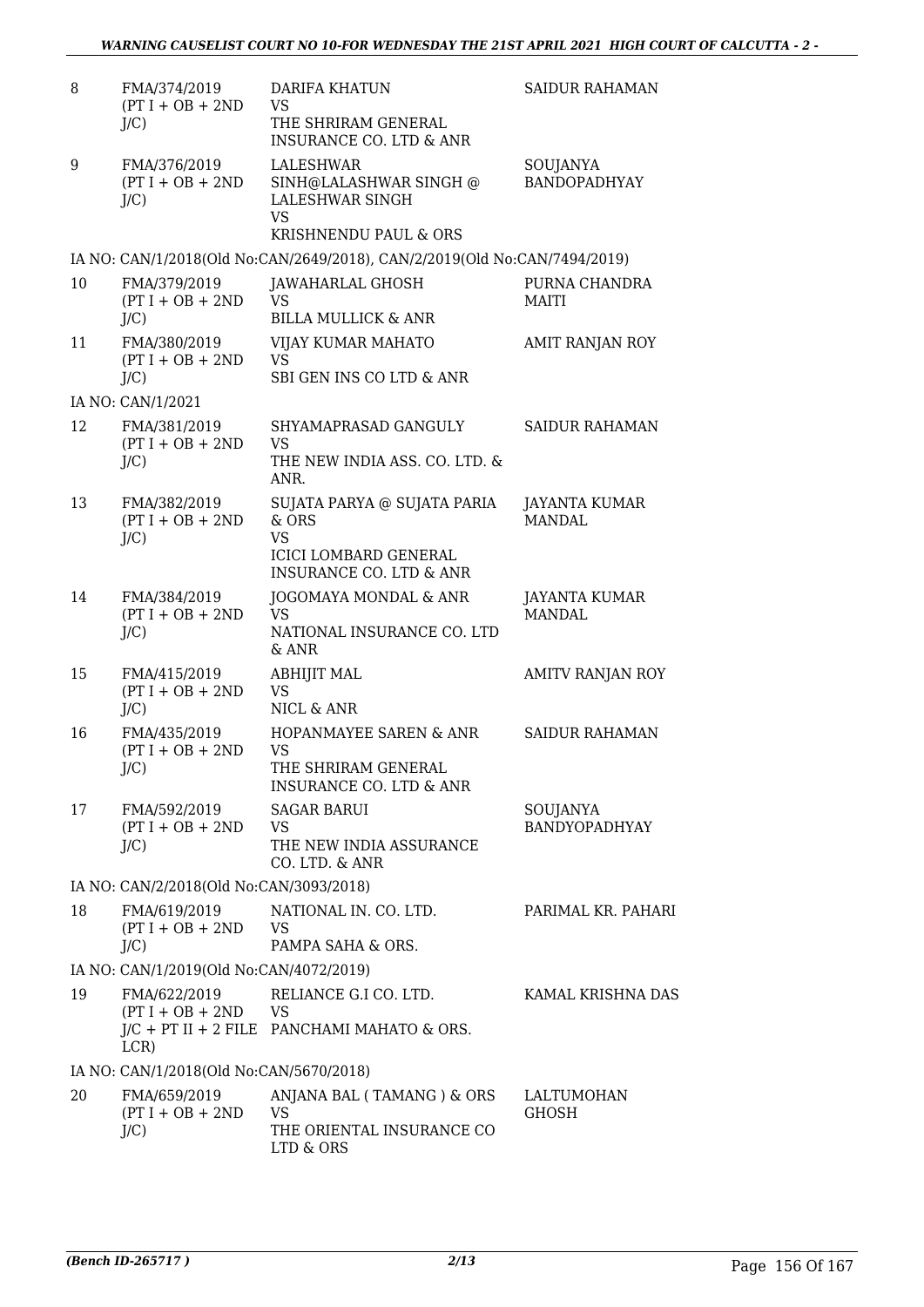| | | | |
|---|---|---|---|
| 8 | FMA/374/2019 (PT I + OB + 2ND J/C) | DARIFA KHATUN VS THE SHRIRAM GENERAL INSURANCE CO. LTD & ANR | SAIDUR RAHAMAN |
| 9 | FMA/376/2019 (PT I + OB + 2ND J/C) | LALESHWAR SINH@LALASHWAR SINGH @ LALESHWAR SINGH VS KRISHNENDU PAUL & ORS | SOUJANYA BANDOPADHYAY |
| | IA NO: CAN/1/2018(Old No:CAN/2649/2018), CAN/2/2019(Old No:CAN/7494/2019) | | |
| 10 | FMA/379/2019 (PT I + OB + 2ND J/C) | JAWAHARLAL GHOSH VS BILLA MULLICK & ANR | PURNA CHANDRA MAITI |
| 11 | FMA/380/2019 (PT I + OB + 2ND J/C) | VIJAY KUMAR MAHATO VS SBI GEN INS CO LTD & ANR | AMIT RANJAN ROY |
| | IA NO: CAN/1/2021 | | |
| 12 | FMA/381/2019 (PT I + OB + 2ND J/C) | SHYAMAPRASAD GANGULY VS THE NEW INDIA ASS. CO. LTD. & ANR. | SAIDUR RAHAMAN |
| 13 | FMA/382/2019 (PT I + OB + 2ND J/C) | SUJATA PARYA @ SUJATA PARIA & ORS VS ICICI LOMBARD GENERAL INSURANCE CO. LTD & ANR | JAYANTA KUMAR MANDAL |
| 14 | FMA/384/2019 (PT I + OB + 2ND J/C) | JOGOMAYA MONDAL & ANR VS NATIONAL INSURANCE CO. LTD & ANR | JAYANTA KUMAR MANDAL |
| 15 | FMA/415/2019 (PT I + OB + 2ND J/C) | ABHIJIT MAL VS NICL & ANR | AMITV RANJAN ROY |
| 16 | FMA/435/2019 (PT I + OB + 2ND J/C) | HOPANMAYEE SAREN & ANR VS THE SHRIRAM GENERAL INSURANCE CO. LTD & ANR | SAIDUR RAHAMAN |
| 17 | FMA/592/2019 (PT I + OB + 2ND J/C) | SAGAR BARUI VS THE NEW INDIA ASSURANCE CO. LTD. & ANR | SOUJANYA BANDYOPADHYAY |
| | IA NO: CAN/2/2018(Old No:CAN/3093/2018) | | |
| 18 | FMA/619/2019 (PT I + OB + 2ND J/C) | NATIONAL IN. CO. LTD. VS PAMPA SAHA & ORS. | PARIMAL KR. PAHARI |
| | IA NO: CAN/1/2019(Old No:CAN/4072/2019) | | |
| 19 | FMA/622/2019 (PT I + OB + 2ND J/C + PT II + 2 FILE LCR) | RELIANCE G.I CO. LTD. VS PANCHAMI MAHATO & ORS. | KAMAL KRISHNA DAS |
| | IA NO: CAN/1/2018(Old No:CAN/5670/2018) | | |
| 20 | FMA/659/2019 (PT I + OB + 2ND J/C) | ANJANA BAL ( TAMANG ) & ORS VS THE ORIENTAL INSURANCE CO LTD & ORS | LALTUMOHAN GHOSH |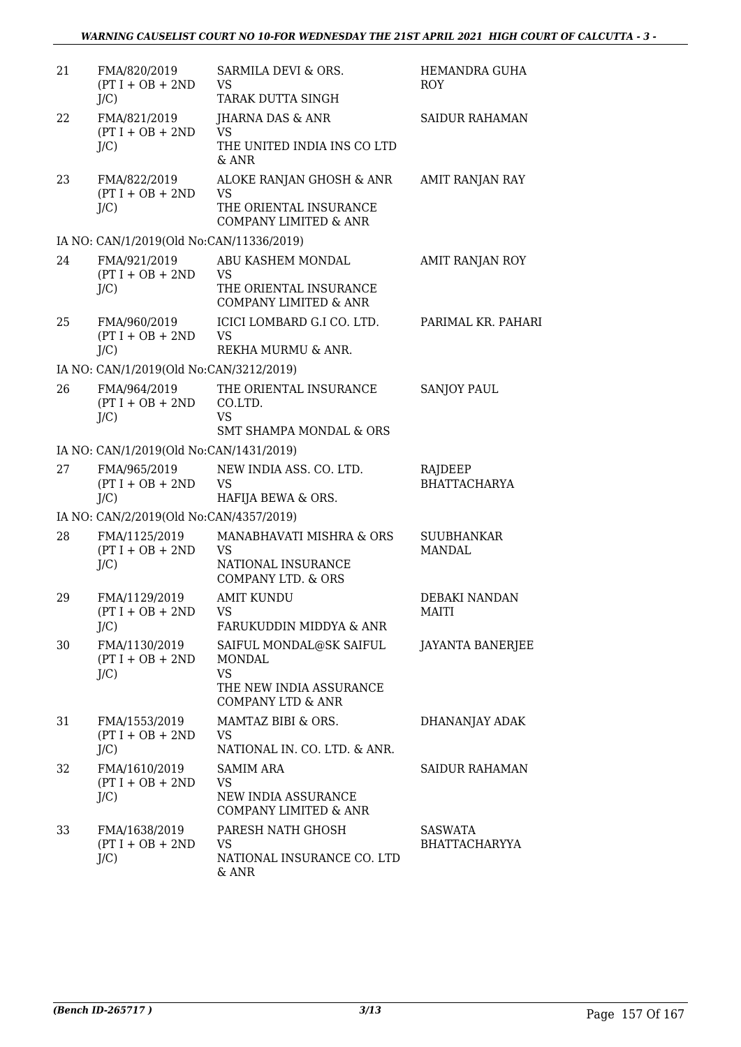| | | | |
|---|---|---|---|
| 21 | FMA/820/2019 (PT I + OB + 2ND J/C) | SARMILA DEVI & ORS. VS TARAK DUTTA SINGH | HEMANDRA GUHA ROY |
| 22 | FMA/821/2019 (PT I + OB + 2ND J/C) | JHARNA DAS & ANR VS THE UNITED INDIA INS CO LTD & ANR | SAIDUR RAHAMAN |
| 23 | FMA/822/2019 (PT I + OB + 2ND J/C) | ALOKE RANJAN GHOSH & ANR VS THE ORIENTAL INSURANCE COMPANY LIMITED & ANR | AMIT RANJAN RAY |
| | IA NO: CAN/1/2019(Old No:CAN/11336/2019) | | |
| 24 | FMA/921/2019 (PT I + OB + 2ND J/C) | ABU KASHEM MONDAL VS THE ORIENTAL INSURANCE COMPANY LIMITED & ANR | AMIT RANJAN ROY |
| 25 | FMA/960/2019 (PT I + OB + 2ND J/C) | ICICI LOMBARD G.I CO. LTD. VS REKHA MURMU & ANR. | PARIMAL KR. PAHARI |
| | IA NO: CAN/1/2019(Old No:CAN/3212/2019) | | |
| 26 | FMA/964/2019 (PT I + OB + 2ND J/C) | THE ORIENTAL INSURANCE CO.LTD. VS SMT SHAMPA MONDAL & ORS | SANJOY PAUL |
| | IA NO: CAN/1/2019(Old No:CAN/1431/2019) | | |
| 27 | FMA/965/2019 (PT I + OB + 2ND J/C) | NEW INDIA ASS. CO. LTD. VS HAFIJA BEWA & ORS. | RAJDEEP BHATTACHARYA |
| | IA NO: CAN/2/2019(Old No:CAN/4357/2019) | | |
| 28 | FMA/1125/2019 (PT I + OB + 2ND J/C) | MANABHAVATI MISHRA & ORS VS NATIONAL INSURANCE COMPANY LTD. & ORS | SUUBHANKAR MANDAL |
| 29 | FMA/1129/2019 (PT I + OB + 2ND J/C) | AMIT KUNDU VS FARUKUDDIN MIDDYA & ANR | DEBAKI NANDAN MAITI |
| 30 | FMA/1130/2019 (PT I + OB + 2ND J/C) | SAIFUL MONDAL@SK SAIFUL MONDAL VS THE NEW INDIA ASSURANCE COMPANY LTD & ANR | JAYANTA BANERJEE |
| 31 | FMA/1553/2019 (PT I + OB + 2ND J/C) | MAMTAZ BIBI & ORS. VS NATIONAL IN. CO. LTD. & ANR. | DHANANJAY ADAK |
| 32 | FMA/1610/2019 (PT I + OB + 2ND J/C) | SAMIM ARA VS NEW INDIA ASSURANCE COMPANY LIMITED & ANR | SAIDUR RAHAMAN |
| 33 | FMA/1638/2019 (PT I + OB + 2ND J/C) | PARESH NATH GHOSH VS NATIONAL INSURANCE CO. LTD & ANR | SASWATA BHATTACHARYYA |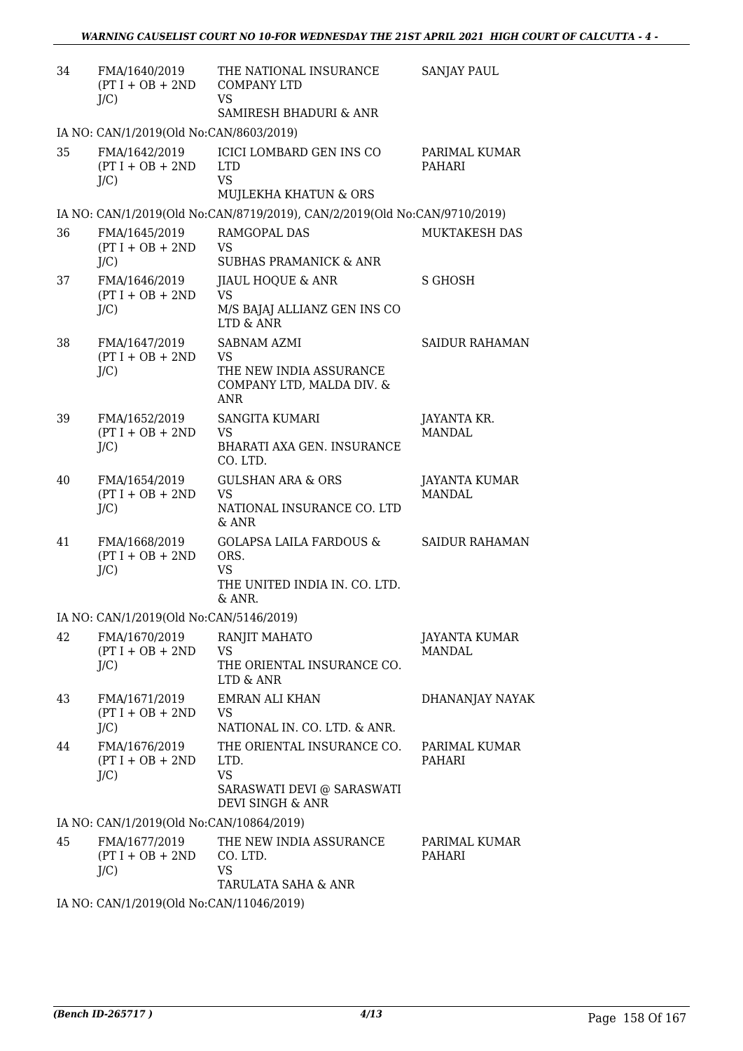| | | | |
|---|---|---|---|
| 34 | FMA/1640/2019 (PT I + OB + 2ND J/C) | THE NATIONAL INSURANCE COMPANY LTD VS SAMIRESH BHADURI & ANR | SANJAY PAUL |
| IA NO: CAN/1/2019(Old No:CAN/8603/2019) | | | |
| 35 | FMA/1642/2019 (PT I + OB + 2ND J/C) | ICICI LOMBARD GEN INS CO LTD VS MUJLEKHA KHATUN & ORS | PARIMAL KUMAR PAHARI |
| IA NO: CAN/1/2019(Old No:CAN/8719/2019), CAN/2/2019(Old No:CAN/9710/2019) | | | |
| 36 | FMA/1645/2019 (PT I + OB + 2ND J/C) | RAMGOPAL DAS VS SUBHAS PRAMANICK & ANR | MUKTAKESH DAS |
| 37 | FMA/1646/2019 (PT I + OB + 2ND J/C) | JIAUL HOQUE & ANR VS M/S BAJAJ ALLIANZ GEN INS CO LTD & ANR | S GHOSH |
| 38 | FMA/1647/2019 (PT I + OB + 2ND J/C) | SABNAM AZMI VS THE NEW INDIA ASSURANCE COMPANY LTD, MALDA DIV. & ANR | SAIDUR RAHAMAN |
| 39 | FMA/1652/2019 (PT I + OB + 2ND J/C) | SANGITA KUMARI VS BHARATI AXA GEN. INSURANCE CO. LTD. | JAYANTA KR. MANDAL |
| 40 | FMA/1654/2019 (PT I + OB + 2ND J/C) | GULSHAN ARA & ORS VS NATIONAL INSURANCE CO. LTD & ANR | JAYANTA KUMAR MANDAL |
| 41 | FMA/1668/2019 (PT I + OB + 2ND J/C) | GOLAPSA LAILA FARDOUS & ORS. VS THE UNITED INDIA IN. CO. LTD. & ANR. | SAIDUR RAHAMAN |
| IA NO: CAN/1/2019(Old No:CAN/5146/2019) | | | |
| 42 | FMA/1670/2019 (PT I + OB + 2ND J/C) | RANJIT MAHATO VS THE ORIENTAL INSURANCE CO. LTD & ANR | JAYANTA KUMAR MANDAL |
| 43 | FMA/1671/2019 (PT I + OB + 2ND J/C) | EMRAN ALI KHAN VS NATIONAL IN. CO. LTD. & ANR. | DHANANJAY NAYAK |
| 44 | FMA/1676/2019 (PT I + OB + 2ND J/C) | THE ORIENTAL INSURANCE CO. LTD. VS SARASWATI DEVI @ SARASWATI DEVI SINGH & ANR | PARIMAL KUMAR PAHARI |
| IA NO: CAN/1/2019(Old No:CAN/10864/2019) | | | |
| 45 | FMA/1677/2019 (PT I + OB + 2ND J/C) | THE NEW INDIA ASSURANCE CO. LTD. VS TARULATA SAHA & ANR | PARIMAL KUMAR PAHARI |
| IA NO: CAN/1/2019(Old No:CAN/11046/2019) | | | |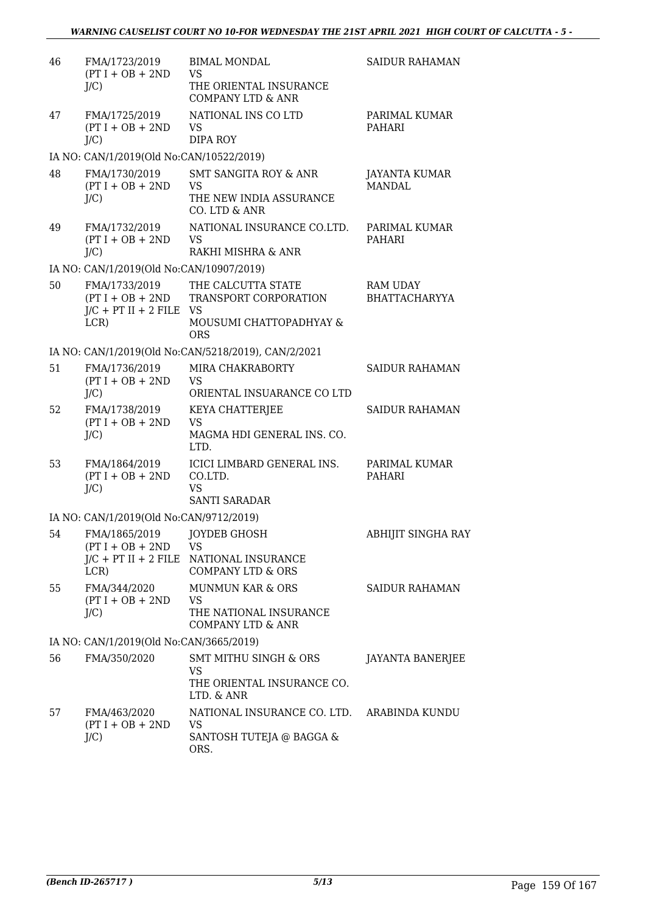| | | | |
|---|---|---|---|
| 46 | FMA/1723/2019 (PT I + OB + 2ND J/C) | BIMAL MONDAL VS THE ORIENTAL INSURANCE COMPANY LTD & ANR | SAIDUR RAHAMAN |
| 47 | FMA/1725/2019 (PT I + OB + 2ND J/C) | NATIONAL INS CO LTD VS DIPA ROY | PARIMAL KUMAR PAHARI |
| | IA NO: CAN/1/2019(Old No:CAN/10522/2019) | | |
| 48 | FMA/1730/2019 (PT I + OB + 2ND J/C) | SMT SANGITA ROY & ANR VS THE NEW INDIA ASSURANCE CO. LTD & ANR | JAYANTA KUMAR MANDAL |
| 49 | FMA/1732/2019 (PT I + OB + 2ND J/C) | NATIONAL INSURANCE CO.LTD. VS RAKHI MISHRA & ANR | PARIMAL KUMAR PAHARI |
| | IA NO: CAN/1/2019(Old No:CAN/10907/2019) | | |
| 50 | FMA/1733/2019 (PT I + OB + 2ND J/C + PT II + 2 FILE LCR) | THE CALCUTTA STATE TRANSPORT CORPORATION VS MOUSUMI CHATTOPADHYAY & ORS | RAM UDAY BHATTACHARYYA |
| | IA NO: CAN/1/2019(Old No:CAN/5218/2019), CAN/2/2021 | | |
| 51 | FMA/1736/2019 (PT I + OB + 2ND J/C) | MIRA CHAKRABORTY VS ORIENTAL INSUARANCE CO LTD | SAIDUR RAHAMAN |
| 52 | FMA/1738/2019 (PT I + OB + 2ND J/C) | KEYA CHATTERJEE VS MAGMA HDI GENERAL INS. CO. LTD. | SAIDUR RAHAMAN |
| 53 | FMA/1864/2019 (PT I + OB + 2ND J/C) | ICICI LIMBARD GENERAL INS. CO.LTD. VS SANTI SARADAR | PARIMAL KUMAR PAHARI |
| | IA NO: CAN/1/2019(Old No:CAN/9712/2019) | | |
| 54 | FMA/1865/2019 (PT I + OB + 2ND J/C + PT II + 2 FILE LCR) | JOYDEB GHOSH VS NATIONAL INSURANCE COMPANY LTD & ORS | ABHIJIT SINGHA RAY |
| 55 | FMA/344/2020 (PT I + OB + 2ND J/C) | MUNMUN KAR & ORS VS THE NATIONAL INSURANCE COMPANY LTD & ANR | SAIDUR RAHAMAN |
| | IA NO: CAN/1/2019(Old No:CAN/3665/2019) | | |
| 56 | FMA/350/2020 | SMT MITHU SINGH & ORS VS THE ORIENTAL INSURANCE CO. LTD. & ANR | JAYANTA BANERJEE |
| 57 | FMA/463/2020 (PT I + OB + 2ND J/C) | NATIONAL INSURANCE CO. LTD. VS SANTOSH TUTEJA @ BAGGA & ORS. | ARABINDA KUNDU |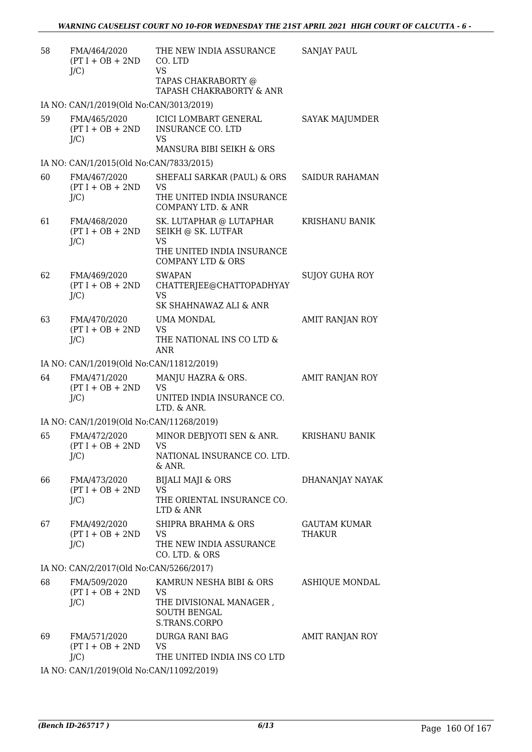| | | | |
|---|---|---|---|
| 58 | FMA/464/2020 (PT I + OB + 2ND J/C) | THE NEW INDIA ASSURANCE CO. LTD VS TAPAS CHAKRABORTY @ TAPASH CHAKRABORTY & ANR | SANJAY PAUL |
| | IA NO: CAN/1/2019(Old No:CAN/3013/2019) | | |
| 59 | FMA/465/2020 (PT I + OB + 2ND J/C) | ICICI LOMBART GENERAL INSURANCE CO. LTD VS MANSURA BIBI SEIKH & ORS | SAYAK MAJUMDER |
| | IA NO: CAN/1/2015(Old No:CAN/7833/2015) | | |
| 60 | FMA/467/2020 (PT I + OB + 2ND J/C) | SHEFALI SARKAR (PAUL) & ORS VS THE UNITED INDIA INSURANCE COMPANY LTD. & ANR | SAIDUR RAHAMAN |
| 61 | FMA/468/2020 (PT I + OB + 2ND J/C) | SK. LUTAPHAR @ LUTAPHAR SEIKH @ SK. LUTFAR VS THE UNITED INDIA INSURANCE COMPANY LTD & ORS | KRISHANU BANIK |
| 62 | FMA/469/2020 (PT I + OB + 2ND J/C) | SWAPAN CHATTERJEE@CHATTOPADHYAY VS SK SHAHNAWAZ ALI & ANR | SUJOY GUHA ROY |
| 63 | FMA/470/2020 (PT I + OB + 2ND J/C) | UMA MONDAL VS THE NATIONAL INS CO LTD & ANR | AMIT RANJAN ROY |
| | IA NO: CAN/1/2019(Old No:CAN/11812/2019) | | |
| 64 | FMA/471/2020 (PT I + OB + 2ND J/C) | MANJU HAZRA & ORS. VS UNITED INDIA INSURANCE CO. LTD. & ANR. | AMIT RANJAN ROY |
| | IA NO: CAN/1/2019(Old No:CAN/11268/2019) | | |
| 65 | FMA/472/2020 (PT I + OB + 2ND J/C) | MINOR DEBJYOTI SEN & ANR. VS NATIONAL INSURANCE CO. LTD. & ANR. | KRISHANU BANIK |
| 66 | FMA/473/2020 (PT I + OB + 2ND J/C) | BIJALI MAJI & ORS VS THE ORIENTAL INSURANCE CO. LTD & ANR | DHANANJAY NAYAK |
| 67 | FMA/492/2020 (PT I + OB + 2ND J/C) | SHIPRA BRAHMA & ORS VS THE NEW INDIA ASSURANCE CO. LTD. & ORS | GAUTAM KUMAR THAKUR |
| | IA NO: CAN/2/2017(Old No:CAN/5266/2017) | | |
| 68 | FMA/509/2020 (PT I + OB + 2ND J/C) | KAMRUN NESHA BIBI & ORS VS THE DIVISIONAL MANAGER , SOUTH BENGAL S.TRANS.CORPO | ASHIQUE MONDAL |
| 69 | FMA/571/2020 (PT I + OB + 2ND J/C) | DURGA RANI BAG VS THE UNITED INDIA INS CO LTD | AMIT RANJAN ROY |
| | IA NO: CAN/1/2019(Old No:CAN/11092/2019) | | |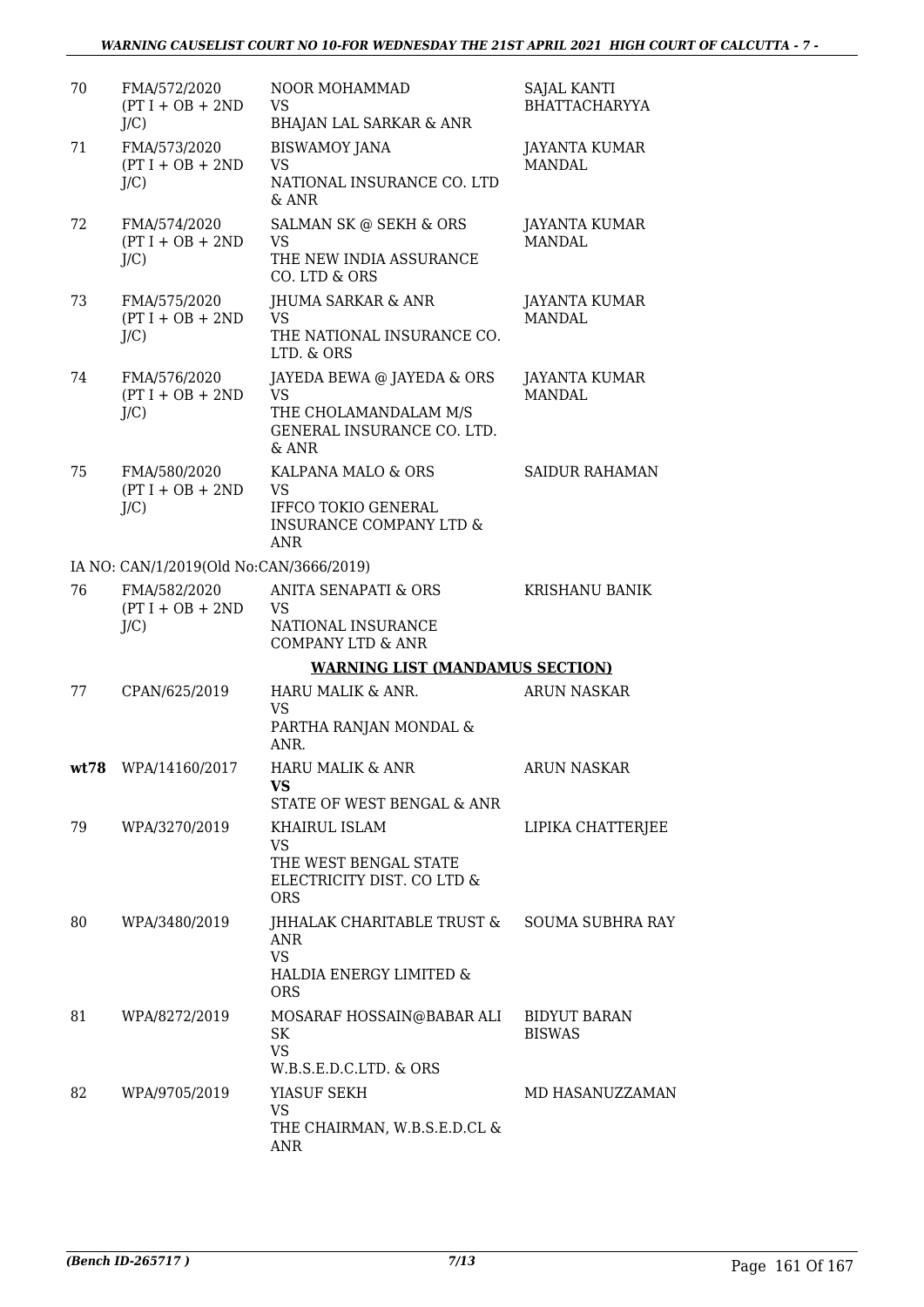| 70 | FMA/572/2020 (PT I + OB + 2ND J/C) | NOOR MOHAMMAD VS BHAJAN LAL SARKAR & ANR | SAJAL KANTI BHATTACHARYYA |
|---|---|---|---|
| 71 | FMA/573/2020 (PT I + OB + 2ND J/C) | BISWAMOY JANA VS NATIONAL INSURANCE CO. LTD & ANR | JAYANTA KUMAR MANDAL |
| 72 | FMA/574/2020 (PT I + OB + 2ND J/C) | SALMAN SK @ SEKH & ORS VS THE NEW INDIA ASSURANCE CO. LTD & ORS | JAYANTA KUMAR MANDAL |
| 73 | FMA/575/2020 (PT I + OB + 2ND J/C) | JHUMA SARKAR & ANR VS THE NATIONAL INSURANCE CO. LTD. & ORS | JAYANTA KUMAR MANDAL |
| 74 | FMA/576/2020 (PT I + OB + 2ND J/C) | JAYEDA BEWA @ JAYEDA & ORS VS THE CHOLAMANDALAM M/S GENERAL INSURANCE CO. LTD. & ANR | JAYANTA KUMAR MANDAL |
| 75 | FMA/580/2020 (PT I + OB + 2ND J/C) | KALPANA MALO & ORS VS IFFCO TOKIO GENERAL INSURANCE COMPANY LTD & ANR | SAIDUR RAHAMAN |
| | IA NO: CAN/1/2019(Old No:CAN/3666/2019) | | |
| 76 | FMA/582/2020 (PT I + OB + 2ND J/C) | ANITA SENAPATI & ORS VS NATIONAL INSURANCE COMPANY LTD & ANR | KRISHANU BANIK |

**WARNING LIST (MANDAMUS SECTION)**

| 77 | CPAN/625/2019 | HARU MALIK & ANR. VS PARTHA RANJAN MONDAL & ANR. | ARUN NASKAR |
|---|---|---|---|
| **wt78** | WPA/14160/2017 | HARU MALIK & ANR **VS** STATE OF WEST BENGAL & ANR | ARUN NASKAR |
| 79 | WPA/3270/2019 | KHAIRUL ISLAM VS THE WEST BENGAL STATE ELECTRICITY DIST. CO LTD & ORS | LIPIKA CHATTERJEE |
| 80 | WPA/3480/2019 | JHHALAK CHARITABLE TRUST & ANR VS HALDIA ENERGY LIMITED & ORS | SOUMA SUBHRA RAY |
| 81 | WPA/8272/2019 | MOSARAF HOSSAIN@BABAR ALI SK VS W.B.S.E.D.C.LTD. & ORS | BIDYUT BARAN BISWAS |
| 82 | WPA/9705/2019 | YIASUF SEKH VS THE CHAIRMAN, W.B.S.E.D.CL & ANR | MD HASANUZZAMAN |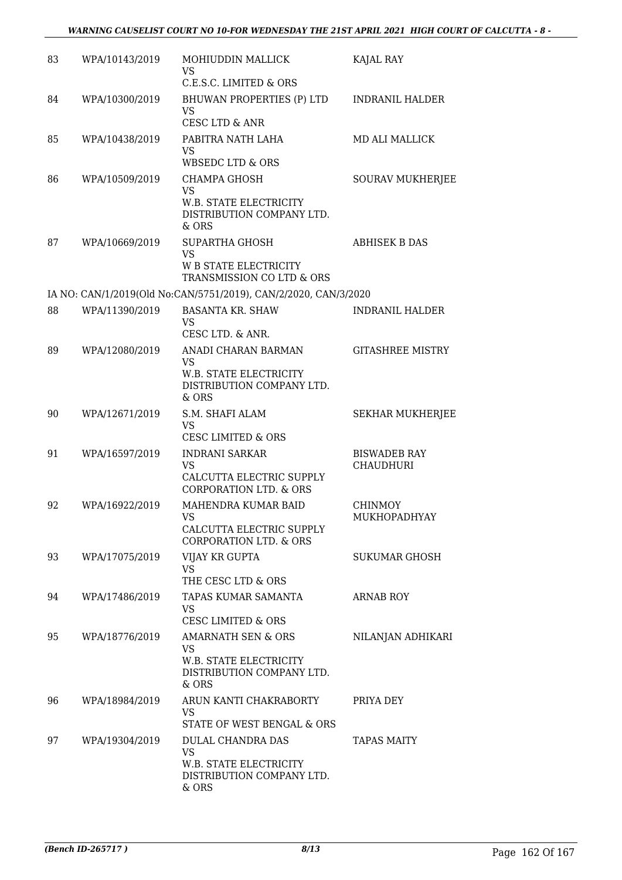| 83 | WPA/10143/2019 | MOHIUDDIN MALLICK<br>VS<br>C.E.S.C. LIMITED & ORS | KAJAL RAY |
|---|---|---|---|
| 84 | WPA/10300/2019 | BHUWAN PROPERTIES (P) LTD<br>VS<br>CESC LTD & ANR | INDRANIL HALDER |
| 85 | WPA/10438/2019 | PABITRA NATH LAHA<br>VS<br>WBSEDC LTD & ORS | MD ALI MALLICK |
| 86 | WPA/10509/2019 | CHAMPA GHOSH<br>VS<br>W.B. STATE ELECTRICITY DISTRIBUTION COMPANY LTD. & ORS | SOURAV MUKHERJEE |
| 87 | WPA/10669/2019 | SUPARTHA GHOSH<br>VS<br>W B STATE ELECTRICITY TRANSMISSION CO LTD & ORS | ABHISEK B DAS |
| | IA NO: CAN/1/2019(Old No:CAN/5751/2019), CAN/2/2020, CAN/3/2020 | | |
| 88 | WPA/11390/2019 | BASANTA KR. SHAW<br>VS<br>CESC LTD. & ANR. | INDRANIL HALDER |
| 89 | WPA/12080/2019 | ANADI CHARAN BARMAN<br>VS<br>W.B. STATE ELECTRICITY DISTRIBUTION COMPANY LTD. & ORS | GITASHREE MISTRY |
| 90 | WPA/12671/2019 | S.M. SHAFI ALAM<br>VS<br>CESC LIMITED & ORS | SEKHAR MUKHERJEE |
| 91 | WPA/16597/2019 | INDRANI SARKAR<br>VS<br>CALCUTTA ELECTRIC SUPPLY CORPORATION LTD. & ORS | BISWADEB RAY CHAUDHURI |
| 92 | WPA/16922/2019 | MAHENDRA KUMAR BAID<br>VS<br>CALCUTTA ELECTRIC SUPPLY CORPORATION LTD. & ORS | CHINMOY MUKHOPADHYAY |
| 93 | WPA/17075/2019 | VIJAY KR GUPTA<br>VS<br>THE CESC LTD & ORS | SUKUMAR GHOSH |
| 94 | WPA/17486/2019 | TAPAS KUMAR SAMANTA<br>VS<br>CESC LIMITED & ORS | ARNAB ROY |
| 95 | WPA/18776/2019 | AMARNATH SEN & ORS<br>VS<br>W.B. STATE ELECTRICITY DISTRIBUTION COMPANY LTD. & ORS | NILANJAN ADHIKARI |
| 96 | WPA/18984/2019 | ARUN KANTI CHAKRABORTY<br>VS<br>STATE OF WEST BENGAL & ORS | PRIYA DEY |
| 97 | WPA/19304/2019 | DULAL CHANDRA DAS<br>VS<br>W.B. STATE ELECTRICITY DISTRIBUTION COMPANY LTD. & ORS | TAPAS MAITY |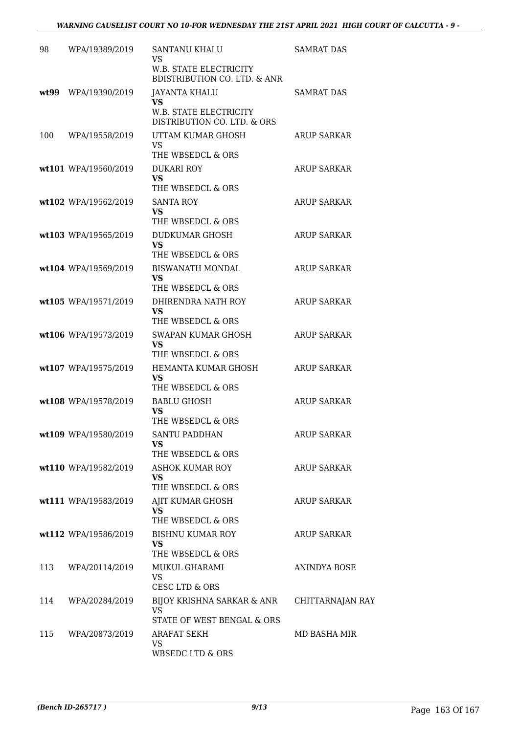| 98 | WPA/19389/2019 | SANTANU KHALU<br>VS<br>W.B. STATE ELECTRICITY BDISTRIBUTION CO. LTD. & ANR | SAMRAT DAS |
|---|---|---|---|
| wt99 | WPA/19390/2019 | JAYANTA KHALU<br>**VS**<br>W.B. STATE ELECTRICITY DISTRIBUTION CO. LTD. & ORS | SAMRAT DAS |
| 100 | WPA/19558/2019 | UTTAM KUMAR GHOSH<br>VS<br>THE WBSEDCL & ORS | ARUP SARKAR |
| wt101 | WPA/19560/2019 | DUKARI ROY<br>**VS**<br>THE WBSEDCL & ORS | ARUP SARKAR |
| wt102 | WPA/19562/2019 | SANTA ROY<br>**VS**<br>THE WBSEDCL & ORS | ARUP SARKAR |
| wt103 | WPA/19565/2019 | DUDKUMAR GHOSH<br>**VS**<br>THE WBSEDCL & ORS | ARUP SARKAR |
| wt104 | WPA/19569/2019 | BISWANATH MONDAL<br>**VS**<br>THE WBSEDCL & ORS | ARUP SARKAR |
| wt105 | WPA/19571/2019 | DHIRENDRA NATH ROY<br>**VS**<br>THE WBSEDCL & ORS | ARUP SARKAR |
| wt106 | WPA/19573/2019 | SWAPAN KUMAR GHOSH<br>**VS**<br>THE WBSEDCL & ORS | ARUP SARKAR |
| wt107 | WPA/19575/2019 | HEMANTA KUMAR GHOSH<br>**VS**<br>THE WBSEDCL & ORS | ARUP SARKAR |
| wt108 | WPA/19578/2019 | BABLU GHOSH<br>**VS**<br>THE WBSEDCL & ORS | ARUP SARKAR |
| wt109 | WPA/19580/2019 | SANTU PADDHAN<br>**VS**<br>THE WBSEDCL & ORS | ARUP SARKAR |
| wt110 | WPA/19582/2019 | ASHOK KUMAR ROY<br>**VS**<br>THE WBSEDCL & ORS | ARUP SARKAR |
| wt111 | WPA/19583/2019 | AJIT KUMAR GHOSH<br>**VS**<br>THE WBSEDCL & ORS | ARUP SARKAR |
| wt112 | WPA/19586/2019 | BISHNU KUMAR ROY<br>**VS**<br>THE WBSEDCL & ORS | ARUP SARKAR |
| 113 | WPA/20114/2019 | MUKUL GHARAMI<br>VS<br>CESC LTD & ORS | ANINDYA BOSE |
| 114 | WPA/20284/2019 | BIJOY KRISHNA SARKAR & ANR<br>VS<br>STATE OF WEST BENGAL & ORS | CHITTARNAJAN RAY |
| 115 | WPA/20873/2019 | ARAFAT SEKH<br>VS<br>WBSEDC LTD & ORS | MD BASHA MIR |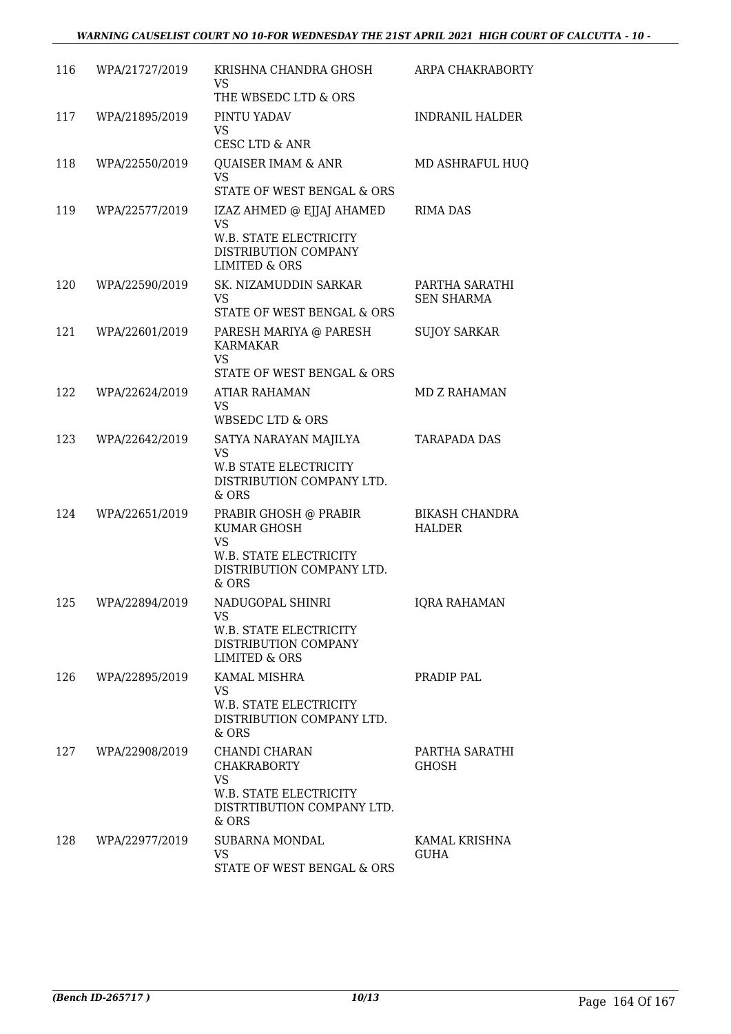| | | | |
|---|---|---|---|
| 116 | WPA/21727/2019 | KRISHNA CHANDRA GHOSH VS THE WBSEDC LTD & ORS | ARPA CHAKRABORTY |
| 117 | WPA/21895/2019 | PINTU YADAV VS CESC LTD & ANR | INDRANIL HALDER |
| 118 | WPA/22550/2019 | QUAISER IMAM & ANR VS STATE OF WEST BENGAL & ORS | MD ASHRAFUL HUQ |
| 119 | WPA/22577/2019 | IZAZ AHMED @ EJJAJ AHAMED VS W.B. STATE ELECTRICITY DISTRIBUTION COMPANY LIMITED & ORS | RIMA DAS |
| 120 | WPA/22590/2019 | SK. NIZAMUDDIN SARKAR VS STATE OF WEST BENGAL & ORS | PARTHA SARATHI SEN SHARMA |
| 121 | WPA/22601/2019 | PARESH MARIYA @ PARESH KARMAKAR VS STATE OF WEST BENGAL & ORS | SUJOY SARKAR |
| 122 | WPA/22624/2019 | ATIAR RAHAMAN VS WBSEDC LTD & ORS | MD Z RAHAMAN |
| 123 | WPA/22642/2019 | SATYA NARAYAN MAJILYA VS W.B STATE ELECTRICITY DISTRIBUTION COMPANY LTD. & ORS | TARAPADA DAS |
| 124 | WPA/22651/2019 | PRABIR GHOSH @ PRABIR KUMAR GHOSH VS W.B. STATE ELECTRICITY DISTRIBUTION COMPANY LTD. & ORS | BIKASH CHANDRA HALDER |
| 125 | WPA/22894/2019 | NADUGOPAL SHINRI VS W.B. STATE ELECTRICITY DISTRIBUTION COMPANY LIMITED & ORS | IQRA RAHAMAN |
| 126 | WPA/22895/2019 | KAMAL MISHRA VS W.B. STATE ELECTRICITY DISTRIBUTION COMPANY LTD. & ORS | PRADIP PAL |
| 127 | WPA/22908/2019 | CHANDI CHARAN CHAKRABORTY VS W.B. STATE ELECTRICITY DISTRTIBUTION COMPANY LTD. & ORS | PARTHA SARATHI GHOSH |
| 128 | WPA/22977/2019 | SUBARNA MONDAL VS STATE OF WEST BENGAL & ORS | KAMAL KRISHNA GUHA |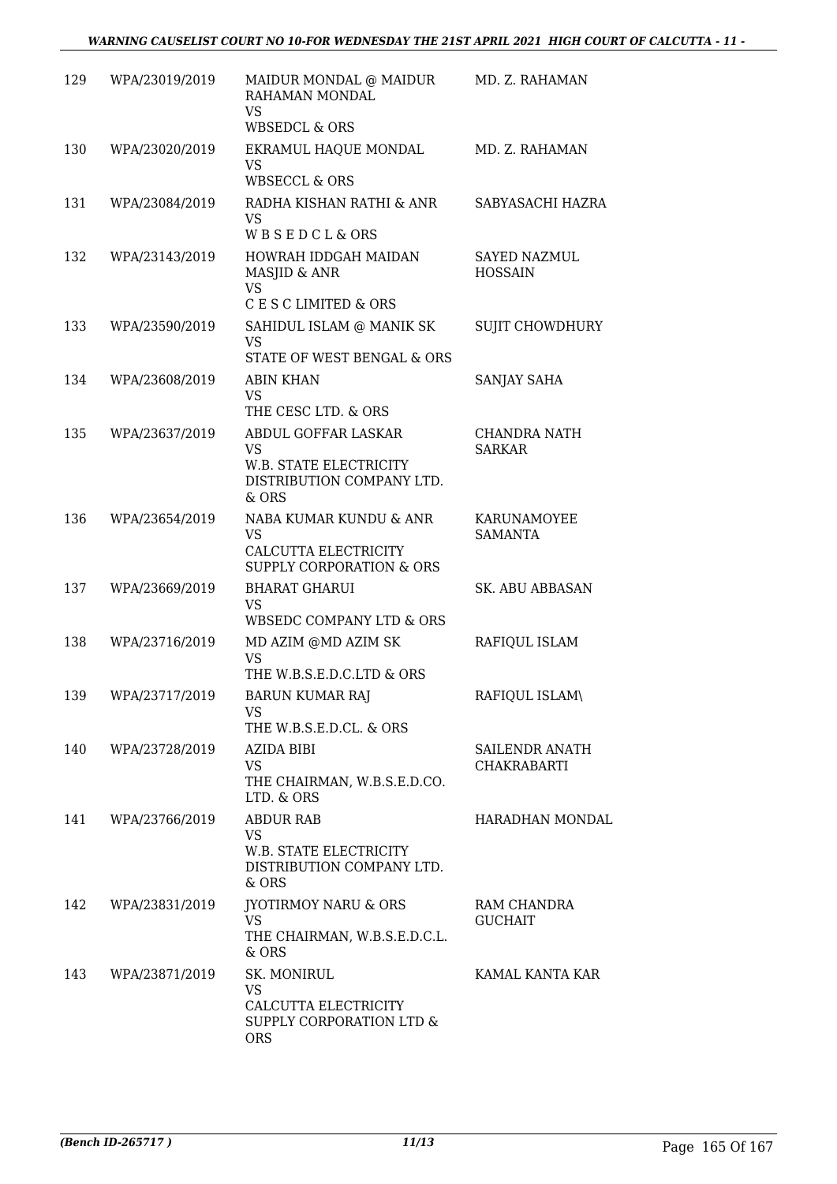| 129 | WPA/23019/2019 | MAIDUR MONDAL @ MAIDUR RAHAMAN MONDAL<br>VS<br>WBSEDCL & ORS | MD. Z. RAHAMAN |
|---|---|---|---|
| 130 | WPA/23020/2019 | EKRAMUL HAQUE MONDAL<br>VS<br>WBSECCL & ORS | MD. Z. RAHAMAN |
| 131 | WPA/23084/2019 | RADHA KISHAN RATHI & ANR<br>VS<br>W B S E D C L & ORS | SABYASACHI HAZRA |
| 132 | WPA/23143/2019 | HOWRAH IDDGAH MAIDAN MASJID & ANR<br>VS<br>C E S C LIMITED & ORS | SAYED NAZMUL HOSSAIN |
| 133 | WPA/23590/2019 | SAHIDUL ISLAM @ MANIK SK<br>VS<br>STATE OF WEST BENGAL & ORS | SUJIT CHOWDHURY |
| 134 | WPA/23608/2019 | ABIN KHAN<br>VS<br>THE CESC LTD. & ORS | SANJAY SAHA |
| 135 | WPA/23637/2019 | ABDUL GOFFAR LASKAR<br>VS<br>W.B. STATE ELECTRICITY DISTRIBUTION COMPANY LTD. & ORS | CHANDRA NATH SARKAR |
| 136 | WPA/23654/2019 | NABA KUMAR KUNDU & ANR<br>VS<br>CALCUTTA ELECTRICITY SUPPLY CORPORATION & ORS | KARUNAMOYEE SAMANTA |
| 137 | WPA/23669/2019 | BHARAT GHARUI<br>VS<br>WBSEDC COMPANY LTD & ORS | SK. ABU ABBASAN |
| 138 | WPA/23716/2019 | MD AZIM @MD AZIM SK<br>VS<br>THE W.B.S.E.D.C.LTD & ORS | RAFIQUL ISLAM |
| 139 | WPA/23717/2019 | BARUN KUMAR RAJ<br>VS<br>THE W.B.S.E.D.CL. & ORS | RAFIQUL ISLAM\ |
| 140 | WPA/23728/2019 | AZIDA BIBI<br>VS<br>THE CHAIRMAN, W.B.S.E.D.CO. LTD. & ORS | SAILENDR ANATH CHAKRABARTI |
| 141 | WPA/23766/2019 | ABDUR RAB<br>VS<br>W.B. STATE ELECTRICITY DISTRIBUTION COMPANY LTD. & ORS | HARADHAN MONDAL |
| 142 | WPA/23831/2019 | JYOTIRMOY NARU & ORS<br>VS<br>THE CHAIRMAN, W.B.S.E.D.C.L. & ORS | RAM CHANDRA GUCHAIT |
| 143 | WPA/23871/2019 | SK. MONIRUL<br>VS<br>CALCUTTA ELECTRICITY SUPPLY CORPORATION LTD & ORS | KAMAL KANTA KAR |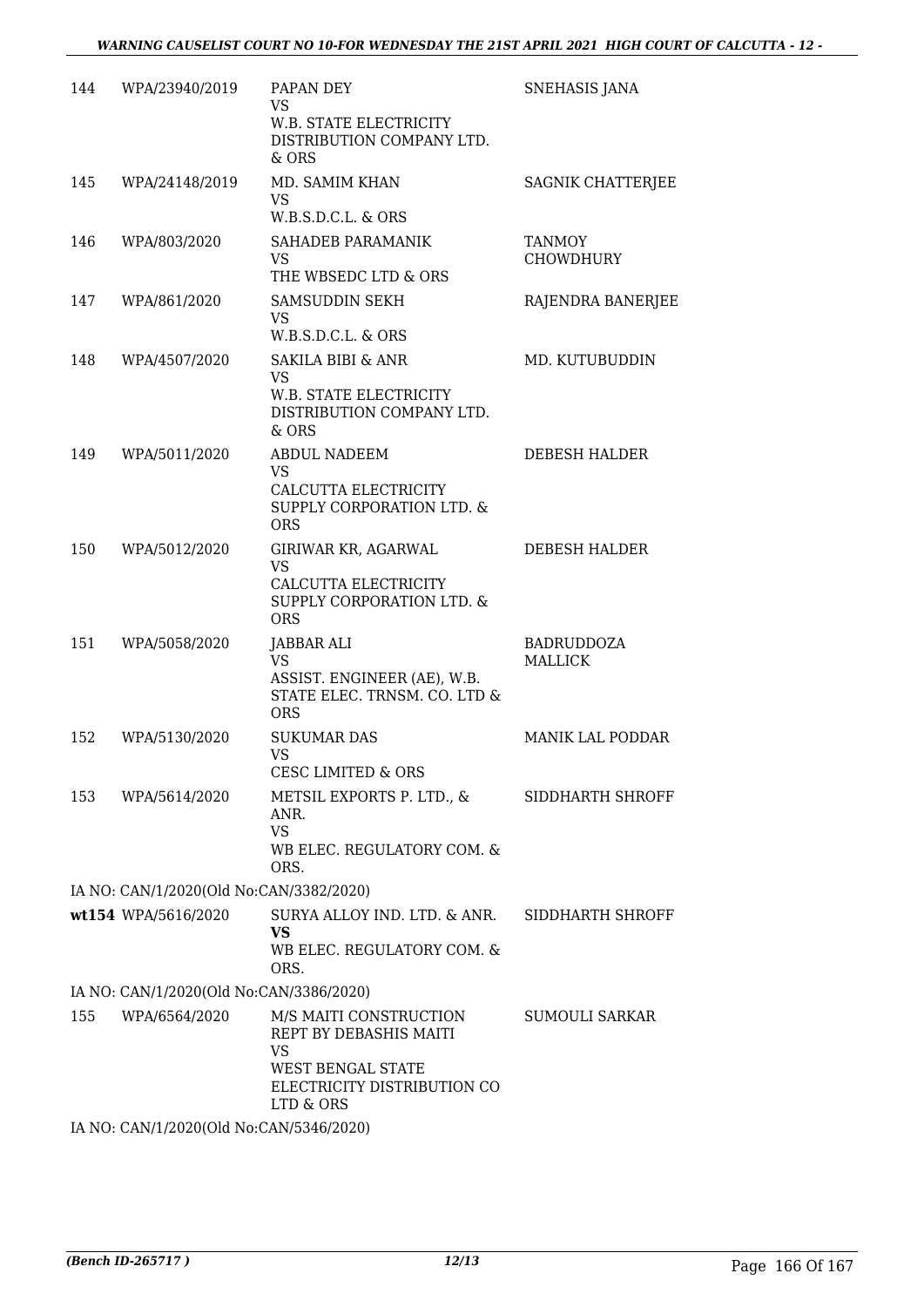| | | | |
|---|---|---|---|
| 144 | WPA/23940/2019 | PAPAN DEY<br>VS<br>W.B. STATE ELECTRICITY DISTRIBUTION COMPANY LTD. & ORS | SNEHASIS JANA |
| 145 | WPA/24148/2019 | MD. SAMIM KHAN<br>VS<br>W.B.S.D.C.L. & ORS | SAGNIK CHATTERJEE |
| 146 | WPA/803/2020 | SAHADEB PARAMANIK<br>VS<br>THE WBSEDC LTD & ORS | TANMOY CHOWDHURY |
| 147 | WPA/861/2020 | SAMSUDDIN SEKH<br>VS<br>W.B.S.D.C.L. & ORS | RAJENDRA BANERJEE |
| 148 | WPA/4507/2020 | SAKILA BIBI & ANR<br>VS<br>W.B. STATE ELECTRICITY DISTRIBUTION COMPANY LTD. & ORS | MD. KUTUBUDDIN |
| 149 | WPA/5011/2020 | ABDUL NADEEM<br>VS<br>CALCUTTA ELECTRICITY SUPPLY CORPORATION LTD. & ORS | DEBESH HALDER |
| 150 | WPA/5012/2020 | GIRIWAR KR, AGARWAL<br>VS<br>CALCUTTA ELECTRICITY SUPPLY CORPORATION LTD. & ORS | DEBESH HALDER |
| 151 | WPA/5058/2020 | JABBAR ALI<br>VS<br>ASSIST. ENGINEER (AE), W.B. STATE ELEC. TRNSM. CO. LTD & ORS | BADRUDDOZA MALLICK |
| 152 | WPA/5130/2020 | SUKUMAR DAS<br>VS<br>CESC LIMITED & ORS | MANIK LAL PODDAR |
| 153 | WPA/5614/2020 | METSIL EXPORTS P. LTD., & ANR.<br>VS<br>WB ELEC. REGULATORY COM. & ORS. | SIDDHARTH SHROFF |
| | IA NO: CAN/1/2020(Old No:CAN/3382/2020) | | |
| wt154 | WPA/5616/2020 | SURYA ALLOY IND. LTD. & ANR.<br>**VS**<br>WB ELEC. REGULATORY COM. & ORS. | SIDDHARTH SHROFF |
| | IA NO: CAN/1/2020(Old No:CAN/3386/2020) | | |
| 155 | WPA/6564/2020 | M/S MAITI CONSTRUCTION REPT BY DEBASHIS MAITI<br>VS<br>WEST BENGAL STATE ELECTRICITY DISTRIBUTION CO LTD & ORS | SUMOULI SARKAR |
| | IA NO: CAN/1/2020(Old No:CAN/5346/2020) | | |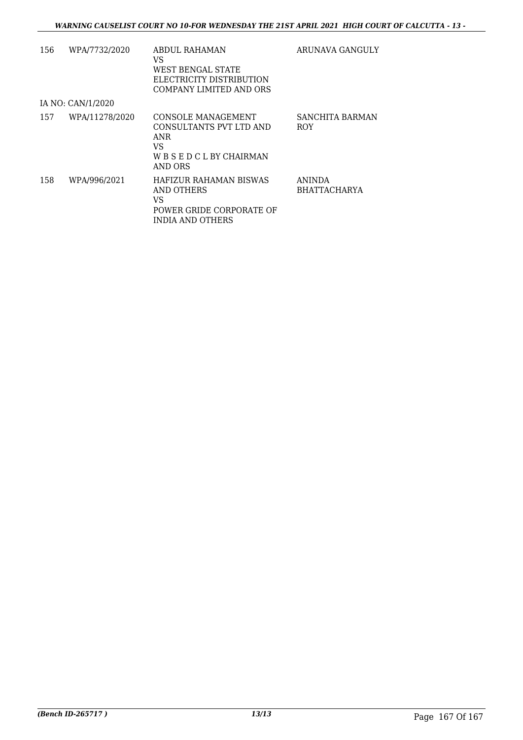| | | | |
|---|---|---|---|
| 156 | WPA/7732/2020 | ABDUL RAHAMAN<br>VS<br>WEST BENGAL STATE ELECTRICITY DISTRIBUTION COMPANY LIMITED AND ORS | ARUNAVA GANGULY |
| IA NO: CAN/1/2020 | | | |
| 157 | WPA/11278/2020 | CONSOLE MANAGEMENT CONSULTANTS PVT LTD AND ANR<br>VS<br>W B S E D C L BY CHAIRMAN AND ORS | SANCHITA BARMAN ROY |
| 158 | WPA/996/2021 | HAFIZUR RAHAMAN BISWAS AND OTHERS<br>VS<br>POWER GRIDE CORPORATE OF INDIA AND OTHERS | ANINDA BHATTACHARYA |